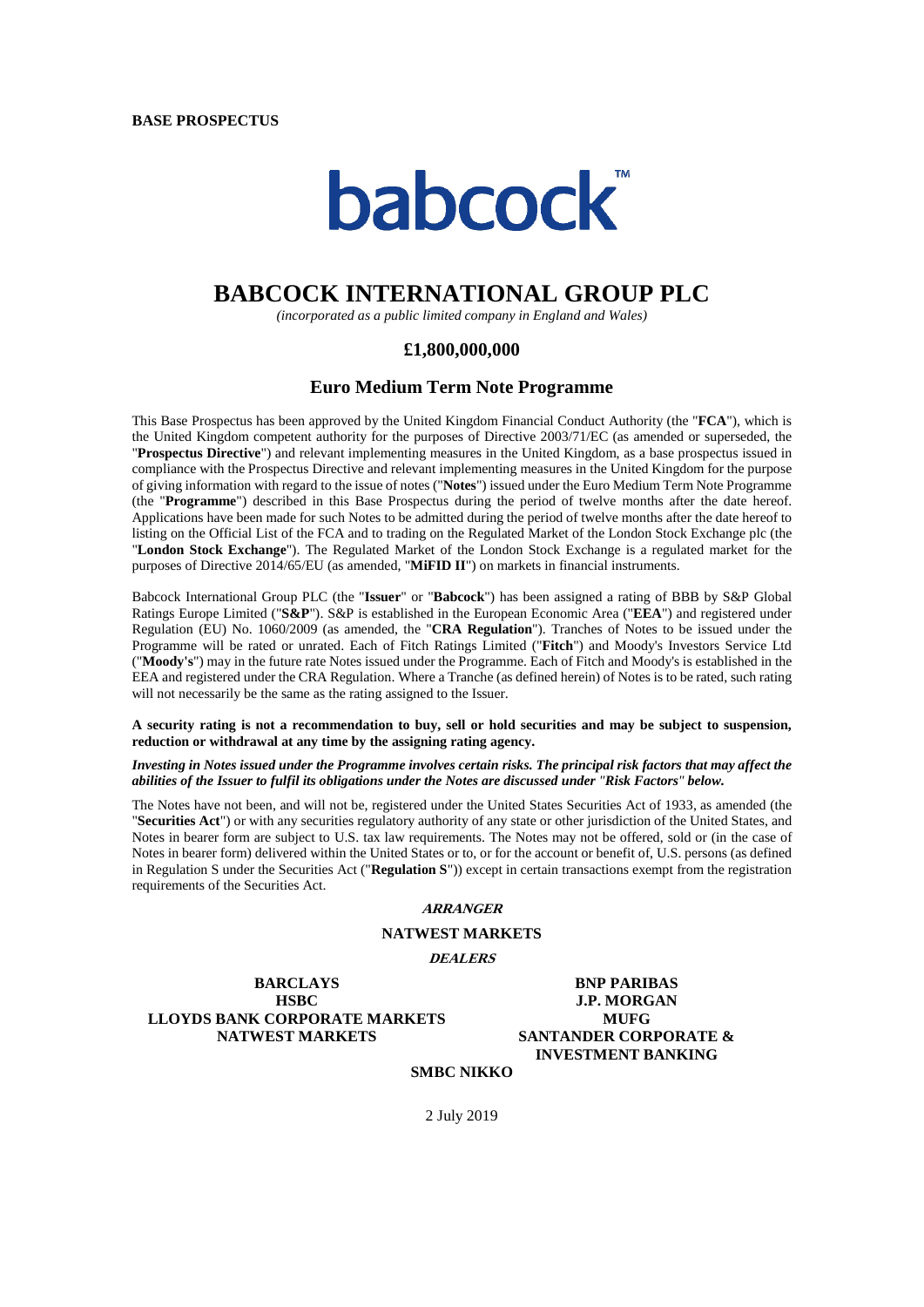**BASE PROSPECTUS**

babcock™

# BABCOCK INTERNATIONAL GROUP PLC

*(incorporated as a public limited company in England and Wales)*

## £1,800,000,000

## Euro Medium Term Note Programme

This Base Prospectus has been approved by the United Kingdom Financial Conduct Authority (the "**FCA**"), which is the United Kingdom competent authority for the purposes of Directive 2003/71/EC (as amended or superseded, the "**Prospectus Directive**") and relevant implementing measures in the United Kingdom, as a base prospectus issued in compliance with the Prospectus Directive and relevant implementing measures in the United Kingdom for the purpose of giving information with regard to the issue of notes ("**Notes**") issued under the Euro Medium Term Note Programme (the "**Programme**") described in this Base Prospectus during the period of twelve months after the date hereof. Applications have been made for such Notes to be admitted during the period of twelve months after the date hereof to listing on the Official List of the FCA and to trading on the Regulated Market of the London Stock Exchange plc (the "**London Stock Exchange**"). The Regulated Market of the London Stock Exchange is a regulated market for the purposes of Directive 2014/65/EU (as amended, "**MiFID II**") on markets in financial instruments.

Babcock International Group PLC (the "**Issuer**" or "**Babcock**") has been assigned a rating of BBB by S&P Global Ratings Europe Limited ("**S&P**"). S&P is established in the European Economic Area ("**EEA**") and registered under Regulation (EU) No. 1060/2009 (as amended, the "**CRA Regulation**"). Tranches of Notes to be issued under the Programme will be rated or unrated. Each of Fitch Ratings Limited ("**Fitch**") and Moody's Investors Service Ltd ("**Moody's**") may in the future rate Notes issued under the Programme. Each of Fitch and Moody's is established in the EEA and registered under the CRA Regulation. Where a Tranche (as defined herein) of Notes is to be rated, such rating will not necessarily be the same as the rating assigned to the Issuer.

**A security rating is not a recommendation to buy, sell or hold securities and may be subject to suspension, reduction or withdrawal at any time by the assigning rating agency.**

***Investing in Notes issued under the Programme involves certain risks. The principal risk factors that may affect the abilities of the Issuer to fulfil its obligations under the Notes are discussed under "Risk Factors" below.***

The Notes have not been, and will not be, registered under the United States Securities Act of 1933, as amended (the "**Securities Act**") or with any securities regulatory authority of any state or other jurisdiction of the United States, and Notes in bearer form are subject to U.S. tax law requirements. The Notes may not be offered, sold or (in the case of Notes in bearer form) delivered within the United States or to, or for the account or benefit of, U.S. persons (as defined in Regulation S under the Securities Act ("**Regulation S**")) except in certain transactions exempt from the registration requirements of the Securities Act.

***ARRANGER***

**NATWEST MARKETS**

***DEALERS***

**BARCLAYS**

**BNP PARIBAS**

**HSBC**

**J.P. MORGAN**

**LLOYDS BANK CORPORATE MARKETS**

**MUFG**

**NATWEST MARKETS**

**SANTANDER CORPORATE & INVESTMENT BANKING**

**SMBC NIKKO**

2 July 2019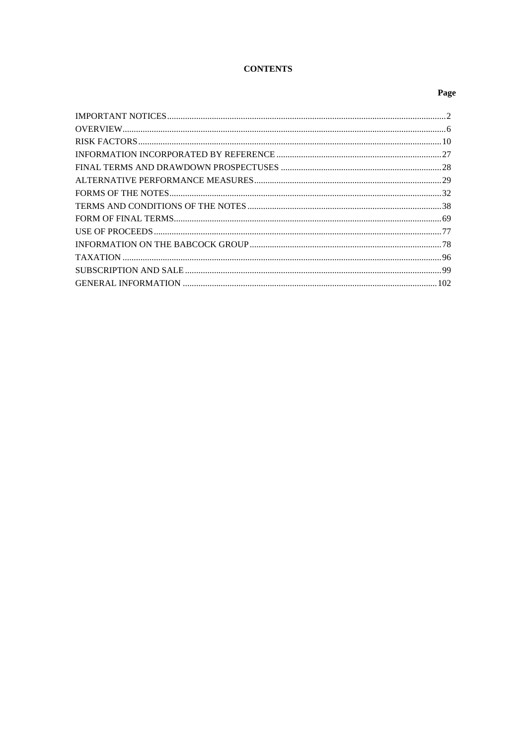# CONTENTS

| | Page |
|---|---|
| IMPORTANT NOTICES | 2 |
| OVERVIEW | 6 |
| RISK FACTORS | 10 |
| INFORMATION INCORPORATED BY REFERENCE | 27 |
| FINAL TERMS AND DRAWDOWN PROSPECTUSES | 28 |
| ALTERNATIVE PERFORMANCE MEASURES | 29 |
| FORMS OF THE NOTES | 32 |
| TERMS AND CONDITIONS OF THE NOTES | 38 |
| FORM OF FINAL TERMS | 69 |
| USE OF PROCEEDS | 77 |
| INFORMATION ON THE BABCOCK GROUP | 78 |
| TAXATION | 96 |
| SUBSCRIPTION AND SALE | 99 |
| GENERAL INFORMATION | 102 |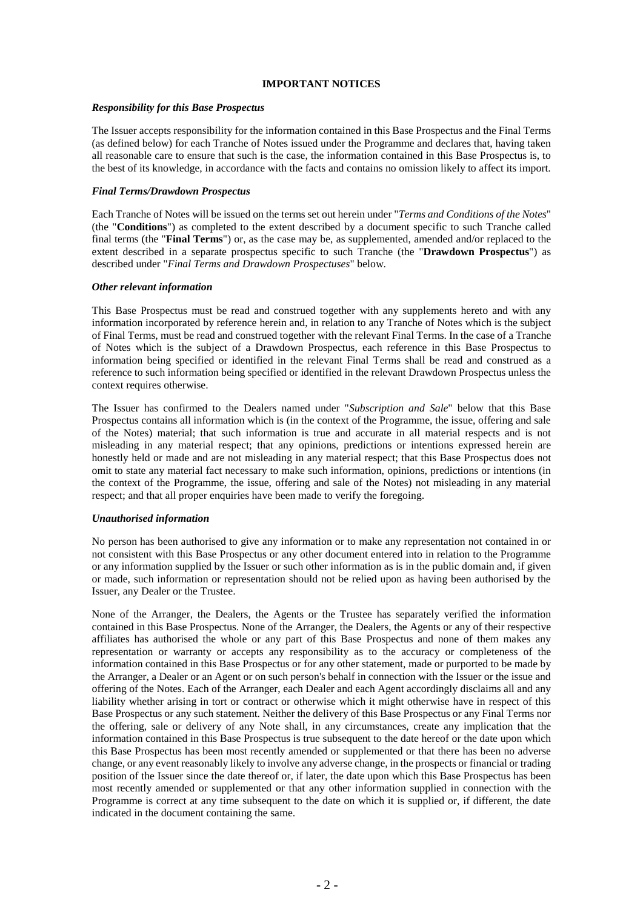## IMPORTANT NOTICES

### *Responsibility for this Base Prospectus*

The Issuer accepts responsibility for the information contained in this Base Prospectus and the Final Terms (as defined below) for each Tranche of Notes issued under the Programme and declares that, having taken all reasonable care to ensure that such is the case, the information contained in this Base Prospectus is, to the best of its knowledge, in accordance with the facts and contains no omission likely to affect its import.

### *Final Terms/Drawdown Prospectus*

Each Tranche of Notes will be issued on the terms set out herein under "*Terms and Conditions of the Notes*" (the "**Conditions**") as completed to the extent described by a document specific to such Tranche called final terms (the "**Final Terms**") or, as the case may be, as supplemented, amended and/or replaced to the extent described in a separate prospectus specific to such Tranche (the "**Drawdown Prospectus**") as described under "*Final Terms and Drawdown Prospectuses*" below.

### *Other relevant information*

This Base Prospectus must be read and construed together with any supplements hereto and with any information incorporated by reference herein and, in relation to any Tranche of Notes which is the subject of Final Terms, must be read and construed together with the relevant Final Terms. In the case of a Tranche of Notes which is the subject of a Drawdown Prospectus, each reference in this Base Prospectus to information being specified or identified in the relevant Final Terms shall be read and construed as a reference to such information being specified or identified in the relevant Drawdown Prospectus unless the context requires otherwise.

The Issuer has confirmed to the Dealers named under "*Subscription and Sale*" below that this Base Prospectus contains all information which is (in the context of the Programme, the issue, offering and sale of the Notes) material; that such information is true and accurate in all material respects and is not misleading in any material respect; that any opinions, predictions or intentions expressed herein are honestly held or made and are not misleading in any material respect; that this Base Prospectus does not omit to state any material fact necessary to make such information, opinions, predictions or intentions (in the context of the Programme, the issue, offering and sale of the Notes) not misleading in any material respect; and that all proper enquiries have been made to verify the foregoing.

### *Unauthorised information*

No person has been authorised to give any information or to make any representation not contained in or not consistent with this Base Prospectus or any other document entered into in relation to the Programme or any information supplied by the Issuer or such other information as is in the public domain and, if given or made, such information or representation should not be relied upon as having been authorised by the Issuer, any Dealer or the Trustee.

None of the Arranger, the Dealers, the Agents or the Trustee has separately verified the information contained in this Base Prospectus. None of the Arranger, the Dealers, the Agents or any of their respective affiliates has authorised the whole or any part of this Base Prospectus and none of them makes any representation or warranty or accepts any responsibility as to the accuracy or completeness of the information contained in this Base Prospectus or for any other statement, made or purported to be made by the Arranger, a Dealer or an Agent or on such person's behalf in connection with the Issuer or the issue and offering of the Notes. Each of the Arranger, each Dealer and each Agent accordingly disclaims all and any liability whether arising in tort or contract or otherwise which it might otherwise have in respect of this Base Prospectus or any such statement. Neither the delivery of this Base Prospectus or any Final Terms nor the offering, sale or delivery of any Note shall, in any circumstances, create any implication that the information contained in this Base Prospectus is true subsequent to the date hereof or the date upon which this Base Prospectus has been most recently amended or supplemented or that there has been no adverse change, or any event reasonably likely to involve any adverse change, in the prospects or financial or trading position of the Issuer since the date thereof or, if later, the date upon which this Base Prospectus has been most recently amended or supplemented or that any other information supplied in connection with the Programme is correct at any time subsequent to the date on which it is supplied or, if different, the date indicated in the document containing the same.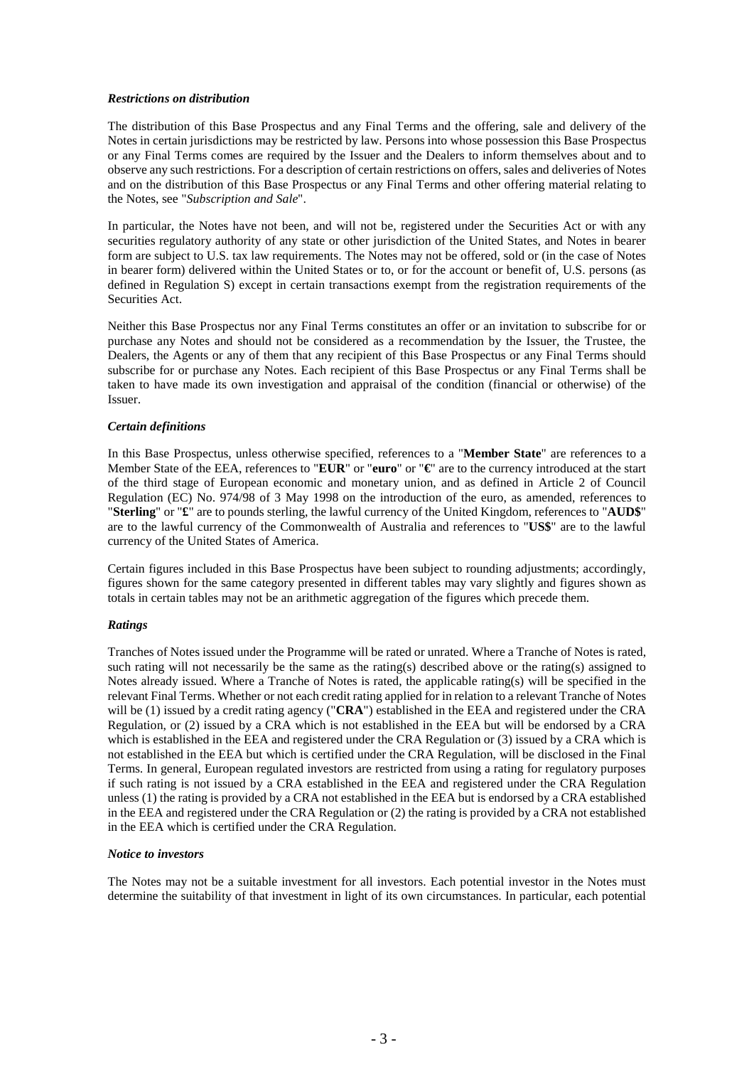***Restrictions on distribution***

The distribution of this Base Prospectus and any Final Terms and the offering, sale and delivery of the Notes in certain jurisdictions may be restricted by law. Persons into whose possession this Base Prospectus or any Final Terms comes are required by the Issuer and the Dealers to inform themselves about and to observe any such restrictions. For a description of certain restrictions on offers, sales and deliveries of Notes and on the distribution of this Base Prospectus or any Final Terms and other offering material relating to the Notes, see "*Subscription and Sale*".

In particular, the Notes have not been, and will not be, registered under the Securities Act or with any securities regulatory authority of any state or other jurisdiction of the United States, and Notes in bearer form are subject to U.S. tax law requirements. The Notes may not be offered, sold or (in the case of Notes in bearer form) delivered within the United States or to, or for the account or benefit of, U.S. persons (as defined in Regulation S) except in certain transactions exempt from the registration requirements of the Securities Act.

Neither this Base Prospectus nor any Final Terms constitutes an offer or an invitation to subscribe for or purchase any Notes and should not be considered as a recommendation by the Issuer, the Trustee, the Dealers, the Agents or any of them that any recipient of this Base Prospectus or any Final Terms should subscribe for or purchase any Notes. Each recipient of this Base Prospectus or any Final Terms shall be taken to have made its own investigation and appraisal of the condition (financial or otherwise) of the Issuer.

***Certain definitions***

In this Base Prospectus, unless otherwise specified, references to a "**Member State**" are references to a Member State of the EEA, references to "**EUR**" or "**euro**" or "**€**" are to the currency introduced at the start of the third stage of European economic and monetary union, and as defined in Article 2 of Council Regulation (EC) No. 974/98 of 3 May 1998 on the introduction of the euro, as amended, references to "**Sterling**" or "**£**" are to pounds sterling, the lawful currency of the United Kingdom, references to "**AUD$**" are to the lawful currency of the Commonwealth of Australia and references to "**US$**" are to the lawful currency of the United States of America.

Certain figures included in this Base Prospectus have been subject to rounding adjustments; accordingly, figures shown for the same category presented in different tables may vary slightly and figures shown as totals in certain tables may not be an arithmetic aggregation of the figures which precede them.

***Ratings***

Tranches of Notes issued under the Programme will be rated or unrated. Where a Tranche of Notes is rated, such rating will not necessarily be the same as the rating(s) described above or the rating(s) assigned to Notes already issued. Where a Tranche of Notes is rated, the applicable rating(s) will be specified in the relevant Final Terms. Whether or not each credit rating applied for in relation to a relevant Tranche of Notes will be (1) issued by a credit rating agency ("**CRA**") established in the EEA and registered under the CRA Regulation, or (2) issued by a CRA which is not established in the EEA but will be endorsed by a CRA which is established in the EEA and registered under the CRA Regulation or (3) issued by a CRA which is not established in the EEA but which is certified under the CRA Regulation, will be disclosed in the Final Terms. In general, European regulated investors are restricted from using a rating for regulatory purposes if such rating is not issued by a CRA established in the EEA and registered under the CRA Regulation unless (1) the rating is provided by a CRA not established in the EEA but is endorsed by a CRA established in the EEA and registered under the CRA Regulation or (2) the rating is provided by a CRA not established in the EEA which is certified under the CRA Regulation.

***Notice to investors***

The Notes may not be a suitable investment for all investors. Each potential investor in the Notes must determine the suitability of that investment in light of its own circumstances. In particular, each potential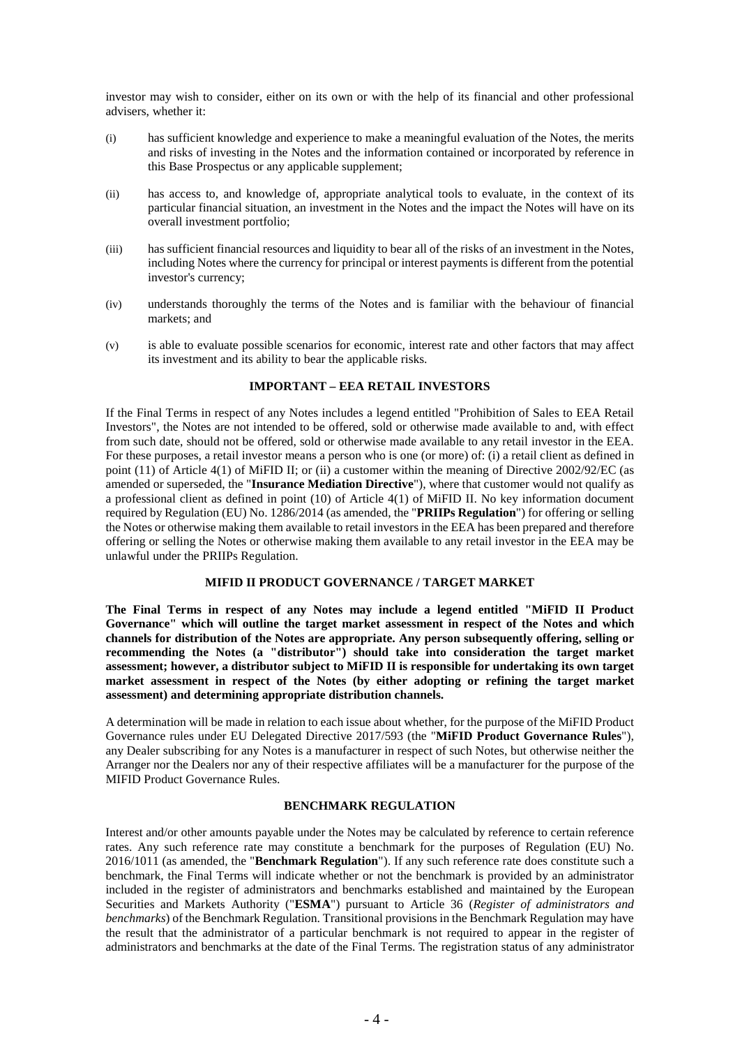investor may wish to consider, either on its own or with the help of its financial and other professional advisers, whether it:

(i) has sufficient knowledge and experience to make a meaningful evaluation of the Notes, the merits and risks of investing in the Notes and the information contained or incorporated by reference in this Base Prospectus or any applicable supplement;

(ii) has access to, and knowledge of, appropriate analytical tools to evaluate, in the context of its particular financial situation, an investment in the Notes and the impact the Notes will have on its overall investment portfolio;

(iii) has sufficient financial resources and liquidity to bear all of the risks of an investment in the Notes, including Notes where the currency for principal or interest payments is different from the potential investor's currency;

(iv) understands thoroughly the terms of the Notes and is familiar with the behaviour of financial markets; and

(v) is able to evaluate possible scenarios for economic, interest rate and other factors that may affect its investment and its ability to bear the applicable risks.

## IMPORTANT – EEA RETAIL INVESTORS

If the Final Terms in respect of any Notes includes a legend entitled "Prohibition of Sales to EEA Retail Investors", the Notes are not intended to be offered, sold or otherwise made available to and, with effect from such date, should not be offered, sold or otherwise made available to any retail investor in the EEA. For these purposes, a retail investor means a person who is one (or more) of: (i) a retail client as defined in point (11) of Article 4(1) of MiFID II; or (ii) a customer within the meaning of Directive 2002/92/EC (as amended or superseded, the "**Insurance Mediation Directive**"), where that customer would not qualify as a professional client as defined in point (10) of Article 4(1) of MiFID II. No key information document required by Regulation (EU) No. 1286/2014 (as amended, the "**PRIIPs Regulation**") for offering or selling the Notes or otherwise making them available to retail investors in the EEA has been prepared and therefore offering or selling the Notes or otherwise making them available to any retail investor in the EEA may be unlawful under the PRIIPs Regulation.

## MIFID II PRODUCT GOVERNANCE / TARGET MARKET

**The Final Terms in respect of any Notes may include a legend entitled "MiFID II Product Governance" which will outline the target market assessment in respect of the Notes and which channels for distribution of the Notes are appropriate. Any person subsequently offering, selling or recommending the Notes (a "distributor") should take into consideration the target market assessment; however, a distributor subject to MiFID II is responsible for undertaking its own target market assessment in respect of the Notes (by either adopting or refining the target market assessment) and determining appropriate distribution channels.**

A determination will be made in relation to each issue about whether, for the purpose of the MiFID Product Governance rules under EU Delegated Directive 2017/593 (the "**MiFID Product Governance Rules**"), any Dealer subscribing for any Notes is a manufacturer in respect of such Notes, but otherwise neither the Arranger nor the Dealers nor any of their respective affiliates will be a manufacturer for the purpose of the MIFID Product Governance Rules.

## BENCHMARK REGULATION

Interest and/or other amounts payable under the Notes may be calculated by reference to certain reference rates. Any such reference rate may constitute a benchmark for the purposes of Regulation (EU) No. 2016/1011 (as amended, the "**Benchmark Regulation**"). If any such reference rate does constitute such a benchmark, the Final Terms will indicate whether or not the benchmark is provided by an administrator included in the register of administrators and benchmarks established and maintained by the European Securities and Markets Authority ("**ESMA**") pursuant to Article 36 (*Register of administrators and benchmarks*) of the Benchmark Regulation. Transitional provisions in the Benchmark Regulation may have the result that the administrator of a particular benchmark is not required to appear in the register of administrators and benchmarks at the date of the Final Terms. The registration status of any administrator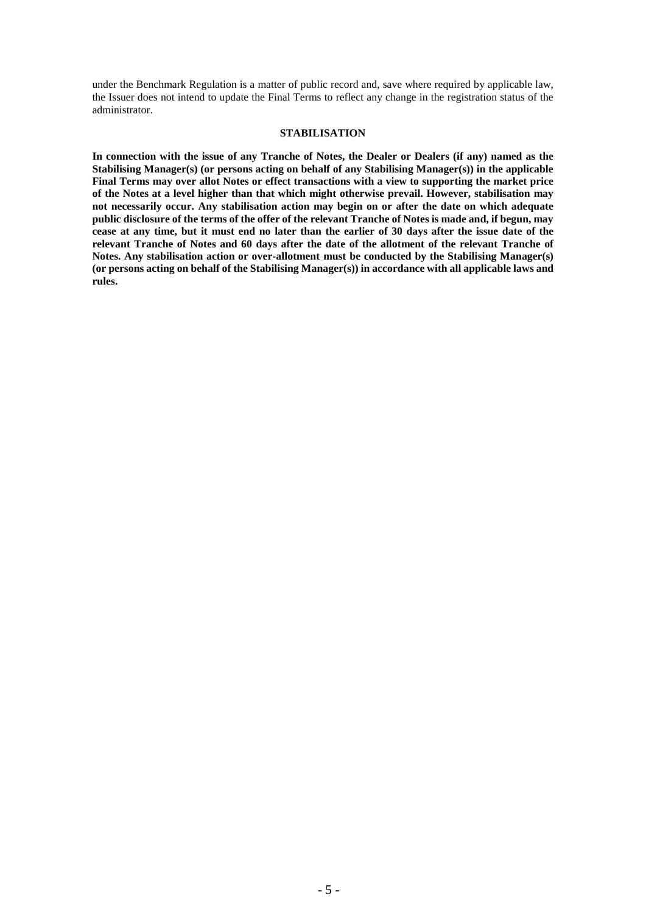under the Benchmark Regulation is a matter of public record and, save where required by applicable law, the Issuer does not intend to update the Final Terms to reflect any change in the registration status of the administrator.

## STABILISATION

**In connection with the issue of any Tranche of Notes, the Dealer or Dealers (if any) named as the Stabilising Manager(s) (or persons acting on behalf of any Stabilising Manager(s)) in the applicable Final Terms may over allot Notes or effect transactions with a view to supporting the market price of the Notes at a level higher than that which might otherwise prevail. However, stabilisation may not necessarily occur. Any stabilisation action may begin on or after the date on which adequate public disclosure of the terms of the offer of the relevant Tranche of Notes is made and, if begun, may cease at any time, but it must end no later than the earlier of 30 days after the issue date of the relevant Tranche of Notes and 60 days after the date of the allotment of the relevant Tranche of Notes. Any stabilisation action or over-allotment must be conducted by the Stabilising Manager(s) (or persons acting on behalf of the Stabilising Manager(s)) in accordance with all applicable laws and rules.**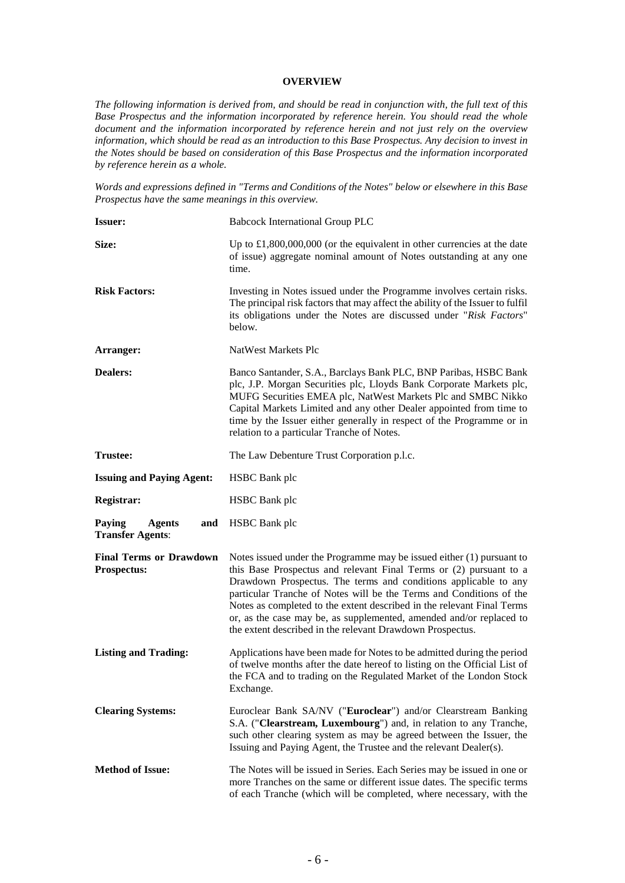## OVERVIEW

*The following information is derived from, and should be read in conjunction with, the full text of this Base Prospectus and the information incorporated by reference herein. You should read the whole document and the information incorporated by reference herein and not just rely on the overview information, which should be read as an introduction to this Base Prospectus. Any decision to invest in the Notes should be based on consideration of this Base Prospectus and the information incorporated by reference herein as a whole.*

*Words and expressions defined in "Terms and Conditions of the Notes" below or elsewhere in this Base Prospectus have the same meanings in this overview.*

| | |
|---|---|
| **Issuer:** | Babcock International Group PLC |
| **Size:** | Up to £1,800,000,000 (or the equivalent in other currencies at the date of issue) aggregate nominal amount of Notes outstanding at any one time. |
| **Risk Factors:** | Investing in Notes issued under the Programme involves certain risks. The principal risk factors that may affect the ability of the Issuer to fulfil its obligations under the Notes are discussed under "*Risk Factors*" below. |
| **Arranger:** | NatWest Markets Plc |
| **Dealers:** | Banco Santander, S.A., Barclays Bank PLC, BNP Paribas, HSBC Bank plc, J.P. Morgan Securities plc, Lloyds Bank Corporate Markets plc, MUFG Securities EMEA plc, NatWest Markets Plc and SMBC Nikko Capital Markets Limited and any other Dealer appointed from time to time by the Issuer either generally in respect of the Programme or in relation to a particular Tranche of Notes. |
| **Trustee:** | The Law Debenture Trust Corporation p.l.c. |
| **Issuing and Paying Agent:** | HSBC Bank plc |
| **Registrar:** | HSBC Bank plc |
| **Paying Agents and Transfer Agents:** | HSBC Bank plc |
| **Final Terms or Drawdown Prospectus:** | Notes issued under the Programme may be issued either (1) pursuant to this Base Prospectus and relevant Final Terms or (2) pursuant to a Drawdown Prospectus. The terms and conditions applicable to any particular Tranche of Notes will be the Terms and Conditions of the Notes as completed to the extent described in the relevant Final Terms or, as the case may be, as supplemented, amended and/or replaced to the extent described in the relevant Drawdown Prospectus. |
| **Listing and Trading:** | Applications have been made for Notes to be admitted during the period of twelve months after the date hereof to listing on the Official List of the FCA and to trading on the Regulated Market of the London Stock Exchange. |
| **Clearing Systems:** | Euroclear Bank SA/NV ("**Euroclear**") and/or Clearstream Banking S.A. ("**Clearstream, Luxembourg**") and, in relation to any Tranche, such other clearing system as may be agreed between the Issuer, the Issuing and Paying Agent, the Trustee and the relevant Dealer(s). |
| **Method of Issue:** | The Notes will be issued in Series. Each Series may be issued in one or more Tranches on the same or different issue dates. The specific terms of each Tranche (which will be completed, where necessary, with the |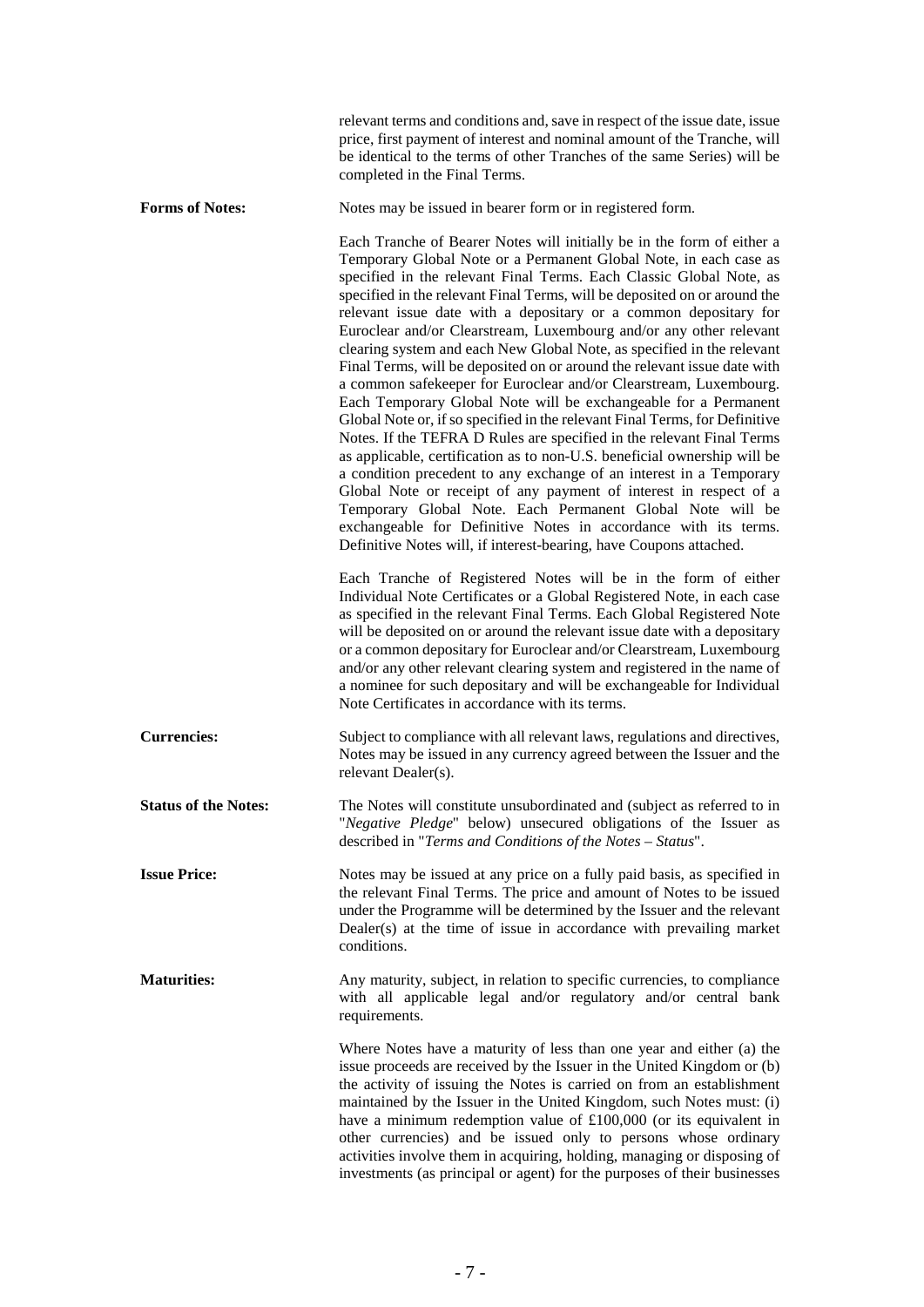relevant terms and conditions and, save in respect of the issue date, issue price, first payment of interest and nominal amount of the Tranche, will be identical to the terms of other Tranches of the same Series) will be completed in the Final Terms.

**Forms of Notes:** Notes may be issued in bearer form or in registered form.

Each Tranche of Bearer Notes will initially be in the form of either a Temporary Global Note or a Permanent Global Note, in each case as specified in the relevant Final Terms. Each Classic Global Note, as specified in the relevant Final Terms, will be deposited on or around the relevant issue date with a depositary or a common depositary for Euroclear and/or Clearstream, Luxembourg and/or any other relevant clearing system and each New Global Note, as specified in the relevant Final Terms, will be deposited on or around the relevant issue date with a common safekeeper for Euroclear and/or Clearstream, Luxembourg. Each Temporary Global Note will be exchangeable for a Permanent Global Note or, if so specified in the relevant Final Terms, for Definitive Notes. If the TEFRA D Rules are specified in the relevant Final Terms as applicable, certification as to non-U.S. beneficial ownership will be a condition precedent to any exchange of an interest in a Temporary Global Note or receipt of any payment of interest in respect of a Temporary Global Note. Each Permanent Global Note will be exchangeable for Definitive Notes in accordance with its terms. Definitive Notes will, if interest-bearing, have Coupons attached.

Each Tranche of Registered Notes will be in the form of either Individual Note Certificates or a Global Registered Note, in each case as specified in the relevant Final Terms. Each Global Registered Note will be deposited on or around the relevant issue date with a depositary or a common depositary for Euroclear and/or Clearstream, Luxembourg and/or any other relevant clearing system and registered in the name of a nominee for such depositary and will be exchangeable for Individual Note Certificates in accordance with its terms.

**Currencies:** Subject to compliance with all relevant laws, regulations and directives, Notes may be issued in any currency agreed between the Issuer and the relevant Dealer(s).

**Status of the Notes:** The Notes will constitute unsubordinated and (subject as referred to in "*Negative Pledge*" below) unsecured obligations of the Issuer as described in "*Terms and Conditions of the Notes – Status*".

**Issue Price:** Notes may be issued at any price on a fully paid basis, as specified in the relevant Final Terms. The price and amount of Notes to be issued under the Programme will be determined by the Issuer and the relevant Dealer(s) at the time of issue in accordance with prevailing market conditions.

**Maturities:** Any maturity, subject, in relation to specific currencies, to compliance with all applicable legal and/or regulatory and/or central bank requirements.

Where Notes have a maturity of less than one year and either (a) the issue proceeds are received by the Issuer in the United Kingdom or (b) the activity of issuing the Notes is carried on from an establishment maintained by the Issuer in the United Kingdom, such Notes must: (i) have a minimum redemption value of £100,000 (or its equivalent in other currencies) and be issued only to persons whose ordinary activities involve them in acquiring, holding, managing or disposing of investments (as principal or agent) for the purposes of their businesses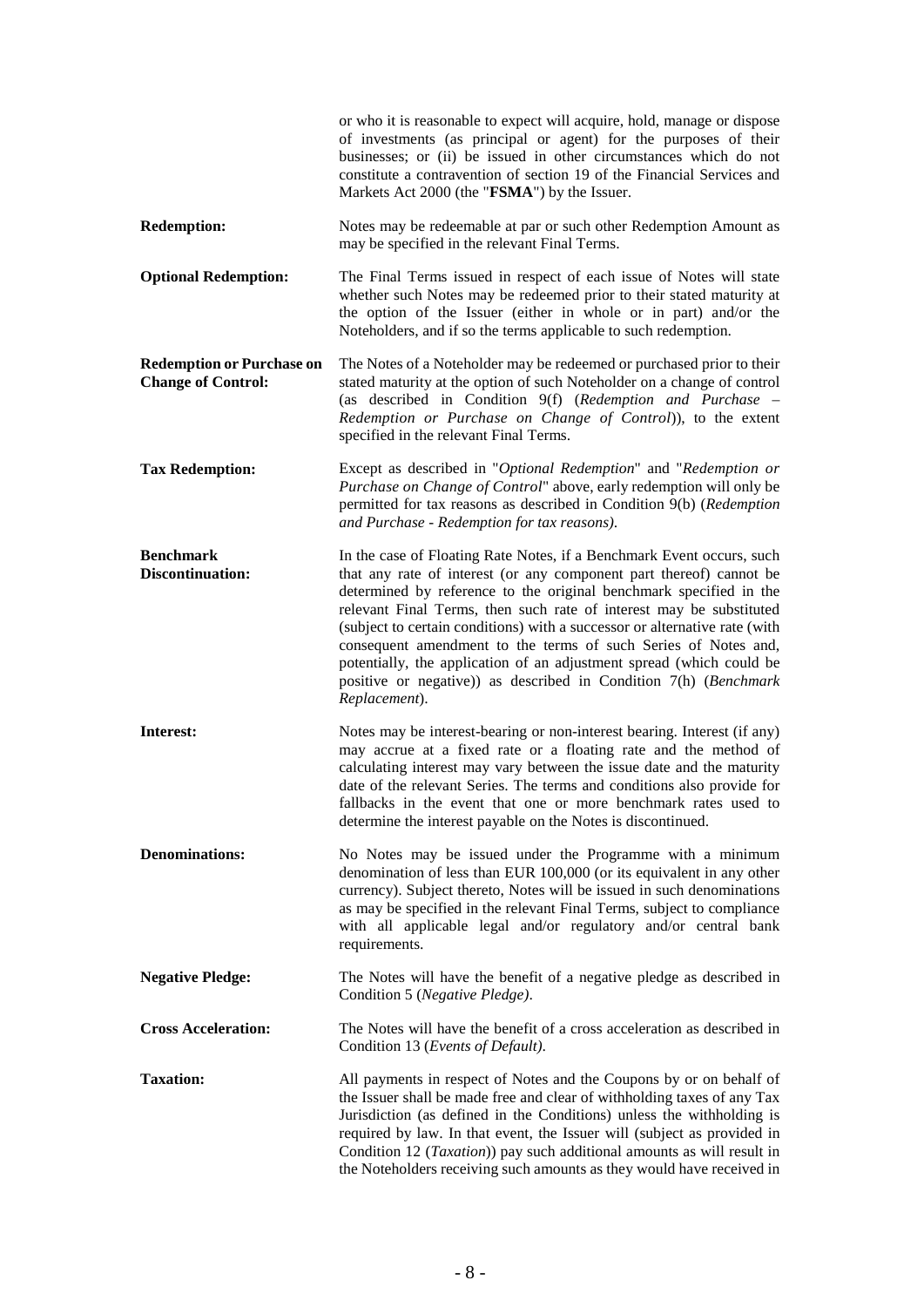| | |
|---|---|
| | or who it is reasonable to expect will acquire, hold, manage or dispose of investments (as principal or agent) for the purposes of their businesses; or (ii) be issued in other circumstances which do not constitute a contravention of section 19 of the Financial Services and Markets Act 2000 (the "**FSMA**") by the Issuer. |
| **Redemption:** | Notes may be redeemable at par or such other Redemption Amount as may be specified in the relevant Final Terms. |
| **Optional Redemption:** | The Final Terms issued in respect of each issue of Notes will state whether such Notes may be redeemed prior to their stated maturity at the option of the Issuer (either in whole or in part) and/or the Noteholders, and if so the terms applicable to such redemption. |
| **Redemption or Purchase on Change of Control:** | The Notes of a Noteholder may be redeemed or purchased prior to their stated maturity at the option of such Noteholder on a change of control (as described in Condition 9(f) (*Redemption and Purchase – Redemption or Purchase on Change of Control*)), to the extent specified in the relevant Final Terms. |
| **Tax Redemption:** | Except as described in "*Optional Redemption*" and "*Redemption or Purchase on Change of Control*" above, early redemption will only be permitted for tax reasons as described in Condition 9(b) (*Redemption and Purchase - Redemption for tax reasons)*. |
| **Benchmark Discontinuation:** | In the case of Floating Rate Notes, if a Benchmark Event occurs, such that any rate of interest (or any component part thereof) cannot be determined by reference to the original benchmark specified in the relevant Final Terms, then such rate of interest may be substituted (subject to certain conditions) with a successor or alternative rate (with consequent amendment to the terms of such Series of Notes and, potentially, the application of an adjustment spread (which could be positive or negative)) as described in Condition 7(h) (*Benchmark Replacement*). |
| **Interest:** | Notes may be interest-bearing or non-interest bearing. Interest (if any) may accrue at a fixed rate or a floating rate and the method of calculating interest may vary between the issue date and the maturity date of the relevant Series. The terms and conditions also provide for fallbacks in the event that one or more benchmark rates used to determine the interest payable on the Notes is discontinued. |
| **Denominations:** | No Notes may be issued under the Programme with a minimum denomination of less than EUR 100,000 (or its equivalent in any other currency). Subject thereto, Notes will be issued in such denominations as may be specified in the relevant Final Terms, subject to compliance with all applicable legal and/or regulatory and/or central bank requirements. |
| **Negative Pledge:** | The Notes will have the benefit of a negative pledge as described in Condition 5 (*Negative Pledge)*. |
| **Cross Acceleration:** | The Notes will have the benefit of a cross acceleration as described in Condition 13 (*Events of Default)*. |
| **Taxation:** | All payments in respect of Notes and the Coupons by or on behalf of the Issuer shall be made free and clear of withholding taxes of any Tax Jurisdiction (as defined in the Conditions) unless the withholding is required by law. In that event, the Issuer will (subject as provided in Condition 12 (*Taxation*)) pay such additional amounts as will result in the Noteholders receiving such amounts as they would have received in |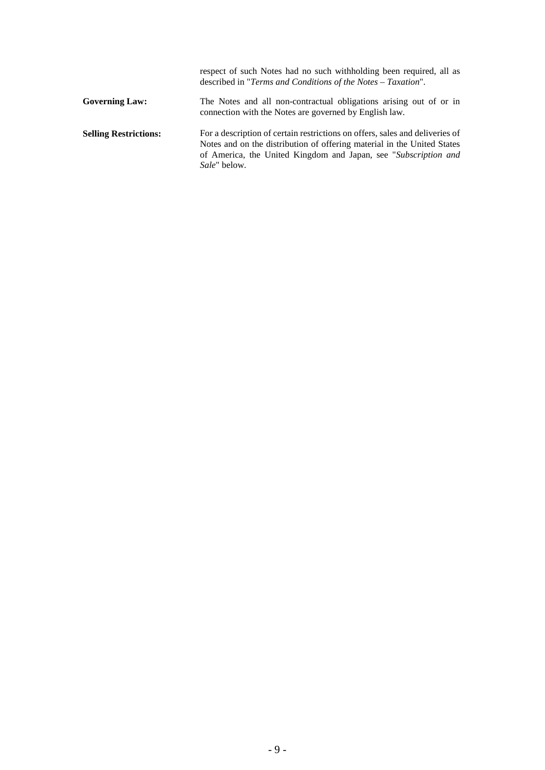respect of such Notes had no such withholding been required, all as described in "*Terms and Conditions of the Notes – Taxation*".

| | |
|---|---|
| **Governing Law:** | The Notes and all non-contractual obligations arising out of or in connection with the Notes are governed by English law. |
| **Selling Restrictions:** | For a description of certain restrictions on offers, sales and deliveries of Notes and on the distribution of offering material in the United States of America, the United Kingdom and Japan, see "*Subscription and Sale*" below. |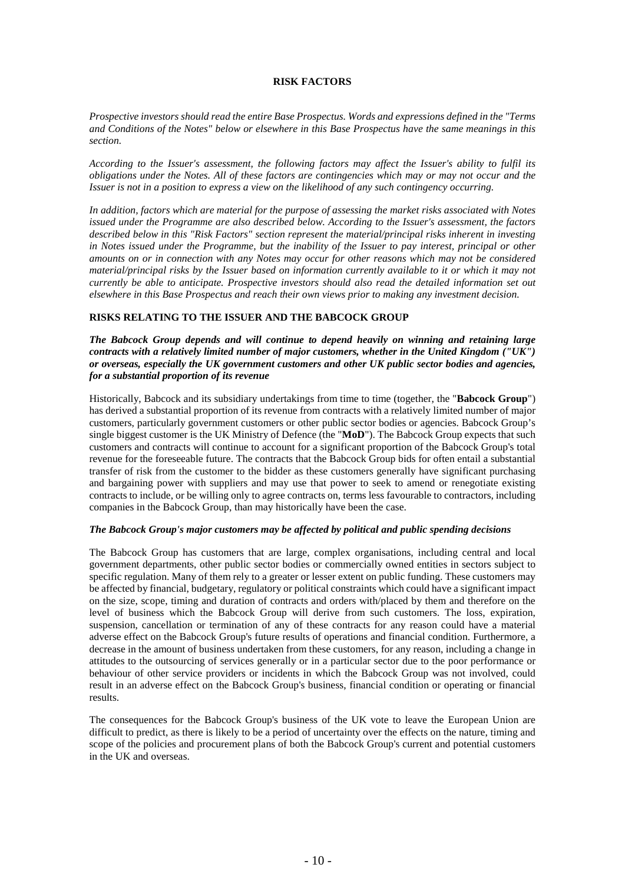# RISK FACTORS

*Prospective investors should read the entire Base Prospectus. Words and expressions defined in the "Terms and Conditions of the Notes" below or elsewhere in this Base Prospectus have the same meanings in this section.*

*According to the Issuer's assessment, the following factors may affect the Issuer's ability to fulfil its obligations under the Notes. All of these factors are contingencies which may or may not occur and the Issuer is not in a position to express a view on the likelihood of any such contingency occurring.*

*In addition, factors which are material for the purpose of assessing the market risks associated with Notes issued under the Programme are also described below. According to the Issuer's assessment, the factors described below in this "Risk Factors" section represent the material/principal risks inherent in investing in Notes issued under the Programme, but the inability of the Issuer to pay interest, principal or other amounts on or in connection with any Notes may occur for other reasons which may not be considered material/principal risks by the Issuer based on information currently available to it or which it may not currently be able to anticipate. Prospective investors should also read the detailed information set out elsewhere in this Base Prospectus and reach their own views prior to making any investment decision.*

## RISKS RELATING TO THE ISSUER AND THE BABCOCK GROUP

***The Babcock Group depends and will continue to depend heavily on winning and retaining large contracts with a relatively limited number of major customers, whether in the United Kingdom ("UK") or overseas, especially the UK government customers and other UK public sector bodies and agencies, for a substantial proportion of its revenue***

Historically, Babcock and its subsidiary undertakings from time to time (together, the "**Babcock Group**") has derived a substantial proportion of its revenue from contracts with a relatively limited number of major customers, particularly government customers or other public sector bodies or agencies. Babcock Group's single biggest customer is the UK Ministry of Defence (the "**MoD**"). The Babcock Group expects that such customers and contracts will continue to account for a significant proportion of the Babcock Group's total revenue for the foreseeable future. The contracts that the Babcock Group bids for often entail a substantial transfer of risk from the customer to the bidder as these customers generally have significant purchasing and bargaining power with suppliers and may use that power to seek to amend or renegotiate existing contracts to include, or be willing only to agree contracts on, terms less favourable to contractors, including companies in the Babcock Group, than may historically have been the case.

***The Babcock Group's major customers may be affected by political and public spending decisions***

The Babcock Group has customers that are large, complex organisations, including central and local government departments, other public sector bodies or commercially owned entities in sectors subject to specific regulation. Many of them rely to a greater or lesser extent on public funding. These customers may be affected by financial, budgetary, regulatory or political constraints which could have a significant impact on the size, scope, timing and duration of contracts and orders with/placed by them and therefore on the level of business which the Babcock Group will derive from such customers. The loss, expiration, suspension, cancellation or termination of any of these contracts for any reason could have a material adverse effect on the Babcock Group's future results of operations and financial condition. Furthermore, a decrease in the amount of business undertaken from these customers, for any reason, including a change in attitudes to the outsourcing of services generally or in a particular sector due to the poor performance or behaviour of other service providers or incidents in which the Babcock Group was not involved, could result in an adverse effect on the Babcock Group's business, financial condition or operating or financial results.

The consequences for the Babcock Group's business of the UK vote to leave the European Union are difficult to predict, as there is likely to be a period of uncertainty over the effects on the nature, timing and scope of the policies and procurement plans of both the Babcock Group's current and potential customers in the UK and overseas.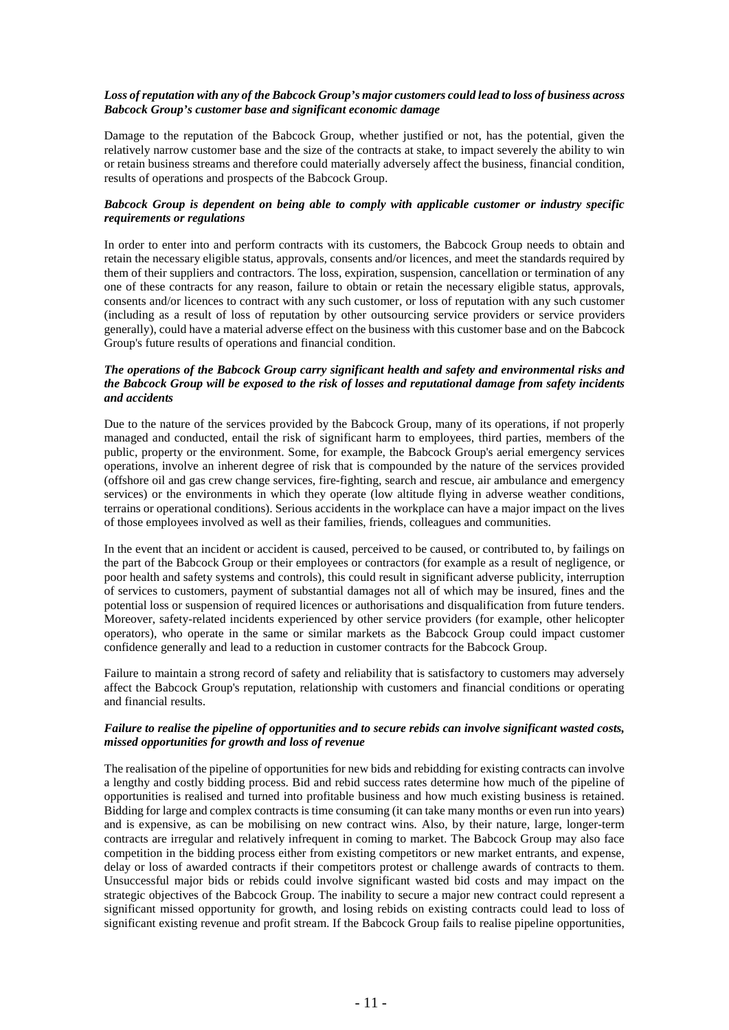***Loss of reputation with any of the Babcock Group's major customers could lead to loss of business across Babcock Group's customer base and significant economic damage***

Damage to the reputation of the Babcock Group, whether justified or not, has the potential, given the relatively narrow customer base and the size of the contracts at stake, to impact severely the ability to win or retain business streams and therefore could materially adversely affect the business, financial condition, results of operations and prospects of the Babcock Group.

***Babcock Group is dependent on being able to comply with applicable customer or industry specific requirements or regulations***

In order to enter into and perform contracts with its customers, the Babcock Group needs to obtain and retain the necessary eligible status, approvals, consents and/or licences, and meet the standards required by them of their suppliers and contractors. The loss, expiration, suspension, cancellation or termination of any one of these contracts for any reason, failure to obtain or retain the necessary eligible status, approvals, consents and/or licences to contract with any such customer, or loss of reputation with any such customer (including as a result of loss of reputation by other outsourcing service providers or service providers generally), could have a material adverse effect on the business with this customer base and on the Babcock Group's future results of operations and financial condition.

***The operations of the Babcock Group carry significant health and safety and environmental risks and the Babcock Group will be exposed to the risk of losses and reputational damage from safety incidents and accidents***

Due to the nature of the services provided by the Babcock Group, many of its operations, if not properly managed and conducted, entail the risk of significant harm to employees, third parties, members of the public, property or the environment. Some, for example, the Babcock Group's aerial emergency services operations, involve an inherent degree of risk that is compounded by the nature of the services provided (offshore oil and gas crew change services, fire-fighting, search and rescue, air ambulance and emergency services) or the environments in which they operate (low altitude flying in adverse weather conditions, terrains or operational conditions). Serious accidents in the workplace can have a major impact on the lives of those employees involved as well as their families, friends, colleagues and communities.

In the event that an incident or accident is caused, perceived to be caused, or contributed to, by failings on the part of the Babcock Group or their employees or contractors (for example as a result of negligence, or poor health and safety systems and controls), this could result in significant adverse publicity, interruption of services to customers, payment of substantial damages not all of which may be insured, fines and the potential loss or suspension of required licences or authorisations and disqualification from future tenders. Moreover, safety-related incidents experienced by other service providers (for example, other helicopter operators), who operate in the same or similar markets as the Babcock Group could impact customer confidence generally and lead to a reduction in customer contracts for the Babcock Group.

Failure to maintain a strong record of safety and reliability that is satisfactory to customers may adversely affect the Babcock Group's reputation, relationship with customers and financial conditions or operating and financial results.

***Failure to realise the pipeline of opportunities and to secure rebids can involve significant wasted costs, missed opportunities for growth and loss of revenue***

The realisation of the pipeline of opportunities for new bids and rebidding for existing contracts can involve a lengthy and costly bidding process. Bid and rebid success rates determine how much of the pipeline of opportunities is realised and turned into profitable business and how much existing business is retained. Bidding for large and complex contracts is time consuming (it can take many months or even run into years) and is expensive, as can be mobilising on new contract wins. Also, by their nature, large, longer-term contracts are irregular and relatively infrequent in coming to market. The Babcock Group may also face competition in the bidding process either from existing competitors or new market entrants, and expense, delay or loss of awarded contracts if their competitors protest or challenge awards of contracts to them. Unsuccessful major bids or rebids could involve significant wasted bid costs and may impact on the strategic objectives of the Babcock Group. The inability to secure a major new contract could represent a significant missed opportunity for growth, and losing rebids on existing contracts could lead to loss of significant existing revenue and profit stream. If the Babcock Group fails to realise pipeline opportunities,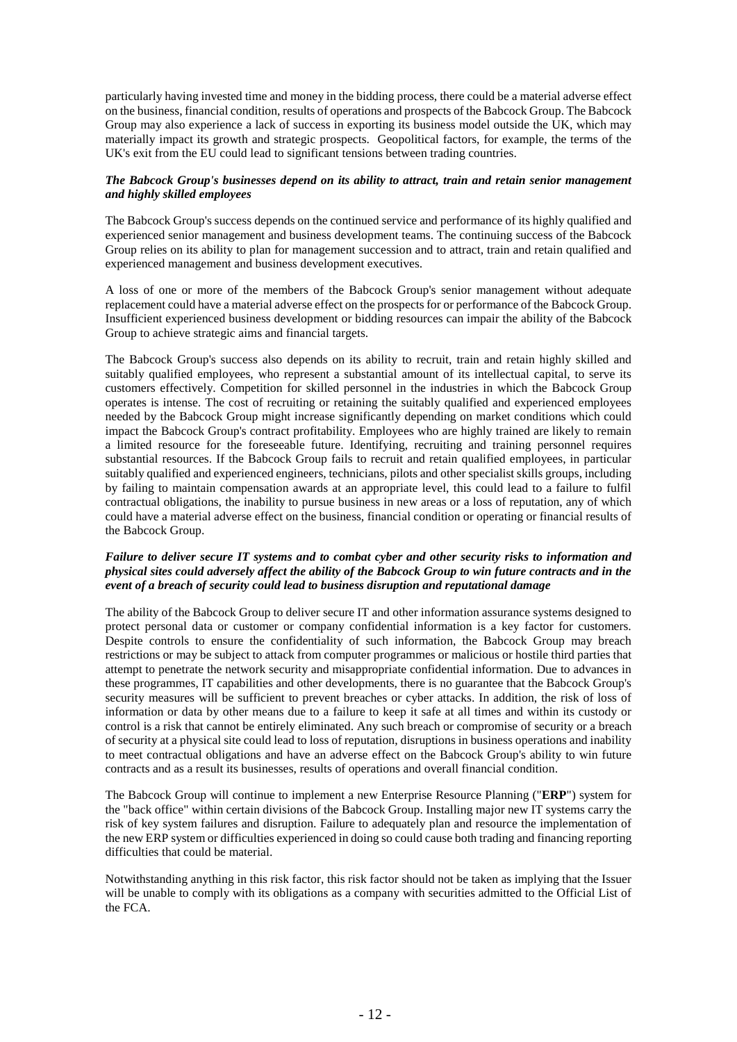particularly having invested time and money in the bidding process, there could be a material adverse effect on the business, financial condition, results of operations and prospects of the Babcock Group. The Babcock Group may also experience a lack of success in exporting its business model outside the UK, which may materially impact its growth and strategic prospects. Geopolitical factors, for example, the terms of the UK's exit from the EU could lead to significant tensions between trading countries.

***The Babcock Group's businesses depend on its ability to attract, train and retain senior management and highly skilled employees***

The Babcock Group's success depends on the continued service and performance of its highly qualified and experienced senior management and business development teams. The continuing success of the Babcock Group relies on its ability to plan for management succession and to attract, train and retain qualified and experienced management and business development executives.

A loss of one or more of the members of the Babcock Group's senior management without adequate replacement could have a material adverse effect on the prospects for or performance of the Babcock Group. Insufficient experienced business development or bidding resources can impair the ability of the Babcock Group to achieve strategic aims and financial targets.

The Babcock Group's success also depends on its ability to recruit, train and retain highly skilled and suitably qualified employees, who represent a substantial amount of its intellectual capital, to serve its customers effectively. Competition for skilled personnel in the industries in which the Babcock Group operates is intense. The cost of recruiting or retaining the suitably qualified and experienced employees needed by the Babcock Group might increase significantly depending on market conditions which could impact the Babcock Group's contract profitability. Employees who are highly trained are likely to remain a limited resource for the foreseeable future. Identifying, recruiting and training personnel requires substantial resources. If the Babcock Group fails to recruit and retain qualified employees, in particular suitably qualified and experienced engineers, technicians, pilots and other specialist skills groups, including by failing to maintain compensation awards at an appropriate level, this could lead to a failure to fulfil contractual obligations, the inability to pursue business in new areas or a loss of reputation, any of which could have a material adverse effect on the business, financial condition or operating or financial results of the Babcock Group.

***Failure to deliver secure IT systems and to combat cyber and other security risks to information and physical sites could adversely affect the ability of the Babcock Group to win future contracts and in the event of a breach of security could lead to business disruption and reputational damage***

The ability of the Babcock Group to deliver secure IT and other information assurance systems designed to protect personal data or customer or company confidential information is a key factor for customers. Despite controls to ensure the confidentiality of such information, the Babcock Group may breach restrictions or may be subject to attack from computer programmes or malicious or hostile third parties that attempt to penetrate the network security and misappropriate confidential information. Due to advances in these programmes, IT capabilities and other developments, there is no guarantee that the Babcock Group's security measures will be sufficient to prevent breaches or cyber attacks. In addition, the risk of loss of information or data by other means due to a failure to keep it safe at all times and within its custody or control is a risk that cannot be entirely eliminated. Any such breach or compromise of security or a breach of security at a physical site could lead to loss of reputation, disruptions in business operations and inability to meet contractual obligations and have an adverse effect on the Babcock Group's ability to win future contracts and as a result its businesses, results of operations and overall financial condition.

The Babcock Group will continue to implement a new Enterprise Resource Planning ("**ERP**") system for the "back office" within certain divisions of the Babcock Group. Installing major new IT systems carry the risk of key system failures and disruption. Failure to adequately plan and resource the implementation of the new ERP system or difficulties experienced in doing so could cause both trading and financing reporting difficulties that could be material.

Notwithstanding anything in this risk factor, this risk factor should not be taken as implying that the Issuer will be unable to comply with its obligations as a company with securities admitted to the Official List of the FCA.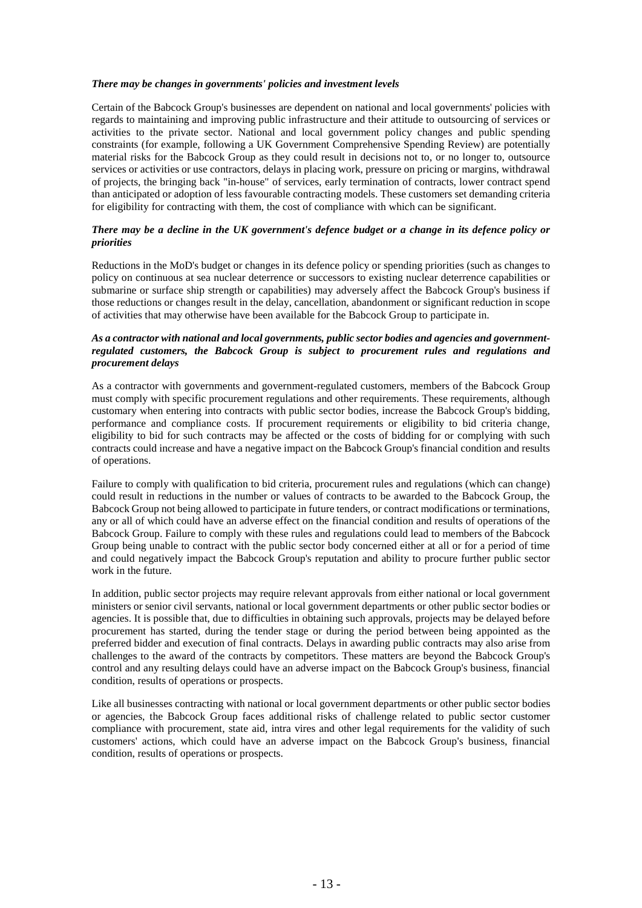***There may be changes in governments' policies and investment levels***

Certain of the Babcock Group's businesses are dependent on national and local governments' policies with regards to maintaining and improving public infrastructure and their attitude to outsourcing of services or activities to the private sector. National and local government policy changes and public spending constraints (for example, following a UK Government Comprehensive Spending Review) are potentially material risks for the Babcock Group as they could result in decisions not to, or no longer to, outsource services or activities or use contractors, delays in placing work, pressure on pricing or margins, withdrawal of projects, the bringing back "in-house" of services, early termination of contracts, lower contract spend than anticipated or adoption of less favourable contracting models. These customers set demanding criteria for eligibility for contracting with them, the cost of compliance with which can be significant.

***There may be a decline in the UK government's defence budget or a change in its defence policy or priorities***

Reductions in the MoD's budget or changes in its defence policy or spending priorities (such as changes to policy on continuous at sea nuclear deterrence or successors to existing nuclear deterrence capabilities or submarine or surface ship strength or capabilities) may adversely affect the Babcock Group's business if those reductions or changes result in the delay, cancellation, abandonment or significant reduction in scope of activities that may otherwise have been available for the Babcock Group to participate in.

***As a contractor with national and local governments, public sector bodies and agencies and government-regulated customers, the Babcock Group is subject to procurement rules and regulations and procurement delays***

As a contractor with governments and government-regulated customers, members of the Babcock Group must comply with specific procurement regulations and other requirements. These requirements, although customary when entering into contracts with public sector bodies, increase the Babcock Group's bidding, performance and compliance costs. If procurement requirements or eligibility to bid criteria change, eligibility to bid for such contracts may be affected or the costs of bidding for or complying with such contracts could increase and have a negative impact on the Babcock Group's financial condition and results of operations.

Failure to comply with qualification to bid criteria, procurement rules and regulations (which can change) could result in reductions in the number or values of contracts to be awarded to the Babcock Group, the Babcock Group not being allowed to participate in future tenders, or contract modifications or terminations, any or all of which could have an adverse effect on the financial condition and results of operations of the Babcock Group. Failure to comply with these rules and regulations could lead to members of the Babcock Group being unable to contract with the public sector body concerned either at all or for a period of time and could negatively impact the Babcock Group's reputation and ability to procure further public sector work in the future.

In addition, public sector projects may require relevant approvals from either national or local government ministers or senior civil servants, national or local government departments or other public sector bodies or agencies. It is possible that, due to difficulties in obtaining such approvals, projects may be delayed before procurement has started, during the tender stage or during the period between being appointed as the preferred bidder and execution of final contracts. Delays in awarding public contracts may also arise from challenges to the award of the contracts by competitors. These matters are beyond the Babcock Group's control and any resulting delays could have an adverse impact on the Babcock Group's business, financial condition, results of operations or prospects.

Like all businesses contracting with national or local government departments or other public sector bodies or agencies, the Babcock Group faces additional risks of challenge related to public sector customer compliance with procurement, state aid, intra vires and other legal requirements for the validity of such customers' actions, which could have an adverse impact on the Babcock Group's business, financial condition, results of operations or prospects.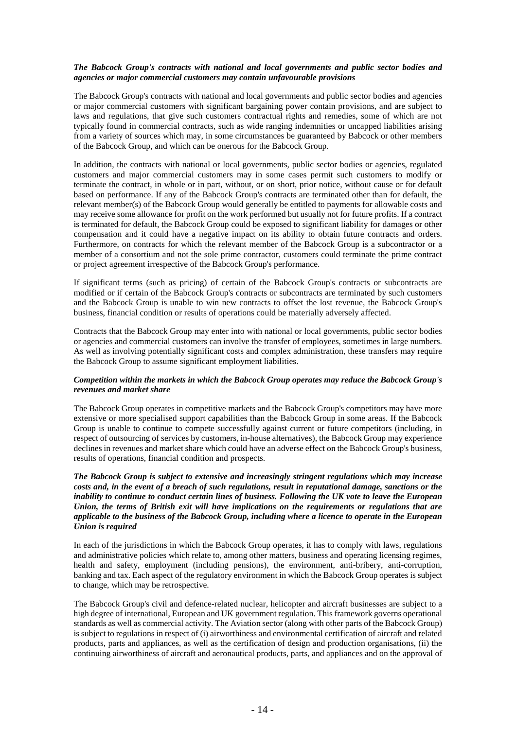***The Babcock Group's contracts with national and local governments and public sector bodies and agencies or major commercial customers may contain unfavourable provisions***

The Babcock Group's contracts with national and local governments and public sector bodies and agencies or major commercial customers with significant bargaining power contain provisions, and are subject to laws and regulations, that give such customers contractual rights and remedies, some of which are not typically found in commercial contracts, such as wide ranging indemnities or uncapped liabilities arising from a variety of sources which may, in some circumstances be guaranteed by Babcock or other members of the Babcock Group, and which can be onerous for the Babcock Group.

In addition, the contracts with national or local governments, public sector bodies or agencies, regulated customers and major commercial customers may in some cases permit such customers to modify or terminate the contract, in whole or in part, without, or on short, prior notice, without cause or for default based on performance. If any of the Babcock Group's contracts are terminated other than for default, the relevant member(s) of the Babcock Group would generally be entitled to payments for allowable costs and may receive some allowance for profit on the work performed but usually not for future profits. If a contract is terminated for default, the Babcock Group could be exposed to significant liability for damages or other compensation and it could have a negative impact on its ability to obtain future contracts and orders. Furthermore, on contracts for which the relevant member of the Babcock Group is a subcontractor or a member of a consortium and not the sole prime contractor, customers could terminate the prime contract or project agreement irrespective of the Babcock Group's performance.

If significant terms (such as pricing) of certain of the Babcock Group's contracts or subcontracts are modified or if certain of the Babcock Group's contracts or subcontracts are terminated by such customers and the Babcock Group is unable to win new contracts to offset the lost revenue, the Babcock Group's business, financial condition or results of operations could be materially adversely affected.

Contracts that the Babcock Group may enter into with national or local governments, public sector bodies or agencies and commercial customers can involve the transfer of employees, sometimes in large numbers. As well as involving potentially significant costs and complex administration, these transfers may require the Babcock Group to assume significant employment liabilities.

***Competition within the markets in which the Babcock Group operates may reduce the Babcock Group's revenues and market share***

The Babcock Group operates in competitive markets and the Babcock Group's competitors may have more extensive or more specialised support capabilities than the Babcock Group in some areas. If the Babcock Group is unable to continue to compete successfully against current or future competitors (including, in respect of outsourcing of services by customers, in-house alternatives), the Babcock Group may experience declines in revenues and market share which could have an adverse effect on the Babcock Group's business, results of operations, financial condition and prospects.

***The Babcock Group is subject to extensive and increasingly stringent regulations which may increase costs and, in the event of a breach of such regulations, result in reputational damage, sanctions or the inability to continue to conduct certain lines of business. Following the UK vote to leave the European Union, the terms of British exit will have implications on the requirements or regulations that are applicable to the business of the Babcock Group, including where a licence to operate in the European Union is required***

In each of the jurisdictions in which the Babcock Group operates, it has to comply with laws, regulations and administrative policies which relate to, among other matters, business and operating licensing regimes, health and safety, employment (including pensions), the environment, anti-bribery, anti-corruption, banking and tax. Each aspect of the regulatory environment in which the Babcock Group operates is subject to change, which may be retrospective.

The Babcock Group's civil and defence-related nuclear, helicopter and aircraft businesses are subject to a high degree of international, European and UK government regulation. This framework governs operational standards as well as commercial activity. The Aviation sector (along with other parts of the Babcock Group) is subject to regulations in respect of (i) airworthiness and environmental certification of aircraft and related products, parts and appliances, as well as the certification of design and production organisations, (ii) the continuing airworthiness of aircraft and aeronautical products, parts, and appliances and on the approval of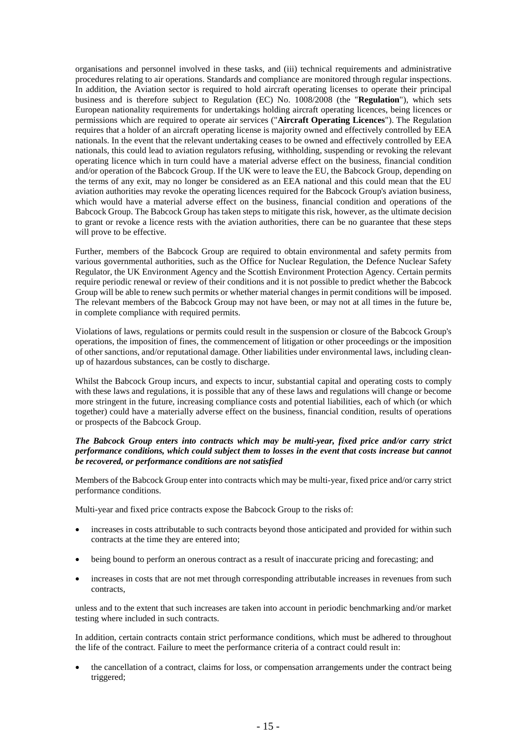organisations and personnel involved in these tasks, and (iii) technical requirements and administrative procedures relating to air operations. Standards and compliance are monitored through regular inspections. In addition, the Aviation sector is required to hold aircraft operating licenses to operate their principal business and is therefore subject to Regulation (EC) No. 1008/2008 (the "**Regulation**"), which sets European nationality requirements for undertakings holding aircraft operating licences, being licences or permissions which are required to operate air services ("**Aircraft Operating Licences**"). The Regulation requires that a holder of an aircraft operating license is majority owned and effectively controlled by EEA nationals. In the event that the relevant undertaking ceases to be owned and effectively controlled by EEA nationals, this could lead to aviation regulators refusing, withholding, suspending or revoking the relevant operating licence which in turn could have a material adverse effect on the business, financial condition and/or operation of the Babcock Group. If the UK were to leave the EU, the Babcock Group, depending on the terms of any exit, may no longer be considered as an EEA national and this could mean that the EU aviation authorities may revoke the operating licences required for the Babcock Group's aviation business, which would have a material adverse effect on the business, financial condition and operations of the Babcock Group. The Babcock Group has taken steps to mitigate this risk, however, as the ultimate decision to grant or revoke a licence rests with the aviation authorities, there can be no guarantee that these steps will prove to be effective.

Further, members of the Babcock Group are required to obtain environmental and safety permits from various governmental authorities, such as the Office for Nuclear Regulation, the Defence Nuclear Safety Regulator, the UK Environment Agency and the Scottish Environment Protection Agency. Certain permits require periodic renewal or review of their conditions and it is not possible to predict whether the Babcock Group will be able to renew such permits or whether material changes in permit conditions will be imposed. The relevant members of the Babcock Group may not have been, or may not at all times in the future be, in complete compliance with required permits.

Violations of laws, regulations or permits could result in the suspension or closure of the Babcock Group's operations, the imposition of fines, the commencement of litigation or other proceedings or the imposition of other sanctions, and/or reputational damage. Other liabilities under environmental laws, including clean-up of hazardous substances, can be costly to discharge.

Whilst the Babcock Group incurs, and expects to incur, substantial capital and operating costs to comply with these laws and regulations, it is possible that any of these laws and regulations will change or become more stringent in the future, increasing compliance costs and potential liabilities, each of which (or which together) could have a materially adverse effect on the business, financial condition, results of operations or prospects of the Babcock Group.

***The Babcock Group enters into contracts which may be multi-year, fixed price and/or carry strict performance conditions, which could subject them to losses in the event that costs increase but cannot be recovered, or performance conditions are not satisfied***

Members of the Babcock Group enter into contracts which may be multi-year, fixed price and/or carry strict performance conditions.

Multi-year and fixed price contracts expose the Babcock Group to the risks of:

- increases in costs attributable to such contracts beyond those anticipated and provided for within such contracts at the time they are entered into;
- being bound to perform an onerous contract as a result of inaccurate pricing and forecasting; and
- increases in costs that are not met through corresponding attributable increases in revenues from such contracts,

unless and to the extent that such increases are taken into account in periodic benchmarking and/or market testing where included in such contracts.

In addition, certain contracts contain strict performance conditions, which must be adhered to throughout the life of the contract. Failure to meet the performance criteria of a contract could result in:

- the cancellation of a contract, claims for loss, or compensation arrangements under the contract being triggered;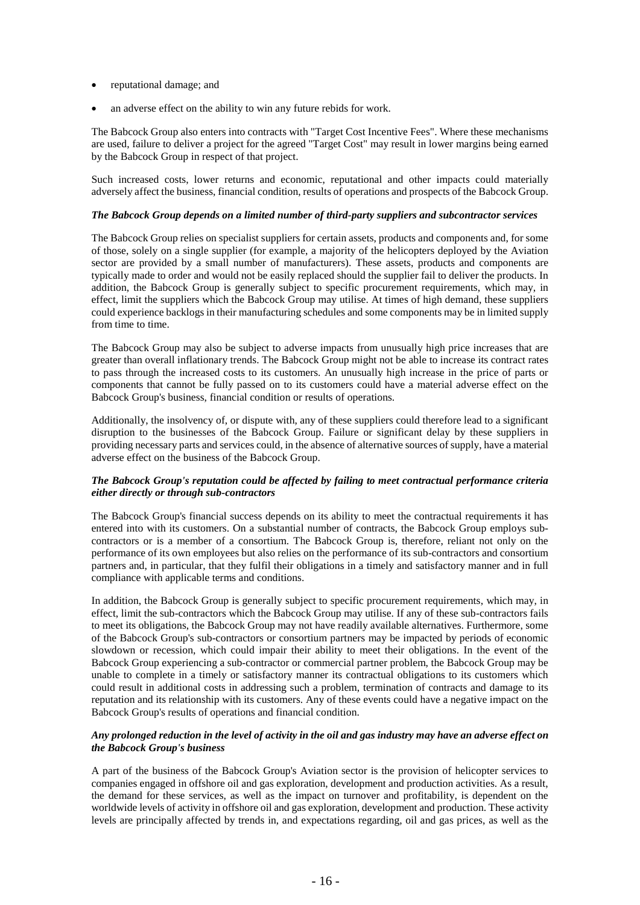- reputational damage; and
- an adverse effect on the ability to win any future rebids for work.

The Babcock Group also enters into contracts with "Target Cost Incentive Fees". Where these mechanisms are used, failure to deliver a project for the agreed "Target Cost" may result in lower margins being earned by the Babcock Group in respect of that project.

Such increased costs, lower returns and economic, reputational and other impacts could materially adversely affect the business, financial condition, results of operations and prospects of the Babcock Group.

***The Babcock Group depends on a limited number of third-party suppliers and subcontractor services***

The Babcock Group relies on specialist suppliers for certain assets, products and components and, for some of those, solely on a single supplier (for example, a majority of the helicopters deployed by the Aviation sector are provided by a small number of manufacturers). These assets, products and components are typically made to order and would not be easily replaced should the supplier fail to deliver the products. In addition, the Babcock Group is generally subject to specific procurement requirements, which may, in effect, limit the suppliers which the Babcock Group may utilise. At times of high demand, these suppliers could experience backlogs in their manufacturing schedules and some components may be in limited supply from time to time.

The Babcock Group may also be subject to adverse impacts from unusually high price increases that are greater than overall inflationary trends. The Babcock Group might not be able to increase its contract rates to pass through the increased costs to its customers. An unusually high increase in the price of parts or components that cannot be fully passed on to its customers could have a material adverse effect on the Babcock Group's business, financial condition or results of operations.

Additionally, the insolvency of, or dispute with, any of these suppliers could therefore lead to a significant disruption to the businesses of the Babcock Group. Failure or significant delay by these suppliers in providing necessary parts and services could, in the absence of alternative sources of supply, have a material adverse effect on the business of the Babcock Group.

***The Babcock Group's reputation could be affected by failing to meet contractual performance criteria either directly or through sub-contractors***

The Babcock Group's financial success depends on its ability to meet the contractual requirements it has entered into with its customers. On a substantial number of contracts, the Babcock Group employs sub-contractors or is a member of a consortium. The Babcock Group is, therefore, reliant not only on the performance of its own employees but also relies on the performance of its sub-contractors and consortium partners and, in particular, that they fulfil their obligations in a timely and satisfactory manner and in full compliance with applicable terms and conditions.

In addition, the Babcock Group is generally subject to specific procurement requirements, which may, in effect, limit the sub-contractors which the Babcock Group may utilise. If any of these sub-contractors fails to meet its obligations, the Babcock Group may not have readily available alternatives. Furthermore, some of the Babcock Group's sub-contractors or consortium partners may be impacted by periods of economic slowdown or recession, which could impair their ability to meet their obligations. In the event of the Babcock Group experiencing a sub-contractor or commercial partner problem, the Babcock Group may be unable to complete in a timely or satisfactory manner its contractual obligations to its customers which could result in additional costs in addressing such a problem, termination of contracts and damage to its reputation and its relationship with its customers. Any of these events could have a negative impact on the Babcock Group's results of operations and financial condition.

***Any prolonged reduction in the level of activity in the oil and gas industry may have an adverse effect on the Babcock Group's business***

A part of the business of the Babcock Group's Aviation sector is the provision of helicopter services to companies engaged in offshore oil and gas exploration, development and production activities. As a result, the demand for these services, as well as the impact on turnover and profitability, is dependent on the worldwide levels of activity in offshore oil and gas exploration, development and production. These activity levels are principally affected by trends in, and expectations regarding, oil and gas prices, as well as the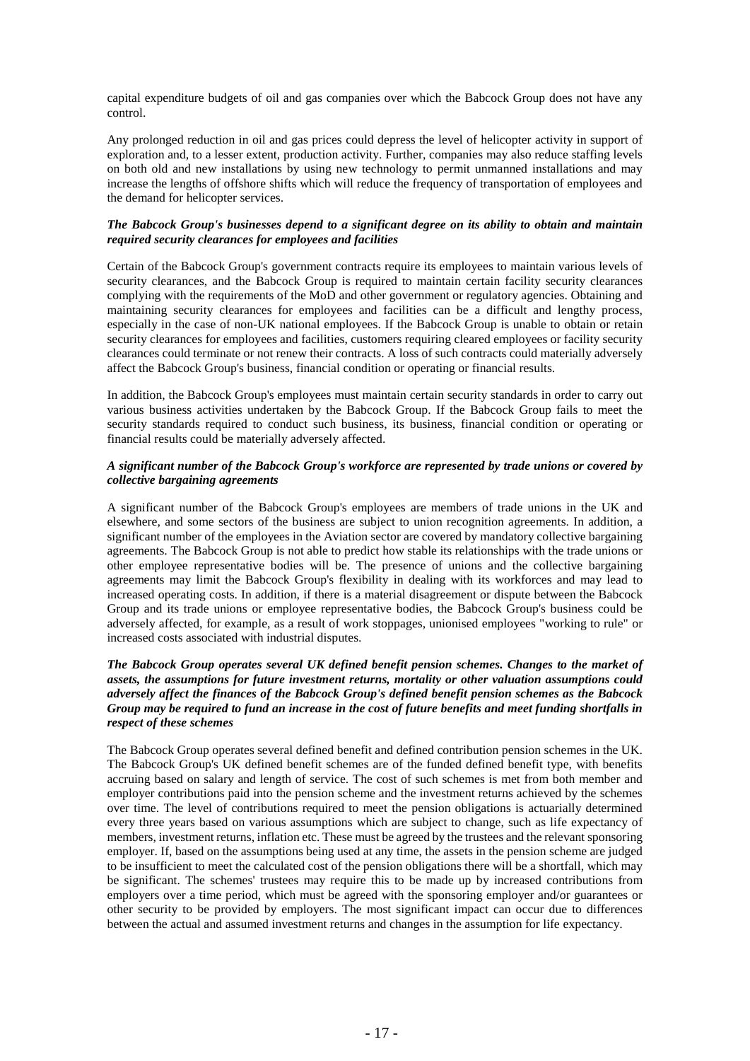capital expenditure budgets of oil and gas companies over which the Babcock Group does not have any control.

Any prolonged reduction in oil and gas prices could depress the level of helicopter activity in support of exploration and, to a lesser extent, production activity. Further, companies may also reduce staffing levels on both old and new installations by using new technology to permit unmanned installations and may increase the lengths of offshore shifts which will reduce the frequency of transportation of employees and the demand for helicopter services.

***The Babcock Group's businesses depend to a significant degree on its ability to obtain and maintain required security clearances for employees and facilities***

Certain of the Babcock Group's government contracts require its employees to maintain various levels of security clearances, and the Babcock Group is required to maintain certain facility security clearances complying with the requirements of the MoD and other government or regulatory agencies. Obtaining and maintaining security clearances for employees and facilities can be a difficult and lengthy process, especially in the case of non-UK national employees. If the Babcock Group is unable to obtain or retain security clearances for employees and facilities, customers requiring cleared employees or facility security clearances could terminate or not renew their contracts. A loss of such contracts could materially adversely affect the Babcock Group's business, financial condition or operating or financial results.

In addition, the Babcock Group's employees must maintain certain security standards in order to carry out various business activities undertaken by the Babcock Group. If the Babcock Group fails to meet the security standards required to conduct such business, its business, financial condition or operating or financial results could be materially adversely affected.

***A significant number of the Babcock Group's workforce are represented by trade unions or covered by collective bargaining agreements***

A significant number of the Babcock Group's employees are members of trade unions in the UK and elsewhere, and some sectors of the business are subject to union recognition agreements. In addition, a significant number of the employees in the Aviation sector are covered by mandatory collective bargaining agreements. The Babcock Group is not able to predict how stable its relationships with the trade unions or other employee representative bodies will be. The presence of unions and the collective bargaining agreements may limit the Babcock Group's flexibility in dealing with its workforces and may lead to increased operating costs. In addition, if there is a material disagreement or dispute between the Babcock Group and its trade unions or employee representative bodies, the Babcock Group's business could be adversely affected, for example, as a result of work stoppages, unionised employees "working to rule" or increased costs associated with industrial disputes.

***The Babcock Group operates several UK defined benefit pension schemes. Changes to the market of assets, the assumptions for future investment returns, mortality or other valuation assumptions could adversely affect the finances of the Babcock Group's defined benefit pension schemes as the Babcock Group may be required to fund an increase in the cost of future benefits and meet funding shortfalls in respect of these schemes***

The Babcock Group operates several defined benefit and defined contribution pension schemes in the UK. The Babcock Group's UK defined benefit schemes are of the funded defined benefit type, with benefits accruing based on salary and length of service. The cost of such schemes is met from both member and employer contributions paid into the pension scheme and the investment returns achieved by the schemes over time. The level of contributions required to meet the pension obligations is actuarially determined every three years based on various assumptions which are subject to change, such as life expectancy of members, investment returns, inflation etc. These must be agreed by the trustees and the relevant sponsoring employer. If, based on the assumptions being used at any time, the assets in the pension scheme are judged to be insufficient to meet the calculated cost of the pension obligations there will be a shortfall, which may be significant. The schemes' trustees may require this to be made up by increased contributions from employers over a time period, which must be agreed with the sponsoring employer and/or guarantees or other security to be provided by employers. The most significant impact can occur due to differences between the actual and assumed investment returns and changes in the assumption for life expectancy.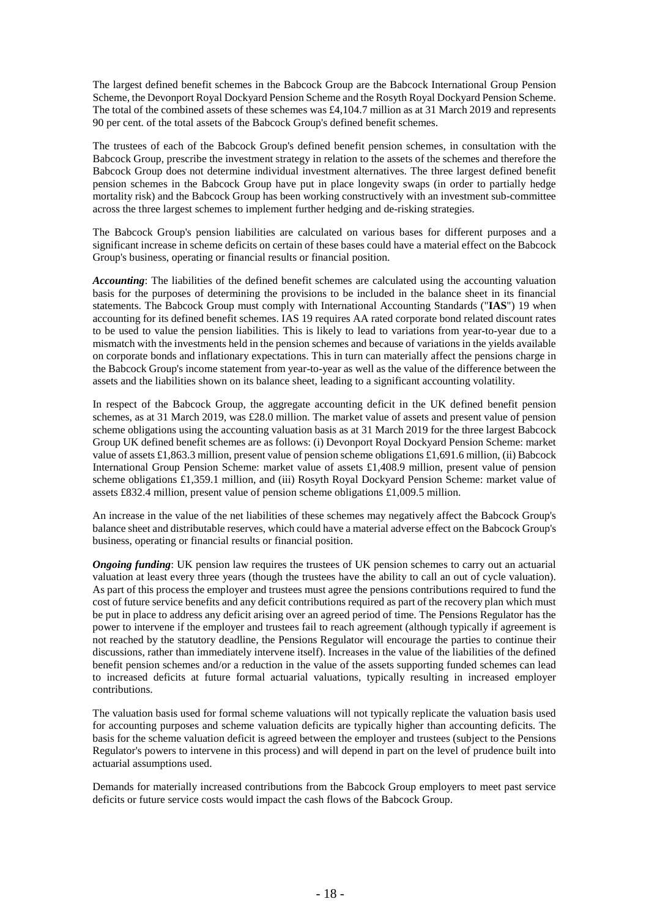The largest defined benefit schemes in the Babcock Group are the Babcock International Group Pension Scheme, the Devonport Royal Dockyard Pension Scheme and the Rosyth Royal Dockyard Pension Scheme. The total of the combined assets of these schemes was £4,104.7 million as at 31 March 2019 and represents 90 per cent. of the total assets of the Babcock Group's defined benefit schemes.

The trustees of each of the Babcock Group's defined benefit pension schemes, in consultation with the Babcock Group, prescribe the investment strategy in relation to the assets of the schemes and therefore the Babcock Group does not determine individual investment alternatives. The three largest defined benefit pension schemes in the Babcock Group have put in place longevity swaps (in order to partially hedge mortality risk) and the Babcock Group has been working constructively with an investment sub-committee across the three largest schemes to implement further hedging and de-risking strategies.

The Babcock Group's pension liabilities are calculated on various bases for different purposes and a significant increase in scheme deficits on certain of these bases could have a material effect on the Babcock Group's business, operating or financial results or financial position.

***Accounting***: The liabilities of the defined benefit schemes are calculated using the accounting valuation basis for the purposes of determining the provisions to be included in the balance sheet in its financial statements. The Babcock Group must comply with International Accounting Standards ("**IAS**") 19 when accounting for its defined benefit schemes. IAS 19 requires AA rated corporate bond related discount rates to be used to value the pension liabilities. This is likely to lead to variations from year-to-year due to a mismatch with the investments held in the pension schemes and because of variations in the yields available on corporate bonds and inflationary expectations. This in turn can materially affect the pensions charge in the Babcock Group's income statement from year-to-year as well as the value of the difference between the assets and the liabilities shown on its balance sheet, leading to a significant accounting volatility.

In respect of the Babcock Group, the aggregate accounting deficit in the UK defined benefit pension schemes, as at 31 March 2019, was £28.0 million. The market value of assets and present value of pension scheme obligations using the accounting valuation basis as at 31 March 2019 for the three largest Babcock Group UK defined benefit schemes are as follows: (i) Devonport Royal Dockyard Pension Scheme: market value of assets £1,863.3 million, present value of pension scheme obligations £1,691.6 million, (ii) Babcock International Group Pension Scheme: market value of assets £1,408.9 million, present value of pension scheme obligations £1,359.1 million, and (iii) Rosyth Royal Dockyard Pension Scheme: market value of assets £832.4 million, present value of pension scheme obligations £1,009.5 million.

An increase in the value of the net liabilities of these schemes may negatively affect the Babcock Group's balance sheet and distributable reserves, which could have a material adverse effect on the Babcock Group's business, operating or financial results or financial position.

***Ongoing funding***: UK pension law requires the trustees of UK pension schemes to carry out an actuarial valuation at least every three years (though the trustees have the ability to call an out of cycle valuation). As part of this process the employer and trustees must agree the pensions contributions required to fund the cost of future service benefits and any deficit contributions required as part of the recovery plan which must be put in place to address any deficit arising over an agreed period of time. The Pensions Regulator has the power to intervene if the employer and trustees fail to reach agreement (although typically if agreement is not reached by the statutory deadline, the Pensions Regulator will encourage the parties to continue their discussions, rather than immediately intervene itself). Increases in the value of the liabilities of the defined benefit pension schemes and/or a reduction in the value of the assets supporting funded schemes can lead to increased deficits at future formal actuarial valuations, typically resulting in increased employer contributions.

The valuation basis used for formal scheme valuations will not typically replicate the valuation basis used for accounting purposes and scheme valuation deficits are typically higher than accounting deficits. The basis for the scheme valuation deficit is agreed between the employer and trustees (subject to the Pensions Regulator's powers to intervene in this process) and will depend in part on the level of prudence built into actuarial assumptions used.

Demands for materially increased contributions from the Babcock Group employers to meet past service deficits or future service costs would impact the cash flows of the Babcock Group.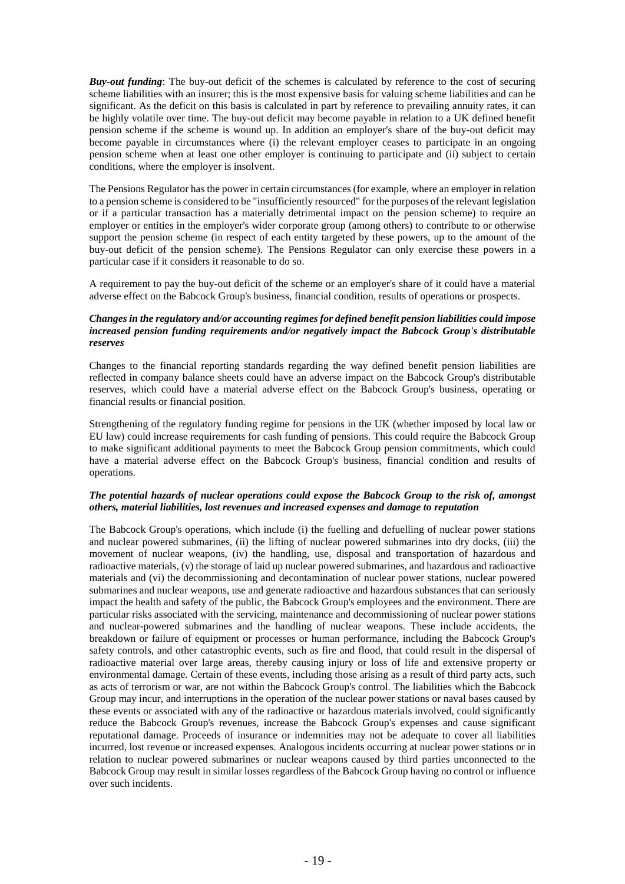***Buy-out funding***: The buy-out deficit of the schemes is calculated by reference to the cost of securing scheme liabilities with an insurer; this is the most expensive basis for valuing scheme liabilities and can be significant. As the deficit on this basis is calculated in part by reference to prevailing annuity rates, it can be highly volatile over time. The buy-out deficit may become payable in relation to a UK defined benefit pension scheme if the scheme is wound up. In addition an employer's share of the buy-out deficit may become payable in circumstances where (i) the relevant employer ceases to participate in an ongoing pension scheme when at least one other employer is continuing to participate and (ii) subject to certain conditions, where the employer is insolvent.

The Pensions Regulator has the power in certain circumstances (for example, where an employer in relation to a pension scheme is considered to be "insufficiently resourced" for the purposes of the relevant legislation or if a particular transaction has a materially detrimental impact on the pension scheme) to require an employer or entities in the employer's wider corporate group (among others) to contribute to or otherwise support the pension scheme (in respect of each entity targeted by these powers, up to the amount of the buy-out deficit of the pension scheme). The Pensions Regulator can only exercise these powers in a particular case if it considers it reasonable to do so.

A requirement to pay the buy-out deficit of the scheme or an employer's share of it could have a material adverse effect on the Babcock Group's business, financial condition, results of operations or prospects.

***Changes in the regulatory and/or accounting regimes for defined benefit pension liabilities could impose increased pension funding requirements and/or negatively impact the Babcock Group's distributable reserves***

Changes to the financial reporting standards regarding the way defined benefit pension liabilities are reflected in company balance sheets could have an adverse impact on the Babcock Group's distributable reserves, which could have a material adverse effect on the Babcock Group's business, operating or financial results or financial position.

Strengthening of the regulatory funding regime for pensions in the UK (whether imposed by local law or EU law) could increase requirements for cash funding of pensions. This could require the Babcock Group to make significant additional payments to meet the Babcock Group pension commitments, which could have a material adverse effect on the Babcock Group's business, financial condition and results of operations.

***The potential hazards of nuclear operations could expose the Babcock Group to the risk of, amongst others, material liabilities, lost revenues and increased expenses and damage to reputation***

The Babcock Group's operations, which include (i) the fuelling and defuelling of nuclear power stations and nuclear powered submarines, (ii) the lifting of nuclear powered submarines into dry docks, (iii) the movement of nuclear weapons, (iv) the handling, use, disposal and transportation of hazardous and radioactive materials, (v) the storage of laid up nuclear powered submarines, and hazardous and radioactive materials and (vi) the decommissioning and decontamination of nuclear power stations, nuclear powered submarines and nuclear weapons, use and generate radioactive and hazardous substances that can seriously impact the health and safety of the public, the Babcock Group's employees and the environment. There are particular risks associated with the servicing, maintenance and decommissioning of nuclear power stations and nuclear-powered submarines and the handling of nuclear weapons. These include accidents, the breakdown or failure of equipment or processes or human performance, including the Babcock Group's safety controls, and other catastrophic events, such as fire and flood, that could result in the dispersal of radioactive material over large areas, thereby causing injury or loss of life and extensive property or environmental damage. Certain of these events, including those arising as a result of third party acts, such as acts of terrorism or war, are not within the Babcock Group's control. The liabilities which the Babcock Group may incur, and interruptions in the operation of the nuclear power stations or naval bases caused by these events or associated with any of the radioactive or hazardous materials involved, could significantly reduce the Babcock Group's revenues, increase the Babcock Group's expenses and cause significant reputational damage. Proceeds of insurance or indemnities may not be adequate to cover all liabilities incurred, lost revenue or increased expenses. Analogous incidents occurring at nuclear power stations or in relation to nuclear powered submarines or nuclear weapons caused by third parties unconnected to the Babcock Group may result in similar losses regardless of the Babcock Group having no control or influence over such incidents.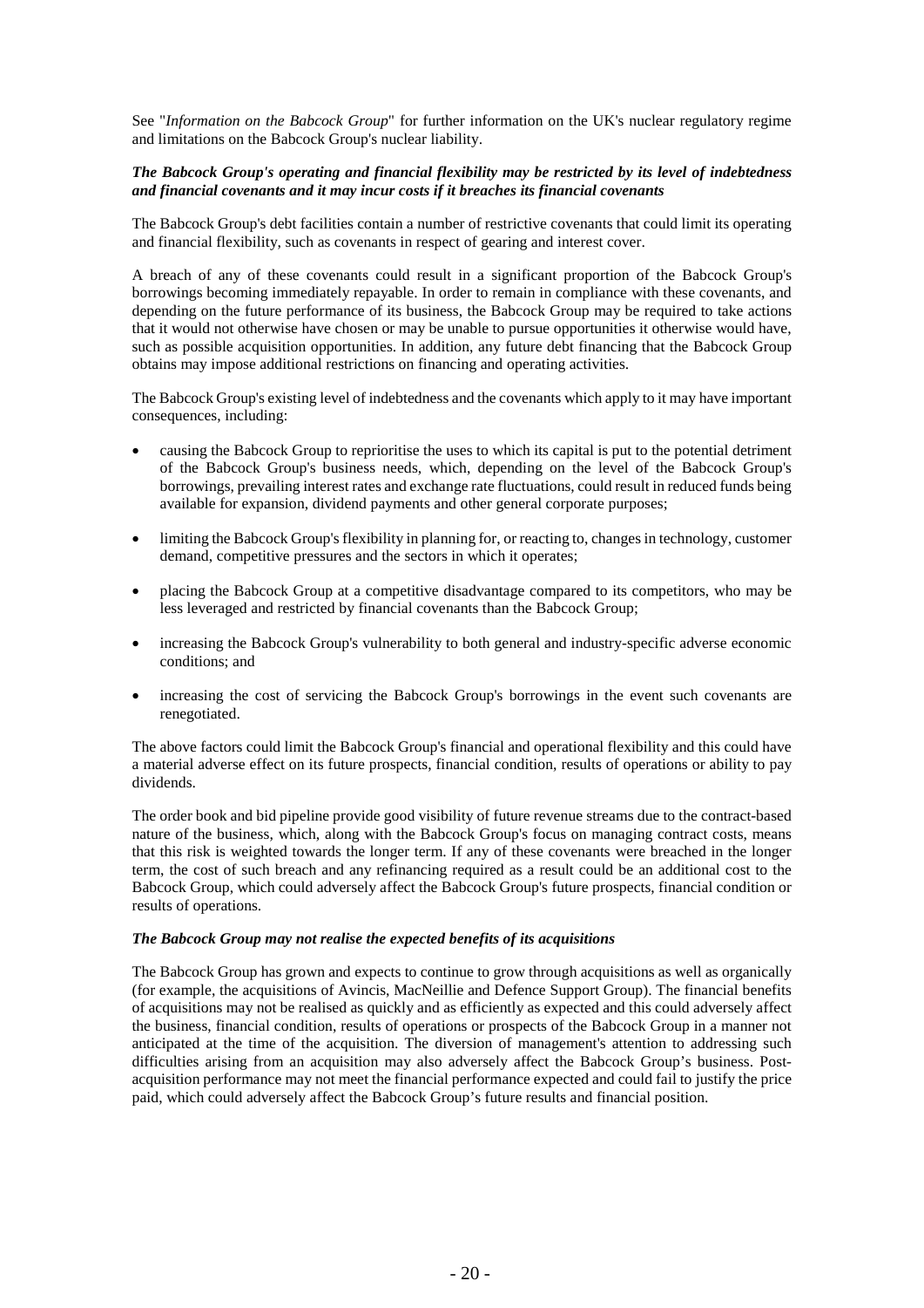See "*Information on the Babcock Group*" for further information on the UK's nuclear regulatory regime and limitations on the Babcock Group's nuclear liability.

***The Babcock Group's operating and financial flexibility may be restricted by its level of indebtedness and financial covenants and it may incur costs if it breaches its financial covenants***

The Babcock Group's debt facilities contain a number of restrictive covenants that could limit its operating and financial flexibility, such as covenants in respect of gearing and interest cover.

A breach of any of these covenants could result in a significant proportion of the Babcock Group's borrowings becoming immediately repayable. In order to remain in compliance with these covenants, and depending on the future performance of its business, the Babcock Group may be required to take actions that it would not otherwise have chosen or may be unable to pursue opportunities it otherwise would have, such as possible acquisition opportunities. In addition, any future debt financing that the Babcock Group obtains may impose additional restrictions on financing and operating activities.

The Babcock Group's existing level of indebtedness and the covenants which apply to it may have important consequences, including:

- causing the Babcock Group to reprioritise the uses to which its capital is put to the potential detriment of the Babcock Group's business needs, which, depending on the level of the Babcock Group's borrowings, prevailing interest rates and exchange rate fluctuations, could result in reduced funds being available for expansion, dividend payments and other general corporate purposes;
- limiting the Babcock Group's flexibility in planning for, or reacting to, changes in technology, customer demand, competitive pressures and the sectors in which it operates;
- placing the Babcock Group at a competitive disadvantage compared to its competitors, who may be less leveraged and restricted by financial covenants than the Babcock Group;
- increasing the Babcock Group's vulnerability to both general and industry-specific adverse economic conditions; and
- increasing the cost of servicing the Babcock Group's borrowings in the event such covenants are renegotiated.

The above factors could limit the Babcock Group's financial and operational flexibility and this could have a material adverse effect on its future prospects, financial condition, results of operations or ability to pay dividends.

The order book and bid pipeline provide good visibility of future revenue streams due to the contract-based nature of the business, which, along with the Babcock Group's focus on managing contract costs, means that this risk is weighted towards the longer term. If any of these covenants were breached in the longer term, the cost of such breach and any refinancing required as a result could be an additional cost to the Babcock Group, which could adversely affect the Babcock Group's future prospects, financial condition or results of operations.

***The Babcock Group may not realise the expected benefits of its acquisitions***

The Babcock Group has grown and expects to continue to grow through acquisitions as well as organically (for example, the acquisitions of Avincis, MacNeillie and Defence Support Group). The financial benefits of acquisitions may not be realised as quickly and as efficiently as expected and this could adversely affect the business, financial condition, results of operations or prospects of the Babcock Group in a manner not anticipated at the time of the acquisition. The diversion of management's attention to addressing such difficulties arising from an acquisition may also adversely affect the Babcock Group's business. Post-acquisition performance may not meet the financial performance expected and could fail to justify the price paid, which could adversely affect the Babcock Group's future results and financial position.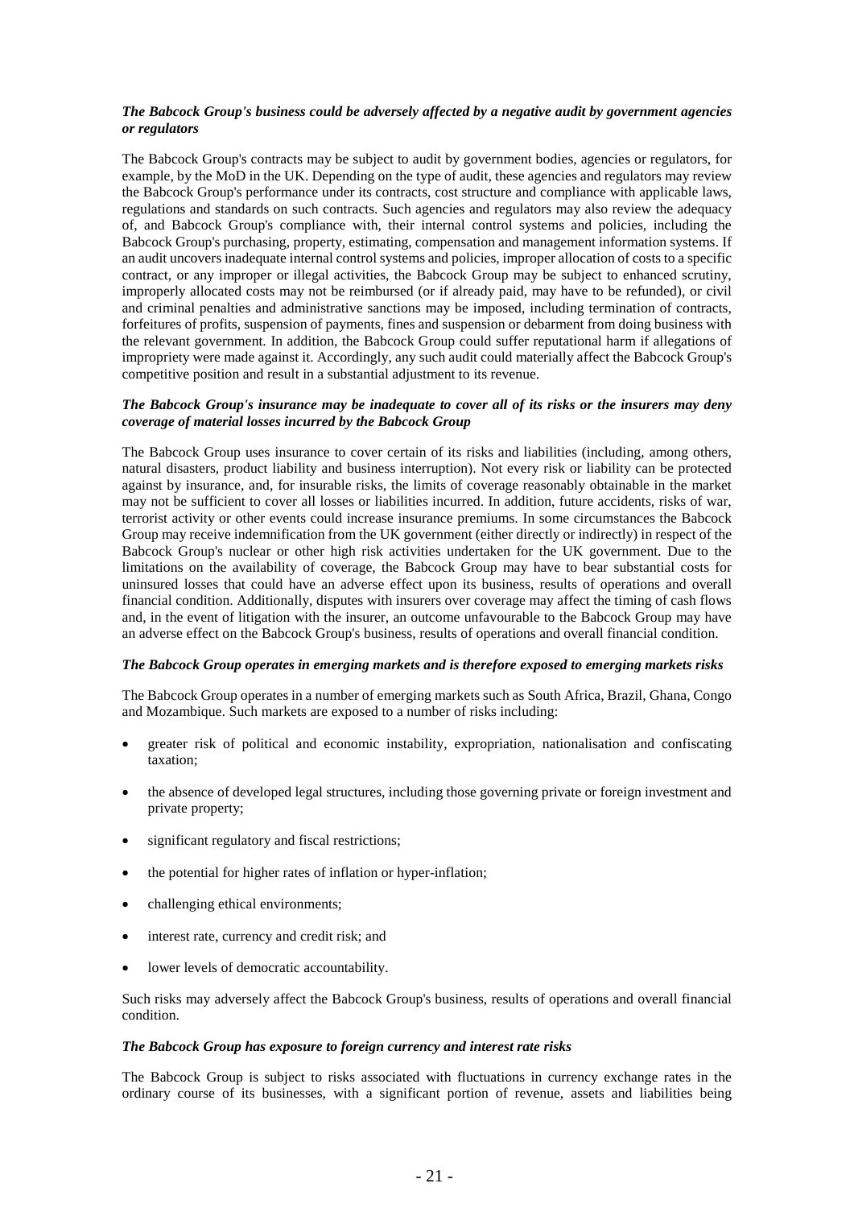***The Babcock Group's business could be adversely affected by a negative audit by government agencies or regulators***

The Babcock Group's contracts may be subject to audit by government bodies, agencies or regulators, for example, by the MoD in the UK. Depending on the type of audit, these agencies and regulators may review the Babcock Group's performance under its contracts, cost structure and compliance with applicable laws, regulations and standards on such contracts. Such agencies and regulators may also review the adequacy of, and Babcock Group's compliance with, their internal control systems and policies, including the Babcock Group's purchasing, property, estimating, compensation and management information systems. If an audit uncovers inadequate internal control systems and policies, improper allocation of costs to a specific contract, or any improper or illegal activities, the Babcock Group may be subject to enhanced scrutiny, improperly allocated costs may not be reimbursed (or if already paid, may have to be refunded), or civil and criminal penalties and administrative sanctions may be imposed, including termination of contracts, forfeitures of profits, suspension of payments, fines and suspension or debarment from doing business with the relevant government. In addition, the Babcock Group could suffer reputational harm if allegations of impropriety were made against it. Accordingly, any such audit could materially affect the Babcock Group's competitive position and result in a substantial adjustment to its revenue.

***The Babcock Group's insurance may be inadequate to cover all of its risks or the insurers may deny coverage of material losses incurred by the Babcock Group***

The Babcock Group uses insurance to cover certain of its risks and liabilities (including, among others, natural disasters, product liability and business interruption). Not every risk or liability can be protected against by insurance, and, for insurable risks, the limits of coverage reasonably obtainable in the market may not be sufficient to cover all losses or liabilities incurred. In addition, future accidents, risks of war, terrorist activity or other events could increase insurance premiums. In some circumstances the Babcock Group may receive indemnification from the UK government (either directly or indirectly) in respect of the Babcock Group's nuclear or other high risk activities undertaken for the UK government. Due to the limitations on the availability of coverage, the Babcock Group may have to bear substantial costs for uninsured losses that could have an adverse effect upon its business, results of operations and overall financial condition. Additionally, disputes with insurers over coverage may affect the timing of cash flows and, in the event of litigation with the insurer, an outcome unfavourable to the Babcock Group may have an adverse effect on the Babcock Group's business, results of operations and overall financial condition.

***The Babcock Group operates in emerging markets and is therefore exposed to emerging markets risks***

The Babcock Group operates in a number of emerging markets such as South Africa, Brazil, Ghana, Congo and Mozambique. Such markets are exposed to a number of risks including:

- greater risk of political and economic instability, expropriation, nationalisation and confiscating taxation;
- the absence of developed legal structures, including those governing private or foreign investment and private property;
- significant regulatory and fiscal restrictions;
- the potential for higher rates of inflation or hyper-inflation;
- challenging ethical environments;
- interest rate, currency and credit risk; and
- lower levels of democratic accountability.

Such risks may adversely affect the Babcock Group's business, results of operations and overall financial condition.

***The Babcock Group has exposure to foreign currency and interest rate risks***

The Babcock Group is subject to risks associated with fluctuations in currency exchange rates in the ordinary course of its businesses, with a significant portion of revenue, assets and liabilities being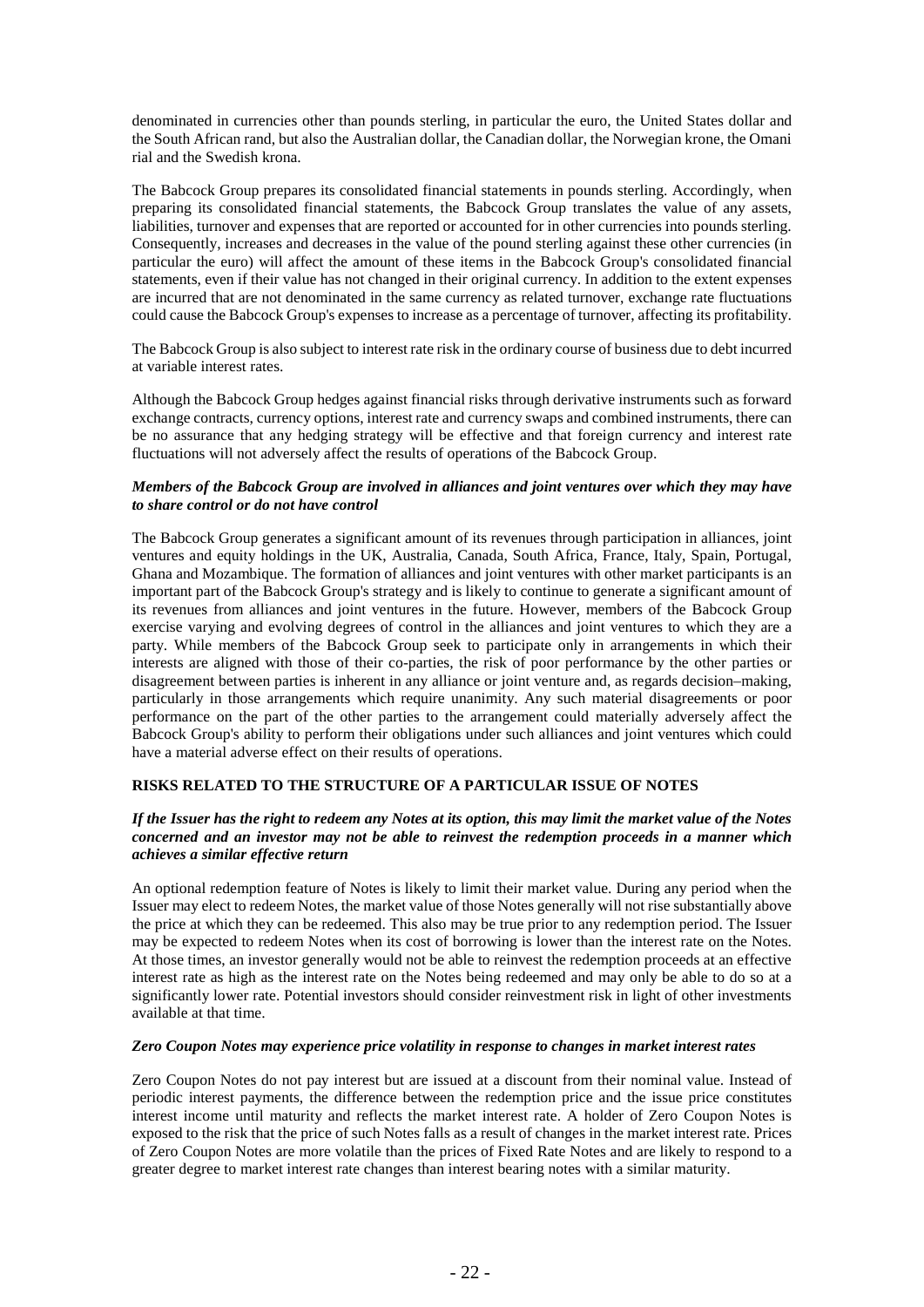denominated in currencies other than pounds sterling, in particular the euro, the United States dollar and the South African rand, but also the Australian dollar, the Canadian dollar, the Norwegian krone, the Omani rial and the Swedish krona.

The Babcock Group prepares its consolidated financial statements in pounds sterling. Accordingly, when preparing its consolidated financial statements, the Babcock Group translates the value of any assets, liabilities, turnover and expenses that are reported or accounted for in other currencies into pounds sterling. Consequently, increases and decreases in the value of the pound sterling against these other currencies (in particular the euro) will affect the amount of these items in the Babcock Group's consolidated financial statements, even if their value has not changed in their original currency. In addition to the extent expenses are incurred that are not denominated in the same currency as related turnover, exchange rate fluctuations could cause the Babcock Group's expenses to increase as a percentage of turnover, affecting its profitability.

The Babcock Group is also subject to interest rate risk in the ordinary course of business due to debt incurred at variable interest rates.

Although the Babcock Group hedges against financial risks through derivative instruments such as forward exchange contracts, currency options, interest rate and currency swaps and combined instruments, there can be no assurance that any hedging strategy will be effective and that foreign currency and interest rate fluctuations will not adversely affect the results of operations of the Babcock Group.

***Members of the Babcock Group are involved in alliances and joint ventures over which they may have to share control or do not have control***

The Babcock Group generates a significant amount of its revenues through participation in alliances, joint ventures and equity holdings in the UK, Australia, Canada, South Africa, France, Italy, Spain, Portugal, Ghana and Mozambique. The formation of alliances and joint ventures with other market participants is an important part of the Babcock Group's strategy and is likely to continue to generate a significant amount of its revenues from alliances and joint ventures in the future. However, members of the Babcock Group exercise varying and evolving degrees of control in the alliances and joint ventures to which they are a party. While members of the Babcock Group seek to participate only in arrangements in which their interests are aligned with those of their co-parties, the risk of poor performance by the other parties or disagreement between parties is inherent in any alliance or joint venture and, as regards decision–making, particularly in those arrangements which require unanimity. Any such material disagreements or poor performance on the part of the other parties to the arrangement could materially adversely affect the Babcock Group's ability to perform their obligations under such alliances and joint ventures which could have a material adverse effect on their results of operations.

## RISKS RELATED TO THE STRUCTURE OF A PARTICULAR ISSUE OF NOTES

***If the Issuer has the right to redeem any Notes at its option, this may limit the market value of the Notes concerned and an investor may not be able to reinvest the redemption proceeds in a manner which achieves a similar effective return***

An optional redemption feature of Notes is likely to limit their market value. During any period when the Issuer may elect to redeem Notes, the market value of those Notes generally will not rise substantially above the price at which they can be redeemed. This also may be true prior to any redemption period. The Issuer may be expected to redeem Notes when its cost of borrowing is lower than the interest rate on the Notes. At those times, an investor generally would not be able to reinvest the redemption proceeds at an effective interest rate as high as the interest rate on the Notes being redeemed and may only be able to do so at a significantly lower rate. Potential investors should consider reinvestment risk in light of other investments available at that time.

***Zero Coupon Notes may experience price volatility in response to changes in market interest rates***

Zero Coupon Notes do not pay interest but are issued at a discount from their nominal value. Instead of periodic interest payments, the difference between the redemption price and the issue price constitutes interest income until maturity and reflects the market interest rate. A holder of Zero Coupon Notes is exposed to the risk that the price of such Notes falls as a result of changes in the market interest rate. Prices of Zero Coupon Notes are more volatile than the prices of Fixed Rate Notes and are likely to respond to a greater degree to market interest rate changes than interest bearing notes with a similar maturity.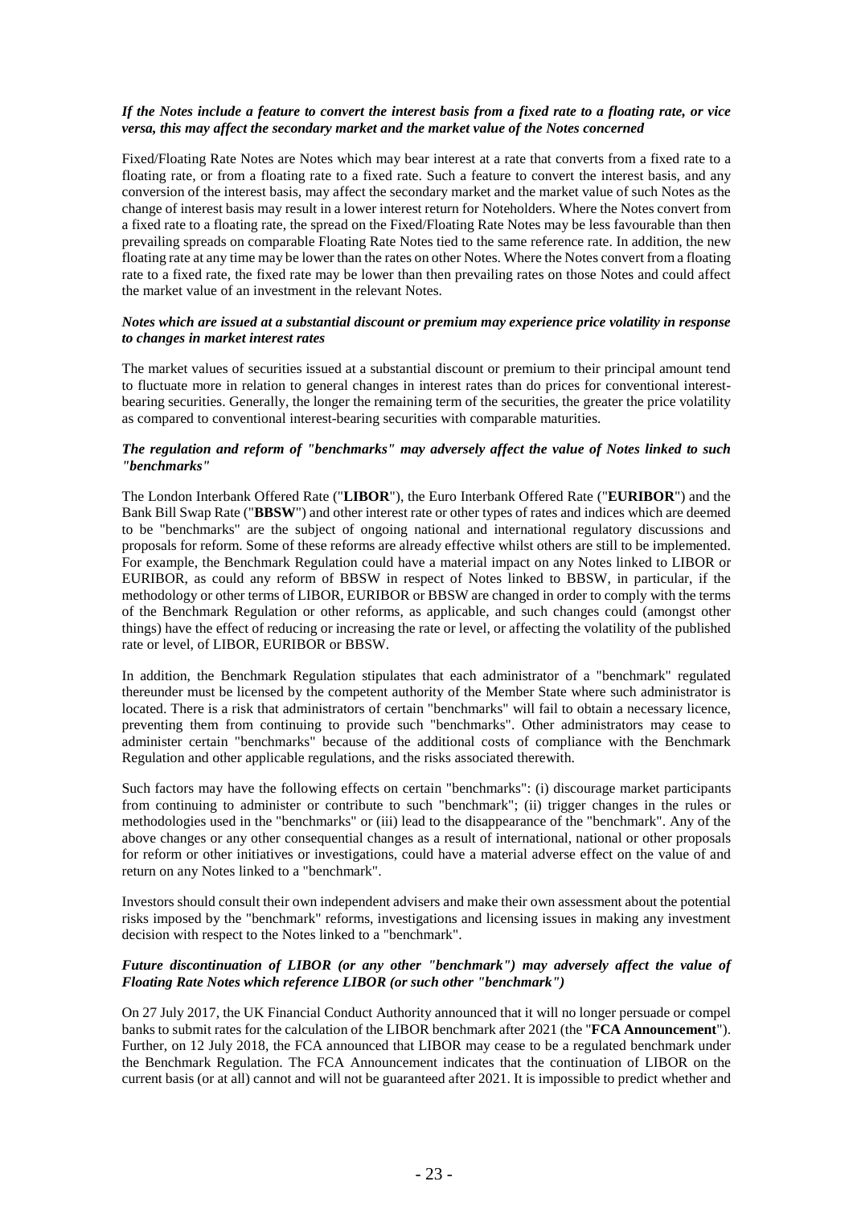***If the Notes include a feature to convert the interest basis from a fixed rate to a floating rate, or vice versa, this may affect the secondary market and the market value of the Notes concerned***

Fixed/Floating Rate Notes are Notes which may bear interest at a rate that converts from a fixed rate to a floating rate, or from a floating rate to a fixed rate. Such a feature to convert the interest basis, and any conversion of the interest basis, may affect the secondary market and the market value of such Notes as the change of interest basis may result in a lower interest return for Noteholders. Where the Notes convert from a fixed rate to a floating rate, the spread on the Fixed/Floating Rate Notes may be less favourable than then prevailing spreads on comparable Floating Rate Notes tied to the same reference rate. In addition, the new floating rate at any time may be lower than the rates on other Notes. Where the Notes convert from a floating rate to a fixed rate, the fixed rate may be lower than then prevailing rates on those Notes and could affect the market value of an investment in the relevant Notes.

***Notes which are issued at a substantial discount or premium may experience price volatility in response to changes in market interest rates***

The market values of securities issued at a substantial discount or premium to their principal amount tend to fluctuate more in relation to general changes in interest rates than do prices for conventional interest-bearing securities. Generally, the longer the remaining term of the securities, the greater the price volatility as compared to conventional interest-bearing securities with comparable maturities.

***The regulation and reform of "benchmarks" may adversely affect the value of Notes linked to such "benchmarks"***

The London Interbank Offered Rate ("**LIBOR**"), the Euro Interbank Offered Rate ("**EURIBOR**") and the Bank Bill Swap Rate ("**BBSW**") and other interest rate or other types of rates and indices which are deemed to be "benchmarks" are the subject of ongoing national and international regulatory discussions and proposals for reform. Some of these reforms are already effective whilst others are still to be implemented. For example, the Benchmark Regulation could have a material impact on any Notes linked to LIBOR or EURIBOR, as could any reform of BBSW in respect of Notes linked to BBSW, in particular, if the methodology or other terms of LIBOR, EURIBOR or BBSW are changed in order to comply with the terms of the Benchmark Regulation or other reforms, as applicable, and such changes could (amongst other things) have the effect of reducing or increasing the rate or level, or affecting the volatility of the published rate or level, of LIBOR, EURIBOR or BBSW.

In addition, the Benchmark Regulation stipulates that each administrator of a "benchmark" regulated thereunder must be licensed by the competent authority of the Member State where such administrator is located. There is a risk that administrators of certain "benchmarks" will fail to obtain a necessary licence, preventing them from continuing to provide such "benchmarks". Other administrators may cease to administer certain "benchmarks" because of the additional costs of compliance with the Benchmark Regulation and other applicable regulations, and the risks associated therewith.

Such factors may have the following effects on certain "benchmarks": (i) discourage market participants from continuing to administer or contribute to such "benchmark"; (ii) trigger changes in the rules or methodologies used in the "benchmarks" or (iii) lead to the disappearance of the "benchmark". Any of the above changes or any other consequential changes as a result of international, national or other proposals for reform or other initiatives or investigations, could have a material adverse effect on the value of and return on any Notes linked to a "benchmark".

Investors should consult their own independent advisers and make their own assessment about the potential risks imposed by the "benchmark" reforms, investigations and licensing issues in making any investment decision with respect to the Notes linked to a "benchmark".

***Future discontinuation of LIBOR (or any other "benchmark") may adversely affect the value of Floating Rate Notes which reference LIBOR (or such other "benchmark")***

On 27 July 2017, the UK Financial Conduct Authority announced that it will no longer persuade or compel banks to submit rates for the calculation of the LIBOR benchmark after 2021 (the "**FCA Announcement**"). Further, on 12 July 2018, the FCA announced that LIBOR may cease to be a regulated benchmark under the Benchmark Regulation. The FCA Announcement indicates that the continuation of LIBOR on the current basis (or at all) cannot and will not be guaranteed after 2021. It is impossible to predict whether and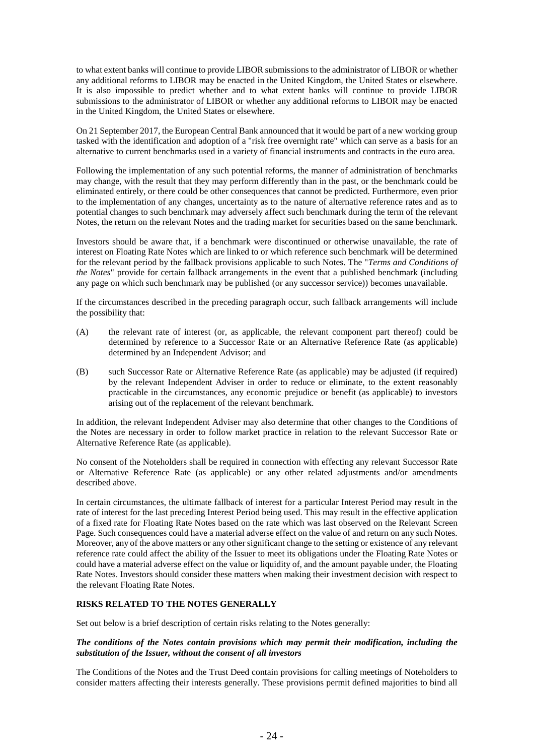to what extent banks will continue to provide LIBOR submissions to the administrator of LIBOR or whether any additional reforms to LIBOR may be enacted in the United Kingdom, the United States or elsewhere. It is also impossible to predict whether and to what extent banks will continue to provide LIBOR submissions to the administrator of LIBOR or whether any additional reforms to LIBOR may be enacted in the United Kingdom, the United States or elsewhere.

On 21 September 2017, the European Central Bank announced that it would be part of a new working group tasked with the identification and adoption of a "risk free overnight rate" which can serve as a basis for an alternative to current benchmarks used in a variety of financial instruments and contracts in the euro area.

Following the implementation of any such potential reforms, the manner of administration of benchmarks may change, with the result that they may perform differently than in the past, or the benchmark could be eliminated entirely, or there could be other consequences that cannot be predicted. Furthermore, even prior to the implementation of any changes, uncertainty as to the nature of alternative reference rates and as to potential changes to such benchmark may adversely affect such benchmark during the term of the relevant Notes, the return on the relevant Notes and the trading market for securities based on the same benchmark.

Investors should be aware that, if a benchmark were discontinued or otherwise unavailable, the rate of interest on Floating Rate Notes which are linked to or which reference such benchmark will be determined for the relevant period by the fallback provisions applicable to such Notes. The "*Terms and Conditions of the Notes*" provide for certain fallback arrangements in the event that a published benchmark (including any page on which such benchmark may be published (or any successor service)) becomes unavailable.

If the circumstances described in the preceding paragraph occur, such fallback arrangements will include the possibility that:

(A) the relevant rate of interest (or, as applicable, the relevant component part thereof) could be determined by reference to a Successor Rate or an Alternative Reference Rate (as applicable) determined by an Independent Advisor; and

(B) such Successor Rate or Alternative Reference Rate (as applicable) may be adjusted (if required) by the relevant Independent Adviser in order to reduce or eliminate, to the extent reasonably practicable in the circumstances, any economic prejudice or benefit (as applicable) to investors arising out of the replacement of the relevant benchmark.

In addition, the relevant Independent Adviser may also determine that other changes to the Conditions of the Notes are necessary in order to follow market practice in relation to the relevant Successor Rate or Alternative Reference Rate (as applicable).

No consent of the Noteholders shall be required in connection with effecting any relevant Successor Rate or Alternative Reference Rate (as applicable) or any other related adjustments and/or amendments described above.

In certain circumstances, the ultimate fallback of interest for a particular Interest Period may result in the rate of interest for the last preceding Interest Period being used. This may result in the effective application of a fixed rate for Floating Rate Notes based on the rate which was last observed on the Relevant Screen Page. Such consequences could have a material adverse effect on the value of and return on any such Notes. Moreover, any of the above matters or any other significant change to the setting or existence of any relevant reference rate could affect the ability of the Issuer to meet its obligations under the Floating Rate Notes or could have a material adverse effect on the value or liquidity of, and the amount payable under, the Floating Rate Notes. Investors should consider these matters when making their investment decision with respect to the relevant Floating Rate Notes.

**RISKS RELATED TO THE NOTES GENERALLY**

Set out below is a brief description of certain risks relating to the Notes generally:

***The conditions of the Notes contain provisions which may permit their modification, including the substitution of the Issuer, without the consent of all investors***

The Conditions of the Notes and the Trust Deed contain provisions for calling meetings of Noteholders to consider matters affecting their interests generally. These provisions permit defined majorities to bind all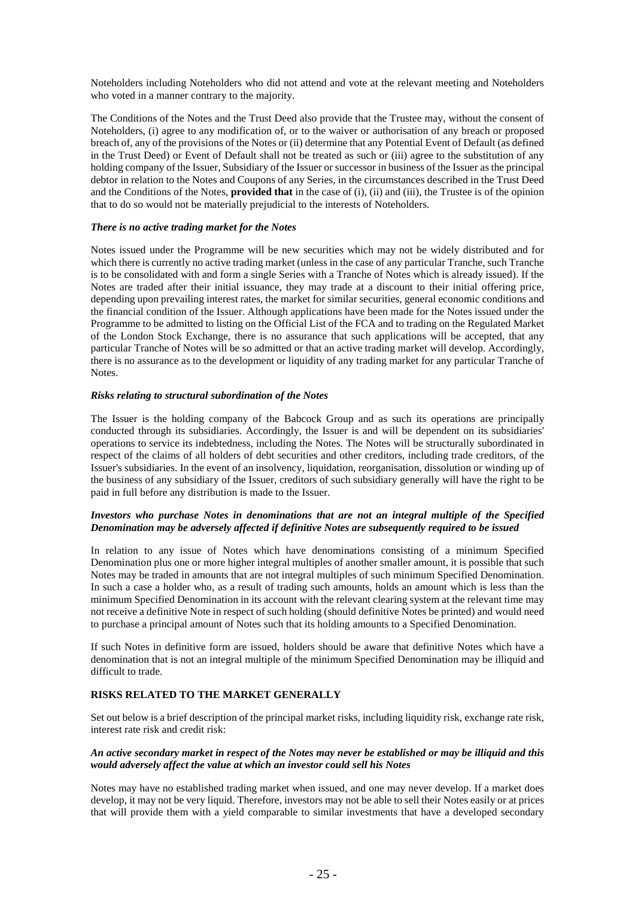Noteholders including Noteholders who did not attend and vote at the relevant meeting and Noteholders who voted in a manner contrary to the majority.

The Conditions of the Notes and the Trust Deed also provide that the Trustee may, without the consent of Noteholders, (i) agree to any modification of, or to the waiver or authorisation of any breach or proposed breach of, any of the provisions of the Notes or (ii) determine that any Potential Event of Default (as defined in the Trust Deed) or Event of Default shall not be treated as such or (iii) agree to the substitution of any holding company of the Issuer, Subsidiary of the Issuer or successor in business of the Issuer as the principal debtor in relation to the Notes and Coupons of any Series, in the circumstances described in the Trust Deed and the Conditions of the Notes, **provided that** in the case of (i), (ii) and (iii), the Trustee is of the opinion that to do so would not be materially prejudicial to the interests of Noteholders.

***There is no active trading market for the Notes***

Notes issued under the Programme will be new securities which may not be widely distributed and for which there is currently no active trading market (unless in the case of any particular Tranche, such Tranche is to be consolidated with and form a single Series with a Tranche of Notes which is already issued). If the Notes are traded after their initial issuance, they may trade at a discount to their initial offering price, depending upon prevailing interest rates, the market for similar securities, general economic conditions and the financial condition of the Issuer. Although applications have been made for the Notes issued under the Programme to be admitted to listing on the Official List of the FCA and to trading on the Regulated Market of the London Stock Exchange, there is no assurance that such applications will be accepted, that any particular Tranche of Notes will be so admitted or that an active trading market will develop. Accordingly, there is no assurance as to the development or liquidity of any trading market for any particular Tranche of Notes.

***Risks relating to structural subordination of the Notes***

The Issuer is the holding company of the Babcock Group and as such its operations are principally conducted through its subsidiaries. Accordingly, the Issuer is and will be dependent on its subsidiaries' operations to service its indebtedness, including the Notes. The Notes will be structurally subordinated in respect of the claims of all holders of debt securities and other creditors, including trade creditors, of the Issuer's subsidiaries. In the event of an insolvency, liquidation, reorganisation, dissolution or winding up of the business of any subsidiary of the Issuer, creditors of such subsidiary generally will have the right to be paid in full before any distribution is made to the Issuer.

***Investors who purchase Notes in denominations that are not an integral multiple of the Specified Denomination may be adversely affected if definitive Notes are subsequently required to be issued***

In relation to any issue of Notes which have denominations consisting of a minimum Specified Denomination plus one or more higher integral multiples of another smaller amount, it is possible that such Notes may be traded in amounts that are not integral multiples of such minimum Specified Denomination. In such a case a holder who, as a result of trading such amounts, holds an amount which is less than the minimum Specified Denomination in its account with the relevant clearing system at the relevant time may not receive a definitive Note in respect of such holding (should definitive Notes be printed) and would need to purchase a principal amount of Notes such that its holding amounts to a Specified Denomination.

If such Notes in definitive form are issued, holders should be aware that definitive Notes which have a denomination that is not an integral multiple of the minimum Specified Denomination may be illiquid and difficult to trade.

**RISKS RELATED TO THE MARKET GENERALLY**

Set out below is a brief description of the principal market risks, including liquidity risk, exchange rate risk, interest rate risk and credit risk:

***An active secondary market in respect of the Notes may never be established or may be illiquid and this would adversely affect the value at which an investor could sell his Notes***

Notes may have no established trading market when issued, and one may never develop. If a market does develop, it may not be very liquid. Therefore, investors may not be able to sell their Notes easily or at prices that will provide them with a yield comparable to similar investments that have a developed secondary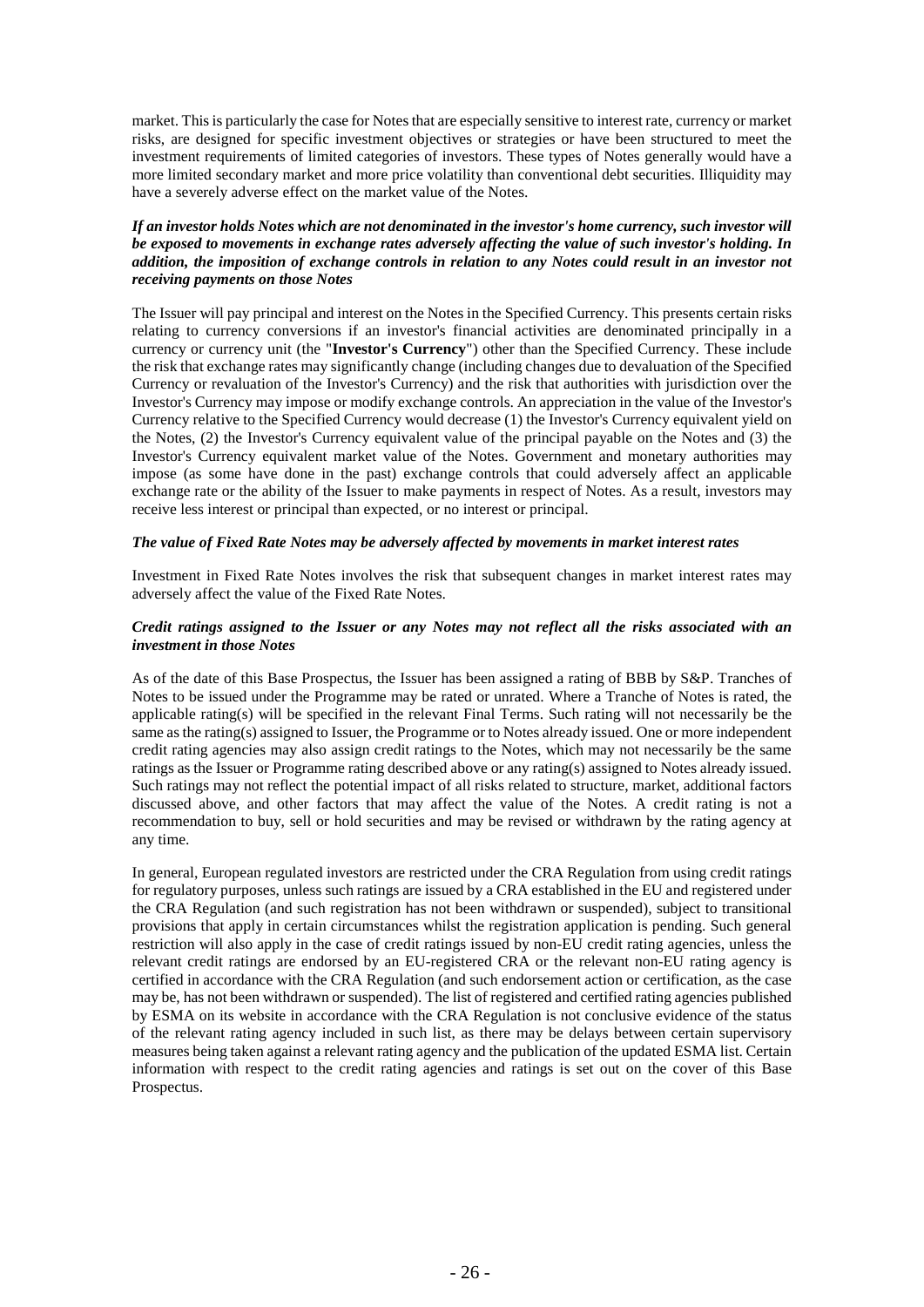market. This is particularly the case for Notes that are especially sensitive to interest rate, currency or market risks, are designed for specific investment objectives or strategies or have been structured to meet the investment requirements of limited categories of investors. These types of Notes generally would have a more limited secondary market and more price volatility than conventional debt securities. Illiquidity may have a severely adverse effect on the market value of the Notes.

***If an investor holds Notes which are not denominated in the investor's home currency, such investor will be exposed to movements in exchange rates adversely affecting the value of such investor's holding. In addition, the imposition of exchange controls in relation to any Notes could result in an investor not receiving payments on those Notes***

The Issuer will pay principal and interest on the Notes in the Specified Currency. This presents certain risks relating to currency conversions if an investor's financial activities are denominated principally in a currency or currency unit (the "**Investor's Currency**") other than the Specified Currency. These include the risk that exchange rates may significantly change (including changes due to devaluation of the Specified Currency or revaluation of the Investor's Currency) and the risk that authorities with jurisdiction over the Investor's Currency may impose or modify exchange controls. An appreciation in the value of the Investor's Currency relative to the Specified Currency would decrease (1) the Investor's Currency equivalent yield on the Notes, (2) the Investor's Currency equivalent value of the principal payable on the Notes and (3) the Investor's Currency equivalent market value of the Notes. Government and monetary authorities may impose (as some have done in the past) exchange controls that could adversely affect an applicable exchange rate or the ability of the Issuer to make payments in respect of Notes. As a result, investors may receive less interest or principal than expected, or no interest or principal.

***The value of Fixed Rate Notes may be adversely affected by movements in market interest rates***

Investment in Fixed Rate Notes involves the risk that subsequent changes in market interest rates may adversely affect the value of the Fixed Rate Notes.

***Credit ratings assigned to the Issuer or any Notes may not reflect all the risks associated with an investment in those Notes***

As of the date of this Base Prospectus, the Issuer has been assigned a rating of BBB by S&P. Tranches of Notes to be issued under the Programme may be rated or unrated. Where a Tranche of Notes is rated, the applicable rating(s) will be specified in the relevant Final Terms. Such rating will not necessarily be the same as the rating(s) assigned to Issuer, the Programme or to Notes already issued. One or more independent credit rating agencies may also assign credit ratings to the Notes, which may not necessarily be the same ratings as the Issuer or Programme rating described above or any rating(s) assigned to Notes already issued. Such ratings may not reflect the potential impact of all risks related to structure, market, additional factors discussed above, and other factors that may affect the value of the Notes. A credit rating is not a recommendation to buy, sell or hold securities and may be revised or withdrawn by the rating agency at any time.

In general, European regulated investors are restricted under the CRA Regulation from using credit ratings for regulatory purposes, unless such ratings are issued by a CRA established in the EU and registered under the CRA Regulation (and such registration has not been withdrawn or suspended), subject to transitional provisions that apply in certain circumstances whilst the registration application is pending. Such general restriction will also apply in the case of credit ratings issued by non-EU credit rating agencies, unless the relevant credit ratings are endorsed by an EU-registered CRA or the relevant non-EU rating agency is certified in accordance with the CRA Regulation (and such endorsement action or certification, as the case may be, has not been withdrawn or suspended). The list of registered and certified rating agencies published by ESMA on its website in accordance with the CRA Regulation is not conclusive evidence of the status of the relevant rating agency included in such list, as there may be delays between certain supervisory measures being taken against a relevant rating agency and the publication of the updated ESMA list. Certain information with respect to the credit rating agencies and ratings is set out on the cover of this Base Prospectus.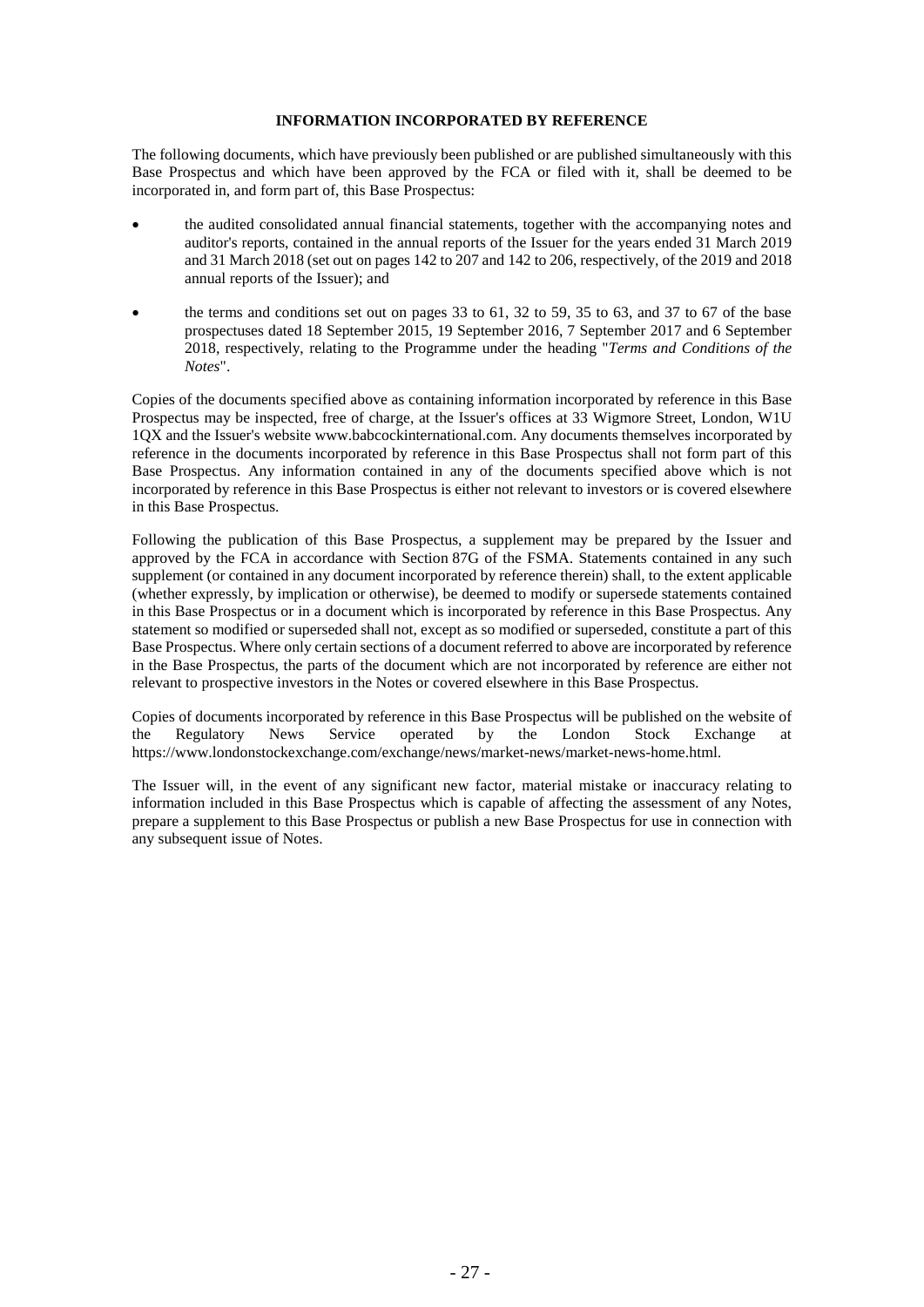## INFORMATION INCORPORATED BY REFERENCE

The following documents, which have previously been published or are published simultaneously with this Base Prospectus and which have been approved by the FCA or filed with it, shall be deemed to be incorporated in, and form part of, this Base Prospectus:

- the audited consolidated annual financial statements, together with the accompanying notes and auditor's reports, contained in the annual reports of the Issuer for the years ended 31 March 2019 and 31 March 2018 (set out on pages 142 to 207 and 142 to 206, respectively, of the 2019 and 2018 annual reports of the Issuer); and
- the terms and conditions set out on pages 33 to 61, 32 to 59, 35 to 63, and 37 to 67 of the base prospectuses dated 18 September 2015, 19 September 2016, 7 September 2017 and 6 September 2018, respectively, relating to the Programme under the heading "*Terms and Conditions of the Notes*".

Copies of the documents specified above as containing information incorporated by reference in this Base Prospectus may be inspected, free of charge, at the Issuer's offices at 33 Wigmore Street, London, W1U 1QX and the Issuer's website www.babcockinternational.com. Any documents themselves incorporated by reference in the documents incorporated by reference in this Base Prospectus shall not form part of this Base Prospectus. Any information contained in any of the documents specified above which is not incorporated by reference in this Base Prospectus is either not relevant to investors or is covered elsewhere in this Base Prospectus.

Following the publication of this Base Prospectus, a supplement may be prepared by the Issuer and approved by the FCA in accordance with Section 87G of the FSMA. Statements contained in any such supplement (or contained in any document incorporated by reference therein) shall, to the extent applicable (whether expressly, by implication or otherwise), be deemed to modify or supersede statements contained in this Base Prospectus or in a document which is incorporated by reference in this Base Prospectus. Any statement so modified or superseded shall not, except as so modified or superseded, constitute a part of this Base Prospectus. Where only certain sections of a document referred to above are incorporated by reference in the Base Prospectus, the parts of the document which are not incorporated by reference are either not relevant to prospective investors in the Notes or covered elsewhere in this Base Prospectus.

Copies of documents incorporated by reference in this Base Prospectus will be published on the website of the Regulatory News Service operated by the London Stock Exchange at https://www.londonstockexchange.com/exchange/news/market-news/market-news-home.html.

The Issuer will, in the event of any significant new factor, material mistake or inaccuracy relating to information included in this Base Prospectus which is capable of affecting the assessment of any Notes, prepare a supplement to this Base Prospectus or publish a new Base Prospectus for use in connection with any subsequent issue of Notes.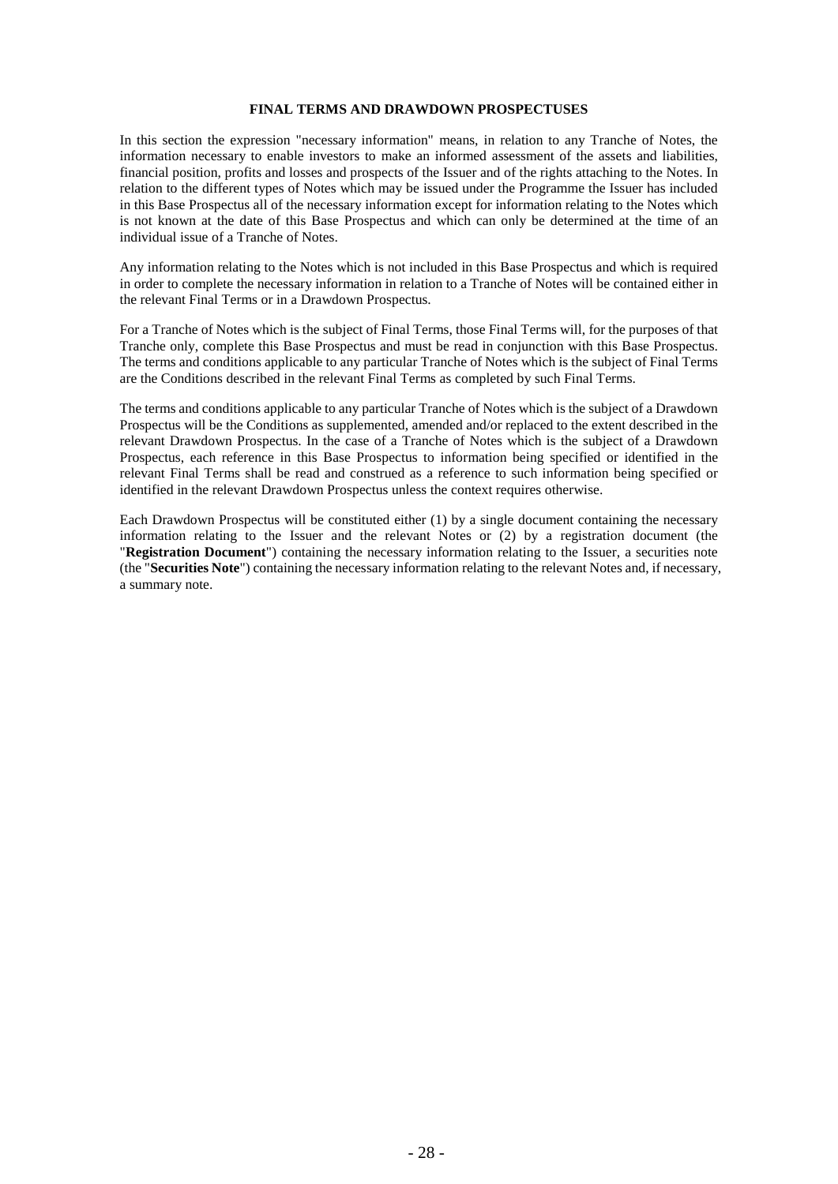## FINAL TERMS AND DRAWDOWN PROSPECTUSES

In this section the expression "necessary information" means, in relation to any Tranche of Notes, the information necessary to enable investors to make an informed assessment of the assets and liabilities, financial position, profits and losses and prospects of the Issuer and of the rights attaching to the Notes. In relation to the different types of Notes which may be issued under the Programme the Issuer has included in this Base Prospectus all of the necessary information except for information relating to the Notes which is not known at the date of this Base Prospectus and which can only be determined at the time of an individual issue of a Tranche of Notes.

Any information relating to the Notes which is not included in this Base Prospectus and which is required in order to complete the necessary information in relation to a Tranche of Notes will be contained either in the relevant Final Terms or in a Drawdown Prospectus.

For a Tranche of Notes which is the subject of Final Terms, those Final Terms will, for the purposes of that Tranche only, complete this Base Prospectus and must be read in conjunction with this Base Prospectus. The terms and conditions applicable to any particular Tranche of Notes which is the subject of Final Terms are the Conditions described in the relevant Final Terms as completed by such Final Terms.

The terms and conditions applicable to any particular Tranche of Notes which is the subject of a Drawdown Prospectus will be the Conditions as supplemented, amended and/or replaced to the extent described in the relevant Drawdown Prospectus. In the case of a Tranche of Notes which is the subject of a Drawdown Prospectus, each reference in this Base Prospectus to information being specified or identified in the relevant Final Terms shall be read and construed as a reference to such information being specified or identified in the relevant Drawdown Prospectus unless the context requires otherwise.

Each Drawdown Prospectus will be constituted either (1) by a single document containing the necessary information relating to the Issuer and the relevant Notes or (2) by a registration document (the "**Registration Document**") containing the necessary information relating to the Issuer, a securities note (the "**Securities Note**") containing the necessary information relating to the relevant Notes and, if necessary, a summary note.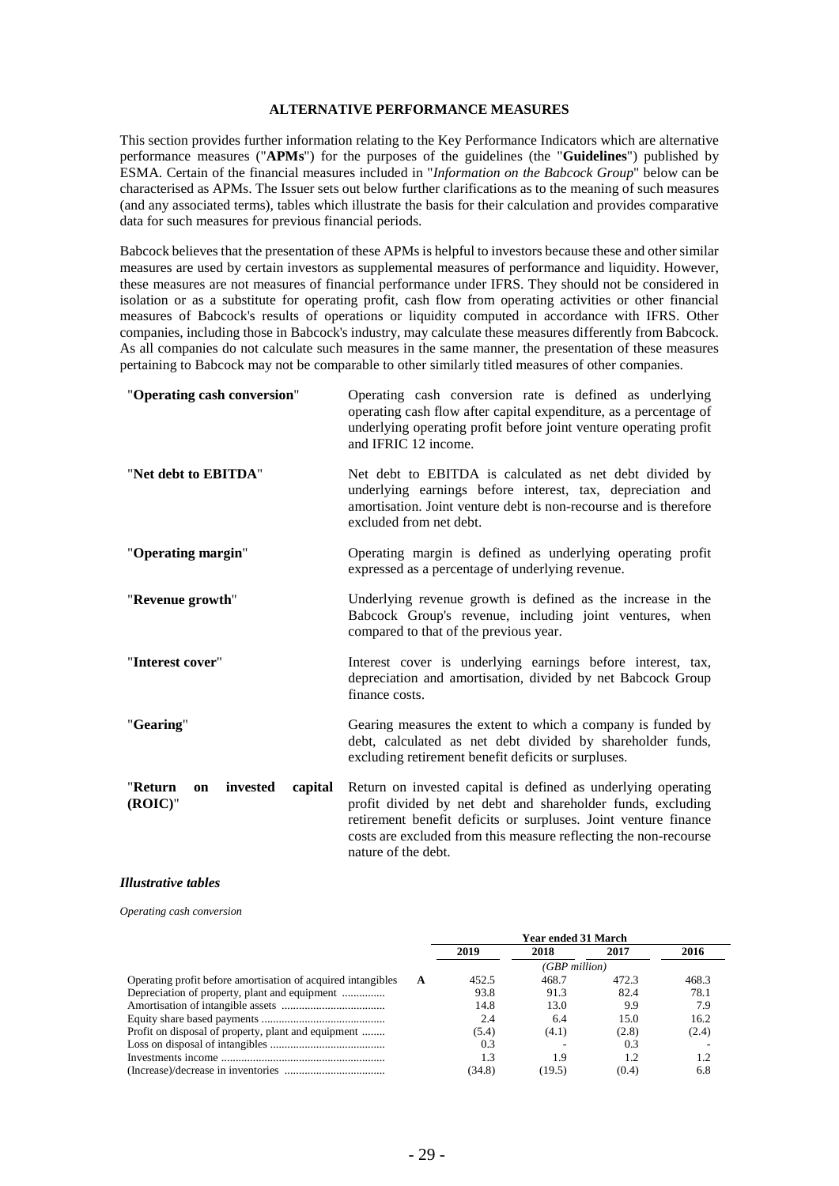## ALTERNATIVE PERFORMANCE MEASURES

This section provides further information relating to the Key Performance Indicators which are alternative performance measures ("**APMs**") for the purposes of the guidelines (the "**Guidelines**") published by ESMA. Certain of the financial measures included in "*Information on the Babcock Group*" below can be characterised as APMs. The Issuer sets out below further clarifications as to the meaning of such measures (and any associated terms), tables which illustrate the basis for their calculation and provides comparative data for such measures for previous financial periods.

Babcock believes that the presentation of these APMs is helpful to investors because these and other similar measures are used by certain investors as supplemental measures of performance and liquidity. However, these measures are not measures of financial performance under IFRS. They should not be considered in isolation or as a substitute for operating profit, cash flow from operating activities or other financial measures of Babcock's results of operations or liquidity computed in accordance with IFRS. Other companies, including those in Babcock's industry, may calculate these measures differently from Babcock. As all companies do not calculate such measures in the same manner, the presentation of these measures pertaining to Babcock may not be comparable to other similarly titled measures of other companies.

"**Operating cash conversion**" — Operating cash conversion rate is defined as underlying operating cash flow after capital expenditure, as a percentage of underlying operating profit before joint venture operating profit and IFRIC 12 income.

"**Net debt to EBITDA**" — Net debt to EBITDA is calculated as net debt divided by underlying earnings before interest, tax, depreciation and amortisation. Joint venture debt is non-recourse and is therefore excluded from net debt.

"**Operating margin**" — Operating margin is defined as underlying operating profit expressed as a percentage of underlying revenue.

"**Revenue growth**" — Underlying revenue growth is defined as the increase in the Babcock Group's revenue, including joint ventures, when compared to that of the previous year.

"**Interest cover**" — Interest cover is underlying earnings before interest, tax, depreciation and amortisation, divided by net Babcock Group finance costs.

"**Gearing**" — Gearing measures the extent to which a company is funded by debt, calculated as net debt divided by shareholder funds, excluding retirement benefit deficits or surpluses.

"**Return on invested capital (ROIC)**" — Return on invested capital is defined as underlying operating profit divided by net debt and shareholder funds, excluding retirement benefit deficits or surpluses. Joint venture finance costs are excluded from this measure reflecting the non-recourse nature of the debt.

### *Illustrative tables*

*Operating cash conversion*

| | | Year ended 31 March | | | |
|---|---|---|---|---|---|
| | | 2019 | 2018 | 2017 | 2016 |
| | | *(GBP million)* | | | |
| Operating profit before amortisation of acquired intangibles | **A** | 452.5 | 468.7 | 472.3 | 468.3 |
| Depreciation of property, plant and equipment | | 93.8 | 91.3 | 82.4 | 78.1 |
| Amortisation of intangible assets | | 14.8 | 13.0 | 9.9 | 7.9 |
| Equity share based payments | | 2.4 | 6.4 | 15.0 | 16.2 |
| Profit on disposal of property, plant and equipment | | (5.4) | (4.1) | (2.8) | (2.4) |
| Loss on disposal of intangibles | | 0.3 | - | 0.3 | - |
| Investments income | | 1.3 | 1.9 | 1.2 | 1.2 |
| (Increase)/decrease in inventories | | (34.8) | (19.5) | (0.4) | 6.8 |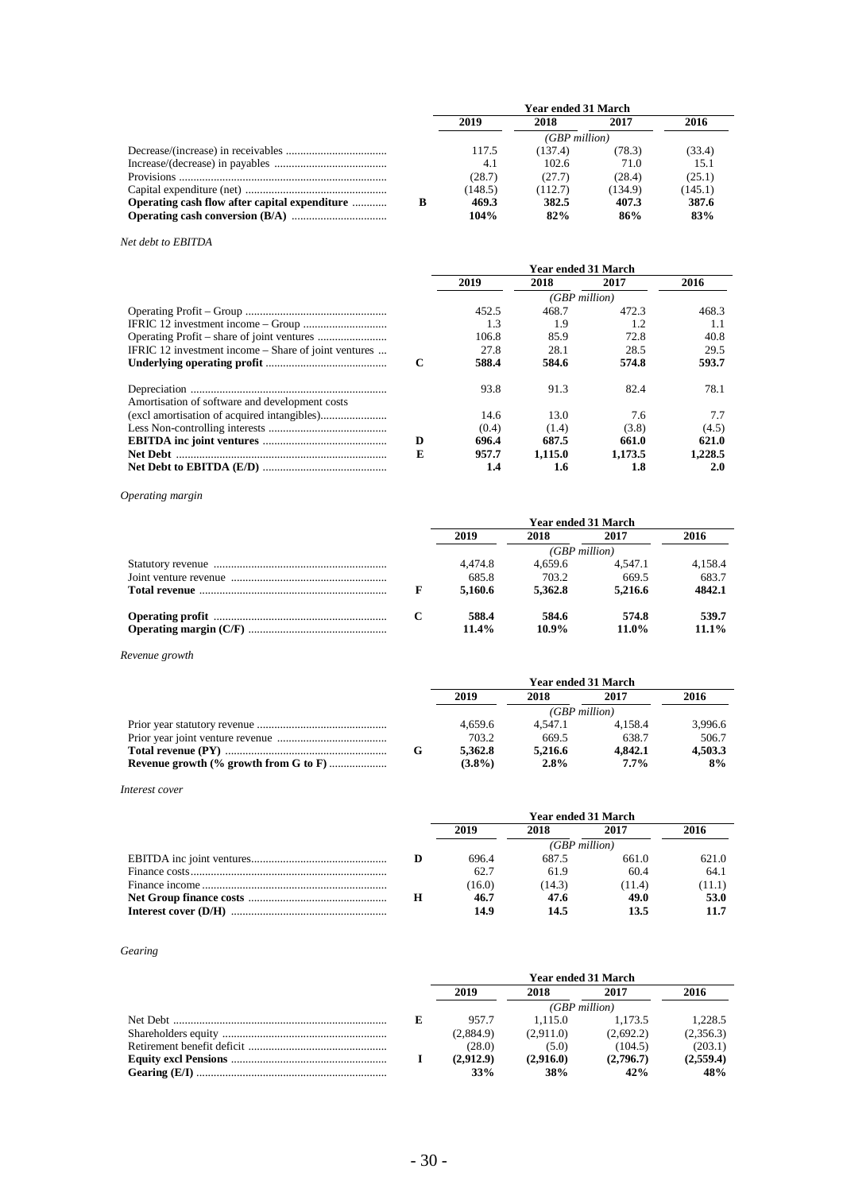| | | Year ended 31 March | | | |
|---|---|---|---|---|---|
| | | 2019 | 2018 | 2017 | 2016 |
| | | (GBP million) | | | |
| Decrease/(increase) in receivables | | 117.5 | (137.4) | (78.3) | (33.4) |
| Increase/(decrease) in payables | | 4.1 | 102.6 | 71.0 | 15.1 |
| Provisions | | (28.7) | (27.7) | (28.4) | (25.1) |
| Capital expenditure (net) | | (148.5) | (112.7) | (134.9) | (145.1) |
| **Operating cash flow after capital expenditure** | **B** | **469.3** | **382.5** | **407.3** | **387.6** |
| **Operating cash conversion (B/A)** | | **104%** | **82%** | **86%** | **83%** |

*Net debt to EBITDA*

| | | Year ended 31 March | | | |
|---|---|---|---|---|---|
| | | 2019 | 2018 | 2017 | 2016 |
| | | (GBP million) | | | |
| Operating Profit – Group | | 452.5 | 468.7 | 472.3 | 468.3 |
| IFRIC 12 investment income – Group | | 1.3 | 1.9 | 1.2 | 1.1 |
| Operating Profit – share of joint ventures | | 106.8 | 85.9 | 72.8 | 40.8 |
| IFRIC 12 investment income – Share of joint ventures | | 27.8 | 28.1 | 28.5 | 29.5 |
| **Underlying operating profit** | **C** | **588.4** | **584.6** | **574.8** | **593.7** |
| Depreciation | | 93.8 | 91.3 | 82.4 | 78.1 |
| Amortisation of software and development costs (excl amortisation of acquired intangibles) | | 14.6 | 13.0 | 7.6 | 7.7 |
| Less Non-controlling interests | | (0.4) | (1.4) | (3.8) | (4.5) |
| **EBITDA inc joint ventures** | **D** | **696.4** | **687.5** | **661.0** | **621.0** |
| **Net Debt** | **E** | **957.7** | **1,115.0** | **1,173.5** | **1,228.5** |
| **Net Debt to EBITDA (E/D)** | | **1.4** | **1.6** | **1.8** | **2.0** |

*Operating margin*

| | | Year ended 31 March | | | |
|---|---|---|---|---|---|
| | | 2019 | 2018 | 2017 | 2016 |
| | | (GBP million) | | | |
| Statutory revenue | | 4,474.8 | 4,659.6 | 4,547.1 | 4,158.4 |
| Joint venture revenue | | 685.8 | 703.2 | 669.5 | 683.7 |
| **Total revenue** | **F** | **5,160.6** | **5,362.8** | **5,216.6** | **4842.1** |
| **Operating profit** | **C** | **588.4** | **584.6** | **574.8** | **539.7** |
| **Operating margin (C/F)** | | **11.4%** | **10.9%** | **11.0%** | **11.1%** |

*Revenue growth*

| | | Year ended 31 March | | | |
|---|---|---|---|---|---|
| | | 2019 | 2018 | 2017 | 2016 |
| | | (GBP million) | | | |
| Prior year statutory revenue | | 4,659.6 | 4,547.1 | 4,158.4 | 3,996.6 |
| Prior year joint venture revenue | | 703.2 | 669.5 | 638.7 | 506.7 |
| **Total revenue (PY)** | **G** | **5,362.8** | **5,216.6** | **4,842.1** | **4,503.3** |
| **Revenue growth (% growth from G to F)** | | **(3.8%)** | **2.8%** | **7.7%** | **8%** |

*Interest cover*

| | | Year ended 31 March | | | |
|---|---|---|---|---|---|
| | | 2019 | 2018 | 2017 | 2016 |
| | | (GBP million) | | | |
| EBITDA inc joint ventures | D | 696.4 | 687.5 | 661.0 | 621.0 |
| Finance costs | | 62.7 | 61.9 | 60.4 | 64.1 |
| Finance income | | (16.0) | (14.3) | (11.4) | (11.1) |
| **Net Group finance costs** | **H** | **46.7** | **47.6** | **49.0** | **53.0** |
| **Interest cover (D/H)** | | **14.9** | **14.5** | **13.5** | **11.7** |

*Gearing*

| | | Year ended 31 March | | | |
|---|---|---|---|---|---|
| | | 2019 | 2018 | 2017 | 2016 |
| | | (GBP million) | | | |
| Net Debt | E | 957.7 | 1,115.0 | 1,173.5 | 1,228.5 |
| Shareholders equity | | (2,884.9) | (2,911.0) | (2,692.2) | (2,356.3) |
| Retirement benefit deficit | | (28.0) | (5.0) | (104.5) | (203.1) |
| **Equity excl Pensions** | **I** | **(2,912.9)** | **(2,916.0)** | **(2,796.7)** | **(2,559.4)** |
| **Gearing (E/I)** | | **33%** | **38%** | **42%** | **48%** |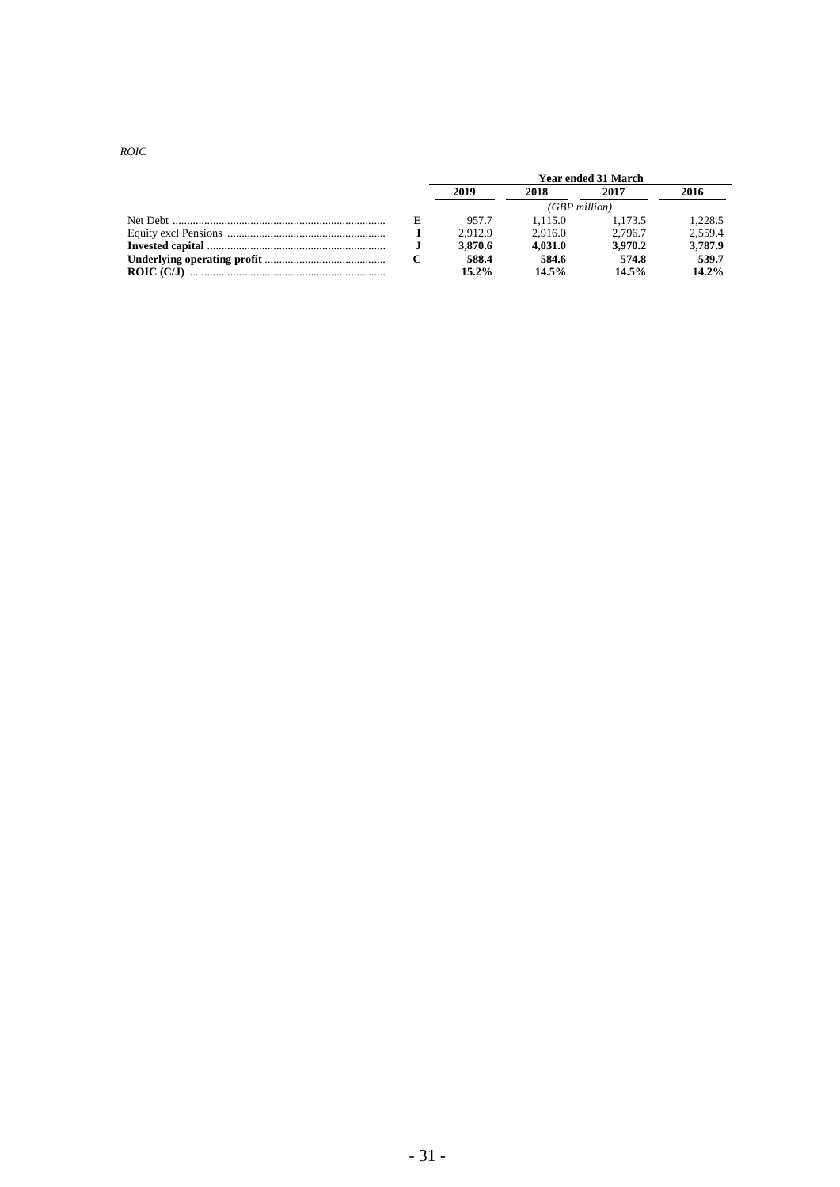*ROIC*

| | | Year ended 31 March | | | |
|---|---|---|---|---|---|
| | | **2019** | **2018** | **2017** | **2016** |
| | | *(GBP million)* | | | |
| Net Debt | **E** | 957.7 | 1,115.0 | 1,173.5 | 1,228.5 |
| Equity excl Pensions | **I** | 2,912.9 | 2,916.0 | 2,796.7 | 2,559.4 |
| **Invested capital** | **J** | **3,870.6** | **4,031.0** | **3,970.2** | **3,787.9** |
| **Underlying operating profit** | **C** | **588.4** | **584.6** | **574.8** | **539.7** |
| **ROIC (C/J)** | | **15.2%** | **14.5%** | **14.5%** | **14.2%** |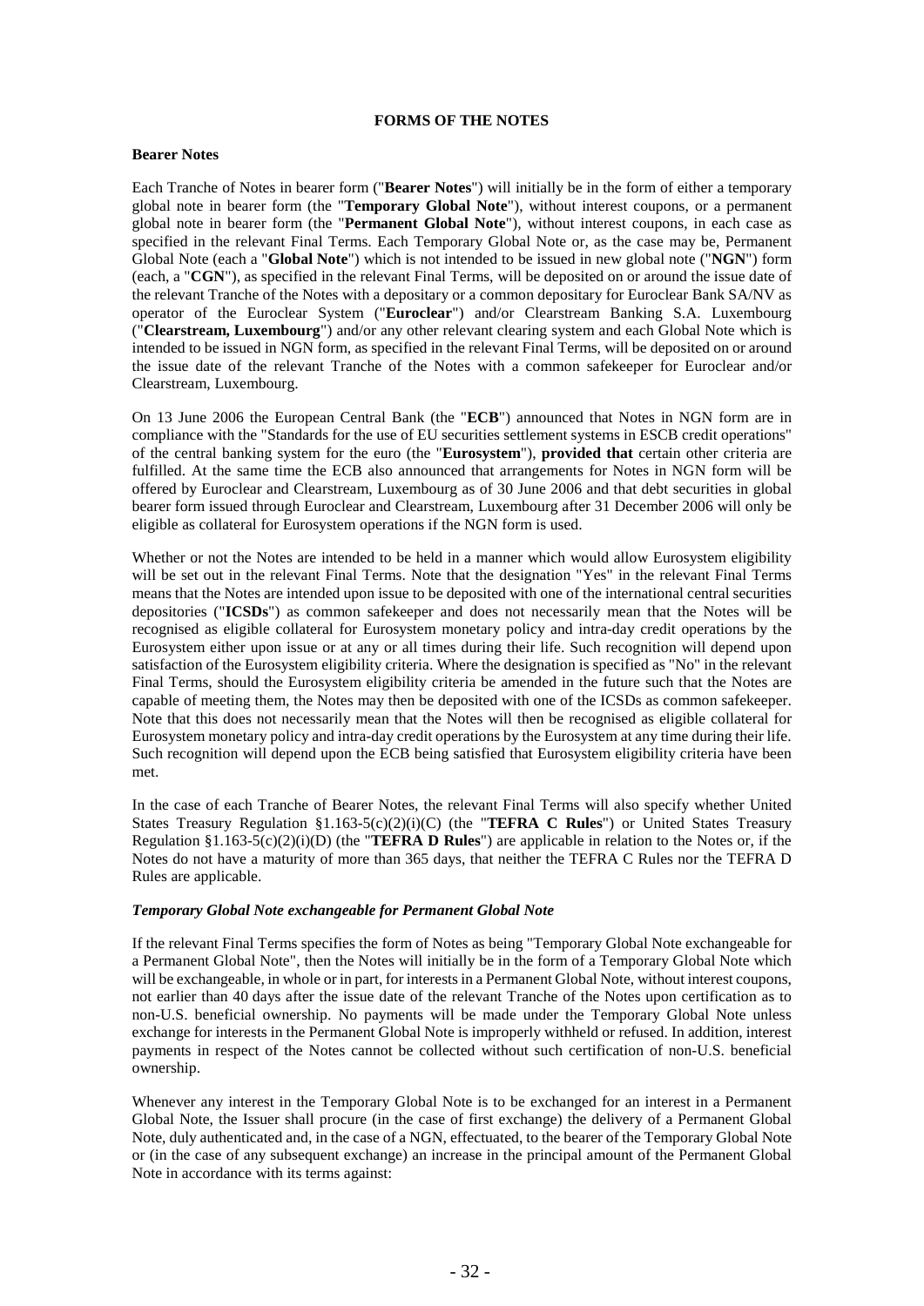# FORMS OF THE NOTES

## Bearer Notes

Each Tranche of Notes in bearer form ("**Bearer Notes**") will initially be in the form of either a temporary global note in bearer form (the "**Temporary Global Note**"), without interest coupons, or a permanent global note in bearer form (the "**Permanent Global Note**"), without interest coupons, in each case as specified in the relevant Final Terms. Each Temporary Global Note or, as the case may be, Permanent Global Note (each a "**Global Note**") which is not intended to be issued in new global note ("**NGN**") form (each, a "**CGN**"), as specified in the relevant Final Terms, will be deposited on or around the issue date of the relevant Tranche of the Notes with a depositary or a common depositary for Euroclear Bank SA/NV as operator of the Euroclear System ("**Euroclear**") and/or Clearstream Banking S.A. Luxembourg ("**Clearstream, Luxembourg**") and/or any other relevant clearing system and each Global Note which is intended to be issued in NGN form, as specified in the relevant Final Terms, will be deposited on or around the issue date of the relevant Tranche of the Notes with a common safekeeper for Euroclear and/or Clearstream, Luxembourg.

On 13 June 2006 the European Central Bank (the "**ECB**") announced that Notes in NGN form are in compliance with the "Standards for the use of EU securities settlement systems in ESCB credit operations" of the central banking system for the euro (the "**Eurosystem**"), **provided that** certain other criteria are fulfilled. At the same time the ECB also announced that arrangements for Notes in NGN form will be offered by Euroclear and Clearstream, Luxembourg as of 30 June 2006 and that debt securities in global bearer form issued through Euroclear and Clearstream, Luxembourg after 31 December 2006 will only be eligible as collateral for Eurosystem operations if the NGN form is used.

Whether or not the Notes are intended to be held in a manner which would allow Eurosystem eligibility will be set out in the relevant Final Terms. Note that the designation "Yes" in the relevant Final Terms means that the Notes are intended upon issue to be deposited with one of the international central securities depositories ("**ICSDs**") as common safekeeper and does not necessarily mean that the Notes will be recognised as eligible collateral for Eurosystem monetary policy and intra-day credit operations by the Eurosystem either upon issue or at any or all times during their life. Such recognition will depend upon satisfaction of the Eurosystem eligibility criteria. Where the designation is specified as "No" in the relevant Final Terms, should the Eurosystem eligibility criteria be amended in the future such that the Notes are capable of meeting them, the Notes may then be deposited with one of the ICSDs as common safekeeper. Note that this does not necessarily mean that the Notes will then be recognised as eligible collateral for Eurosystem monetary policy and intra-day credit operations by the Eurosystem at any time during their life. Such recognition will depend upon the ECB being satisfied that Eurosystem eligibility criteria have been met.

In the case of each Tranche of Bearer Notes, the relevant Final Terms will also specify whether United States Treasury Regulation §1.163-5(c)(2)(i)(C) (the "**TEFRA C Rules**") or United States Treasury Regulation §1.163-5(c)(2)(i)(D) (the "**TEFRA D Rules**") are applicable in relation to the Notes or, if the Notes do not have a maturity of more than 365 days, that neither the TEFRA C Rules nor the TEFRA D Rules are applicable.

### *Temporary Global Note exchangeable for Permanent Global Note*

If the relevant Final Terms specifies the form of Notes as being "Temporary Global Note exchangeable for a Permanent Global Note", then the Notes will initially be in the form of a Temporary Global Note which will be exchangeable, in whole or in part, for interests in a Permanent Global Note, without interest coupons, not earlier than 40 days after the issue date of the relevant Tranche of the Notes upon certification as to non-U.S. beneficial ownership. No payments will be made under the Temporary Global Note unless exchange for interests in the Permanent Global Note is improperly withheld or refused. In addition, interest payments in respect of the Notes cannot be collected without such certification of non-U.S. beneficial ownership.

Whenever any interest in the Temporary Global Note is to be exchanged for an interest in a Permanent Global Note, the Issuer shall procure (in the case of first exchange) the delivery of a Permanent Global Note, duly authenticated and, in the case of a NGN, effectuated, to the bearer of the Temporary Global Note or (in the case of any subsequent exchange) an increase in the principal amount of the Permanent Global Note in accordance with its terms against: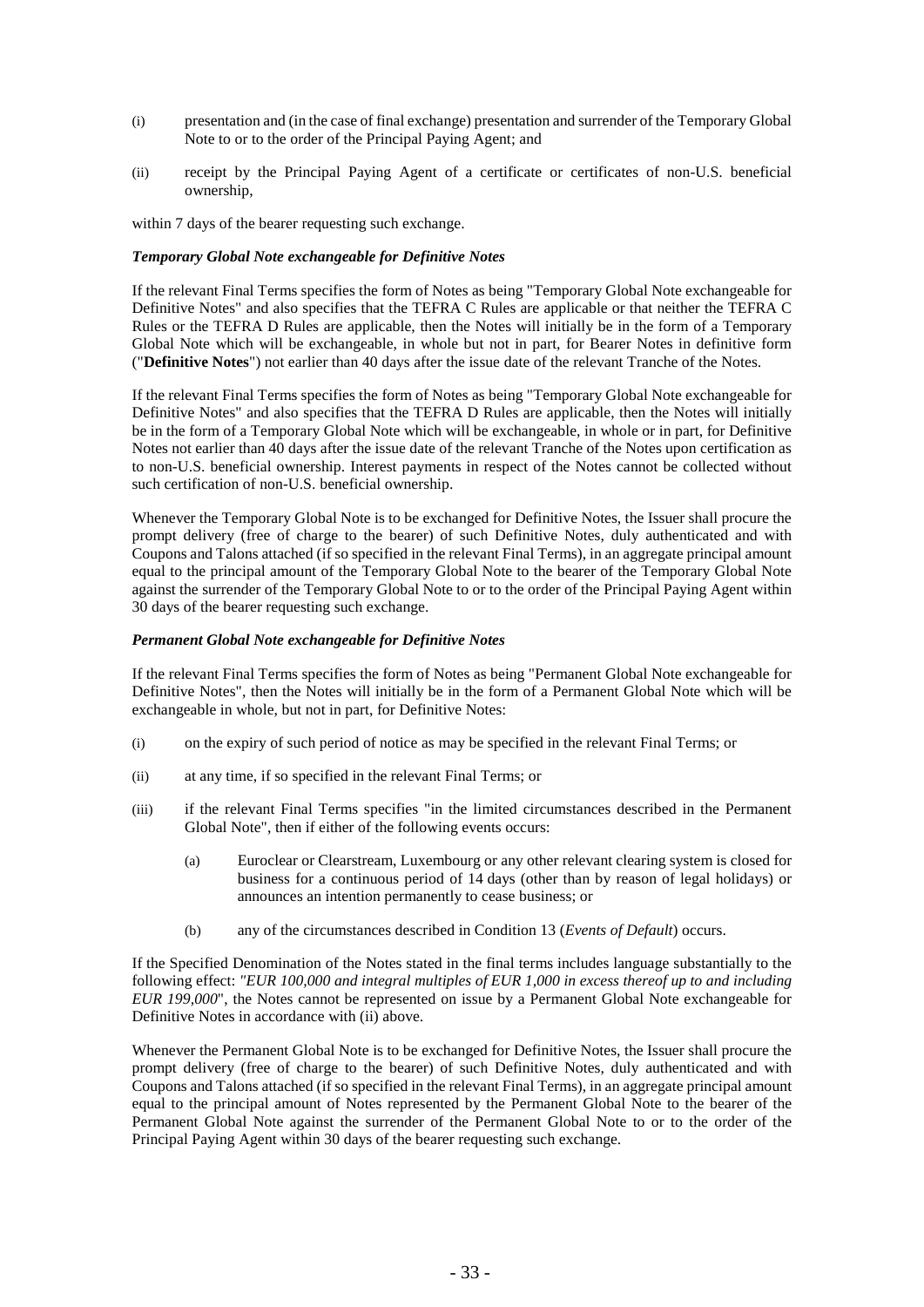(i) presentation and (in the case of final exchange) presentation and surrender of the Temporary Global Note to or to the order of the Principal Paying Agent; and

(ii) receipt by the Principal Paying Agent of a certificate or certificates of non-U.S. beneficial ownership,

within 7 days of the bearer requesting such exchange.

***Temporary Global Note exchangeable for Definitive Notes***

If the relevant Final Terms specifies the form of Notes as being "Temporary Global Note exchangeable for Definitive Notes" and also specifies that the TEFRA C Rules are applicable or that neither the TEFRA C Rules or the TEFRA D Rules are applicable, then the Notes will initially be in the form of a Temporary Global Note which will be exchangeable, in whole but not in part, for Bearer Notes in definitive form ("**Definitive Notes**") not earlier than 40 days after the issue date of the relevant Tranche of the Notes.

If the relevant Final Terms specifies the form of Notes as being "Temporary Global Note exchangeable for Definitive Notes" and also specifies that the TEFRA D Rules are applicable, then the Notes will initially be in the form of a Temporary Global Note which will be exchangeable, in whole or in part, for Definitive Notes not earlier than 40 days after the issue date of the relevant Tranche of the Notes upon certification as to non-U.S. beneficial ownership. Interest payments in respect of the Notes cannot be collected without such certification of non-U.S. beneficial ownership.

Whenever the Temporary Global Note is to be exchanged for Definitive Notes, the Issuer shall procure the prompt delivery (free of charge to the bearer) of such Definitive Notes, duly authenticated and with Coupons and Talons attached (if so specified in the relevant Final Terms), in an aggregate principal amount equal to the principal amount of the Temporary Global Note to the bearer of the Temporary Global Note against the surrender of the Temporary Global Note to or to the order of the Principal Paying Agent within 30 days of the bearer requesting such exchange.

***Permanent Global Note exchangeable for Definitive Notes***

If the relevant Final Terms specifies the form of Notes as being "Permanent Global Note exchangeable for Definitive Notes", then the Notes will initially be in the form of a Permanent Global Note which will be exchangeable in whole, but not in part, for Definitive Notes:

(i) on the expiry of such period of notice as may be specified in the relevant Final Terms; or

(ii) at any time, if so specified in the relevant Final Terms; or

(iii) if the relevant Final Terms specifies "in the limited circumstances described in the Permanent Global Note", then if either of the following events occurs:

    (a) Euroclear or Clearstream, Luxembourg or any other relevant clearing system is closed for business for a continuous period of 14 days (other than by reason of legal holidays) or announces an intention permanently to cease business; or

    (b) any of the circumstances described in Condition 13 (*Events of Default*) occurs.

If the Specified Denomination of the Notes stated in the final terms includes language substantially to the following effect: "*EUR 100,000 and integral multiples of EUR 1,000 in excess thereof up to and including EUR 199,000*", the Notes cannot be represented on issue by a Permanent Global Note exchangeable for Definitive Notes in accordance with (ii) above.

Whenever the Permanent Global Note is to be exchanged for Definitive Notes, the Issuer shall procure the prompt delivery (free of charge to the bearer) of such Definitive Notes, duly authenticated and with Coupons and Talons attached (if so specified in the relevant Final Terms), in an aggregate principal amount equal to the principal amount of Notes represented by the Permanent Global Note to the bearer of the Permanent Global Note against the surrender of the Permanent Global Note to or to the order of the Principal Paying Agent within 30 days of the bearer requesting such exchange.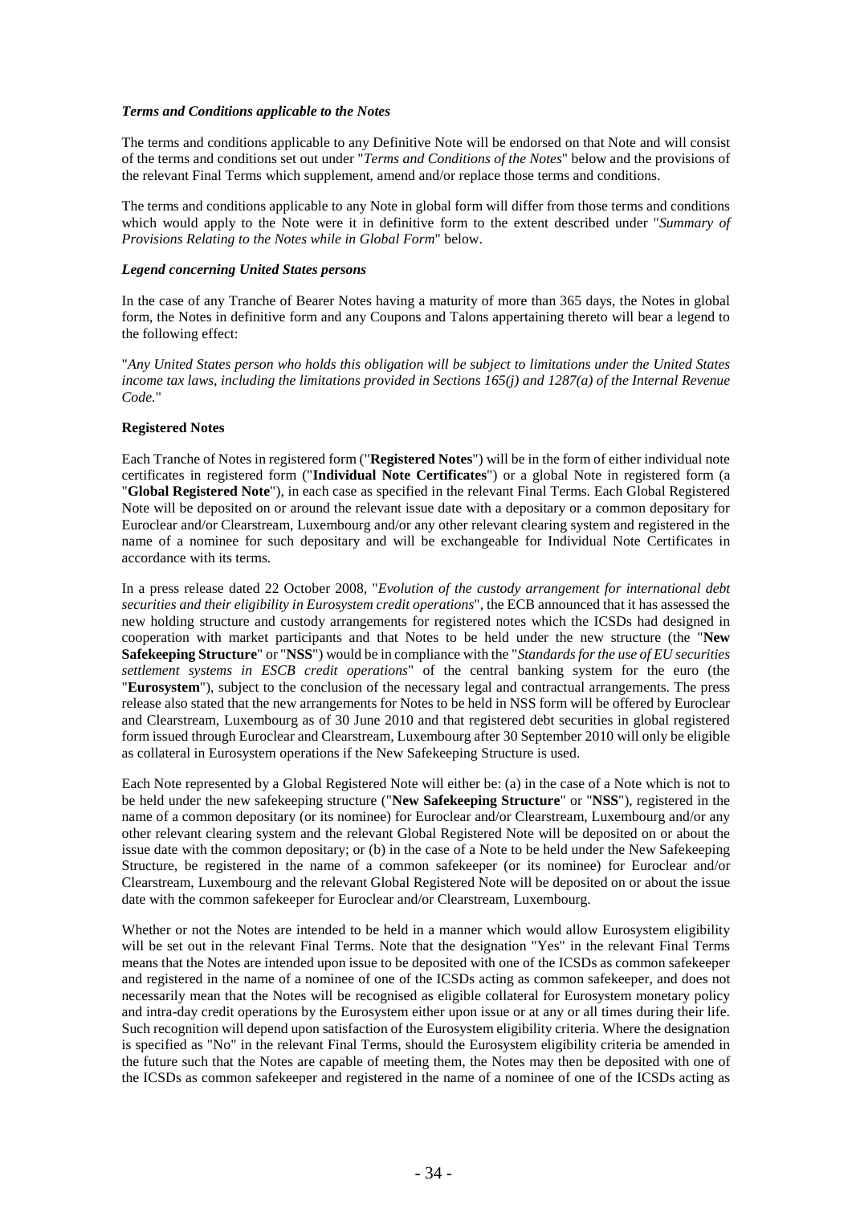***Terms and Conditions applicable to the Notes***

The terms and conditions applicable to any Definitive Note will be endorsed on that Note and will consist of the terms and conditions set out under "*Terms and Conditions of the Notes*" below and the provisions of the relevant Final Terms which supplement, amend and/or replace those terms and conditions.

The terms and conditions applicable to any Note in global form will differ from those terms and conditions which would apply to the Note were it in definitive form to the extent described under "*Summary of Provisions Relating to the Notes while in Global Form*" below.

***Legend concerning United States persons***

In the case of any Tranche of Bearer Notes having a maturity of more than 365 days, the Notes in global form, the Notes in definitive form and any Coupons and Talons appertaining thereto will bear a legend to the following effect:

"*Any United States person who holds this obligation will be subject to limitations under the United States income tax laws, including the limitations provided in Sections 165(j) and 1287(a) of the Internal Revenue Code.*"

**Registered Notes**

Each Tranche of Notes in registered form ("**Registered Notes**") will be in the form of either individual note certificates in registered form ("**Individual Note Certificates**") or a global Note in registered form (a "**Global Registered Note**"), in each case as specified in the relevant Final Terms. Each Global Registered Note will be deposited on or around the relevant issue date with a depositary or a common depositary for Euroclear and/or Clearstream, Luxembourg and/or any other relevant clearing system and registered in the name of a nominee for such depositary and will be exchangeable for Individual Note Certificates in accordance with its terms.

In a press release dated 22 October 2008, "*Evolution of the custody arrangement for international debt securities and their eligibility in Eurosystem credit operations*", the ECB announced that it has assessed the new holding structure and custody arrangements for registered notes which the ICSDs had designed in cooperation with market participants and that Notes to be held under the new structure (the "**New Safekeeping Structure**" or "**NSS**") would be in compliance with the "*Standards for the use of EU securities settlement systems in ESCB credit operations*" of the central banking system for the euro (the "**Eurosystem**"), subject to the conclusion of the necessary legal and contractual arrangements. The press release also stated that the new arrangements for Notes to be held in NSS form will be offered by Euroclear and Clearstream, Luxembourg as of 30 June 2010 and that registered debt securities in global registered form issued through Euroclear and Clearstream, Luxembourg after 30 September 2010 will only be eligible as collateral in Eurosystem operations if the New Safekeeping Structure is used.

Each Note represented by a Global Registered Note will either be: (a) in the case of a Note which is not to be held under the new safekeeping structure ("**New Safekeeping Structure**" or "**NSS**"), registered in the name of a common depositary (or its nominee) for Euroclear and/or Clearstream, Luxembourg and/or any other relevant clearing system and the relevant Global Registered Note will be deposited on or about the issue date with the common depositary; or (b) in the case of a Note to be held under the New Safekeeping Structure, be registered in the name of a common safekeeper (or its nominee) for Euroclear and/or Clearstream, Luxembourg and the relevant Global Registered Note will be deposited on or about the issue date with the common safekeeper for Euroclear and/or Clearstream, Luxembourg.

Whether or not the Notes are intended to be held in a manner which would allow Eurosystem eligibility will be set out in the relevant Final Terms. Note that the designation "Yes" in the relevant Final Terms means that the Notes are intended upon issue to be deposited with one of the ICSDs as common safekeeper and registered in the name of a nominee of one of the ICSDs acting as common safekeeper, and does not necessarily mean that the Notes will be recognised as eligible collateral for Eurosystem monetary policy and intra-day credit operations by the Eurosystem either upon issue or at any or all times during their life. Such recognition will depend upon satisfaction of the Eurosystem eligibility criteria. Where the designation is specified as "No" in the relevant Final Terms, should the Eurosystem eligibility criteria be amended in the future such that the Notes are capable of meeting them, the Notes may then be deposited with one of the ICSDs as common safekeeper and registered in the name of a nominee of one of the ICSDs acting as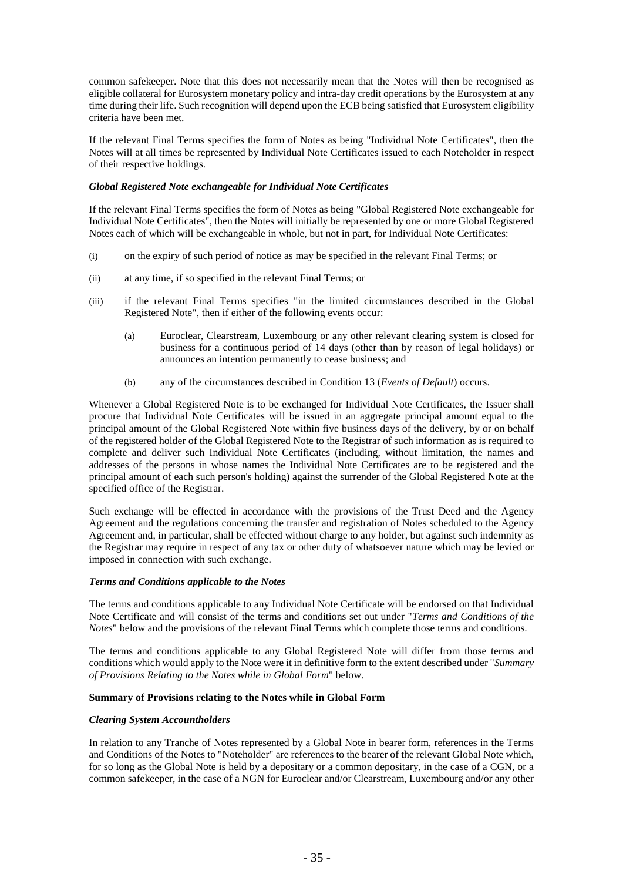common safekeeper. Note that this does not necessarily mean that the Notes will then be recognised as eligible collateral for Eurosystem monetary policy and intra-day credit operations by the Eurosystem at any time during their life. Such recognition will depend upon the ECB being satisfied that Eurosystem eligibility criteria have been met.

If the relevant Final Terms specifies the form of Notes as being "Individual Note Certificates", then the Notes will at all times be represented by Individual Note Certificates issued to each Noteholder in respect of their respective holdings.

***Global Registered Note exchangeable for Individual Note Certificates***

If the relevant Final Terms specifies the form of Notes as being "Global Registered Note exchangeable for Individual Note Certificates", then the Notes will initially be represented by one or more Global Registered Notes each of which will be exchangeable in whole, but not in part, for Individual Note Certificates:

(i) on the expiry of such period of notice as may be specified in the relevant Final Terms; or

(ii) at any time, if so specified in the relevant Final Terms; or

(iii) if the relevant Final Terms specifies "in the limited circumstances described in the Global Registered Note", then if either of the following events occur:

   (a) Euroclear, Clearstream, Luxembourg or any other relevant clearing system is closed for business for a continuous period of 14 days (other than by reason of legal holidays) or announces an intention permanently to cease business; and

   (b) any of the circumstances described in Condition 13 (*Events of Default*) occurs.

Whenever a Global Registered Note is to be exchanged for Individual Note Certificates, the Issuer shall procure that Individual Note Certificates will be issued in an aggregate principal amount equal to the principal amount of the Global Registered Note within five business days of the delivery, by or on behalf of the registered holder of the Global Registered Note to the Registrar of such information as is required to complete and deliver such Individual Note Certificates (including, without limitation, the names and addresses of the persons in whose names the Individual Note Certificates are to be registered and the principal amount of each such person's holding) against the surrender of the Global Registered Note at the specified office of the Registrar.

Such exchange will be effected in accordance with the provisions of the Trust Deed and the Agency Agreement and the regulations concerning the transfer and registration of Notes scheduled to the Agency Agreement and, in particular, shall be effected without charge to any holder, but against such indemnity as the Registrar may require in respect of any tax or other duty of whatsoever nature which may be levied or imposed in connection with such exchange.

***Terms and Conditions applicable to the Notes***

The terms and conditions applicable to any Individual Note Certificate will be endorsed on that Individual Note Certificate and will consist of the terms and conditions set out under "*Terms and Conditions of the Notes*" below and the provisions of the relevant Final Terms which complete those terms and conditions.

The terms and conditions applicable to any Global Registered Note will differ from those terms and conditions which would apply to the Note were it in definitive form to the extent described under "*Summary of Provisions Relating to the Notes while in Global Form*" below.

**Summary of Provisions relating to the Notes while in Global Form**

***Clearing System Accountholders***

In relation to any Tranche of Notes represented by a Global Note in bearer form, references in the Terms and Conditions of the Notes to "Noteholder" are references to the bearer of the relevant Global Note which, for so long as the Global Note is held by a depositary or a common depositary, in the case of a CGN, or a common safekeeper, in the case of a NGN for Euroclear and/or Clearstream, Luxembourg and/or any other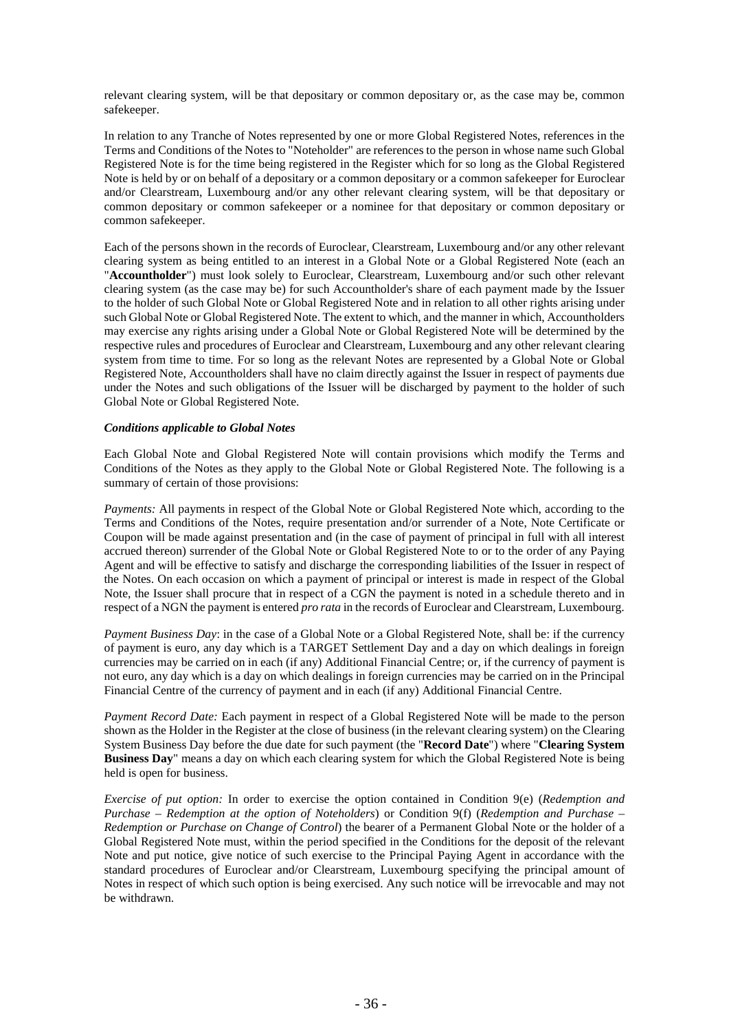relevant clearing system, will be that depositary or common depositary or, as the case may be, common safekeeper.

In relation to any Tranche of Notes represented by one or more Global Registered Notes, references in the Terms and Conditions of the Notes to "Noteholder" are references to the person in whose name such Global Registered Note is for the time being registered in the Register which for so long as the Global Registered Note is held by or on behalf of a depositary or a common depositary or a common safekeeper for Euroclear and/or Clearstream, Luxembourg and/or any other relevant clearing system, will be that depositary or common depositary or common safekeeper or a nominee for that depositary or common depositary or common safekeeper.

Each of the persons shown in the records of Euroclear, Clearstream, Luxembourg and/or any other relevant clearing system as being entitled to an interest in a Global Note or a Global Registered Note (each an "**Accountholder**") must look solely to Euroclear, Clearstream, Luxembourg and/or such other relevant clearing system (as the case may be) for such Accountholder's share of each payment made by the Issuer to the holder of such Global Note or Global Registered Note and in relation to all other rights arising under such Global Note or Global Registered Note. The extent to which, and the manner in which, Accountholders may exercise any rights arising under a Global Note or Global Registered Note will be determined by the respective rules and procedures of Euroclear and Clearstream, Luxembourg and any other relevant clearing system from time to time. For so long as the relevant Notes are represented by a Global Note or Global Registered Note, Accountholders shall have no claim directly against the Issuer in respect of payments due under the Notes and such obligations of the Issuer will be discharged by payment to the holder of such Global Note or Global Registered Note.

***Conditions applicable to Global Notes***

Each Global Note and Global Registered Note will contain provisions which modify the Terms and Conditions of the Notes as they apply to the Global Note or Global Registered Note. The following is a summary of certain of those provisions:

*Payments:* All payments in respect of the Global Note or Global Registered Note which, according to the Terms and Conditions of the Notes, require presentation and/or surrender of a Note, Note Certificate or Coupon will be made against presentation and (in the case of payment of principal in full with all interest accrued thereon) surrender of the Global Note or Global Registered Note to or to the order of any Paying Agent and will be effective to satisfy and discharge the corresponding liabilities of the Issuer in respect of the Notes. On each occasion on which a payment of principal or interest is made in respect of the Global Note, the Issuer shall procure that in respect of a CGN the payment is noted in a schedule thereto and in respect of a NGN the payment is entered *pro rata* in the records of Euroclear and Clearstream, Luxembourg.

*Payment Business Day*: in the case of a Global Note or a Global Registered Note, shall be: if the currency of payment is euro, any day which is a TARGET Settlement Day and a day on which dealings in foreign currencies may be carried on in each (if any) Additional Financial Centre; or, if the currency of payment is not euro, any day which is a day on which dealings in foreign currencies may be carried on in the Principal Financial Centre of the currency of payment and in each (if any) Additional Financial Centre.

*Payment Record Date:* Each payment in respect of a Global Registered Note will be made to the person shown as the Holder in the Register at the close of business (in the relevant clearing system) on the Clearing System Business Day before the due date for such payment (the "**Record Date**") where "**Clearing System Business Day**" means a day on which each clearing system for which the Global Registered Note is being held is open for business.

*Exercise of put option:* In order to exercise the option contained in Condition 9(e) (*Redemption and Purchase – Redemption at the option of Noteholders*) or Condition 9(f) (*Redemption and Purchase – Redemption or Purchase on Change of Control*) the bearer of a Permanent Global Note or the holder of a Global Registered Note must, within the period specified in the Conditions for the deposit of the relevant Note and put notice, give notice of such exercise to the Principal Paying Agent in accordance with the standard procedures of Euroclear and/or Clearstream, Luxembourg specifying the principal amount of Notes in respect of which such option is being exercised. Any such notice will be irrevocable and may not be withdrawn.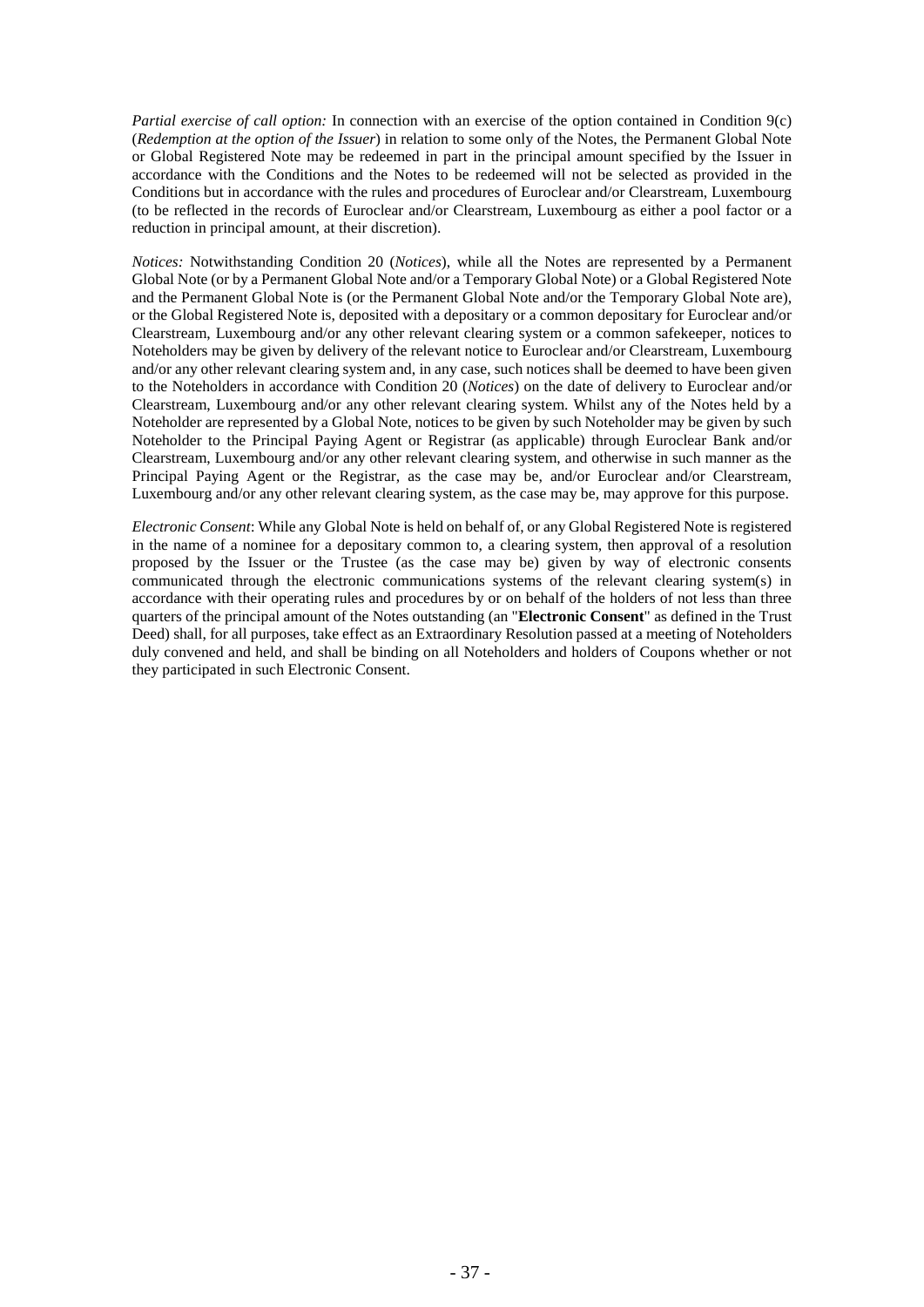*Partial exercise of call option:* In connection with an exercise of the option contained in Condition 9(c) (*Redemption at the option of the Issuer*) in relation to some only of the Notes, the Permanent Global Note or Global Registered Note may be redeemed in part in the principal amount specified by the Issuer in accordance with the Conditions and the Notes to be redeemed will not be selected as provided in the Conditions but in accordance with the rules and procedures of Euroclear and/or Clearstream, Luxembourg (to be reflected in the records of Euroclear and/or Clearstream, Luxembourg as either a pool factor or a reduction in principal amount, at their discretion).

*Notices:* Notwithstanding Condition 20 (*Notices*), while all the Notes are represented by a Permanent Global Note (or by a Permanent Global Note and/or a Temporary Global Note) or a Global Registered Note and the Permanent Global Note is (or the Permanent Global Note and/or the Temporary Global Note are), or the Global Registered Note is, deposited with a depositary or a common depositary for Euroclear and/or Clearstream, Luxembourg and/or any other relevant clearing system or a common safekeeper, notices to Noteholders may be given by delivery of the relevant notice to Euroclear and/or Clearstream, Luxembourg and/or any other relevant clearing system and, in any case, such notices shall be deemed to have been given to the Noteholders in accordance with Condition 20 (*Notices*) on the date of delivery to Euroclear and/or Clearstream, Luxembourg and/or any other relevant clearing system. Whilst any of the Notes held by a Noteholder are represented by a Global Note, notices to be given by such Noteholder may be given by such Noteholder to the Principal Paying Agent or Registrar (as applicable) through Euroclear Bank and/or Clearstream, Luxembourg and/or any other relevant clearing system, and otherwise in such manner as the Principal Paying Agent or the Registrar, as the case may be, and/or Euroclear and/or Clearstream, Luxembourg and/or any other relevant clearing system, as the case may be, may approve for this purpose.

*Electronic Consent*: While any Global Note is held on behalf of, or any Global Registered Note is registered in the name of a nominee for a depositary common to, a clearing system, then approval of a resolution proposed by the Issuer or the Trustee (as the case may be) given by way of electronic consents communicated through the electronic communications systems of the relevant clearing system(s) in accordance with their operating rules and procedures by or on behalf of the holders of not less than three quarters of the principal amount of the Notes outstanding (an "**Electronic Consent**" as defined in the Trust Deed) shall, for all purposes, take effect as an Extraordinary Resolution passed at a meeting of Noteholders duly convened and held, and shall be binding on all Noteholders and holders of Coupons whether or not they participated in such Electronic Consent.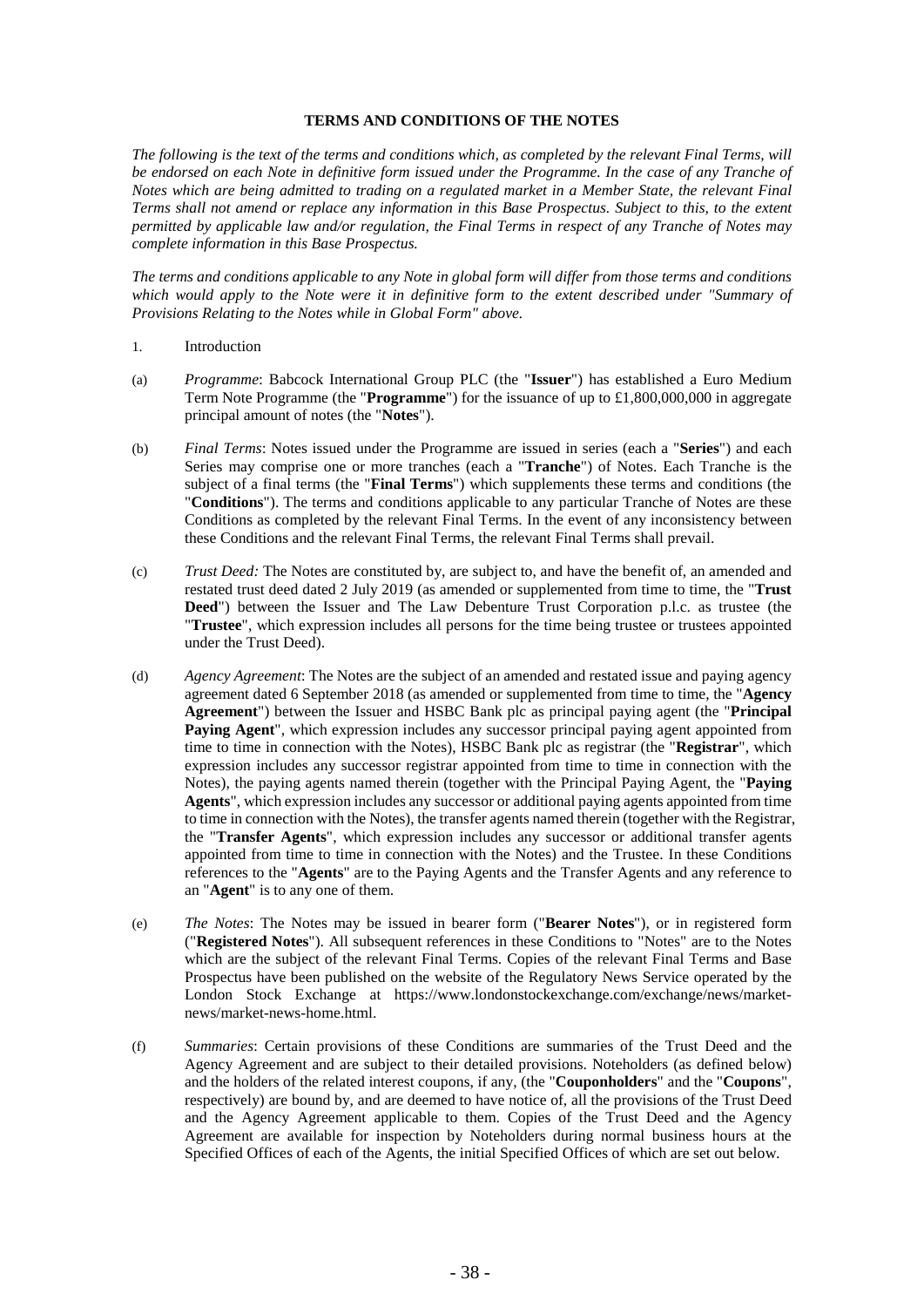## TERMS AND CONDITIONS OF THE NOTES

*The following is the text of the terms and conditions which, as completed by the relevant Final Terms, will be endorsed on each Note in definitive form issued under the Programme. In the case of any Tranche of Notes which are being admitted to trading on a regulated market in a Member State, the relevant Final Terms shall not amend or replace any information in this Base Prospectus. Subject to this, to the extent permitted by applicable law and/or regulation, the Final Terms in respect of any Tranche of Notes may complete information in this Base Prospectus.*

*The terms and conditions applicable to any Note in global form will differ from those terms and conditions which would apply to the Note were it in definitive form to the extent described under "Summary of Provisions Relating to the Notes while in Global Form" above.*

1. Introduction

(a) *Programme*: Babcock International Group PLC (the "**Issuer**") has established a Euro Medium Term Note Programme (the "**Programme**") for the issuance of up to £1,800,000,000 in aggregate principal amount of notes (the "**Notes**").

(b) *Final Terms*: Notes issued under the Programme are issued in series (each a "**Series**") and each Series may comprise one or more tranches (each a "**Tranche**") of Notes. Each Tranche is the subject of a final terms (the "**Final Terms**") which supplements these terms and conditions (the "**Conditions**"). The terms and conditions applicable to any particular Tranche of Notes are these Conditions as completed by the relevant Final Terms. In the event of any inconsistency between these Conditions and the relevant Final Terms, the relevant Final Terms shall prevail.

(c) *Trust Deed:* The Notes are constituted by, are subject to, and have the benefit of, an amended and restated trust deed dated 2 July 2019 (as amended or supplemented from time to time, the "**Trust Deed**") between the Issuer and The Law Debenture Trust Corporation p.l.c. as trustee (the "**Trustee**", which expression includes all persons for the time being trustee or trustees appointed under the Trust Deed).

(d) *Agency Agreement*: The Notes are the subject of an amended and restated issue and paying agency agreement dated 6 September 2018 (as amended or supplemented from time to time, the "**Agency Agreement**") between the Issuer and HSBC Bank plc as principal paying agent (the "**Principal Paying Agent**", which expression includes any successor principal paying agent appointed from time to time in connection with the Notes), HSBC Bank plc as registrar (the "**Registrar**", which expression includes any successor registrar appointed from time to time in connection with the Notes), the paying agents named therein (together with the Principal Paying Agent, the "**Paying Agents**", which expression includes any successor or additional paying agents appointed from time to time in connection with the Notes), the transfer agents named therein (together with the Registrar, the "**Transfer Agents**", which expression includes any successor or additional transfer agents appointed from time to time in connection with the Notes) and the Trustee. In these Conditions references to the "**Agents**" are to the Paying Agents and the Transfer Agents and any reference to an "**Agent**" is to any one of them.

(e) *The Notes*: The Notes may be issued in bearer form ("**Bearer Notes**"), or in registered form ("**Registered Notes**"). All subsequent references in these Conditions to "Notes" are to the Notes which are the subject of the relevant Final Terms. Copies of the relevant Final Terms and Base Prospectus have been published on the website of the Regulatory News Service operated by the London Stock Exchange at https://www.londonstockexchange.com/exchange/news/market-news/market-news-home.html.

(f) *Summaries*: Certain provisions of these Conditions are summaries of the Trust Deed and the Agency Agreement and are subject to their detailed provisions. Noteholders (as defined below) and the holders of the related interest coupons, if any, (the "**Couponholders**" and the "**Coupons**", respectively) are bound by, and are deemed to have notice of, all the provisions of the Trust Deed and the Agency Agreement applicable to them. Copies of the Trust Deed and the Agency Agreement are available for inspection by Noteholders during normal business hours at the Specified Offices of each of the Agents, the initial Specified Offices of which are set out below.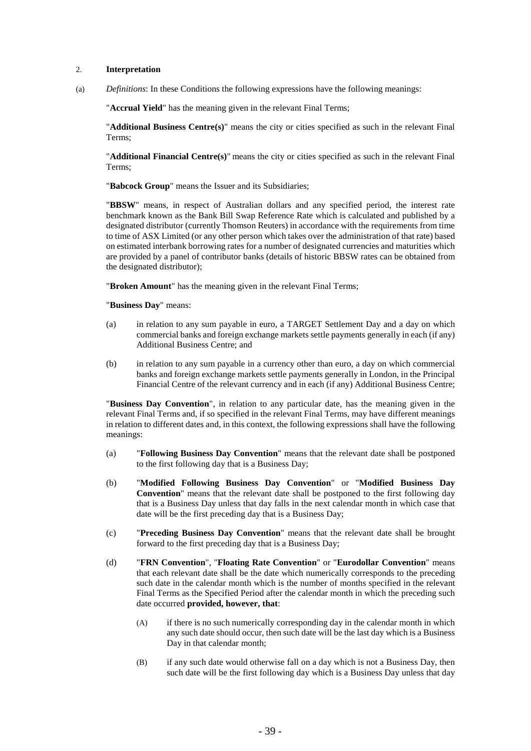## 2. **Interpretation**

(a) *Definitions*: In these Conditions the following expressions have the following meanings:

"**Accrual Yield**" has the meaning given in the relevant Final Terms;

"**Additional Business Centre(s)**" means the city or cities specified as such in the relevant Final Terms;

"**Additional Financial Centre(s)**" means the city or cities specified as such in the relevant Final Terms;

"**Babcock Group**" means the Issuer and its Subsidiaries;

"**BBSW**" means, in respect of Australian dollars and any specified period, the interest rate benchmark known as the Bank Bill Swap Reference Rate which is calculated and published by a designated distributor (currently Thomson Reuters) in accordance with the requirements from time to time of ASX Limited (or any other person which takes over the administration of that rate) based on estimated interbank borrowing rates for a number of designated currencies and maturities which are provided by a panel of contributor banks (details of historic BBSW rates can be obtained from the designated distributor);

"**Broken Amount**" has the meaning given in the relevant Final Terms;

"**Business Day**" means:

(a) in relation to any sum payable in euro, a TARGET Settlement Day and a day on which commercial banks and foreign exchange markets settle payments generally in each (if any) Additional Business Centre; and

(b) in relation to any sum payable in a currency other than euro, a day on which commercial banks and foreign exchange markets settle payments generally in London, in the Principal Financial Centre of the relevant currency and in each (if any) Additional Business Centre;

"**Business Day Convention**", in relation to any particular date, has the meaning given in the relevant Final Terms and, if so specified in the relevant Final Terms, may have different meanings in relation to different dates and, in this context, the following expressions shall have the following meanings:

(a) "**Following Business Day Convention**" means that the relevant date shall be postponed to the first following day that is a Business Day;

(b) "**Modified Following Business Day Convention**" or "**Modified Business Day Convention**" means that the relevant date shall be postponed to the first following day that is a Business Day unless that day falls in the next calendar month in which case that date will be the first preceding day that is a Business Day;

(c) "**Preceding Business Day Convention**" means that the relevant date shall be brought forward to the first preceding day that is a Business Day;

(d) "**FRN Convention**", "**Floating Rate Convention**" or "**Eurodollar Convention**" means that each relevant date shall be the date which numerically corresponds to the preceding such date in the calendar month which is the number of months specified in the relevant Final Terms as the Specified Period after the calendar month in which the preceding such date occurred **provided, however, that**:

   (A) if there is no such numerically corresponding day in the calendar month in which any such date should occur, then such date will be the last day which is a Business Day in that calendar month;

   (B) if any such date would otherwise fall on a day which is not a Business Day, then such date will be the first following day which is a Business Day unless that day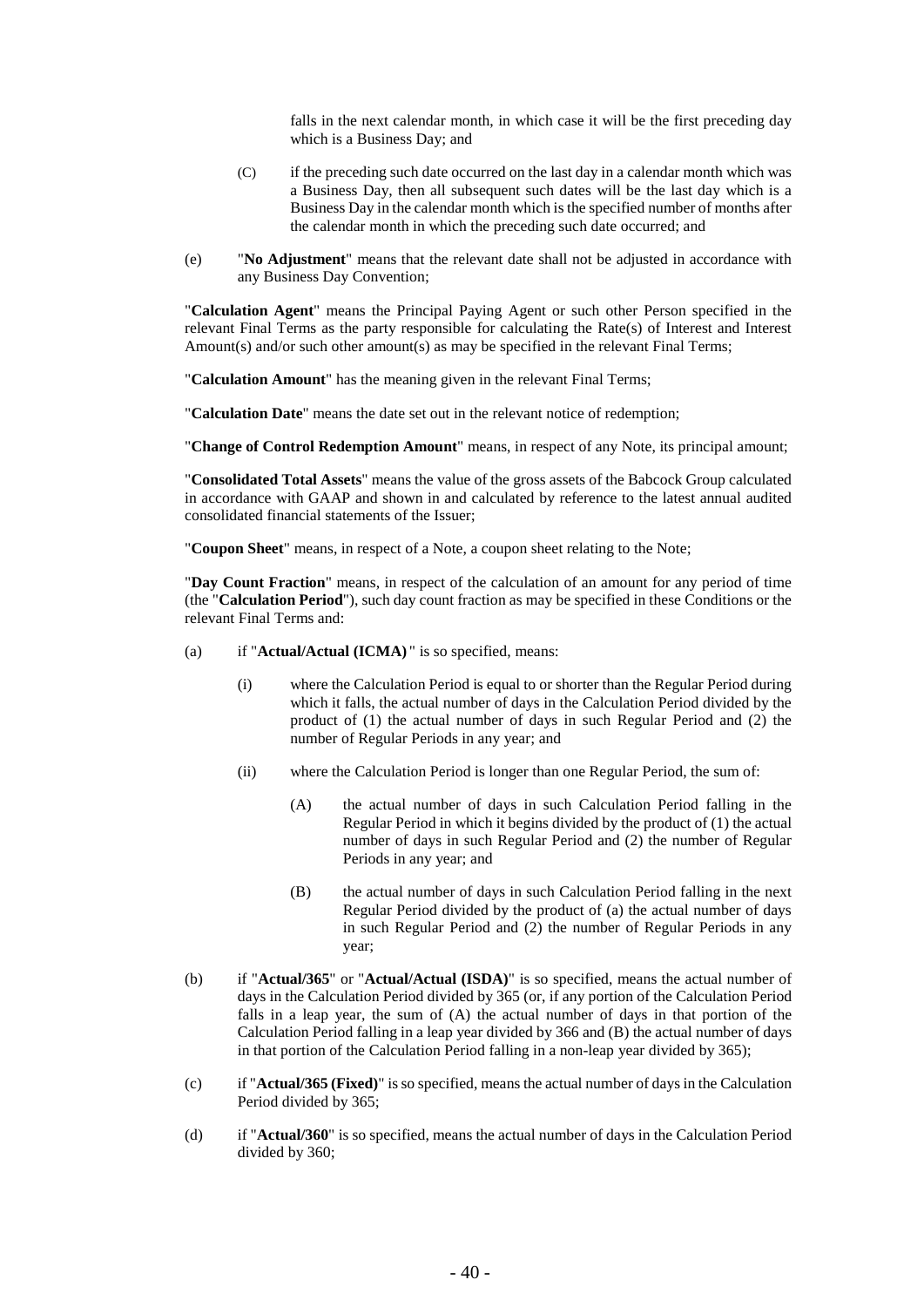falls in the next calendar month, in which case it will be the first preceding day which is a Business Day; and

(C) if the preceding such date occurred on the last day in a calendar month which was a Business Day, then all subsequent such dates will be the last day which is a Business Day in the calendar month which is the specified number of months after the calendar month in which the preceding such date occurred; and

(e) "**No Adjustment**" means that the relevant date shall not be adjusted in accordance with any Business Day Convention;

"**Calculation Agent**" means the Principal Paying Agent or such other Person specified in the relevant Final Terms as the party responsible for calculating the Rate(s) of Interest and Interest Amount(s) and/or such other amount(s) as may be specified in the relevant Final Terms;

"**Calculation Amount**" has the meaning given in the relevant Final Terms;

"**Calculation Date**" means the date set out in the relevant notice of redemption;

"**Change of Control Redemption Amount**" means, in respect of any Note, its principal amount;

"**Consolidated Total Assets**" means the value of the gross assets of the Babcock Group calculated in accordance with GAAP and shown in and calculated by reference to the latest annual audited consolidated financial statements of the Issuer;

"**Coupon Sheet**" means, in respect of a Note, a coupon sheet relating to the Note;

"**Day Count Fraction**" means, in respect of the calculation of an amount for any period of time (the "**Calculation Period**"), such day count fraction as may be specified in these Conditions or the relevant Final Terms and:

(a) if "**Actual/Actual (ICMA)**" is so specified, means:

(i) where the Calculation Period is equal to or shorter than the Regular Period during which it falls, the actual number of days in the Calculation Period divided by the product of (1) the actual number of days in such Regular Period and (2) the number of Regular Periods in any year; and

(ii) where the Calculation Period is longer than one Regular Period, the sum of:

(A) the actual number of days in such Calculation Period falling in the Regular Period in which it begins divided by the product of (1) the actual number of days in such Regular Period and (2) the number of Regular Periods in any year; and

(B) the actual number of days in such Calculation Period falling in the next Regular Period divided by the product of (a) the actual number of days in such Regular Period and (2) the number of Regular Periods in any year;

(b) if "**Actual/365**" or "**Actual/Actual (ISDA)**" is so specified, means the actual number of days in the Calculation Period divided by 365 (or, if any portion of the Calculation Period falls in a leap year, the sum of (A) the actual number of days in that portion of the Calculation Period falling in a leap year divided by 366 and (B) the actual number of days in that portion of the Calculation Period falling in a non-leap year divided by 365);

(c) if "**Actual/365 (Fixed)**" is so specified, means the actual number of days in the Calculation Period divided by 365;

(d) if "**Actual/360**" is so specified, means the actual number of days in the Calculation Period divided by 360;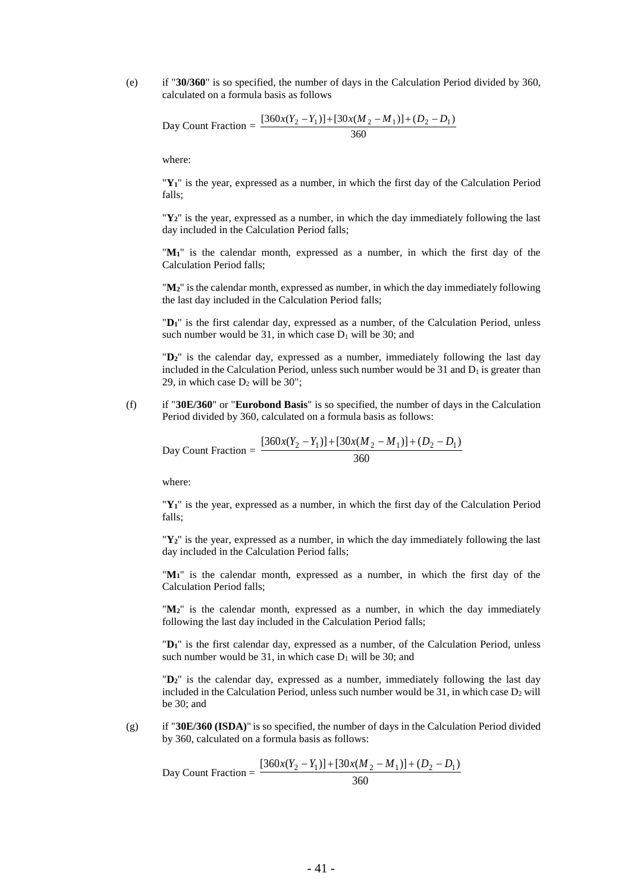(e) if "**30/360**" is so specified, the number of days in the Calculation Period divided by 360, calculated on a formula basis as follows

$$\text{Day Count Fraction} = \frac{[360x(Y_2 - Y_1)] + [30x(M_2 - M_1)] + (D_2 - D_1)}{360}$$

where:

"$\mathbf{Y_1}$" is the year, expressed as a number, in which the first day of the Calculation Period falls;

"$\mathbf{Y_2}$" is the year, expressed as a number, in which the day immediately following the last day included in the Calculation Period falls;

"$\mathbf{M_1}$" is the calendar month, expressed as a number, in which the first day of the Calculation Period falls;

"$\mathbf{M_2}$" is the calendar month, expressed as number, in which the day immediately following the last day included in the Calculation Period falls;

"$\mathbf{D_1}$" is the first calendar day, expressed as a number, of the Calculation Period, unless such number would be 31, in which case $D_1$ will be 30; and

"$\mathbf{D_2}$" is the calendar day, expressed as a number, immediately following the last day included in the Calculation Period, unless such number would be 31 and $D_1$ is greater than 29, in which case $D_2$ will be 30";

(f) if "**30E/360**" or "**Eurobond Basis**" is so specified, the number of days in the Calculation Period divided by 360, calculated on a formula basis as follows:

$$\text{Day Count Fraction} = \frac{[360x(Y_2 - Y_1)] + [30x(M_2 - M_1)] + (D_2 - D_1)}{360}$$

where:

"$\mathbf{Y_1}$" is the year, expressed as a number, in which the first day of the Calculation Period falls;

"$\mathbf{Y_2}$" is the year, expressed as a number, in which the day immediately following the last day included in the Calculation Period falls;

"$\mathbf{M_1}$" is the calendar month, expressed as a number, in which the first day of the Calculation Period falls;

"$\mathbf{M_2}$" is the calendar month, expressed as a number, in which the day immediately following the last day included in the Calculation Period falls;

"$\mathbf{D_1}$" is the first calendar day, expressed as a number, of the Calculation Period, unless such number would be 31, in which case $D_1$ will be 30; and

"$\mathbf{D_2}$" is the calendar day, expressed as a number, immediately following the last day included in the Calculation Period, unless such number would be 31, in which case $D_2$ will be 30; and

(g) if "**30E/360 (ISDA)**" is so specified, the number of days in the Calculation Period divided by 360, calculated on a formula basis as follows:

$$\text{Day Count Fraction} = \frac{[360x(Y_2 - Y_1)] + [30x(M_2 - M_1)] + (D_2 - D_1)}{360}$$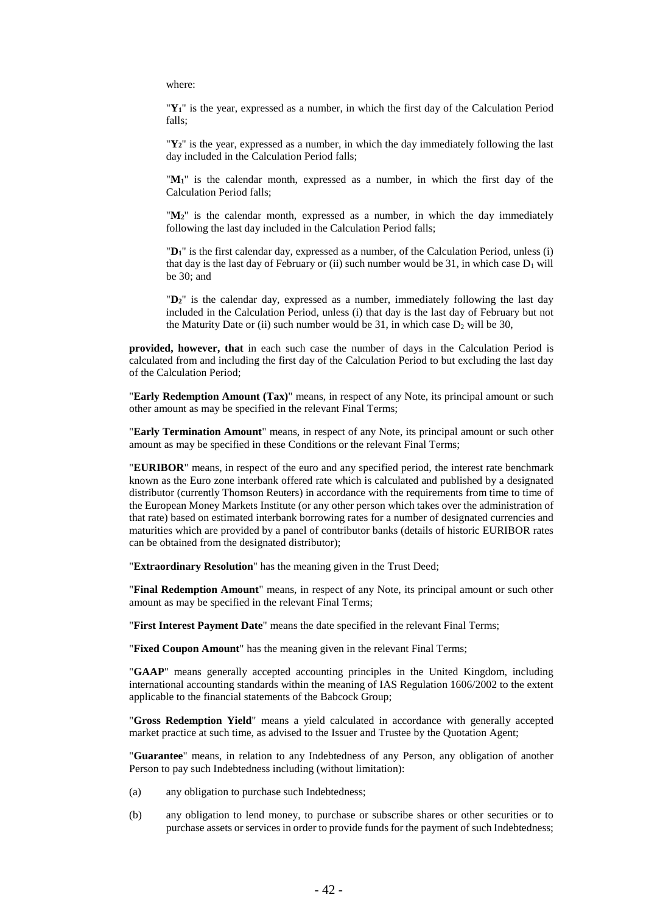where:

"$Y_1$" is the year, expressed as a number, in which the first day of the Calculation Period falls;

"$Y_2$" is the year, expressed as a number, in which the day immediately following the last day included in the Calculation Period falls;

"$M_1$" is the calendar month, expressed as a number, in which the first day of the Calculation Period falls;

"$M_2$" is the calendar month, expressed as a number, in which the day immediately following the last day included in the Calculation Period falls;

"$D_1$" is the first calendar day, expressed as a number, of the Calculation Period, unless (i) that day is the last day of February or (ii) such number would be 31, in which case $D_1$ will be 30; and

"$D_2$" is the calendar day, expressed as a number, immediately following the last day included in the Calculation Period, unless (i) that day is the last day of February but not the Maturity Date or (ii) such number would be 31, in which case $D_2$ will be 30,

**provided, however, that** in each such case the number of days in the Calculation Period is calculated from and including the first day of the Calculation Period to but excluding the last day of the Calculation Period;

"**Early Redemption Amount (Tax)**" means, in respect of any Note, its principal amount or such other amount as may be specified in the relevant Final Terms;

"**Early Termination Amount**" means, in respect of any Note, its principal amount or such other amount as may be specified in these Conditions or the relevant Final Terms;

"**EURIBOR**" means, in respect of the euro and any specified period, the interest rate benchmark known as the Euro zone interbank offered rate which is calculated and published by a designated distributor (currently Thomson Reuters) in accordance with the requirements from time to time of the European Money Markets Institute (or any other person which takes over the administration of that rate) based on estimated interbank borrowing rates for a number of designated currencies and maturities which are provided by a panel of contributor banks (details of historic EURIBOR rates can be obtained from the designated distributor);

"**Extraordinary Resolution**" has the meaning given in the Trust Deed;

"**Final Redemption Amount**" means, in respect of any Note, its principal amount or such other amount as may be specified in the relevant Final Terms;

"**First Interest Payment Date**" means the date specified in the relevant Final Terms;

"**Fixed Coupon Amount**" has the meaning given in the relevant Final Terms;

"**GAAP**" means generally accepted accounting principles in the United Kingdom, including international accounting standards within the meaning of IAS Regulation 1606/2002 to the extent applicable to the financial statements of the Babcock Group;

"**Gross Redemption Yield**" means a yield calculated in accordance with generally accepted market practice at such time, as advised to the Issuer and Trustee by the Quotation Agent;

"**Guarantee**" means, in relation to any Indebtedness of any Person, any obligation of another Person to pay such Indebtedness including (without limitation):

(a) any obligation to purchase such Indebtedness;

(b) any obligation to lend money, to purchase or subscribe shares or other securities or to purchase assets or services in order to provide funds for the payment of such Indebtedness;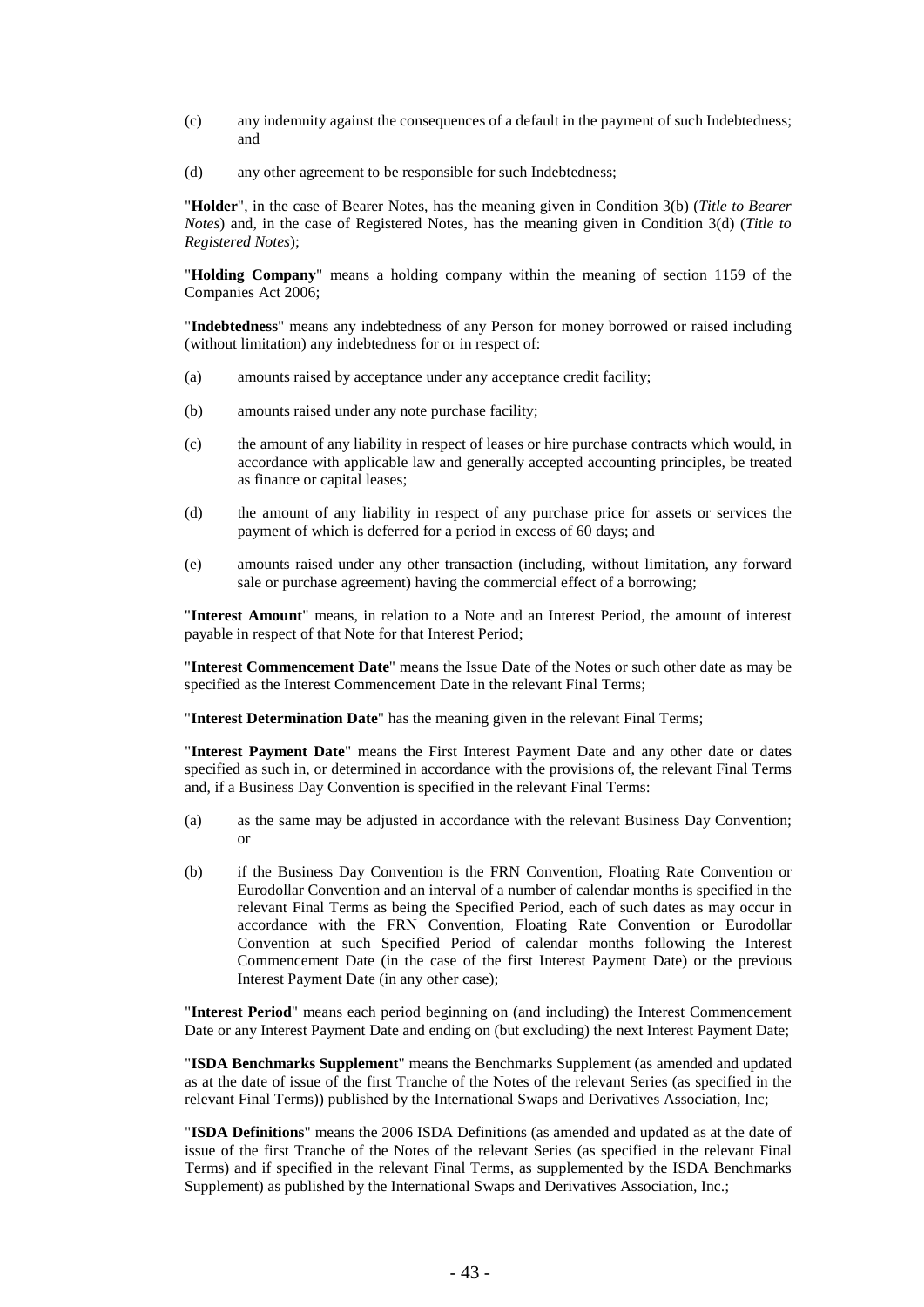(c) any indemnity against the consequences of a default in the payment of such Indebtedness; and

(d) any other agreement to be responsible for such Indebtedness;

"**Holder**", in the case of Bearer Notes, has the meaning given in Condition 3(b) (*Title to Bearer Notes*) and, in the case of Registered Notes, has the meaning given in Condition 3(d) (*Title to Registered Notes*);

"**Holding Company**" means a holding company within the meaning of section 1159 of the Companies Act 2006;

"**Indebtedness**" means any indebtedness of any Person for money borrowed or raised including (without limitation) any indebtedness for or in respect of:

(a) amounts raised by acceptance under any acceptance credit facility;

(b) amounts raised under any note purchase facility;

(c) the amount of any liability in respect of leases or hire purchase contracts which would, in accordance with applicable law and generally accepted accounting principles, be treated as finance or capital leases;

(d) the amount of any liability in respect of any purchase price for assets or services the payment of which is deferred for a period in excess of 60 days; and

(e) amounts raised under any other transaction (including, without limitation, any forward sale or purchase agreement) having the commercial effect of a borrowing;

"**Interest Amount**" means, in relation to a Note and an Interest Period, the amount of interest payable in respect of that Note for that Interest Period;

"**Interest Commencement Date**" means the Issue Date of the Notes or such other date as may be specified as the Interest Commencement Date in the relevant Final Terms;

"**Interest Determination Date**" has the meaning given in the relevant Final Terms;

"**Interest Payment Date**" means the First Interest Payment Date and any other date or dates specified as such in, or determined in accordance with the provisions of, the relevant Final Terms and, if a Business Day Convention is specified in the relevant Final Terms:

(a) as the same may be adjusted in accordance with the relevant Business Day Convention; or

(b) if the Business Day Convention is the FRN Convention, Floating Rate Convention or Eurodollar Convention and an interval of a number of calendar months is specified in the relevant Final Terms as being the Specified Period, each of such dates as may occur in accordance with the FRN Convention, Floating Rate Convention or Eurodollar Convention at such Specified Period of calendar months following the Interest Commencement Date (in the case of the first Interest Payment Date) or the previous Interest Payment Date (in any other case);

"**Interest Period**" means each period beginning on (and including) the Interest Commencement Date or any Interest Payment Date and ending on (but excluding) the next Interest Payment Date;

"**ISDA Benchmarks Supplement**" means the Benchmarks Supplement (as amended and updated as at the date of issue of the first Tranche of the Notes of the relevant Series (as specified in the relevant Final Terms)) published by the International Swaps and Derivatives Association, Inc;

"**ISDA Definitions**" means the 2006 ISDA Definitions (as amended and updated as at the date of issue of the first Tranche of the Notes of the relevant Series (as specified in the relevant Final Terms) and if specified in the relevant Final Terms, as supplemented by the ISDA Benchmarks Supplement) as published by the International Swaps and Derivatives Association, Inc.;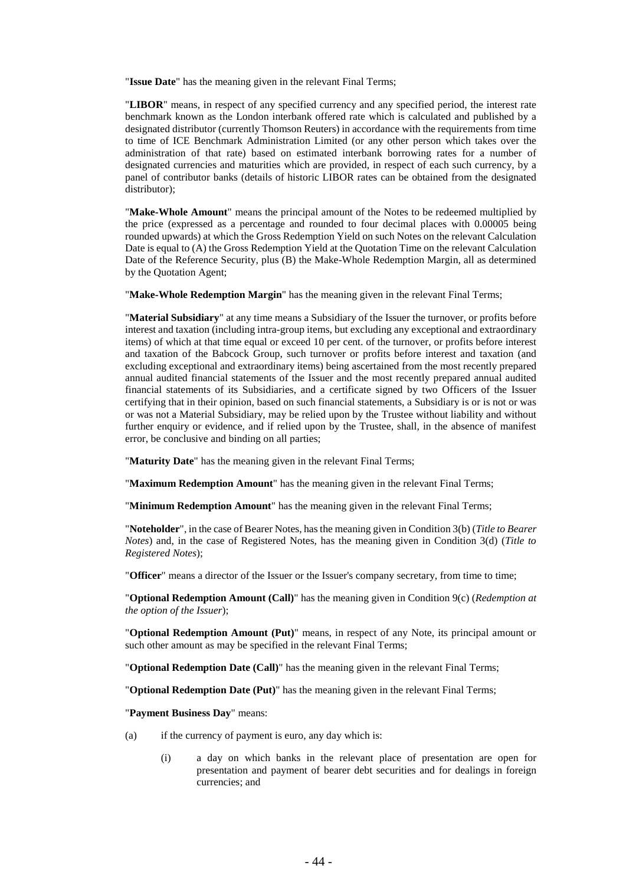"**Issue Date**" has the meaning given in the relevant Final Terms;

"**LIBOR**" means, in respect of any specified currency and any specified period, the interest rate benchmark known as the London interbank offered rate which is calculated and published by a designated distributor (currently Thomson Reuters) in accordance with the requirements from time to time of ICE Benchmark Administration Limited (or any other person which takes over the administration of that rate) based on estimated interbank borrowing rates for a number of designated currencies and maturities which are provided, in respect of each such currency, by a panel of contributor banks (details of historic LIBOR rates can be obtained from the designated distributor);

"**Make-Whole Amount**" means the principal amount of the Notes to be redeemed multiplied by the price (expressed as a percentage and rounded to four decimal places with 0.00005 being rounded upwards) at which the Gross Redemption Yield on such Notes on the relevant Calculation Date is equal to (A) the Gross Redemption Yield at the Quotation Time on the relevant Calculation Date of the Reference Security, plus (B) the Make-Whole Redemption Margin, all as determined by the Quotation Agent;

"**Make-Whole Redemption Margin**" has the meaning given in the relevant Final Terms;

"**Material Subsidiary**" at any time means a Subsidiary of the Issuer the turnover, or profits before interest and taxation (including intra-group items, but excluding any exceptional and extraordinary items) of which at that time equal or exceed 10 per cent. of the turnover, or profits before interest and taxation of the Babcock Group, such turnover or profits before interest and taxation (and excluding exceptional and extraordinary items) being ascertained from the most recently prepared annual audited financial statements of the Issuer and the most recently prepared annual audited financial statements of its Subsidiaries, and a certificate signed by two Officers of the Issuer certifying that in their opinion, based on such financial statements, a Subsidiary is or is not or was or was not a Material Subsidiary, may be relied upon by the Trustee without liability and without further enquiry or evidence, and if relied upon by the Trustee, shall, in the absence of manifest error, be conclusive and binding on all parties;

"**Maturity Date**" has the meaning given in the relevant Final Terms;

"**Maximum Redemption Amount**" has the meaning given in the relevant Final Terms;

"**Minimum Redemption Amount**" has the meaning given in the relevant Final Terms;

"**Noteholder**", in the case of Bearer Notes, has the meaning given in Condition 3(b) (*Title to Bearer Notes*) and, in the case of Registered Notes, has the meaning given in Condition 3(d) (*Title to Registered Notes*);

"**Officer**" means a director of the Issuer or the Issuer's company secretary, from time to time;

"**Optional Redemption Amount (Call)**" has the meaning given in Condition 9(c) (*Redemption at the option of the Issuer*);

"**Optional Redemption Amount (Put)**" means, in respect of any Note, its principal amount or such other amount as may be specified in the relevant Final Terms;

"**Optional Redemption Date (Call)**" has the meaning given in the relevant Final Terms;

"**Optional Redemption Date (Put)**" has the meaning given in the relevant Final Terms;

"**Payment Business Day**" means:

(a) if the currency of payment is euro, any day which is:

(i) a day on which banks in the relevant place of presentation are open for presentation and payment of bearer debt securities and for dealings in foreign currencies; and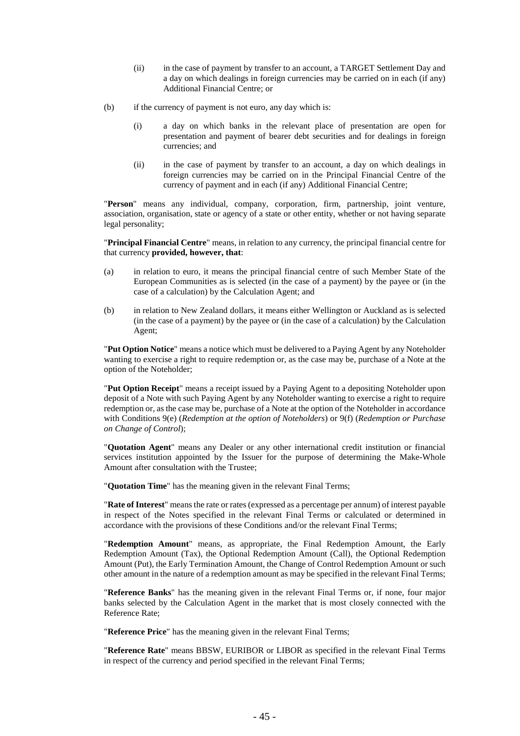(ii) in the case of payment by transfer to an account, a TARGET Settlement Day and a day on which dealings in foreign currencies may be carried on in each (if any) Additional Financial Centre; or

(b) if the currency of payment is not euro, any day which is:

(i) a day on which banks in the relevant place of presentation are open for presentation and payment of bearer debt securities and for dealings in foreign currencies; and

(ii) in the case of payment by transfer to an account, a day on which dealings in foreign currencies may be carried on in the Principal Financial Centre of the currency of payment and in each (if any) Additional Financial Centre;

"**Person**" means any individual, company, corporation, firm, partnership, joint venture, association, organisation, state or agency of a state or other entity, whether or not having separate legal personality;

"**Principal Financial Centre**" means, in relation to any currency, the principal financial centre for that currency **provided, however, that**:

(a) in relation to euro, it means the principal financial centre of such Member State of the European Communities as is selected (in the case of a payment) by the payee or (in the case of a calculation) by the Calculation Agent; and

(b) in relation to New Zealand dollars, it means either Wellington or Auckland as is selected (in the case of a payment) by the payee or (in the case of a calculation) by the Calculation Agent;

"**Put Option Notice**" means a notice which must be delivered to a Paying Agent by any Noteholder wanting to exercise a right to require redemption or, as the case may be, purchase of a Note at the option of the Noteholder;

"**Put Option Receipt**" means a receipt issued by a Paying Agent to a depositing Noteholder upon deposit of a Note with such Paying Agent by any Noteholder wanting to exercise a right to require redemption or, as the case may be, purchase of a Note at the option of the Noteholder in accordance with Conditions 9(e) (*Redemption at the option of Noteholders*) or 9(f) (*Redemption or Purchase on Change of Control*);

"**Quotation Agent**" means any Dealer or any other international credit institution or financial services institution appointed by the Issuer for the purpose of determining the Make-Whole Amount after consultation with the Trustee;

"**Quotation Time**" has the meaning given in the relevant Final Terms;

"**Rate of Interest**" means the rate or rates (expressed as a percentage per annum) of interest payable in respect of the Notes specified in the relevant Final Terms or calculated or determined in accordance with the provisions of these Conditions and/or the relevant Final Terms;

"**Redemption Amount**" means, as appropriate, the Final Redemption Amount, the Early Redemption Amount (Tax), the Optional Redemption Amount (Call), the Optional Redemption Amount (Put), the Early Termination Amount, the Change of Control Redemption Amount or such other amount in the nature of a redemption amount as may be specified in the relevant Final Terms;

"**Reference Banks**" has the meaning given in the relevant Final Terms or, if none, four major banks selected by the Calculation Agent in the market that is most closely connected with the Reference Rate;

"**Reference Price**" has the meaning given in the relevant Final Terms;

"**Reference Rate**" means BBSW, EURIBOR or LIBOR as specified in the relevant Final Terms in respect of the currency and period specified in the relevant Final Terms;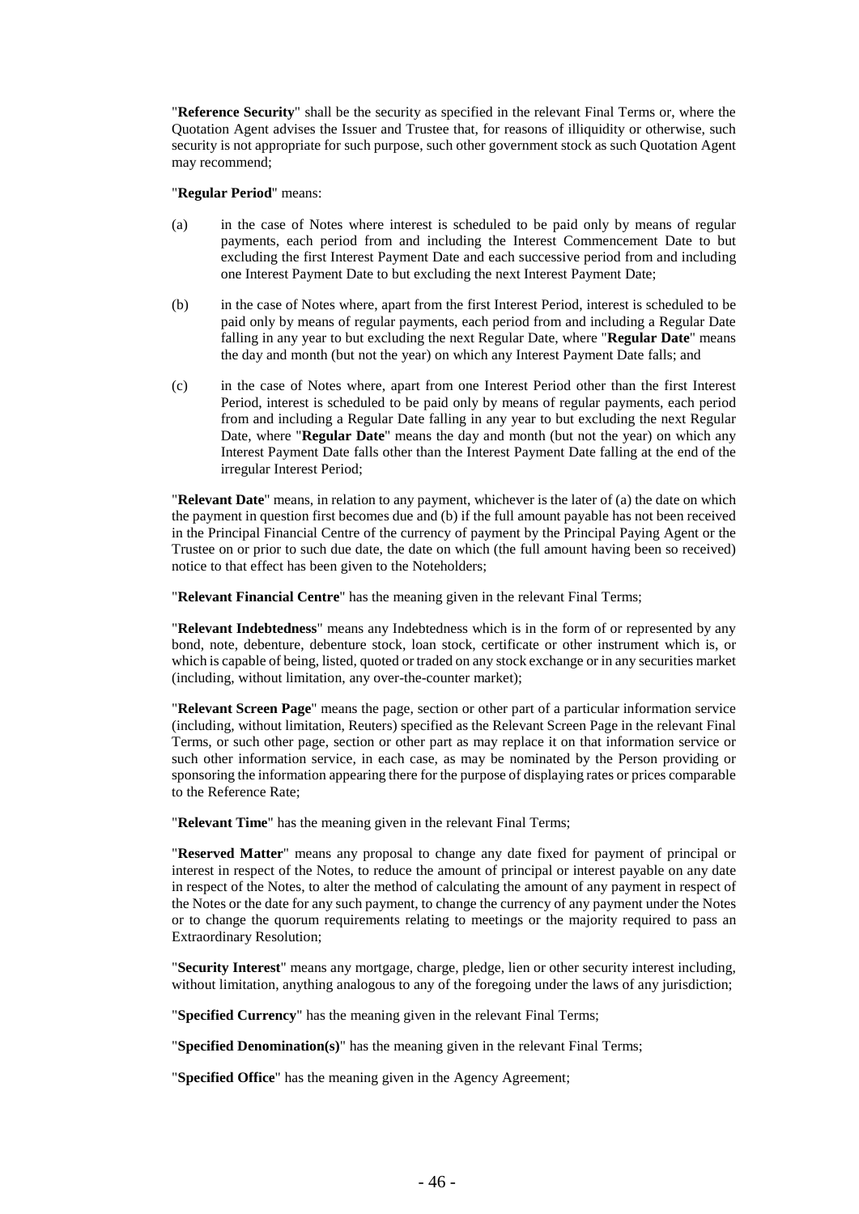"**Reference Security**" shall be the security as specified in the relevant Final Terms or, where the Quotation Agent advises the Issuer and Trustee that, for reasons of illiquidity or otherwise, such security is not appropriate for such purpose, such other government stock as such Quotation Agent may recommend;

"**Regular Period**" means:

(a) in the case of Notes where interest is scheduled to be paid only by means of regular payments, each period from and including the Interest Commencement Date to but excluding the first Interest Payment Date and each successive period from and including one Interest Payment Date to but excluding the next Interest Payment Date;

(b) in the case of Notes where, apart from the first Interest Period, interest is scheduled to be paid only by means of regular payments, each period from and including a Regular Date falling in any year to but excluding the next Regular Date, where "**Regular Date**" means the day and month (but not the year) on which any Interest Payment Date falls; and

(c) in the case of Notes where, apart from one Interest Period other than the first Interest Period, interest is scheduled to be paid only by means of regular payments, each period from and including a Regular Date falling in any year to but excluding the next Regular Date, where "**Regular Date**" means the day and month (but not the year) on which any Interest Payment Date falls other than the Interest Payment Date falling at the end of the irregular Interest Period;

"**Relevant Date**" means, in relation to any payment, whichever is the later of (a) the date on which the payment in question first becomes due and (b) if the full amount payable has not been received in the Principal Financial Centre of the currency of payment by the Principal Paying Agent or the Trustee on or prior to such due date, the date on which (the full amount having been so received) notice to that effect has been given to the Noteholders;

"**Relevant Financial Centre**" has the meaning given in the relevant Final Terms;

"**Relevant Indebtedness**" means any Indebtedness which is in the form of or represented by any bond, note, debenture, debenture stock, loan stock, certificate or other instrument which is, or which is capable of being, listed, quoted or traded on any stock exchange or in any securities market (including, without limitation, any over-the-counter market);

"**Relevant Screen Page**" means the page, section or other part of a particular information service (including, without limitation, Reuters) specified as the Relevant Screen Page in the relevant Final Terms, or such other page, section or other part as may replace it on that information service or such other information service, in each case, as may be nominated by the Person providing or sponsoring the information appearing there for the purpose of displaying rates or prices comparable to the Reference Rate;

"**Relevant Time**" has the meaning given in the relevant Final Terms;

"**Reserved Matter**" means any proposal to change any date fixed for payment of principal or interest in respect of the Notes, to reduce the amount of principal or interest payable on any date in respect of the Notes, to alter the method of calculating the amount of any payment in respect of the Notes or the date for any such payment, to change the currency of any payment under the Notes or to change the quorum requirements relating to meetings or the majority required to pass an Extraordinary Resolution;

"**Security Interest**" means any mortgage, charge, pledge, lien or other security interest including, without limitation, anything analogous to any of the foregoing under the laws of any jurisdiction;

"**Specified Currency**" has the meaning given in the relevant Final Terms;

"**Specified Denomination(s)**" has the meaning given in the relevant Final Terms;

"**Specified Office**" has the meaning given in the Agency Agreement;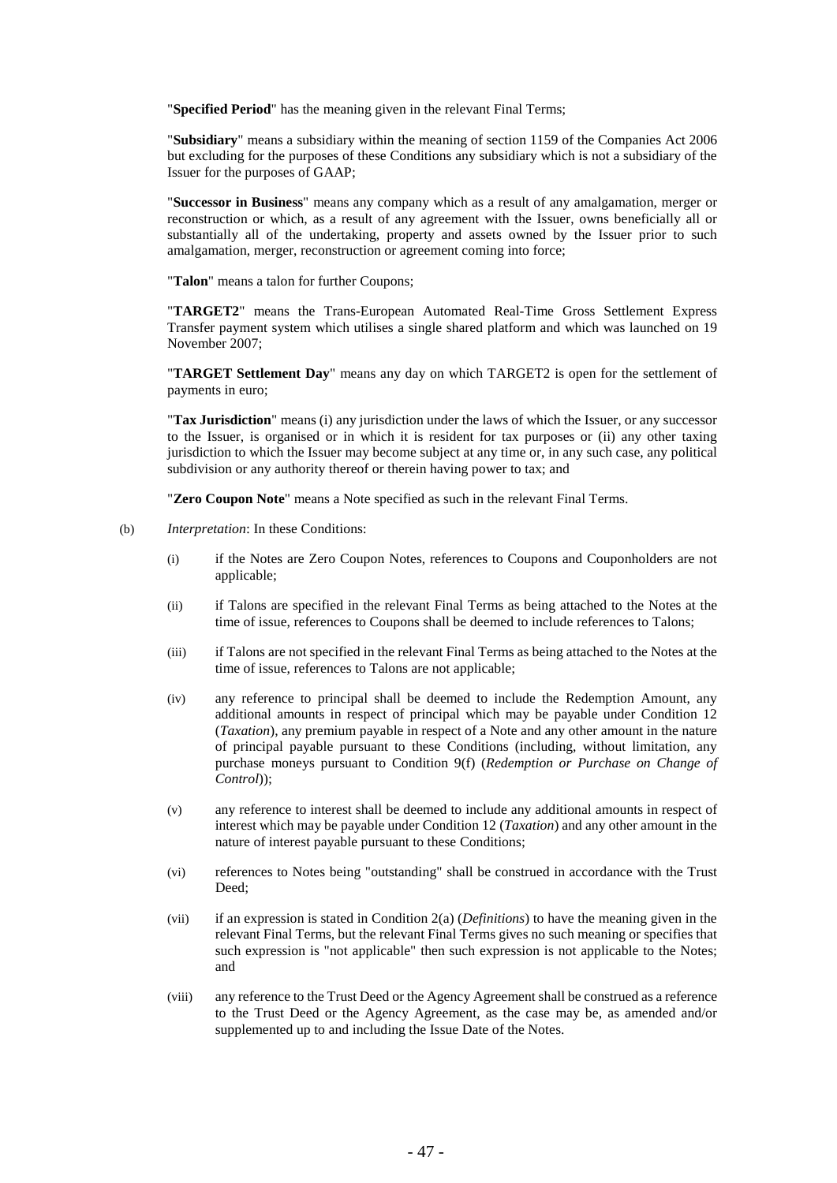"**Specified Period**" has the meaning given in the relevant Final Terms;

"**Subsidiary**" means a subsidiary within the meaning of section 1159 of the Companies Act 2006 but excluding for the purposes of these Conditions any subsidiary which is not a subsidiary of the Issuer for the purposes of GAAP;

"**Successor in Business**" means any company which as a result of any amalgamation, merger or reconstruction or which, as a result of any agreement with the Issuer, owns beneficially all or substantially all of the undertaking, property and assets owned by the Issuer prior to such amalgamation, merger, reconstruction or agreement coming into force;

"**Talon**" means a talon for further Coupons;

"**TARGET2**" means the Trans-European Automated Real-Time Gross Settlement Express Transfer payment system which utilises a single shared platform and which was launched on 19 November 2007;

"**TARGET Settlement Day**" means any day on which TARGET2 is open for the settlement of payments in euro;

"**Tax Jurisdiction**" means (i) any jurisdiction under the laws of which the Issuer, or any successor to the Issuer, is organised or in which it is resident for tax purposes or (ii) any other taxing jurisdiction to which the Issuer may become subject at any time or, in any such case, any political subdivision or any authority thereof or therein having power to tax; and

"**Zero Coupon Note**" means a Note specified as such in the relevant Final Terms.

(b) *Interpretation*: In these Conditions:

(i) if the Notes are Zero Coupon Notes, references to Coupons and Couponholders are not applicable;

(ii) if Talons are specified in the relevant Final Terms as being attached to the Notes at the time of issue, references to Coupons shall be deemed to include references to Talons;

(iii) if Talons are not specified in the relevant Final Terms as being attached to the Notes at the time of issue, references to Talons are not applicable;

(iv) any reference to principal shall be deemed to include the Redemption Amount, any additional amounts in respect of principal which may be payable under Condition 12 (*Taxation*), any premium payable in respect of a Note and any other amount in the nature of principal payable pursuant to these Conditions (including, without limitation, any purchase moneys pursuant to Condition 9(f) (*Redemption or Purchase on Change of Control*));

(v) any reference to interest shall be deemed to include any additional amounts in respect of interest which may be payable under Condition 12 (*Taxation*) and any other amount in the nature of interest payable pursuant to these Conditions;

(vi) references to Notes being "outstanding" shall be construed in accordance with the Trust Deed;

(vii) if an expression is stated in Condition 2(a) (*Definitions*) to have the meaning given in the relevant Final Terms, but the relevant Final Terms gives no such meaning or specifies that such expression is "not applicable" then such expression is not applicable to the Notes; and

(viii) any reference to the Trust Deed or the Agency Agreement shall be construed as a reference to the Trust Deed or the Agency Agreement, as the case may be, as amended and/or supplemented up to and including the Issue Date of the Notes.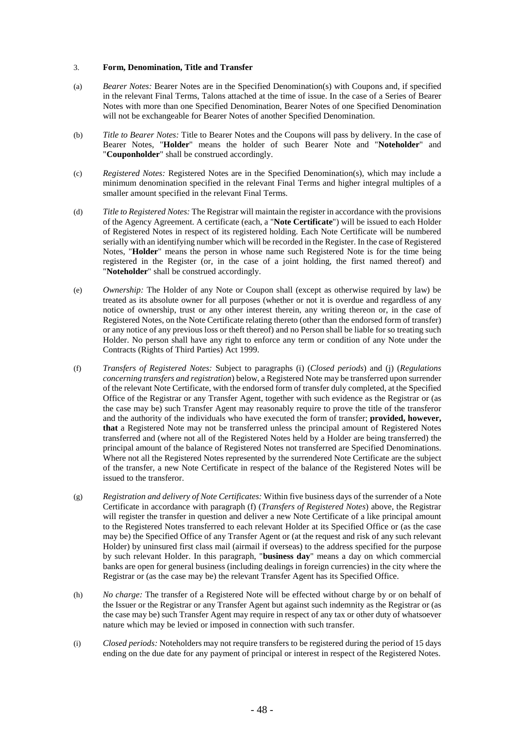## 3. **Form, Denomination, Title and Transfer**

(a) *Bearer Notes:* Bearer Notes are in the Specified Denomination(s) with Coupons and, if specified in the relevant Final Terms, Talons attached at the time of issue. In the case of a Series of Bearer Notes with more than one Specified Denomination, Bearer Notes of one Specified Denomination will not be exchangeable for Bearer Notes of another Specified Denomination.

(b) *Title to Bearer Notes:* Title to Bearer Notes and the Coupons will pass by delivery. In the case of Bearer Notes, "**Holder**" means the holder of such Bearer Note and "**Noteholder**" and "**Couponholder**" shall be construed accordingly.

(c) *Registered Notes:* Registered Notes are in the Specified Denomination(s), which may include a minimum denomination specified in the relevant Final Terms and higher integral multiples of a smaller amount specified in the relevant Final Terms.

(d) *Title to Registered Notes:* The Registrar will maintain the register in accordance with the provisions of the Agency Agreement. A certificate (each, a "**Note Certificate**") will be issued to each Holder of Registered Notes in respect of its registered holding. Each Note Certificate will be numbered serially with an identifying number which will be recorded in the Register. In the case of Registered Notes, "**Holder**" means the person in whose name such Registered Note is for the time being registered in the Register (or, in the case of a joint holding, the first named thereof) and "**Noteholder**" shall be construed accordingly.

(e) *Ownership:* The Holder of any Note or Coupon shall (except as otherwise required by law) be treated as its absolute owner for all purposes (whether or not it is overdue and regardless of any notice of ownership, trust or any other interest therein, any writing thereon or, in the case of Registered Notes, on the Note Certificate relating thereto (other than the endorsed form of transfer) or any notice of any previous loss or theft thereof) and no Person shall be liable for so treating such Holder. No person shall have any right to enforce any term or condition of any Note under the Contracts (Rights of Third Parties) Act 1999.

(f) *Transfers of Registered Notes:* Subject to paragraphs (i) (*Closed periods*) and (j) (*Regulations concerning transfers and registration*) below, a Registered Note may be transferred upon surrender of the relevant Note Certificate, with the endorsed form of transfer duly completed, at the Specified Office of the Registrar or any Transfer Agent, together with such evidence as the Registrar or (as the case may be) such Transfer Agent may reasonably require to prove the title of the transferor and the authority of the individuals who have executed the form of transfer; **provided, however, that** a Registered Note may not be transferred unless the principal amount of Registered Notes transferred and (where not all of the Registered Notes held by a Holder are being transferred) the principal amount of the balance of Registered Notes not transferred are Specified Denominations. Where not all the Registered Notes represented by the surrendered Note Certificate are the subject of the transfer, a new Note Certificate in respect of the balance of the Registered Notes will be issued to the transferor.

(g) *Registration and delivery of Note Certificates:* Within five business days of the surrender of a Note Certificate in accordance with paragraph (f) (*Transfers of Registered Notes*) above, the Registrar will register the transfer in question and deliver a new Note Certificate of a like principal amount to the Registered Notes transferred to each relevant Holder at its Specified Office or (as the case may be) the Specified Office of any Transfer Agent or (at the request and risk of any such relevant Holder) by uninsured first class mail (airmail if overseas) to the address specified for the purpose by such relevant Holder. In this paragraph, "**business day**" means a day on which commercial banks are open for general business (including dealings in foreign currencies) in the city where the Registrar or (as the case may be) the relevant Transfer Agent has its Specified Office.

(h) *No charge:* The transfer of a Registered Note will be effected without charge by or on behalf of the Issuer or the Registrar or any Transfer Agent but against such indemnity as the Registrar or (as the case may be) such Transfer Agent may require in respect of any tax or other duty of whatsoever nature which may be levied or imposed in connection with such transfer.

(i) *Closed periods:* Noteholders may not require transfers to be registered during the period of 15 days ending on the due date for any payment of principal or interest in respect of the Registered Notes.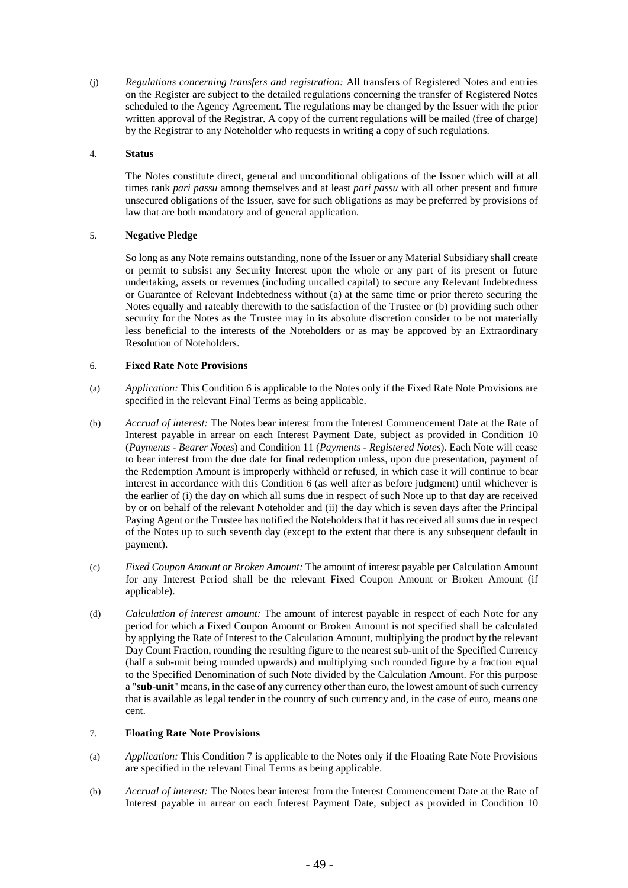(j) *Regulations concerning transfers and registration:* All transfers of Registered Notes and entries on the Register are subject to the detailed regulations concerning the transfer of Registered Notes scheduled to the Agency Agreement. The regulations may be changed by the Issuer with the prior written approval of the Registrar. A copy of the current regulations will be mailed (free of charge) by the Registrar to any Noteholder who requests in writing a copy of such regulations.

## 4. **Status**

The Notes constitute direct, general and unconditional obligations of the Issuer which will at all times rank *pari passu* among themselves and at least *pari passu* with all other present and future unsecured obligations of the Issuer, save for such obligations as may be preferred by provisions of law that are both mandatory and of general application.

## 5. **Negative Pledge**

So long as any Note remains outstanding, none of the Issuer or any Material Subsidiary shall create or permit to subsist any Security Interest upon the whole or any part of its present or future undertaking, assets or revenues (including uncalled capital) to secure any Relevant Indebtedness or Guarantee of Relevant Indebtedness without (a) at the same time or prior thereto securing the Notes equally and rateably therewith to the satisfaction of the Trustee or (b) providing such other security for the Notes as the Trustee may in its absolute discretion consider to be not materially less beneficial to the interests of the Noteholders or as may be approved by an Extraordinary Resolution of Noteholders.

## 6. **Fixed Rate Note Provisions**

(a) *Application:* This Condition 6 is applicable to the Notes only if the Fixed Rate Note Provisions are specified in the relevant Final Terms as being applicable.

(b) *Accrual of interest:* The Notes bear interest from the Interest Commencement Date at the Rate of Interest payable in arrear on each Interest Payment Date, subject as provided in Condition 10 (*Payments - Bearer Notes*) and Condition 11 (*Payments - Registered Notes*). Each Note will cease to bear interest from the due date for final redemption unless, upon due presentation, payment of the Redemption Amount is improperly withheld or refused, in which case it will continue to bear interest in accordance with this Condition 6 (as well after as before judgment) until whichever is the earlier of (i) the day on which all sums due in respect of such Note up to that day are received by or on behalf of the relevant Noteholder and (ii) the day which is seven days after the Principal Paying Agent or the Trustee has notified the Noteholders that it has received all sums due in respect of the Notes up to such seventh day (except to the extent that there is any subsequent default in payment).

(c) *Fixed Coupon Amount or Broken Amount:* The amount of interest payable per Calculation Amount for any Interest Period shall be the relevant Fixed Coupon Amount or Broken Amount (if applicable).

(d) *Calculation of interest amount:* The amount of interest payable in respect of each Note for any period for which a Fixed Coupon Amount or Broken Amount is not specified shall be calculated by applying the Rate of Interest to the Calculation Amount, multiplying the product by the relevant Day Count Fraction, rounding the resulting figure to the nearest sub-unit of the Specified Currency (half a sub-unit being rounded upwards) and multiplying such rounded figure by a fraction equal to the Specified Denomination of such Note divided by the Calculation Amount. For this purpose a "**sub-unit**" means, in the case of any currency other than euro, the lowest amount of such currency that is available as legal tender in the country of such currency and, in the case of euro, means one cent.

## 7. **Floating Rate Note Provisions**

(a) *Application:* This Condition 7 is applicable to the Notes only if the Floating Rate Note Provisions are specified in the relevant Final Terms as being applicable.

(b) *Accrual of interest:* The Notes bear interest from the Interest Commencement Date at the Rate of Interest payable in arrear on each Interest Payment Date, subject as provided in Condition 10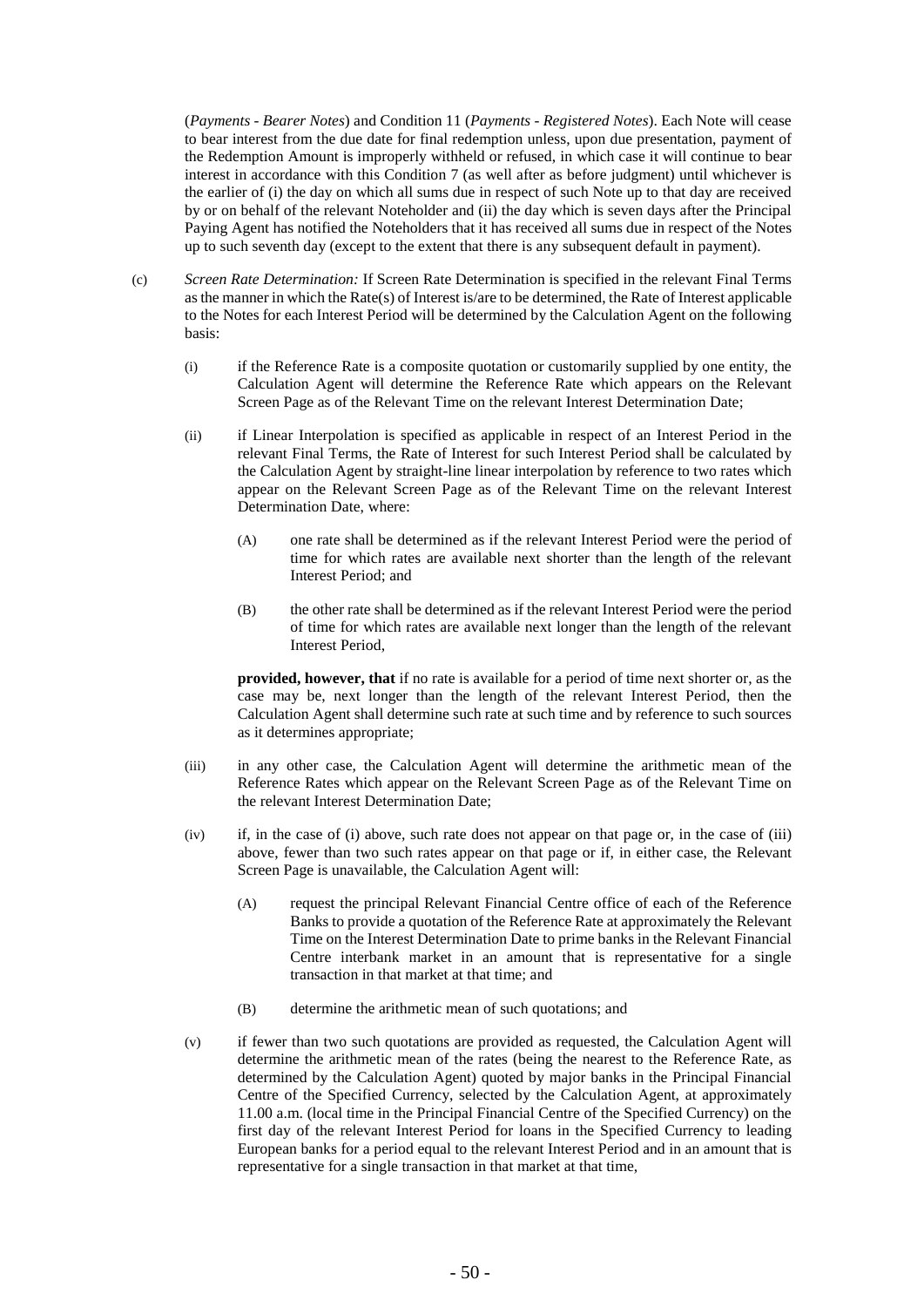(*Payments - Bearer Notes*) and Condition 11 (*Payments - Registered Notes*). Each Note will cease to bear interest from the due date for final redemption unless, upon due presentation, payment of the Redemption Amount is improperly withheld or refused, in which case it will continue to bear interest in accordance with this Condition 7 (as well after as before judgment) until whichever is the earlier of (i) the day on which all sums due in respect of such Note up to that day are received by or on behalf of the relevant Noteholder and (ii) the day which is seven days after the Principal Paying Agent has notified the Noteholders that it has received all sums due in respect of the Notes up to such seventh day (except to the extent that there is any subsequent default in payment).

(c) *Screen Rate Determination:* If Screen Rate Determination is specified in the relevant Final Terms as the manner in which the Rate(s) of Interest is/are to be determined, the Rate of Interest applicable to the Notes for each Interest Period will be determined by the Calculation Agent on the following basis:

(i) if the Reference Rate is a composite quotation or customarily supplied by one entity, the Calculation Agent will determine the Reference Rate which appears on the Relevant Screen Page as of the Relevant Time on the relevant Interest Determination Date;

(ii) if Linear Interpolation is specified as applicable in respect of an Interest Period in the relevant Final Terms, the Rate of Interest for such Interest Period shall be calculated by the Calculation Agent by straight-line linear interpolation by reference to two rates which appear on the Relevant Screen Page as of the Relevant Time on the relevant Interest Determination Date, where:

(A) one rate shall be determined as if the relevant Interest Period were the period of time for which rates are available next shorter than the length of the relevant Interest Period; and

(B) the other rate shall be determined as if the relevant Interest Period were the period of time for which rates are available next longer than the length of the relevant Interest Period,

**provided, however, that** if no rate is available for a period of time next shorter or, as the case may be, next longer than the length of the relevant Interest Period, then the Calculation Agent shall determine such rate at such time and by reference to such sources as it determines appropriate;

(iii) in any other case, the Calculation Agent will determine the arithmetic mean of the Reference Rates which appear on the Relevant Screen Page as of the Relevant Time on the relevant Interest Determination Date;

(iv) if, in the case of (i) above, such rate does not appear on that page or, in the case of (iii) above, fewer than two such rates appear on that page or if, in either case, the Relevant Screen Page is unavailable, the Calculation Agent will:

(A) request the principal Relevant Financial Centre office of each of the Reference Banks to provide a quotation of the Reference Rate at approximately the Relevant Time on the Interest Determination Date to prime banks in the Relevant Financial Centre interbank market in an amount that is representative for a single transaction in that market at that time; and

(B) determine the arithmetic mean of such quotations; and

(v) if fewer than two such quotations are provided as requested, the Calculation Agent will determine the arithmetic mean of the rates (being the nearest to the Reference Rate, as determined by the Calculation Agent) quoted by major banks in the Principal Financial Centre of the Specified Currency, selected by the Calculation Agent, at approximately 11.00 a.m. (local time in the Principal Financial Centre of the Specified Currency) on the first day of the relevant Interest Period for loans in the Specified Currency to leading European banks for a period equal to the relevant Interest Period and in an amount that is representative for a single transaction in that market at that time,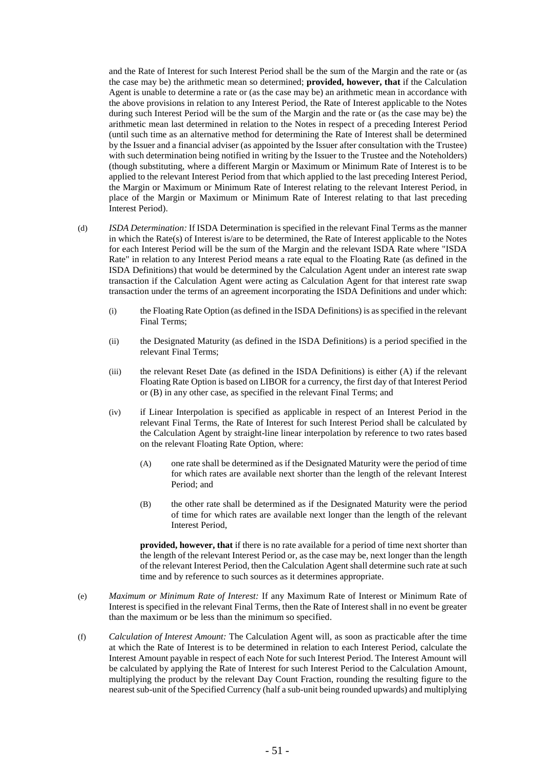and the Rate of Interest for such Interest Period shall be the sum of the Margin and the rate or (as the case may be) the arithmetic mean so determined; **provided, however, that** if the Calculation Agent is unable to determine a rate or (as the case may be) an arithmetic mean in accordance with the above provisions in relation to any Interest Period, the Rate of Interest applicable to the Notes during such Interest Period will be the sum of the Margin and the rate or (as the case may be) the arithmetic mean last determined in relation to the Notes in respect of a preceding Interest Period (until such time as an alternative method for determining the Rate of Interest shall be determined by the Issuer and a financial adviser (as appointed by the Issuer after consultation with the Trustee) with such determination being notified in writing by the Issuer to the Trustee and the Noteholders) (though substituting, where a different Margin or Maximum or Minimum Rate of Interest is to be applied to the relevant Interest Period from that which applied to the last preceding Interest Period, the Margin or Maximum or Minimum Rate of Interest relating to the relevant Interest Period, in place of the Margin or Maximum or Minimum Rate of Interest relating to that last preceding Interest Period).

(d) *ISDA Determination:* If ISDA Determination is specified in the relevant Final Terms as the manner in which the Rate(s) of Interest is/are to be determined, the Rate of Interest applicable to the Notes for each Interest Period will be the sum of the Margin and the relevant ISDA Rate where "ISDA Rate" in relation to any Interest Period means a rate equal to the Floating Rate (as defined in the ISDA Definitions) that would be determined by the Calculation Agent under an interest rate swap transaction if the Calculation Agent were acting as Calculation Agent for that interest rate swap transaction under the terms of an agreement incorporating the ISDA Definitions and under which:

  (i) the Floating Rate Option (as defined in the ISDA Definitions) is as specified in the relevant Final Terms;

  (ii) the Designated Maturity (as defined in the ISDA Definitions) is a period specified in the relevant Final Terms;

  (iii) the relevant Reset Date (as defined in the ISDA Definitions) is either (A) if the relevant Floating Rate Option is based on LIBOR for a currency, the first day of that Interest Period or (B) in any other case, as specified in the relevant Final Terms; and

  (iv) if Linear Interpolation is specified as applicable in respect of an Interest Period in the relevant Final Terms, the Rate of Interest for such Interest Period shall be calculated by the Calculation Agent by straight-line linear interpolation by reference to two rates based on the relevant Floating Rate Option, where:

    (A) one rate shall be determined as if the Designated Maturity were the period of time for which rates are available next shorter than the length of the relevant Interest Period; and

    (B) the other rate shall be determined as if the Designated Maturity were the period of time for which rates are available next longer than the length of the relevant Interest Period,

  **provided, however, that** if there is no rate available for a period of time next shorter than the length of the relevant Interest Period or, as the case may be, next longer than the length of the relevant Interest Period, then the Calculation Agent shall determine such rate at such time and by reference to such sources as it determines appropriate.

(e) *Maximum or Minimum Rate of Interest:* If any Maximum Rate of Interest or Minimum Rate of Interest is specified in the relevant Final Terms, then the Rate of Interest shall in no event be greater than the maximum or be less than the minimum so specified.

(f) *Calculation of Interest Amount:* The Calculation Agent will, as soon as practicable after the time at which the Rate of Interest is to be determined in relation to each Interest Period, calculate the Interest Amount payable in respect of each Note for such Interest Period. The Interest Amount will be calculated by applying the Rate of Interest for such Interest Period to the Calculation Amount, multiplying the product by the relevant Day Count Fraction, rounding the resulting figure to the nearest sub-unit of the Specified Currency (half a sub-unit being rounded upwards) and multiplying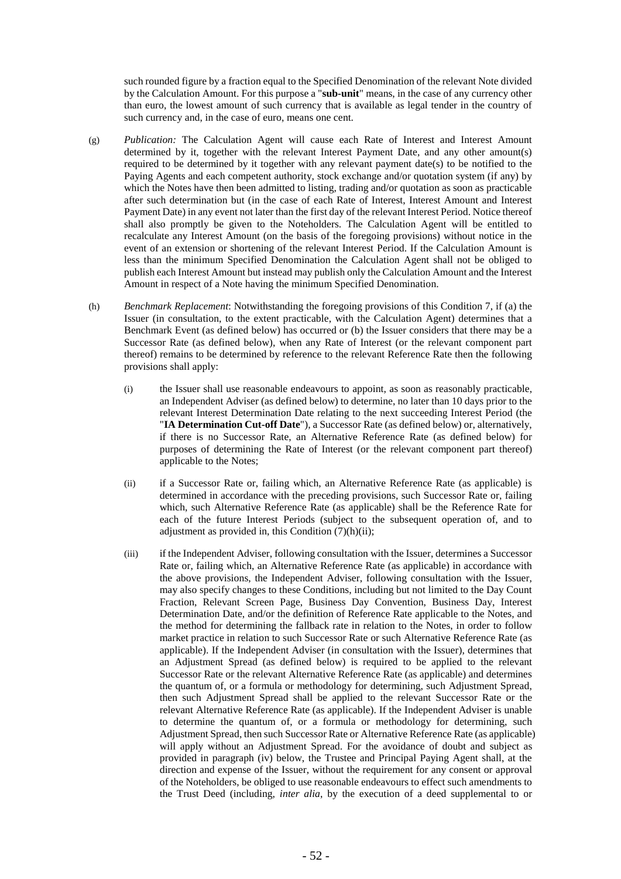such rounded figure by a fraction equal to the Specified Denomination of the relevant Note divided by the Calculation Amount. For this purpose a "**sub-unit**" means, in the case of any currency other than euro, the lowest amount of such currency that is available as legal tender in the country of such currency and, in the case of euro, means one cent.

(g) *Publication:* The Calculation Agent will cause each Rate of Interest and Interest Amount determined by it, together with the relevant Interest Payment Date, and any other amount(s) required to be determined by it together with any relevant payment date(s) to be notified to the Paying Agents and each competent authority, stock exchange and/or quotation system (if any) by which the Notes have then been admitted to listing, trading and/or quotation as soon as practicable after such determination but (in the case of each Rate of Interest, Interest Amount and Interest Payment Date) in any event not later than the first day of the relevant Interest Period. Notice thereof shall also promptly be given to the Noteholders. The Calculation Agent will be entitled to recalculate any Interest Amount (on the basis of the foregoing provisions) without notice in the event of an extension or shortening of the relevant Interest Period. If the Calculation Amount is less than the minimum Specified Denomination the Calculation Agent shall not be obliged to publish each Interest Amount but instead may publish only the Calculation Amount and the Interest Amount in respect of a Note having the minimum Specified Denomination.

(h) *Benchmark Replacement*: Notwithstanding the foregoing provisions of this Condition 7, if (a) the Issuer (in consultation, to the extent practicable, with the Calculation Agent) determines that a Benchmark Event (as defined below) has occurred or (b) the Issuer considers that there may be a Successor Rate (as defined below), when any Rate of Interest (or the relevant component part thereof) remains to be determined by reference to the relevant Reference Rate then the following provisions shall apply:

   (i) the Issuer shall use reasonable endeavours to appoint, as soon as reasonably practicable, an Independent Adviser (as defined below) to determine, no later than 10 days prior to the relevant Interest Determination Date relating to the next succeeding Interest Period (the "**IA Determination Cut-off Date**"), a Successor Rate (as defined below) or, alternatively, if there is no Successor Rate, an Alternative Reference Rate (as defined below) for purposes of determining the Rate of Interest (or the relevant component part thereof) applicable to the Notes;

   (ii) if a Successor Rate or, failing which, an Alternative Reference Rate (as applicable) is determined in accordance with the preceding provisions, such Successor Rate or, failing which, such Alternative Reference Rate (as applicable) shall be the Reference Rate for each of the future Interest Periods (subject to the subsequent operation of, and to adjustment as provided in, this Condition (7)(h)(ii);

   (iii) if the Independent Adviser, following consultation with the Issuer, determines a Successor Rate or, failing which, an Alternative Reference Rate (as applicable) in accordance with the above provisions, the Independent Adviser, following consultation with the Issuer, may also specify changes to these Conditions, including but not limited to the Day Count Fraction, Relevant Screen Page, Business Day Convention, Business Day, Interest Determination Date, and/or the definition of Reference Rate applicable to the Notes, and the method for determining the fallback rate in relation to the Notes, in order to follow market practice in relation to such Successor Rate or such Alternative Reference Rate (as applicable). If the Independent Adviser (in consultation with the Issuer), determines that an Adjustment Spread (as defined below) is required to be applied to the relevant Successor Rate or the relevant Alternative Reference Rate (as applicable) and determines the quantum of, or a formula or methodology for determining, such Adjustment Spread, then such Adjustment Spread shall be applied to the relevant Successor Rate or the relevant Alternative Reference Rate (as applicable). If the Independent Adviser is unable to determine the quantum of, or a formula or methodology for determining, such Adjustment Spread, then such Successor Rate or Alternative Reference Rate (as applicable) will apply without an Adjustment Spread. For the avoidance of doubt and subject as provided in paragraph (iv) below, the Trustee and Principal Paying Agent shall, at the direction and expense of the Issuer, without the requirement for any consent or approval of the Noteholders, be obliged to use reasonable endeavours to effect such amendments to the Trust Deed (including, *inter alia*, by the execution of a deed supplemental to or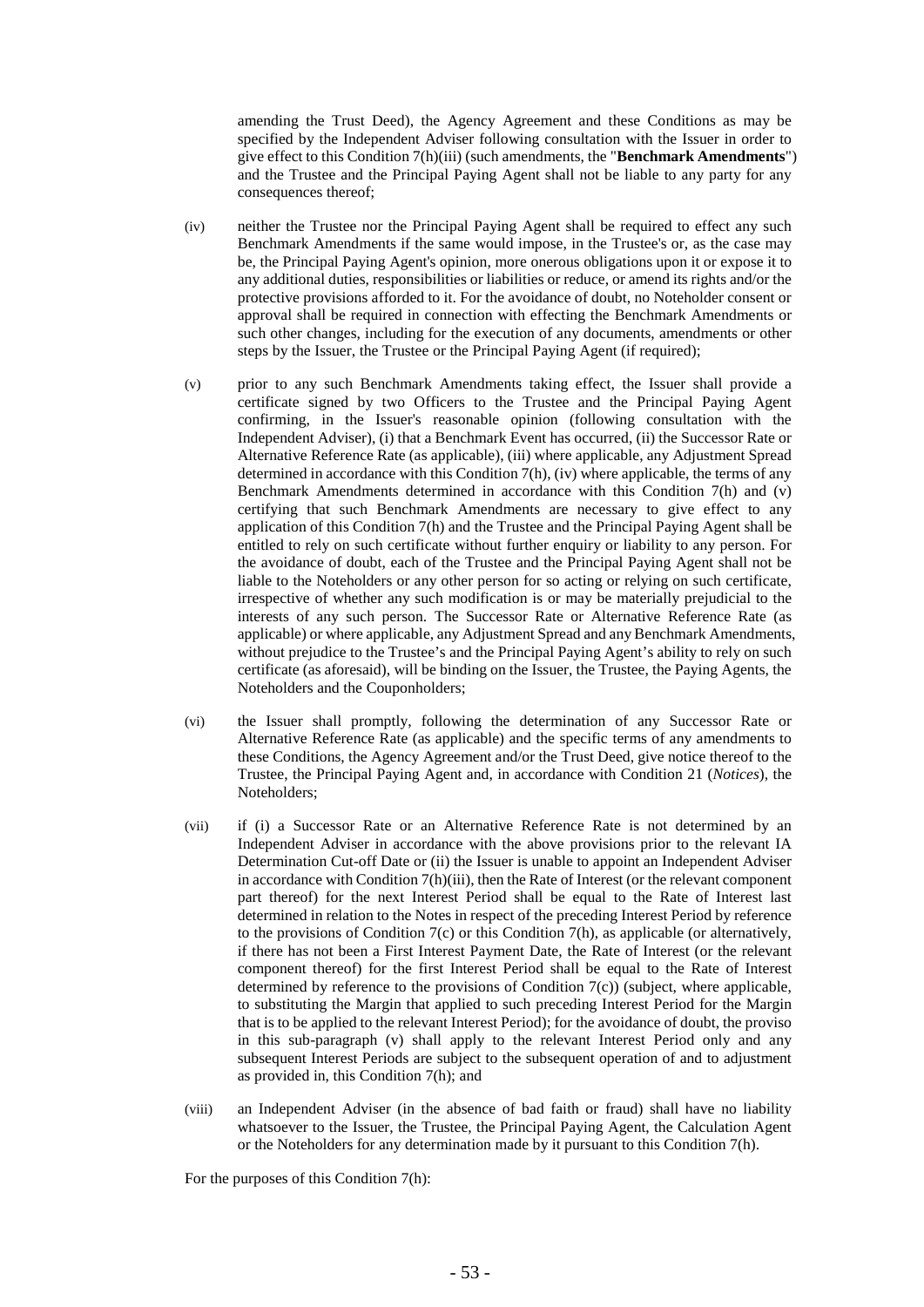amending the Trust Deed), the Agency Agreement and these Conditions as may be specified by the Independent Adviser following consultation with the Issuer in order to give effect to this Condition 7(h)(iii) (such amendments, the "**Benchmark Amendments**") and the Trustee and the Principal Paying Agent shall not be liable to any party for any consequences thereof;

(iv) neither the Trustee nor the Principal Paying Agent shall be required to effect any such Benchmark Amendments if the same would impose, in the Trustee's or, as the case may be, the Principal Paying Agent's opinion, more onerous obligations upon it or expose it to any additional duties, responsibilities or liabilities or reduce, or amend its rights and/or the protective provisions afforded to it. For the avoidance of doubt, no Noteholder consent or approval shall be required in connection with effecting the Benchmark Amendments or such other changes, including for the execution of any documents, amendments or other steps by the Issuer, the Trustee or the Principal Paying Agent (if required);

(v) prior to any such Benchmark Amendments taking effect, the Issuer shall provide a certificate signed by two Officers to the Trustee and the Principal Paying Agent confirming, in the Issuer's reasonable opinion (following consultation with the Independent Adviser), (i) that a Benchmark Event has occurred, (ii) the Successor Rate or Alternative Reference Rate (as applicable), (iii) where applicable, any Adjustment Spread determined in accordance with this Condition 7(h), (iv) where applicable, the terms of any Benchmark Amendments determined in accordance with this Condition 7(h) and (v) certifying that such Benchmark Amendments are necessary to give effect to any application of this Condition 7(h) and the Trustee and the Principal Paying Agent shall be entitled to rely on such certificate without further enquiry or liability to any person. For the avoidance of doubt, each of the Trustee and the Principal Paying Agent shall not be liable to the Noteholders or any other person for so acting or relying on such certificate, irrespective of whether any such modification is or may be materially prejudicial to the interests of any such person. The Successor Rate or Alternative Reference Rate (as applicable) or where applicable, any Adjustment Spread and any Benchmark Amendments, without prejudice to the Trustee's and the Principal Paying Agent's ability to rely on such certificate (as aforesaid), will be binding on the Issuer, the Trustee, the Paying Agents, the Noteholders and the Couponholders;

(vi) the Issuer shall promptly, following the determination of any Successor Rate or Alternative Reference Rate (as applicable) and the specific terms of any amendments to these Conditions, the Agency Agreement and/or the Trust Deed, give notice thereof to the Trustee, the Principal Paying Agent and, in accordance with Condition 21 (*Notices*), the Noteholders;

(vii) if (i) a Successor Rate or an Alternative Reference Rate is not determined by an Independent Adviser in accordance with the above provisions prior to the relevant IA Determination Cut-off Date or (ii) the Issuer is unable to appoint an Independent Adviser in accordance with Condition 7(h)(iii), then the Rate of Interest (or the relevant component part thereof) for the next Interest Period shall be equal to the Rate of Interest last determined in relation to the Notes in respect of the preceding Interest Period by reference to the provisions of Condition 7(c) or this Condition 7(h), as applicable (or alternatively, if there has not been a First Interest Payment Date, the Rate of Interest (or the relevant component thereof) for the first Interest Period shall be equal to the Rate of Interest determined by reference to the provisions of Condition 7(c)) (subject, where applicable, to substituting the Margin that applied to such preceding Interest Period for the Margin that is to be applied to the relevant Interest Period); for the avoidance of doubt, the proviso in this sub-paragraph (v) shall apply to the relevant Interest Period only and any subsequent Interest Periods are subject to the subsequent operation of and to adjustment as provided in, this Condition 7(h); and

(viii) an Independent Adviser (in the absence of bad faith or fraud) shall have no liability whatsoever to the Issuer, the Trustee, the Principal Paying Agent, the Calculation Agent or the Noteholders for any determination made by it pursuant to this Condition 7(h).

For the purposes of this Condition 7(h):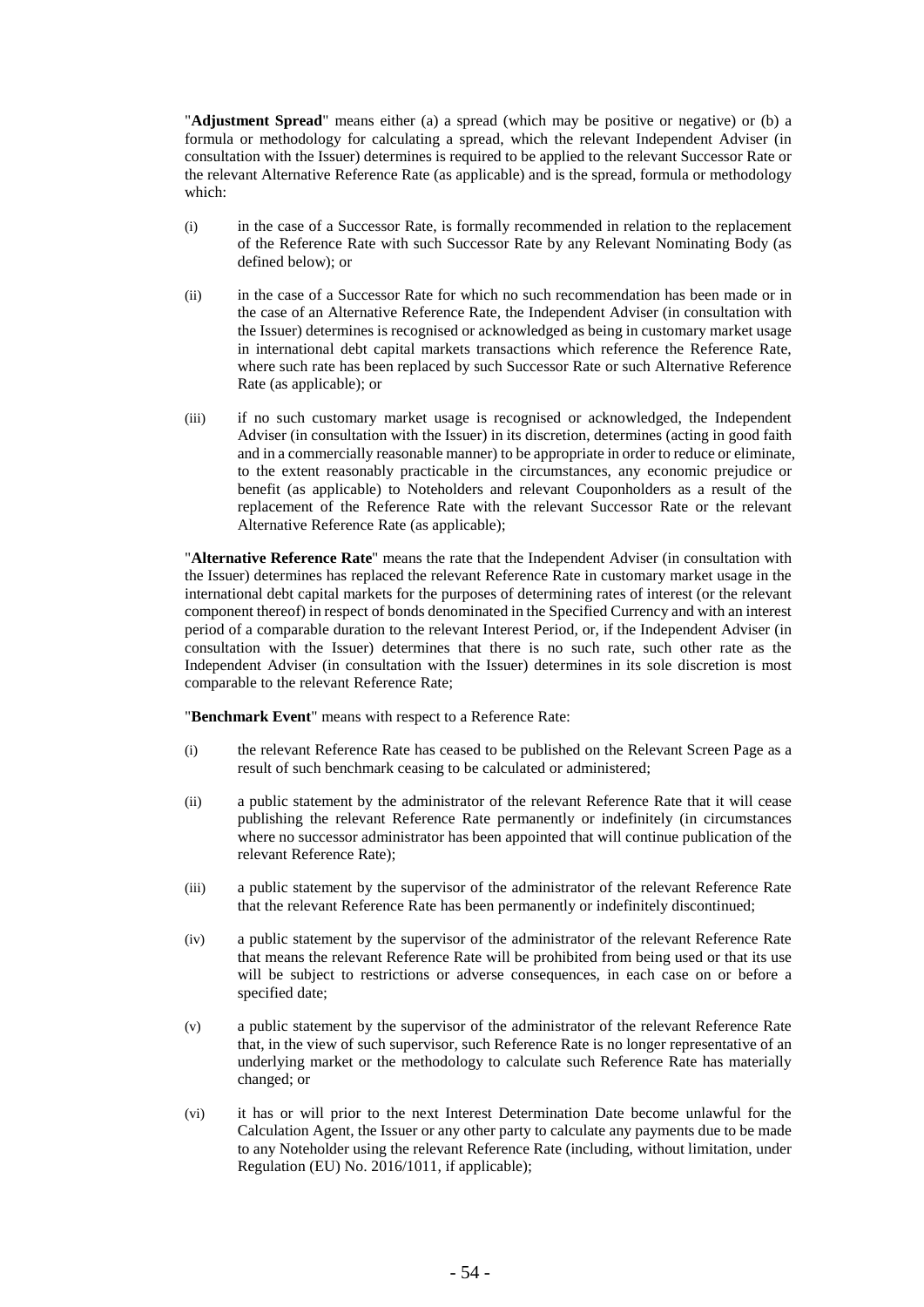"**Adjustment Spread**" means either (a) a spread (which may be positive or negative) or (b) a formula or methodology for calculating a spread, which the relevant Independent Adviser (in consultation with the Issuer) determines is required to be applied to the relevant Successor Rate or the relevant Alternative Reference Rate (as applicable) and is the spread, formula or methodology which:

(i) in the case of a Successor Rate, is formally recommended in relation to the replacement of the Reference Rate with such Successor Rate by any Relevant Nominating Body (as defined below); or

(ii) in the case of a Successor Rate for which no such recommendation has been made or in the case of an Alternative Reference Rate, the Independent Adviser (in consultation with the Issuer) determines is recognised or acknowledged as being in customary market usage in international debt capital markets transactions which reference the Reference Rate, where such rate has been replaced by such Successor Rate or such Alternative Reference Rate (as applicable); or

(iii) if no such customary market usage is recognised or acknowledged, the Independent Adviser (in consultation with the Issuer) in its discretion, determines (acting in good faith and in a commercially reasonable manner) to be appropriate in order to reduce or eliminate, to the extent reasonably practicable in the circumstances, any economic prejudice or benefit (as applicable) to Noteholders and relevant Couponholders as a result of the replacement of the Reference Rate with the relevant Successor Rate or the relevant Alternative Reference Rate (as applicable);

"**Alternative Reference Rate**" means the rate that the Independent Adviser (in consultation with the Issuer) determines has replaced the relevant Reference Rate in customary market usage in the international debt capital markets for the purposes of determining rates of interest (or the relevant component thereof) in respect of bonds denominated in the Specified Currency and with an interest period of a comparable duration to the relevant Interest Period, or, if the Independent Adviser (in consultation with the Issuer) determines that there is no such rate, such other rate as the Independent Adviser (in consultation with the Issuer) determines in its sole discretion is most comparable to the relevant Reference Rate;

"**Benchmark Event**" means with respect to a Reference Rate:

(i) the relevant Reference Rate has ceased to be published on the Relevant Screen Page as a result of such benchmark ceasing to be calculated or administered;

(ii) a public statement by the administrator of the relevant Reference Rate that it will cease publishing the relevant Reference Rate permanently or indefinitely (in circumstances where no successor administrator has been appointed that will continue publication of the relevant Reference Rate);

(iii) a public statement by the supervisor of the administrator of the relevant Reference Rate that the relevant Reference Rate has been permanently or indefinitely discontinued;

(iv) a public statement by the supervisor of the administrator of the relevant Reference Rate that means the relevant Reference Rate will be prohibited from being used or that its use will be subject to restrictions or adverse consequences, in each case on or before a specified date;

(v) a public statement by the supervisor of the administrator of the relevant Reference Rate that, in the view of such supervisor, such Reference Rate is no longer representative of an underlying market or the methodology to calculate such Reference Rate has materially changed; or

(vi) it has or will prior to the next Interest Determination Date become unlawful for the Calculation Agent, the Issuer or any other party to calculate any payments due to be made to any Noteholder using the relevant Reference Rate (including, without limitation, under Regulation (EU) No. 2016/1011, if applicable);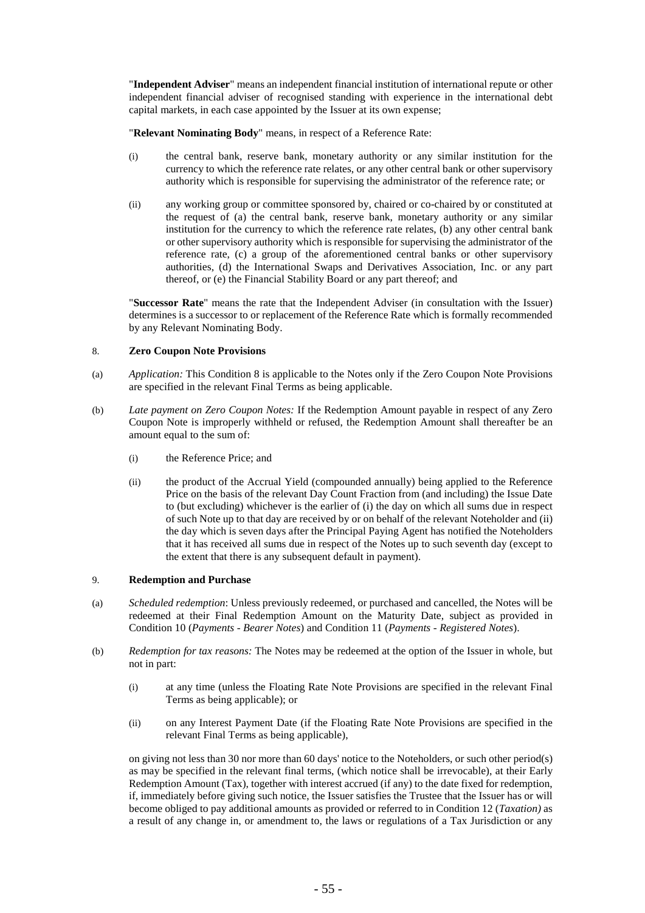"**Independent Adviser**" means an independent financial institution of international repute or other independent financial adviser of recognised standing with experience in the international debt capital markets, in each case appointed by the Issuer at its own expense;

"**Relevant Nominating Body**" means, in respect of a Reference Rate:

(i) the central bank, reserve bank, monetary authority or any similar institution for the currency to which the reference rate relates, or any other central bank or other supervisory authority which is responsible for supervising the administrator of the reference rate; or

(ii) any working group or committee sponsored by, chaired or co-chaired by or constituted at the request of (a) the central bank, reserve bank, monetary authority or any similar institution for the currency to which the reference rate relates, (b) any other central bank or other supervisory authority which is responsible for supervising the administrator of the reference rate, (c) a group of the aforementioned central banks or other supervisory authorities, (d) the International Swaps and Derivatives Association, Inc. or any part thereof, or (e) the Financial Stability Board or any part thereof; and

"**Successor Rate**" means the rate that the Independent Adviser (in consultation with the Issuer) determines is a successor to or replacement of the Reference Rate which is formally recommended by any Relevant Nominating Body.

## 8. Zero Coupon Note Provisions

(a) *Application:* This Condition 8 is applicable to the Notes only if the Zero Coupon Note Provisions are specified in the relevant Final Terms as being applicable.

(b) *Late payment on Zero Coupon Notes:* If the Redemption Amount payable in respect of any Zero Coupon Note is improperly withheld or refused, the Redemption Amount shall thereafter be an amount equal to the sum of:

(i) the Reference Price; and

(ii) the product of the Accrual Yield (compounded annually) being applied to the Reference Price on the basis of the relevant Day Count Fraction from (and including) the Issue Date to (but excluding) whichever is the earlier of (i) the day on which all sums due in respect of such Note up to that day are received by or on behalf of the relevant Noteholder and (ii) the day which is seven days after the Principal Paying Agent has notified the Noteholders that it has received all sums due in respect of the Notes up to such seventh day (except to the extent that there is any subsequent default in payment).

## 9. Redemption and Purchase

(a) *Scheduled redemption*: Unless previously redeemed, or purchased and cancelled, the Notes will be redeemed at their Final Redemption Amount on the Maturity Date, subject as provided in Condition 10 (*Payments - Bearer Notes*) and Condition 11 (*Payments - Registered Notes*).

(b) *Redemption for tax reasons:* The Notes may be redeemed at the option of the Issuer in whole, but not in part:

(i) at any time (unless the Floating Rate Note Provisions are specified in the relevant Final Terms as being applicable); or

(ii) on any Interest Payment Date (if the Floating Rate Note Provisions are specified in the relevant Final Terms as being applicable),

on giving not less than 30 nor more than 60 days' notice to the Noteholders, or such other period(s) as may be specified in the relevant final terms, (which notice shall be irrevocable), at their Early Redemption Amount (Tax), together with interest accrued (if any) to the date fixed for redemption, if, immediately before giving such notice, the Issuer satisfies the Trustee that the Issuer has or will become obliged to pay additional amounts as provided or referred to in Condition 12 (*Taxation)* as a result of any change in, or amendment to, the laws or regulations of a Tax Jurisdiction or any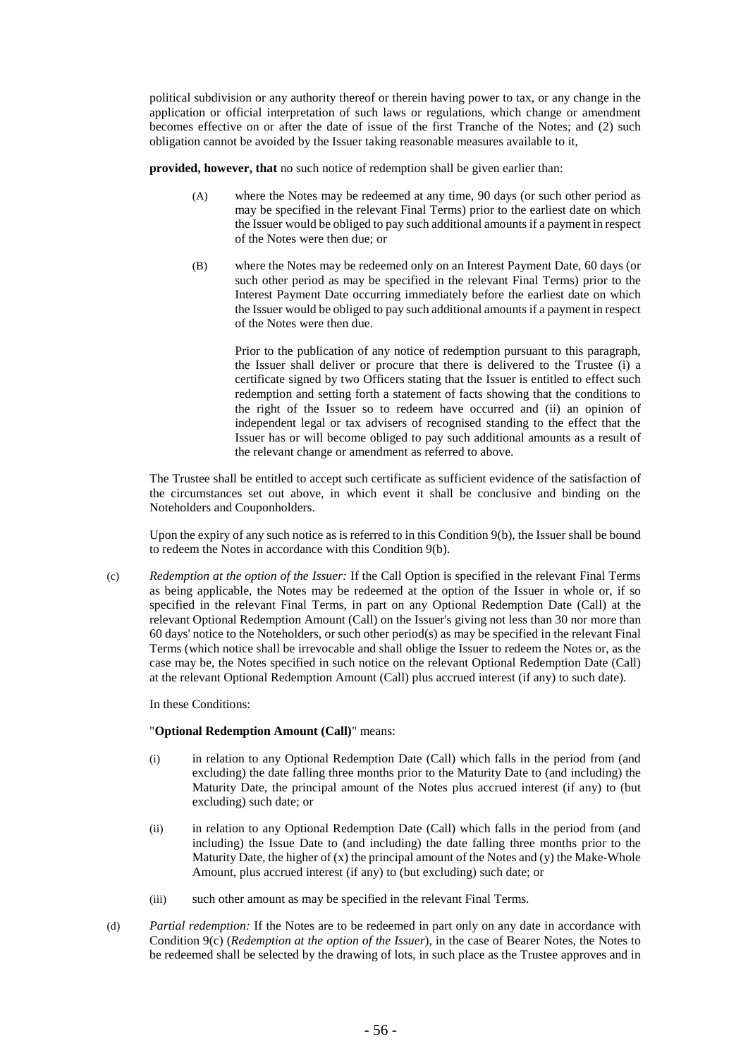political subdivision or any authority thereof or therein having power to tax, or any change in the application or official interpretation of such laws or regulations, which change or amendment becomes effective on or after the date of issue of the first Tranche of the Notes; and (2) such obligation cannot be avoided by the Issuer taking reasonable measures available to it,

**provided, however, that** no such notice of redemption shall be given earlier than:

(A) where the Notes may be redeemed at any time, 90 days (or such other period as may be specified in the relevant Final Terms) prior to the earliest date on which the Issuer would be obliged to pay such additional amounts if a payment in respect of the Notes were then due; or

(B) where the Notes may be redeemed only on an Interest Payment Date, 60 days (or such other period as may be specified in the relevant Final Terms) prior to the Interest Payment Date occurring immediately before the earliest date on which the Issuer would be obliged to pay such additional amounts if a payment in respect of the Notes were then due.

Prior to the publication of any notice of redemption pursuant to this paragraph, the Issuer shall deliver or procure that there is delivered to the Trustee (i) a certificate signed by two Officers stating that the Issuer is entitled to effect such redemption and setting forth a statement of facts showing that the conditions to the right of the Issuer so to redeem have occurred and (ii) an opinion of independent legal or tax advisers of recognised standing to the effect that the Issuer has or will become obliged to pay such additional amounts as a result of the relevant change or amendment as referred to above.

The Trustee shall be entitled to accept such certificate as sufficient evidence of the satisfaction of the circumstances set out above, in which event it shall be conclusive and binding on the Noteholders and Couponholders.

Upon the expiry of any such notice as is referred to in this Condition 9(b), the Issuer shall be bound to redeem the Notes in accordance with this Condition 9(b).

(c) *Redemption at the option of the Issuer:* If the Call Option is specified in the relevant Final Terms as being applicable, the Notes may be redeemed at the option of the Issuer in whole or, if so specified in the relevant Final Terms, in part on any Optional Redemption Date (Call) at the relevant Optional Redemption Amount (Call) on the Issuer's giving not less than 30 nor more than 60 days' notice to the Noteholders, or such other period(s) as may be specified in the relevant Final Terms (which notice shall be irrevocable and shall oblige the Issuer to redeem the Notes or, as the case may be, the Notes specified in such notice on the relevant Optional Redemption Date (Call) at the relevant Optional Redemption Amount (Call) plus accrued interest (if any) to such date).

In these Conditions:

"**Optional Redemption Amount (Call)**" means:

(i) in relation to any Optional Redemption Date (Call) which falls in the period from (and excluding) the date falling three months prior to the Maturity Date to (and including) the Maturity Date, the principal amount of the Notes plus accrued interest (if any) to (but excluding) such date; or

(ii) in relation to any Optional Redemption Date (Call) which falls in the period from (and including) the Issue Date to (and including) the date falling three months prior to the Maturity Date, the higher of (x) the principal amount of the Notes and (y) the Make-Whole Amount, plus accrued interest (if any) to (but excluding) such date; or

(iii) such other amount as may be specified in the relevant Final Terms.

(d) *Partial redemption:* If the Notes are to be redeemed in part only on any date in accordance with Condition 9(c) (*Redemption at the option of the Issuer*), in the case of Bearer Notes, the Notes to be redeemed shall be selected by the drawing of lots, in such place as the Trustee approves and in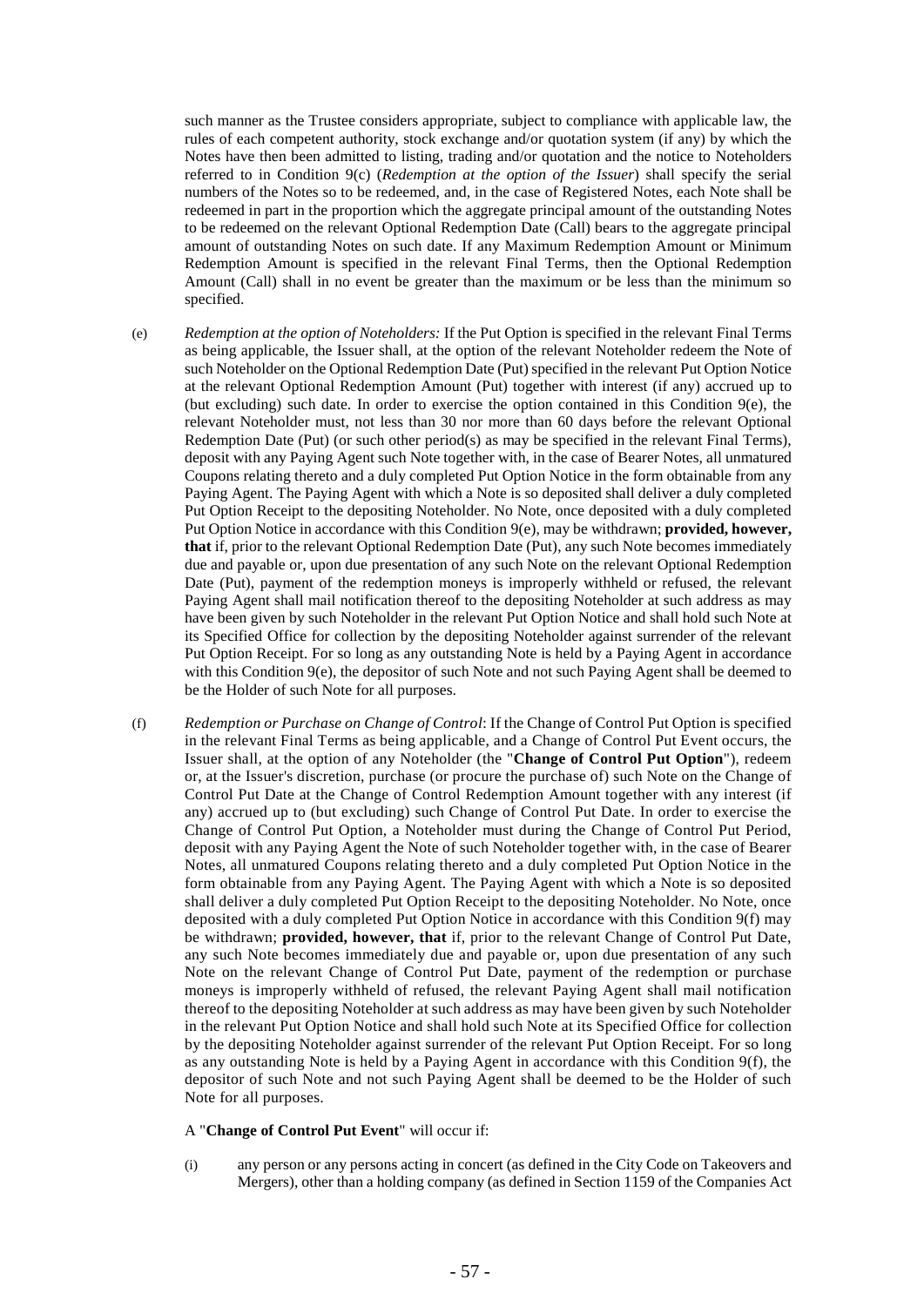such manner as the Trustee considers appropriate, subject to compliance with applicable law, the rules of each competent authority, stock exchange and/or quotation system (if any) by which the Notes have then been admitted to listing, trading and/or quotation and the notice to Noteholders referred to in Condition 9(c) (*Redemption at the option of the Issuer*) shall specify the serial numbers of the Notes so to be redeemed, and, in the case of Registered Notes, each Note shall be redeemed in part in the proportion which the aggregate principal amount of the outstanding Notes to be redeemed on the relevant Optional Redemption Date (Call) bears to the aggregate principal amount of outstanding Notes on such date. If any Maximum Redemption Amount or Minimum Redemption Amount is specified in the relevant Final Terms, then the Optional Redemption Amount (Call) shall in no event be greater than the maximum or be less than the minimum so specified.

(e) *Redemption at the option of Noteholders:* If the Put Option is specified in the relevant Final Terms as being applicable, the Issuer shall, at the option of the relevant Noteholder redeem the Note of such Noteholder on the Optional Redemption Date (Put) specified in the relevant Put Option Notice at the relevant Optional Redemption Amount (Put) together with interest (if any) accrued up to (but excluding) such date. In order to exercise the option contained in this Condition 9(e), the relevant Noteholder must, not less than 30 nor more than 60 days before the relevant Optional Redemption Date (Put) (or such other period(s) as may be specified in the relevant Final Terms), deposit with any Paying Agent such Note together with, in the case of Bearer Notes, all unmatured Coupons relating thereto and a duly completed Put Option Notice in the form obtainable from any Paying Agent. The Paying Agent with which a Note is so deposited shall deliver a duly completed Put Option Receipt to the depositing Noteholder. No Note, once deposited with a duly completed Put Option Notice in accordance with this Condition 9(e), may be withdrawn; **provided, however, that** if, prior to the relevant Optional Redemption Date (Put), any such Note becomes immediately due and payable or, upon due presentation of any such Note on the relevant Optional Redemption Date (Put), payment of the redemption moneys is improperly withheld or refused, the relevant Paying Agent shall mail notification thereof to the depositing Noteholder at such address as may have been given by such Noteholder in the relevant Put Option Notice and shall hold such Note at its Specified Office for collection by the depositing Noteholder against surrender of the relevant Put Option Receipt. For so long as any outstanding Note is held by a Paying Agent in accordance with this Condition 9(e), the depositor of such Note and not such Paying Agent shall be deemed to be the Holder of such Note for all purposes.

(f) *Redemption or Purchase on Change of Control*: If the Change of Control Put Option is specified in the relevant Final Terms as being applicable, and a Change of Control Put Event occurs, the Issuer shall, at the option of any Noteholder (the "**Change of Control Put Option**"), redeem or, at the Issuer's discretion, purchase (or procure the purchase of) such Note on the Change of Control Put Date at the Change of Control Redemption Amount together with any interest (if any) accrued up to (but excluding) such Change of Control Put Date. In order to exercise the Change of Control Put Option, a Noteholder must during the Change of Control Put Period, deposit with any Paying Agent the Note of such Noteholder together with, in the case of Bearer Notes, all unmatured Coupons relating thereto and a duly completed Put Option Notice in the form obtainable from any Paying Agent. The Paying Agent with which a Note is so deposited shall deliver a duly completed Put Option Receipt to the depositing Noteholder. No Note, once deposited with a duly completed Put Option Notice in accordance with this Condition 9(f) may be withdrawn; **provided, however, that** if, prior to the relevant Change of Control Put Date, any such Note becomes immediately due and payable or, upon due presentation of any such Note on the relevant Change of Control Put Date, payment of the redemption or purchase moneys is improperly withheld of refused, the relevant Paying Agent shall mail notification thereof to the depositing Noteholder at such address as may have been given by such Noteholder in the relevant Put Option Notice and shall hold such Note at its Specified Office for collection by the depositing Noteholder against surrender of the relevant Put Option Receipt. For so long as any outstanding Note is held by a Paying Agent in accordance with this Condition 9(f), the depositor of such Note and not such Paying Agent shall be deemed to be the Holder of such Note for all purposes.

A "**Change of Control Put Event**" will occur if:

(i) any person or any persons acting in concert (as defined in the City Code on Takeovers and Mergers), other than a holding company (as defined in Section 1159 of the Companies Act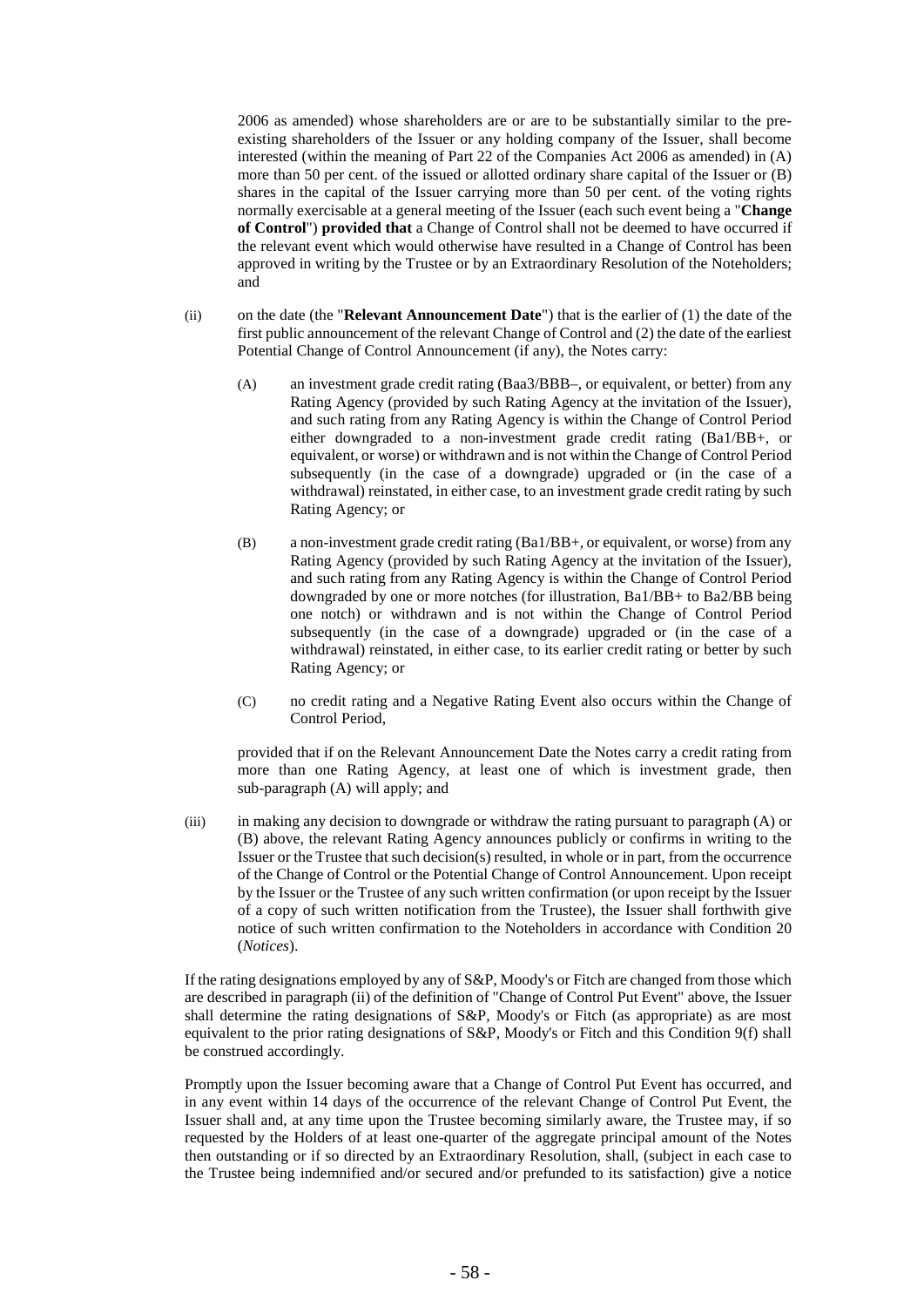2006 as amended) whose shareholders are or are to be substantially similar to the pre-existing shareholders of the Issuer or any holding company of the Issuer, shall become interested (within the meaning of Part 22 of the Companies Act 2006 as amended) in (A) more than 50 per cent. of the issued or allotted ordinary share capital of the Issuer or (B) shares in the capital of the Issuer carrying more than 50 per cent. of the voting rights normally exercisable at a general meeting of the Issuer (each such event being a "**Change of Control**") **provided that** a Change of Control shall not be deemed to have occurred if the relevant event which would otherwise have resulted in a Change of Control has been approved in writing by the Trustee or by an Extraordinary Resolution of the Noteholders; and

(ii) on the date (the "**Relevant Announcement Date**") that is the earlier of (1) the date of the first public announcement of the relevant Change of Control and (2) the date of the earliest Potential Change of Control Announcement (if any), the Notes carry:

   (A) an investment grade credit rating (Baa3/BBB–, or equivalent, or better) from any Rating Agency (provided by such Rating Agency at the invitation of the Issuer), and such rating from any Rating Agency is within the Change of Control Period either downgraded to a non-investment grade credit rating (Ba1/BB+, or equivalent, or worse) or withdrawn and is not within the Change of Control Period subsequently (in the case of a downgrade) upgraded or (in the case of a withdrawal) reinstated, in either case, to an investment grade credit rating by such Rating Agency; or

   (B) a non-investment grade credit rating (Ba1/BB+, or equivalent, or worse) from any Rating Agency (provided by such Rating Agency at the invitation of the Issuer), and such rating from any Rating Agency is within the Change of Control Period downgraded by one or more notches (for illustration, Ba1/BB+ to Ba2/BB being one notch) or withdrawn and is not within the Change of Control Period subsequently (in the case of a downgrade) upgraded or (in the case of a withdrawal) reinstated, in either case, to its earlier credit rating or better by such Rating Agency; or

   (C) no credit rating and a Negative Rating Event also occurs within the Change of Control Period,

   provided that if on the Relevant Announcement Date the Notes carry a credit rating from more than one Rating Agency, at least one of which is investment grade, then sub-paragraph (A) will apply; and

(iii) in making any decision to downgrade or withdraw the rating pursuant to paragraph (A) or (B) above, the relevant Rating Agency announces publicly or confirms in writing to the Issuer or the Trustee that such decision(s) resulted, in whole or in part, from the occurrence of the Change of Control or the Potential Change of Control Announcement. Upon receipt by the Issuer or the Trustee of any such written confirmation (or upon receipt by the Issuer of a copy of such written notification from the Trustee), the Issuer shall forthwith give notice of such written confirmation to the Noteholders in accordance with Condition 20 (*Notices*).

If the rating designations employed by any of S&P, Moody's or Fitch are changed from those which are described in paragraph (ii) of the definition of "Change of Control Put Event" above, the Issuer shall determine the rating designations of S&P, Moody's or Fitch (as appropriate) as are most equivalent to the prior rating designations of S&P, Moody's or Fitch and this Condition 9(f) shall be construed accordingly.

Promptly upon the Issuer becoming aware that a Change of Control Put Event has occurred, and in any event within 14 days of the occurrence of the relevant Change of Control Put Event, the Issuer shall and, at any time upon the Trustee becoming similarly aware, the Trustee may, if so requested by the Holders of at least one-quarter of the aggregate principal amount of the Notes then outstanding or if so directed by an Extraordinary Resolution, shall, (subject in each case to the Trustee being indemnified and/or secured and/or prefunded to its satisfaction) give a notice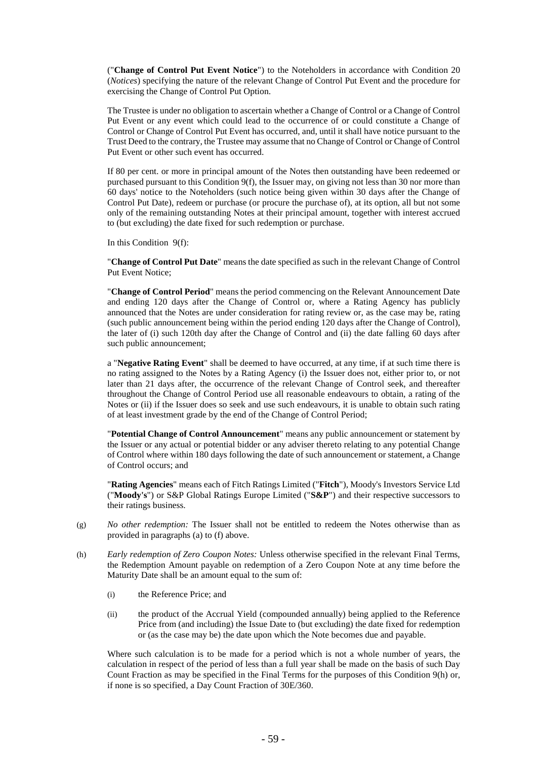("**Change of Control Put Event Notice**") to the Noteholders in accordance with Condition 20 (*Notices*) specifying the nature of the relevant Change of Control Put Event and the procedure for exercising the Change of Control Put Option.

The Trustee is under no obligation to ascertain whether a Change of Control or a Change of Control Put Event or any event which could lead to the occurrence of or could constitute a Change of Control or Change of Control Put Event has occurred, and, until it shall have notice pursuant to the Trust Deed to the contrary, the Trustee may assume that no Change of Control or Change of Control Put Event or other such event has occurred.

If 80 per cent. or more in principal amount of the Notes then outstanding have been redeemed or purchased pursuant to this Condition 9(f), the Issuer may, on giving not less than 30 nor more than 60 days' notice to the Noteholders (such notice being given within 30 days after the Change of Control Put Date), redeem or purchase (or procure the purchase of), at its option, all but not some only of the remaining outstanding Notes at their principal amount, together with interest accrued to (but excluding) the date fixed for such redemption or purchase.

In this Condition 9(f):

"**Change of Control Put Date**" means the date specified as such in the relevant Change of Control Put Event Notice;

"**Change of Control Period**" means the period commencing on the Relevant Announcement Date and ending 120 days after the Change of Control or, where a Rating Agency has publicly announced that the Notes are under consideration for rating review or, as the case may be, rating (such public announcement being within the period ending 120 days after the Change of Control), the later of (i) such 120th day after the Change of Control and (ii) the date falling 60 days after such public announcement;

a "**Negative Rating Event**" shall be deemed to have occurred, at any time, if at such time there is no rating assigned to the Notes by a Rating Agency (i) the Issuer does not, either prior to, or not later than 21 days after, the occurrence of the relevant Change of Control seek, and thereafter throughout the Change of Control Period use all reasonable endeavours to obtain, a rating of the Notes or (ii) if the Issuer does so seek and use such endeavours, it is unable to obtain such rating of at least investment grade by the end of the Change of Control Period;

"**Potential Change of Control Announcement**" means any public announcement or statement by the Issuer or any actual or potential bidder or any adviser thereto relating to any potential Change of Control where within 180 days following the date of such announcement or statement, a Change of Control occurs; and

"**Rating Agencies**" means each of Fitch Ratings Limited ("**Fitch**"), Moody's Investors Service Ltd ("**Moody's**") or S&P Global Ratings Europe Limited ("**S&P**") and their respective successors to their ratings business.

(g) *No other redemption:* The Issuer shall not be entitled to redeem the Notes otherwise than as provided in paragraphs (a) to (f) above.

(h) *Early redemption of Zero Coupon Notes:* Unless otherwise specified in the relevant Final Terms, the Redemption Amount payable on redemption of a Zero Coupon Note at any time before the Maturity Date shall be an amount equal to the sum of:

  (i) the Reference Price; and

  (ii) the product of the Accrual Yield (compounded annually) being applied to the Reference Price from (and including) the Issue Date to (but excluding) the date fixed for redemption or (as the case may be) the date upon which the Note becomes due and payable.

  Where such calculation is to be made for a period which is not a whole number of years, the calculation in respect of the period of less than a full year shall be made on the basis of such Day Count Fraction as may be specified in the Final Terms for the purposes of this Condition 9(h) or, if none is so specified, a Day Count Fraction of 30E/360.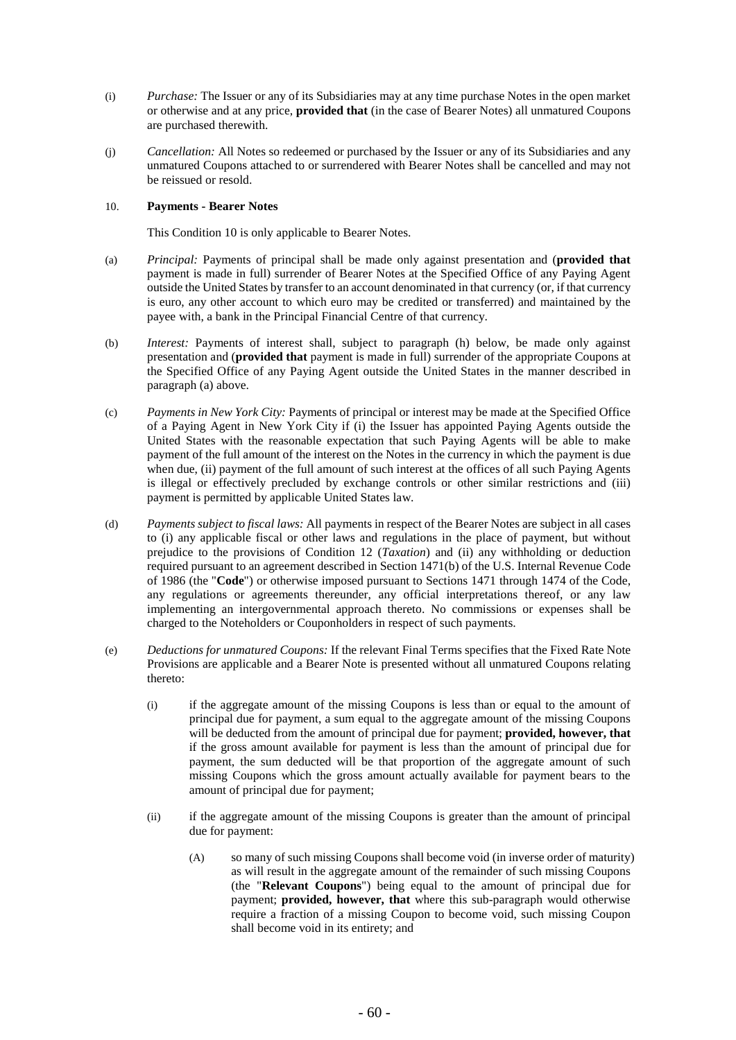(i) *Purchase:* The Issuer or any of its Subsidiaries may at any time purchase Notes in the open market or otherwise and at any price, **provided that** (in the case of Bearer Notes) all unmatured Coupons are purchased therewith.

(j) *Cancellation:* All Notes so redeemed or purchased by the Issuer or any of its Subsidiaries and any unmatured Coupons attached to or surrendered with Bearer Notes shall be cancelled and may not be reissued or resold.

## 10. **Payments - Bearer Notes**

This Condition 10 is only applicable to Bearer Notes.

(a) *Principal:* Payments of principal shall be made only against presentation and (**provided that** payment is made in full) surrender of Bearer Notes at the Specified Office of any Paying Agent outside the United States by transfer to an account denominated in that currency (or, if that currency is euro, any other account to which euro may be credited or transferred) and maintained by the payee with, a bank in the Principal Financial Centre of that currency.

(b) *Interest:* Payments of interest shall, subject to paragraph (h) below, be made only against presentation and (**provided that** payment is made in full) surrender of the appropriate Coupons at the Specified Office of any Paying Agent outside the United States in the manner described in paragraph (a) above.

(c) *Payments in New York City:* Payments of principal or interest may be made at the Specified Office of a Paying Agent in New York City if (i) the Issuer has appointed Paying Agents outside the United States with the reasonable expectation that such Paying Agents will be able to make payment of the full amount of the interest on the Notes in the currency in which the payment is due when due, (ii) payment of the full amount of such interest at the offices of all such Paying Agents is illegal or effectively precluded by exchange controls or other similar restrictions and (iii) payment is permitted by applicable United States law.

(d) *Payments subject to fiscal laws:* All payments in respect of the Bearer Notes are subject in all cases to (i) any applicable fiscal or other laws and regulations in the place of payment, but without prejudice to the provisions of Condition 12 (*Taxation*) and (ii) any withholding or deduction required pursuant to an agreement described in Section 1471(b) of the U.S. Internal Revenue Code of 1986 (the "**Code**") or otherwise imposed pursuant to Sections 1471 through 1474 of the Code, any regulations or agreements thereunder, any official interpretations thereof, or any law implementing an intergovernmental approach thereto. No commissions or expenses shall be charged to the Noteholders or Couponholders in respect of such payments.

(e) *Deductions for unmatured Coupons:* If the relevant Final Terms specifies that the Fixed Rate Note Provisions are applicable and a Bearer Note is presented without all unmatured Coupons relating thereto:

(i) if the aggregate amount of the missing Coupons is less than or equal to the amount of principal due for payment, a sum equal to the aggregate amount of the missing Coupons will be deducted from the amount of principal due for payment; **provided, however, that** if the gross amount available for payment is less than the amount of principal due for payment, the sum deducted will be that proportion of the aggregate amount of such missing Coupons which the gross amount actually available for payment bears to the amount of principal due for payment;

(ii) if the aggregate amount of the missing Coupons is greater than the amount of principal due for payment:

(A) so many of such missing Coupons shall become void (in inverse order of maturity) as will result in the aggregate amount of the remainder of such missing Coupons (the "**Relevant Coupons**") being equal to the amount of principal due for payment; **provided, however, that** where this sub-paragraph would otherwise require a fraction of a missing Coupon to become void, such missing Coupon shall become void in its entirety; and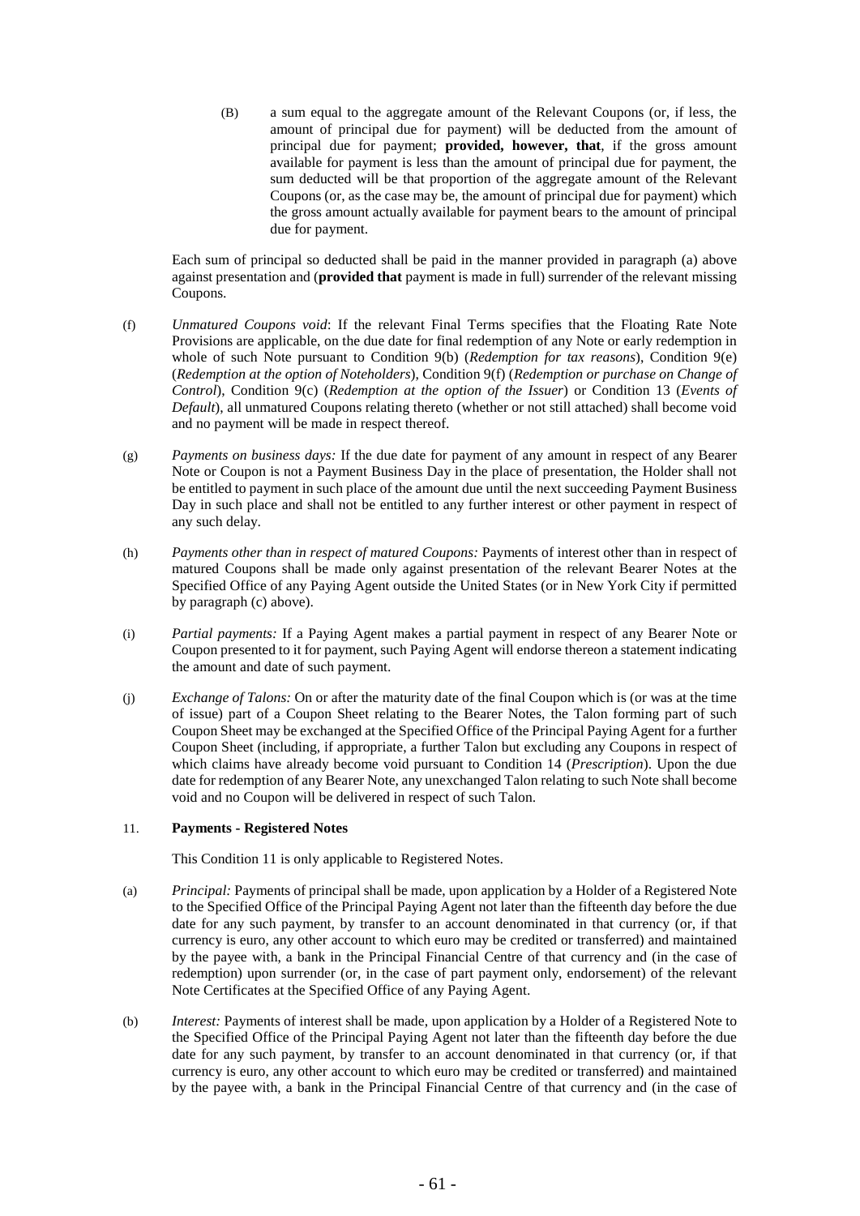(B) a sum equal to the aggregate amount of the Relevant Coupons (or, if less, the amount of principal due for payment) will be deducted from the amount of principal due for payment; **provided, however, that**, if the gross amount available for payment is less than the amount of principal due for payment, the sum deducted will be that proportion of the aggregate amount of the Relevant Coupons (or, as the case may be, the amount of principal due for payment) which the gross amount actually available for payment bears to the amount of principal due for payment.

Each sum of principal so deducted shall be paid in the manner provided in paragraph (a) above against presentation and (**provided that** payment is made in full) surrender of the relevant missing Coupons.

(f) *Unmatured Coupons void*: If the relevant Final Terms specifies that the Floating Rate Note Provisions are applicable, on the due date for final redemption of any Note or early redemption in whole of such Note pursuant to Condition 9(b) (*Redemption for tax reasons*), Condition 9(e) (*Redemption at the option of Noteholders*), Condition 9(f) (*Redemption or purchase on Change of Control*), Condition 9(c) (*Redemption at the option of the Issuer*) or Condition 13 (*Events of Default*), all unmatured Coupons relating thereto (whether or not still attached) shall become void and no payment will be made in respect thereof.

(g) *Payments on business days:* If the due date for payment of any amount in respect of any Bearer Note or Coupon is not a Payment Business Day in the place of presentation, the Holder shall not be entitled to payment in such place of the amount due until the next succeeding Payment Business Day in such place and shall not be entitled to any further interest or other payment in respect of any such delay.

(h) *Payments other than in respect of matured Coupons:* Payments of interest other than in respect of matured Coupons shall be made only against presentation of the relevant Bearer Notes at the Specified Office of any Paying Agent outside the United States (or in New York City if permitted by paragraph (c) above).

(i) *Partial payments:* If a Paying Agent makes a partial payment in respect of any Bearer Note or Coupon presented to it for payment, such Paying Agent will endorse thereon a statement indicating the amount and date of such payment.

(j) *Exchange of Talons:* On or after the maturity date of the final Coupon which is (or was at the time of issue) part of a Coupon Sheet relating to the Bearer Notes, the Talon forming part of such Coupon Sheet may be exchanged at the Specified Office of the Principal Paying Agent for a further Coupon Sheet (including, if appropriate, a further Talon but excluding any Coupons in respect of which claims have already become void pursuant to Condition 14 (*Prescription*). Upon the due date for redemption of any Bearer Note, any unexchanged Talon relating to such Note shall become void and no Coupon will be delivered in respect of such Talon.

## 11. Payments - Registered Notes

This Condition 11 is only applicable to Registered Notes.

(a) *Principal:* Payments of principal shall be made, upon application by a Holder of a Registered Note to the Specified Office of the Principal Paying Agent not later than the fifteenth day before the due date for any such payment, by transfer to an account denominated in that currency (or, if that currency is euro, any other account to which euro may be credited or transferred) and maintained by the payee with, a bank in the Principal Financial Centre of that currency and (in the case of redemption) upon surrender (or, in the case of part payment only, endorsement) of the relevant Note Certificates at the Specified Office of any Paying Agent.

(b) *Interest:* Payments of interest shall be made, upon application by a Holder of a Registered Note to the Specified Office of the Principal Paying Agent not later than the fifteenth day before the due date for any such payment, by transfer to an account denominated in that currency (or, if that currency is euro, any other account to which euro may be credited or transferred) and maintained by the payee with, a bank in the Principal Financial Centre of that currency and (in the case of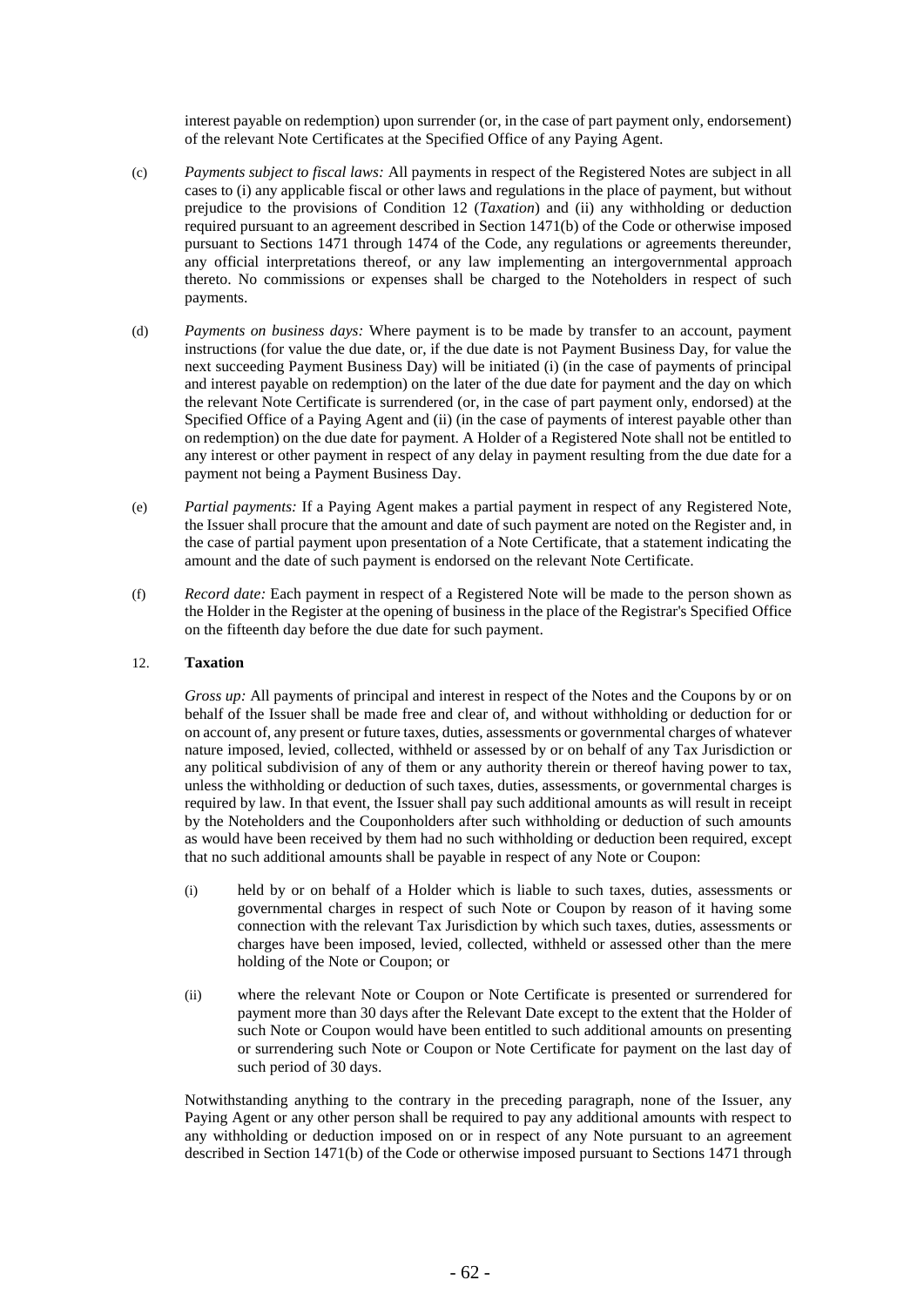interest payable on redemption) upon surrender (or, in the case of part payment only, endorsement) of the relevant Note Certificates at the Specified Office of any Paying Agent.

(c) *Payments subject to fiscal laws:* All payments in respect of the Registered Notes are subject in all cases to (i) any applicable fiscal or other laws and regulations in the place of payment, but without prejudice to the provisions of Condition 12 (*Taxation*) and (ii) any withholding or deduction required pursuant to an agreement described in Section 1471(b) of the Code or otherwise imposed pursuant to Sections 1471 through 1474 of the Code, any regulations or agreements thereunder, any official interpretations thereof, or any law implementing an intergovernmental approach thereto. No commissions or expenses shall be charged to the Noteholders in respect of such payments.

(d) *Payments on business days:* Where payment is to be made by transfer to an account, payment instructions (for value the due date, or, if the due date is not Payment Business Day, for value the next succeeding Payment Business Day) will be initiated (i) (in the case of payments of principal and interest payable on redemption) on the later of the due date for payment and the day on which the relevant Note Certificate is surrendered (or, in the case of part payment only, endorsed) at the Specified Office of a Paying Agent and (ii) (in the case of payments of interest payable other than on redemption) on the due date for payment. A Holder of a Registered Note shall not be entitled to any interest or other payment in respect of any delay in payment resulting from the due date for a payment not being a Payment Business Day.

(e) *Partial payments:* If a Paying Agent makes a partial payment in respect of any Registered Note, the Issuer shall procure that the amount and date of such payment are noted on the Register and, in the case of partial payment upon presentation of a Note Certificate, that a statement indicating the amount and the date of such payment is endorsed on the relevant Note Certificate.

(f) *Record date:* Each payment in respect of a Registered Note will be made to the person shown as the Holder in the Register at the opening of business in the place of the Registrar's Specified Office on the fifteenth day before the due date for such payment.

## 12. Taxation

*Gross up:* All payments of principal and interest in respect of the Notes and the Coupons by or on behalf of the Issuer shall be made free and clear of, and without withholding or deduction for or on account of, any present or future taxes, duties, assessments or governmental charges of whatever nature imposed, levied, collected, withheld or assessed by or on behalf of any Tax Jurisdiction or any political subdivision of any of them or any authority therein or thereof having power to tax, unless the withholding or deduction of such taxes, duties, assessments, or governmental charges is required by law. In that event, the Issuer shall pay such additional amounts as will result in receipt by the Noteholders and the Couponholders after such withholding or deduction of such amounts as would have been received by them had no such withholding or deduction been required, except that no such additional amounts shall be payable in respect of any Note or Coupon:

(i) held by or on behalf of a Holder which is liable to such taxes, duties, assessments or governmental charges in respect of such Note or Coupon by reason of it having some connection with the relevant Tax Jurisdiction by which such taxes, duties, assessments or charges have been imposed, levied, collected, withheld or assessed other than the mere holding of the Note or Coupon; or

(ii) where the relevant Note or Coupon or Note Certificate is presented or surrendered for payment more than 30 days after the Relevant Date except to the extent that the Holder of such Note or Coupon would have been entitled to such additional amounts on presenting or surrendering such Note or Coupon or Note Certificate for payment on the last day of such period of 30 days.

Notwithstanding anything to the contrary in the preceding paragraph, none of the Issuer, any Paying Agent or any other person shall be required to pay any additional amounts with respect to any withholding or deduction imposed on or in respect of any Note pursuant to an agreement described in Section 1471(b) of the Code or otherwise imposed pursuant to Sections 1471 through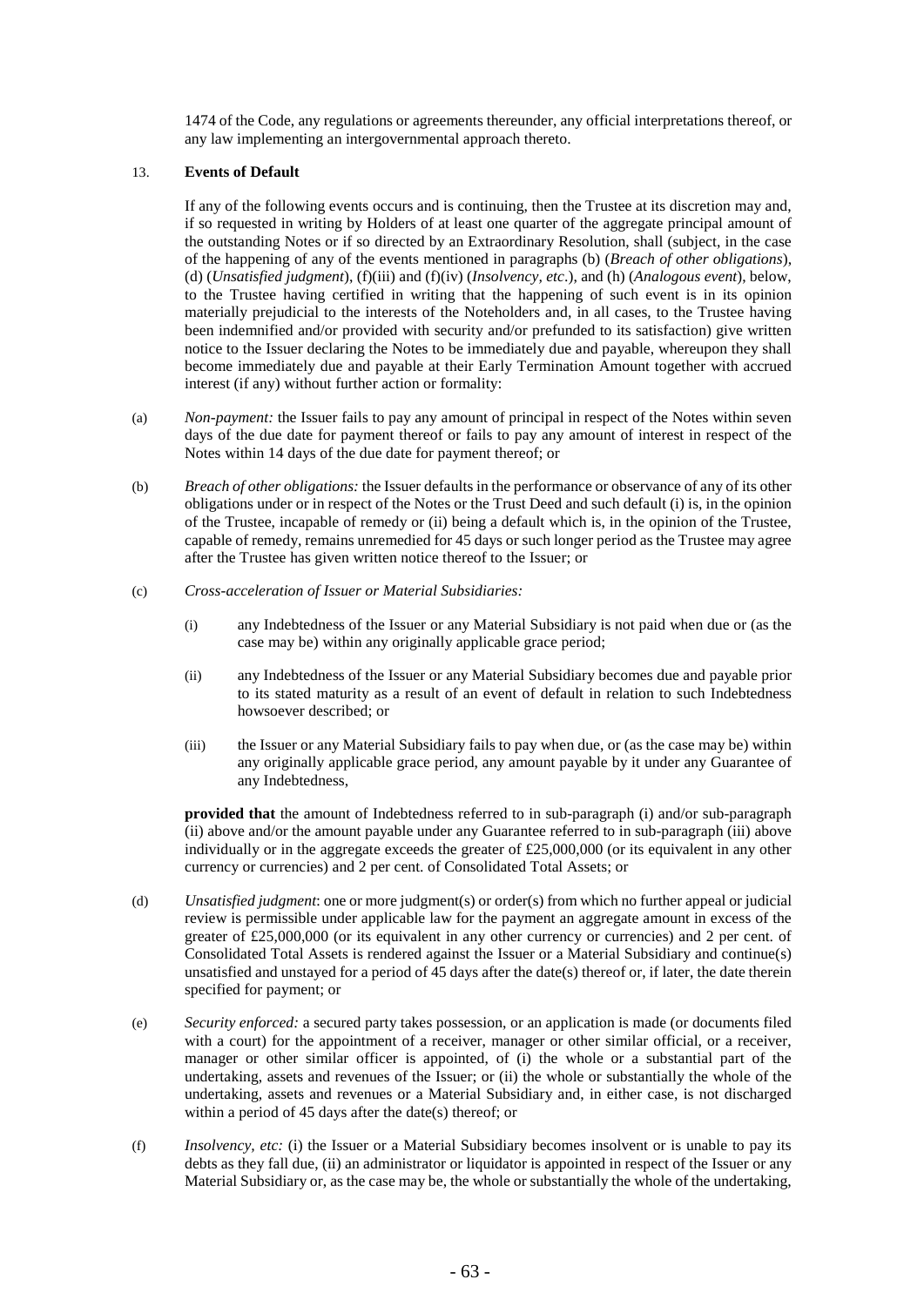1474 of the Code, any regulations or agreements thereunder, any official interpretations thereof, or any law implementing an intergovernmental approach thereto.

## 13. Events of Default

If any of the following events occurs and is continuing, then the Trustee at its discretion may and, if so requested in writing by Holders of at least one quarter of the aggregate principal amount of the outstanding Notes or if so directed by an Extraordinary Resolution, shall (subject, in the case of the happening of any of the events mentioned in paragraphs (b) (*Breach of other obligations*), (d) (*Unsatisfied judgment*), (f)(iii) and (f)(iv) (*Insolvency, etc*.), and (h) (*Analogous event*), below, to the Trustee having certified in writing that the happening of such event is in its opinion materially prejudicial to the interests of the Noteholders and, in all cases, to the Trustee having been indemnified and/or provided with security and/or prefunded to its satisfaction) give written notice to the Issuer declaring the Notes to be immediately due and payable, whereupon they shall become immediately due and payable at their Early Termination Amount together with accrued interest (if any) without further action or formality:

(a) *Non-payment:* the Issuer fails to pay any amount of principal in respect of the Notes within seven days of the due date for payment thereof or fails to pay any amount of interest in respect of the Notes within 14 days of the due date for payment thereof; or

(b) *Breach of other obligations:* the Issuer defaults in the performance or observance of any of its other obligations under or in respect of the Notes or the Trust Deed and such default (i) is, in the opinion of the Trustee, incapable of remedy or (ii) being a default which is, in the opinion of the Trustee, capable of remedy, remains unremedied for 45 days or such longer period as the Trustee may agree after the Trustee has given written notice thereof to the Issuer; or

(c) *Cross-acceleration of Issuer or Material Subsidiaries:*

   (i) any Indebtedness of the Issuer or any Material Subsidiary is not paid when due or (as the case may be) within any originally applicable grace period;

   (ii) any Indebtedness of the Issuer or any Material Subsidiary becomes due and payable prior to its stated maturity as a result of an event of default in relation to such Indebtedness howsoever described; or

   (iii) the Issuer or any Material Subsidiary fails to pay when due, or (as the case may be) within any originally applicable grace period, any amount payable by it under any Guarantee of any Indebtedness,

   **provided that** the amount of Indebtedness referred to in sub-paragraph (i) and/or sub-paragraph (ii) above and/or the amount payable under any Guarantee referred to in sub-paragraph (iii) above individually or in the aggregate exceeds the greater of £25,000,000 (or its equivalent in any other currency or currencies) and 2 per cent. of Consolidated Total Assets; or

(d) *Unsatisfied judgment*: one or more judgment(s) or order(s) from which no further appeal or judicial review is permissible under applicable law for the payment an aggregate amount in excess of the greater of £25,000,000 (or its equivalent in any other currency or currencies) and 2 per cent. of Consolidated Total Assets is rendered against the Issuer or a Material Subsidiary and continue(s) unsatisfied and unstayed for a period of 45 days after the date(s) thereof or, if later, the date therein specified for payment; or

(e) *Security enforced:* a secured party takes possession, or an application is made (or documents filed with a court) for the appointment of a receiver, manager or other similar official, or a receiver, manager or other similar officer is appointed, of (i) the whole or a substantial part of the undertaking, assets and revenues of the Issuer; or (ii) the whole or substantially the whole of the undertaking, assets and revenues or a Material Subsidiary and, in either case, is not discharged within a period of 45 days after the date(s) thereof; or

(f) *Insolvency, etc:* (i) the Issuer or a Material Subsidiary becomes insolvent or is unable to pay its debts as they fall due, (ii) an administrator or liquidator is appointed in respect of the Issuer or any Material Subsidiary or, as the case may be, the whole or substantially the whole of the undertaking,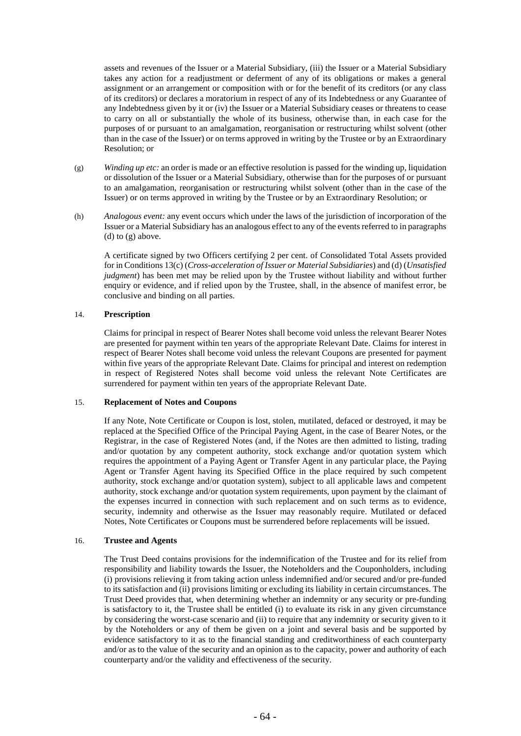assets and revenues of the Issuer or a Material Subsidiary, (iii) the Issuer or a Material Subsidiary takes any action for a readjustment or deferment of any of its obligations or makes a general assignment or an arrangement or composition with or for the benefit of its creditors (or any class of its creditors) or declares a moratorium in respect of any of its Indebtedness or any Guarantee of any Indebtedness given by it or (iv) the Issuer or a Material Subsidiary ceases or threatens to cease to carry on all or substantially the whole of its business, otherwise than, in each case for the purposes of or pursuant to an amalgamation, reorganisation or restructuring whilst solvent (other than in the case of the Issuer) or on terms approved in writing by the Trustee or by an Extraordinary Resolution; or

(g) *Winding up etc:* an order is made or an effective resolution is passed for the winding up, liquidation or dissolution of the Issuer or a Material Subsidiary, otherwise than for the purposes of or pursuant to an amalgamation, reorganisation or restructuring whilst solvent (other than in the case of the Issuer) or on terms approved in writing by the Trustee or by an Extraordinary Resolution; or

(h) *Analogous event:* any event occurs which under the laws of the jurisdiction of incorporation of the Issuer or a Material Subsidiary has an analogous effect to any of the events referred to in paragraphs (d) to (g) above.

A certificate signed by two Officers certifying 2 per cent. of Consolidated Total Assets provided for in Conditions 13(c) (*Cross-acceleration of Issuer or Material Subsidiaries*) and (d) (*Unsatisfied judgment*) has been met may be relied upon by the Trustee without liability and without further enquiry or evidence, and if relied upon by the Trustee, shall, in the absence of manifest error, be conclusive and binding on all parties.

## 14. **Prescription**

Claims for principal in respect of Bearer Notes shall become void unless the relevant Bearer Notes are presented for payment within ten years of the appropriate Relevant Date. Claims for interest in respect of Bearer Notes shall become void unless the relevant Coupons are presented for payment within five years of the appropriate Relevant Date. Claims for principal and interest on redemption in respect of Registered Notes shall become void unless the relevant Note Certificates are surrendered for payment within ten years of the appropriate Relevant Date.

## 15. **Replacement of Notes and Coupons**

If any Note, Note Certificate or Coupon is lost, stolen, mutilated, defaced or destroyed, it may be replaced at the Specified Office of the Principal Paying Agent, in the case of Bearer Notes, or the Registrar, in the case of Registered Notes (and, if the Notes are then admitted to listing, trading and/or quotation by any competent authority, stock exchange and/or quotation system which requires the appointment of a Paying Agent or Transfer Agent in any particular place, the Paying Agent or Transfer Agent having its Specified Office in the place required by such competent authority, stock exchange and/or quotation system), subject to all applicable laws and competent authority, stock exchange and/or quotation system requirements, upon payment by the claimant of the expenses incurred in connection with such replacement and on such terms as to evidence, security, indemnity and otherwise as the Issuer may reasonably require. Mutilated or defaced Notes, Note Certificates or Coupons must be surrendered before replacements will be issued.

## 16. **Trustee and Agents**

The Trust Deed contains provisions for the indemnification of the Trustee and for its relief from responsibility and liability towards the Issuer, the Noteholders and the Couponholders, including (i) provisions relieving it from taking action unless indemnified and/or secured and/or pre-funded to its satisfaction and (ii) provisions limiting or excluding its liability in certain circumstances. The Trust Deed provides that, when determining whether an indemnity or any security or pre-funding is satisfactory to it, the Trustee shall be entitled (i) to evaluate its risk in any given circumstance by considering the worst-case scenario and (ii) to require that any indemnity or security given to it by the Noteholders or any of them be given on a joint and several basis and be supported by evidence satisfactory to it as to the financial standing and creditworthiness of each counterparty and/or as to the value of the security and an opinion as to the capacity, power and authority of each counterparty and/or the validity and effectiveness of the security.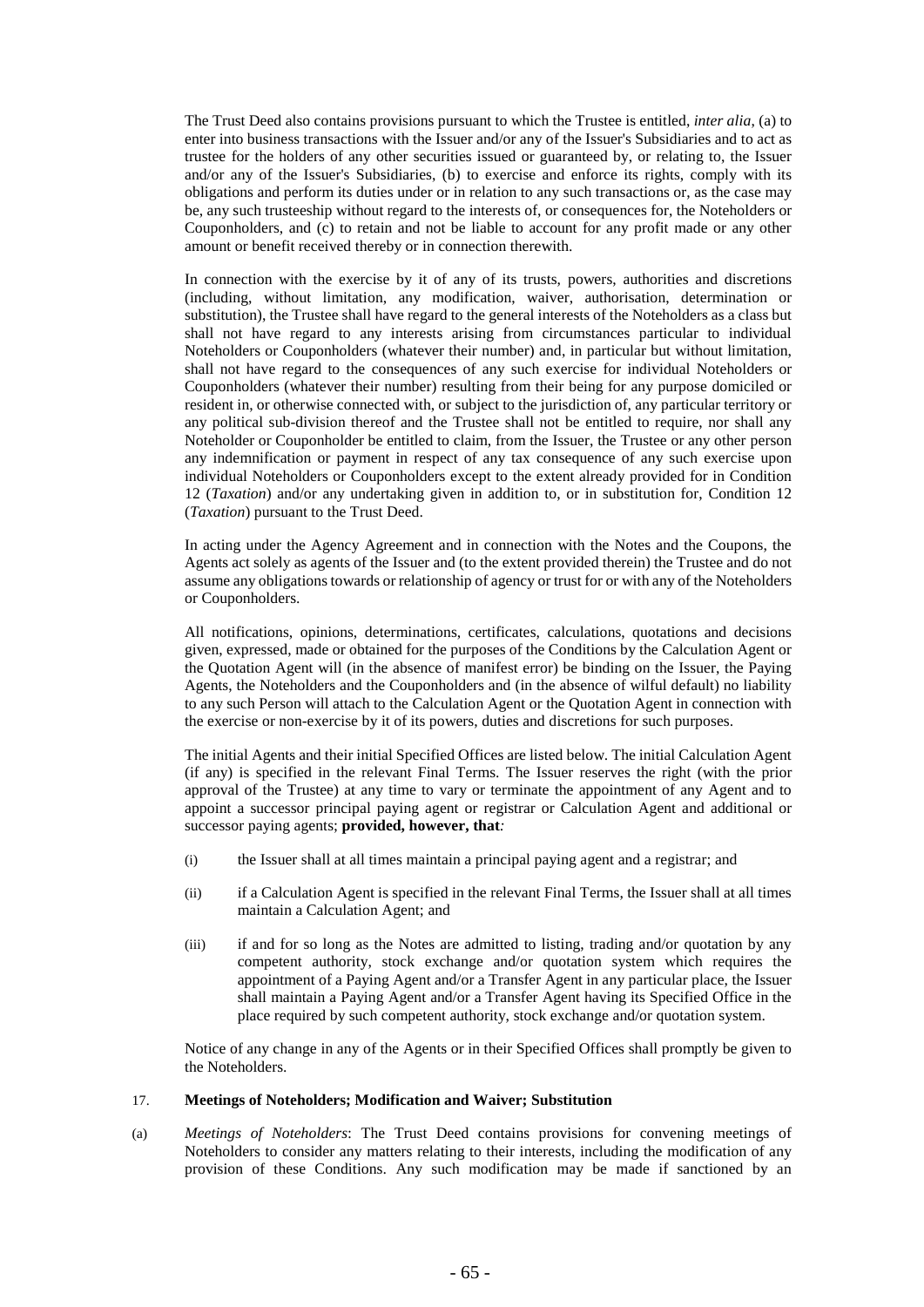The Trust Deed also contains provisions pursuant to which the Trustee is entitled, *inter alia*, (a) to enter into business transactions with the Issuer and/or any of the Issuer's Subsidiaries and to act as trustee for the holders of any other securities issued or guaranteed by, or relating to, the Issuer and/or any of the Issuer's Subsidiaries, (b) to exercise and enforce its rights, comply with its obligations and perform its duties under or in relation to any such transactions or, as the case may be, any such trusteeship without regard to the interests of, or consequences for, the Noteholders or Couponholders, and (c) to retain and not be liable to account for any profit made or any other amount or benefit received thereby or in connection therewith.

In connection with the exercise by it of any of its trusts, powers, authorities and discretions (including, without limitation, any modification, waiver, authorisation, determination or substitution), the Trustee shall have regard to the general interests of the Noteholders as a class but shall not have regard to any interests arising from circumstances particular to individual Noteholders or Couponholders (whatever their number) and, in particular but without limitation, shall not have regard to the consequences of any such exercise for individual Noteholders or Couponholders (whatever their number) resulting from their being for any purpose domiciled or resident in, or otherwise connected with, or subject to the jurisdiction of, any particular territory or any political sub-division thereof and the Trustee shall not be entitled to require, nor shall any Noteholder or Couponholder be entitled to claim, from the Issuer, the Trustee or any other person any indemnification or payment in respect of any tax consequence of any such exercise upon individual Noteholders or Couponholders except to the extent already provided for in Condition 12 (*Taxation*) and/or any undertaking given in addition to, or in substitution for, Condition 12 (*Taxation*) pursuant to the Trust Deed.

In acting under the Agency Agreement and in connection with the Notes and the Coupons, the Agents act solely as agents of the Issuer and (to the extent provided therein) the Trustee and do not assume any obligations towards or relationship of agency or trust for or with any of the Noteholders or Couponholders.

All notifications, opinions, determinations, certificates, calculations, quotations and decisions given, expressed, made or obtained for the purposes of the Conditions by the Calculation Agent or the Quotation Agent will (in the absence of manifest error) be binding on the Issuer, the Paying Agents, the Noteholders and the Couponholders and (in the absence of wilful default) no liability to any such Person will attach to the Calculation Agent or the Quotation Agent in connection with the exercise or non-exercise by it of its powers, duties and discretions for such purposes.

The initial Agents and their initial Specified Offices are listed below. The initial Calculation Agent (if any) is specified in the relevant Final Terms. The Issuer reserves the right (with the prior approval of the Trustee) at any time to vary or terminate the appointment of any Agent and to appoint a successor principal paying agent or registrar or Calculation Agent and additional or successor paying agents; **provided, however, that***:*

(i) the Issuer shall at all times maintain a principal paying agent and a registrar; and

(ii) if a Calculation Agent is specified in the relevant Final Terms, the Issuer shall at all times maintain a Calculation Agent; and

(iii) if and for so long as the Notes are admitted to listing, trading and/or quotation by any competent authority, stock exchange and/or quotation system which requires the appointment of a Paying Agent and/or a Transfer Agent in any particular place, the Issuer shall maintain a Paying Agent and/or a Transfer Agent having its Specified Office in the place required by such competent authority, stock exchange and/or quotation system.

Notice of any change in any of the Agents or in their Specified Offices shall promptly be given to the Noteholders.

## 17. Meetings of Noteholders; Modification and Waiver; Substitution

(a) *Meetings of Noteholders*: The Trust Deed contains provisions for convening meetings of Noteholders to consider any matters relating to their interests, including the modification of any provision of these Conditions. Any such modification may be made if sanctioned by an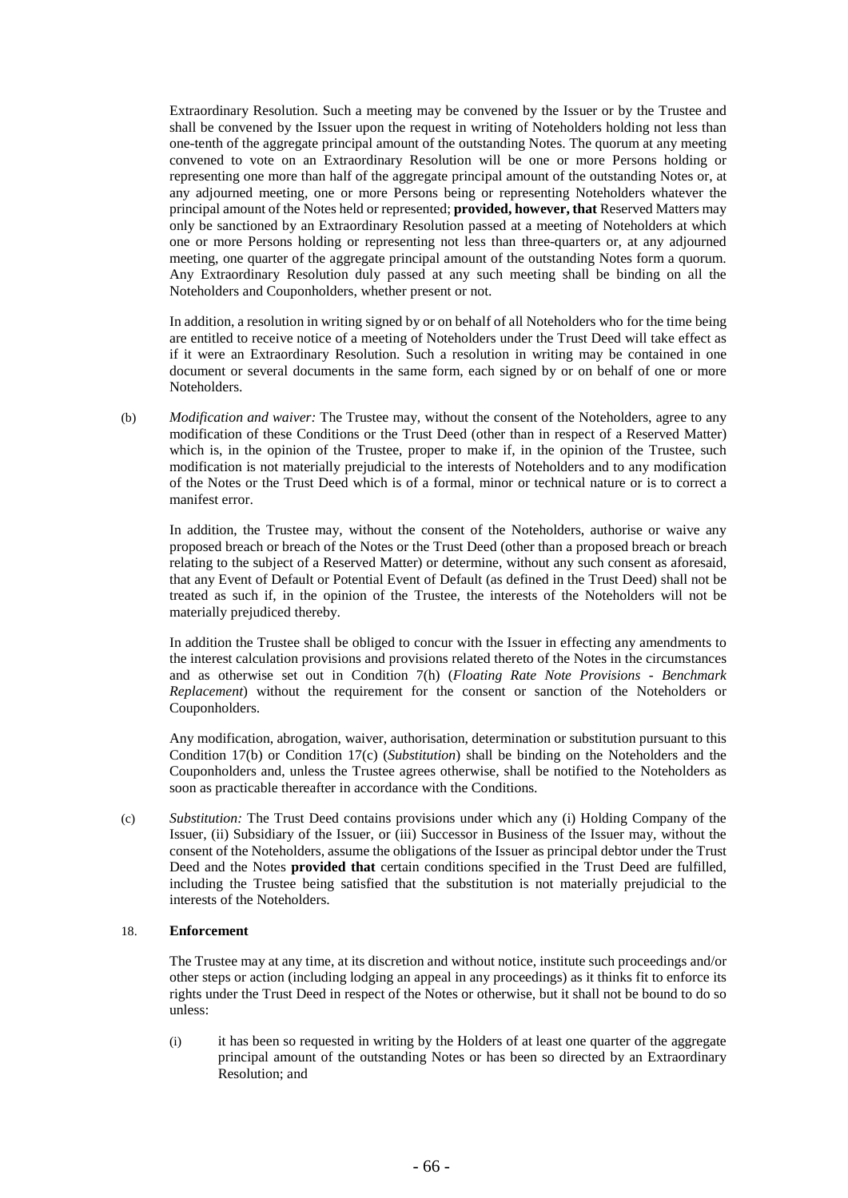Extraordinary Resolution. Such a meeting may be convened by the Issuer or by the Trustee and shall be convened by the Issuer upon the request in writing of Noteholders holding not less than one-tenth of the aggregate principal amount of the outstanding Notes. The quorum at any meeting convened to vote on an Extraordinary Resolution will be one or more Persons holding or representing one more than half of the aggregate principal amount of the outstanding Notes or, at any adjourned meeting, one or more Persons being or representing Noteholders whatever the principal amount of the Notes held or represented; **provided, however, that** Reserved Matters may only be sanctioned by an Extraordinary Resolution passed at a meeting of Noteholders at which one or more Persons holding or representing not less than three-quarters or, at any adjourned meeting, one quarter of the aggregate principal amount of the outstanding Notes form a quorum. Any Extraordinary Resolution duly passed at any such meeting shall be binding on all the Noteholders and Couponholders, whether present or not.

In addition, a resolution in writing signed by or on behalf of all Noteholders who for the time being are entitled to receive notice of a meeting of Noteholders under the Trust Deed will take effect as if it were an Extraordinary Resolution. Such a resolution in writing may be contained in one document or several documents in the same form, each signed by or on behalf of one or more Noteholders.

(b) *Modification and waiver:* The Trustee may, without the consent of the Noteholders, agree to any modification of these Conditions or the Trust Deed (other than in respect of a Reserved Matter) which is, in the opinion of the Trustee, proper to make if, in the opinion of the Trustee, such modification is not materially prejudicial to the interests of Noteholders and to any modification of the Notes or the Trust Deed which is of a formal, minor or technical nature or is to correct a manifest error.

In addition, the Trustee may, without the consent of the Noteholders, authorise or waive any proposed breach or breach of the Notes or the Trust Deed (other than a proposed breach or breach relating to the subject of a Reserved Matter) or determine, without any such consent as aforesaid, that any Event of Default or Potential Event of Default (as defined in the Trust Deed) shall not be treated as such if, in the opinion of the Trustee, the interests of the Noteholders will not be materially prejudiced thereby.

In addition the Trustee shall be obliged to concur with the Issuer in effecting any amendments to the interest calculation provisions and provisions related thereto of the Notes in the circumstances and as otherwise set out in Condition 7(h) (*Floating Rate Note Provisions - Benchmark Replacement*) without the requirement for the consent or sanction of the Noteholders or Couponholders.

Any modification, abrogation, waiver, authorisation, determination or substitution pursuant to this Condition 17(b) or Condition 17(c) (*Substitution*) shall be binding on the Noteholders and the Couponholders and, unless the Trustee agrees otherwise, shall be notified to the Noteholders as soon as practicable thereafter in accordance with the Conditions.

(c) *Substitution:* The Trust Deed contains provisions under which any (i) Holding Company of the Issuer, (ii) Subsidiary of the Issuer, or (iii) Successor in Business of the Issuer may, without the consent of the Noteholders, assume the obligations of the Issuer as principal debtor under the Trust Deed and the Notes **provided that** certain conditions specified in the Trust Deed are fulfilled, including the Trustee being satisfied that the substitution is not materially prejudicial to the interests of the Noteholders.

## 18. Enforcement

The Trustee may at any time, at its discretion and without notice, institute such proceedings and/or other steps or action (including lodging an appeal in any proceedings) as it thinks fit to enforce its rights under the Trust Deed in respect of the Notes or otherwise, but it shall not be bound to do so unless:

(i) it has been so requested in writing by the Holders of at least one quarter of the aggregate principal amount of the outstanding Notes or has been so directed by an Extraordinary Resolution; and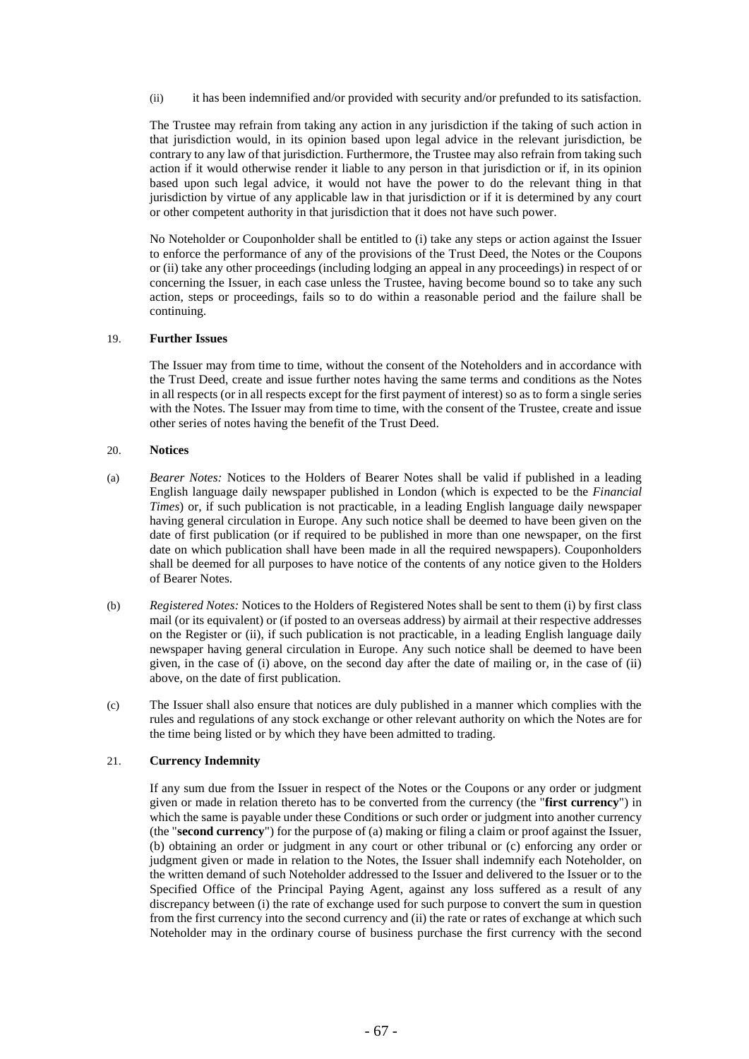(ii) it has been indemnified and/or provided with security and/or prefunded to its satisfaction.

The Trustee may refrain from taking any action in any jurisdiction if the taking of such action in that jurisdiction would, in its opinion based upon legal advice in the relevant jurisdiction, be contrary to any law of that jurisdiction. Furthermore, the Trustee may also refrain from taking such action if it would otherwise render it liable to any person in that jurisdiction or if, in its opinion based upon such legal advice, it would not have the power to do the relevant thing in that jurisdiction by virtue of any applicable law in that jurisdiction or if it is determined by any court or other competent authority in that jurisdiction that it does not have such power.

No Noteholder or Couponholder shall be entitled to (i) take any steps or action against the Issuer to enforce the performance of any of the provisions of the Trust Deed, the Notes or the Coupons or (ii) take any other proceedings (including lodging an appeal in any proceedings) in respect of or concerning the Issuer, in each case unless the Trustee, having become bound so to take any such action, steps or proceedings, fails so to do within a reasonable period and the failure shall be continuing.

## 19. Further Issues

The Issuer may from time to time, without the consent of the Noteholders and in accordance with the Trust Deed, create and issue further notes having the same terms and conditions as the Notes in all respects (or in all respects except for the first payment of interest) so as to form a single series with the Notes. The Issuer may from time to time, with the consent of the Trustee, create and issue other series of notes having the benefit of the Trust Deed.

## 20. Notices

(a) *Bearer Notes:* Notices to the Holders of Bearer Notes shall be valid if published in a leading English language daily newspaper published in London (which is expected to be the *Financial Times*) or, if such publication is not practicable, in a leading English language daily newspaper having general circulation in Europe. Any such notice shall be deemed to have been given on the date of first publication (or if required to be published in more than one newspaper, on the first date on which publication shall have been made in all the required newspapers). Couponholders shall be deemed for all purposes to have notice of the contents of any notice given to the Holders of Bearer Notes.

(b) *Registered Notes:* Notices to the Holders of Registered Notes shall be sent to them (i) by first class mail (or its equivalent) or (if posted to an overseas address) by airmail at their respective addresses on the Register or (ii), if such publication is not practicable, in a leading English language daily newspaper having general circulation in Europe. Any such notice shall be deemed to have been given, in the case of (i) above, on the second day after the date of mailing or, in the case of (ii) above, on the date of first publication.

(c) The Issuer shall also ensure that notices are duly published in a manner which complies with the rules and regulations of any stock exchange or other relevant authority on which the Notes are for the time being listed or by which they have been admitted to trading.

## 21. Currency Indemnity

If any sum due from the Issuer in respect of the Notes or the Coupons or any order or judgment given or made in relation thereto has to be converted from the currency (the "**first currency**") in which the same is payable under these Conditions or such order or judgment into another currency (the "**second currency**") for the purpose of (a) making or filing a claim or proof against the Issuer, (b) obtaining an order or judgment in any court or other tribunal or (c) enforcing any order or judgment given or made in relation to the Notes, the Issuer shall indemnify each Noteholder, on the written demand of such Noteholder addressed to the Issuer and delivered to the Issuer or to the Specified Office of the Principal Paying Agent, against any loss suffered as a result of any discrepancy between (i) the rate of exchange used for such purpose to convert the sum in question from the first currency into the second currency and (ii) the rate or rates of exchange at which such Noteholder may in the ordinary course of business purchase the first currency with the second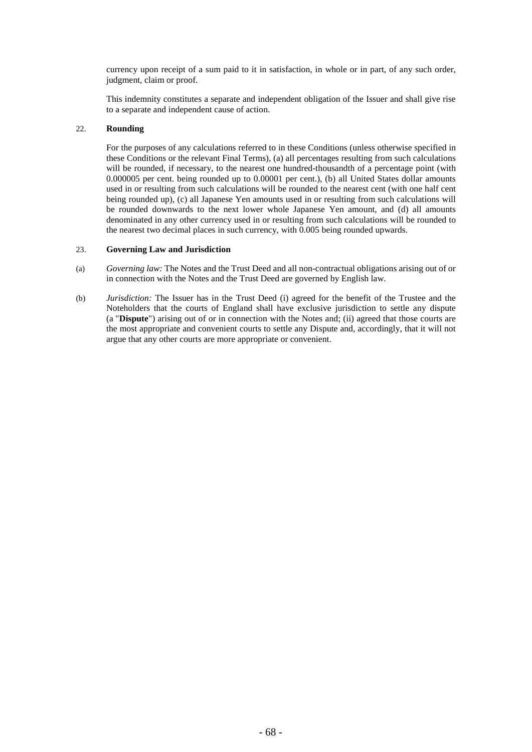currency upon receipt of a sum paid to it in satisfaction, in whole or in part, of any such order, judgment, claim or proof.

This indemnity constitutes a separate and independent obligation of the Issuer and shall give rise to a separate and independent cause of action.

## 22. **Rounding**

For the purposes of any calculations referred to in these Conditions (unless otherwise specified in these Conditions or the relevant Final Terms), (a) all percentages resulting from such calculations will be rounded, if necessary, to the nearest one hundred-thousandth of a percentage point (with 0.000005 per cent. being rounded up to 0.00001 per cent.), (b) all United States dollar amounts used in or resulting from such calculations will be rounded to the nearest cent (with one half cent being rounded up), (c) all Japanese Yen amounts used in or resulting from such calculations will be rounded downwards to the next lower whole Japanese Yen amount, and (d) all amounts denominated in any other currency used in or resulting from such calculations will be rounded to the nearest two decimal places in such currency, with 0.005 being rounded upwards.

## 23. **Governing Law and Jurisdiction**

(a) *Governing law:* The Notes and the Trust Deed and all non-contractual obligations arising out of or in connection with the Notes and the Trust Deed are governed by English law.

(b) *Jurisdiction:* The Issuer has in the Trust Deed (i) agreed for the benefit of the Trustee and the Noteholders that the courts of England shall have exclusive jurisdiction to settle any dispute (a "**Dispute**") arising out of or in connection with the Notes and; (ii) agreed that those courts are the most appropriate and convenient courts to settle any Dispute and, accordingly, that it will not argue that any other courts are more appropriate or convenient.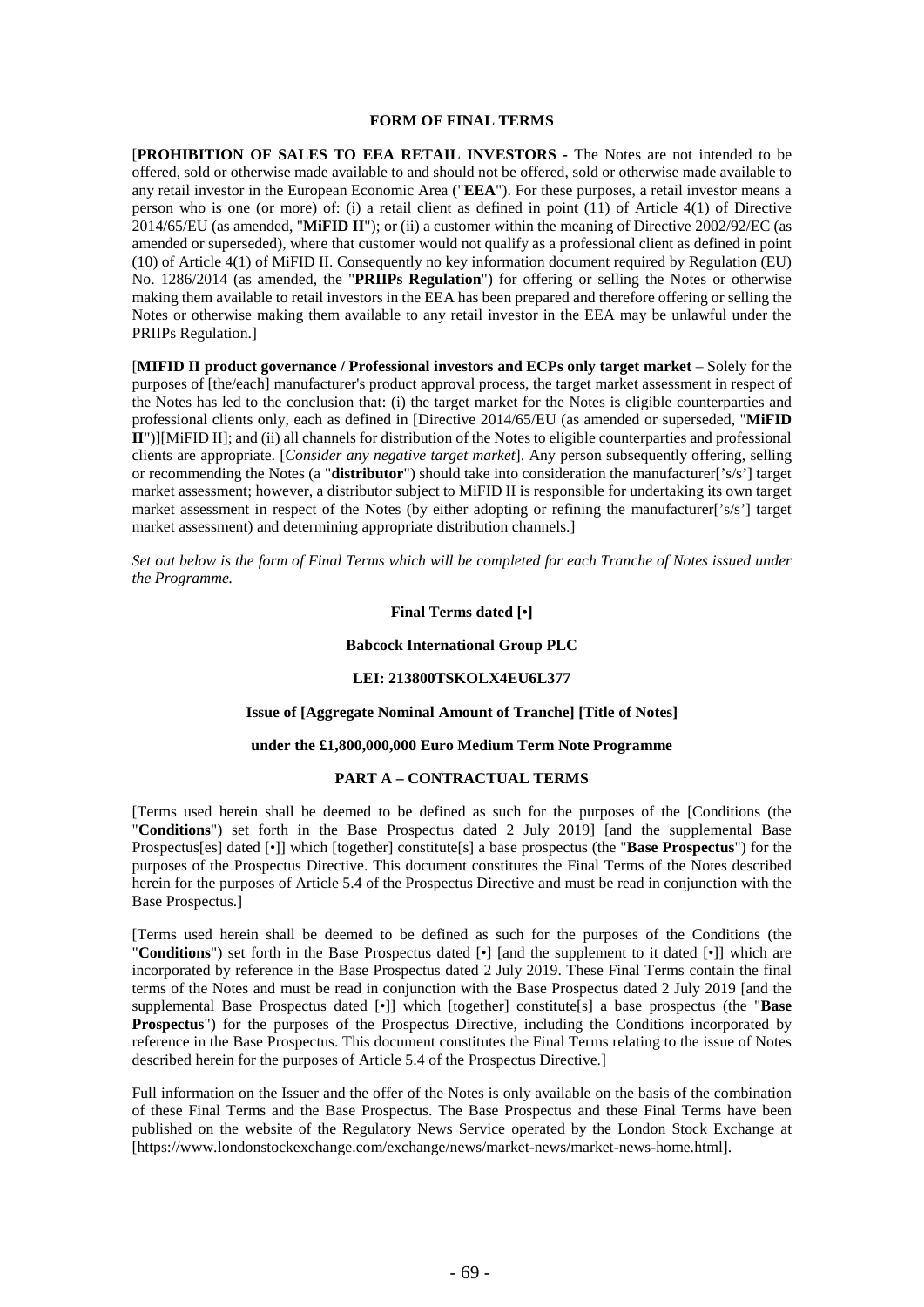# FORM OF FINAL TERMS

[**PROHIBITION OF SALES TO EEA RETAIL INVESTORS -** The Notes are not intended to be offered, sold or otherwise made available to and should not be offered, sold or otherwise made available to any retail investor in the European Economic Area ("**EEA**"). For these purposes, a retail investor means a person who is one (or more) of: (i) a retail client as defined in point (11) of Article 4(1) of Directive 2014/65/EU (as amended, "**MiFID II**"); or (ii) a customer within the meaning of Directive 2002/92/EC (as amended or superseded), where that customer would not qualify as a professional client as defined in point (10) of Article 4(1) of MiFID II. Consequently no key information document required by Regulation (EU) No. 1286/2014 (as amended, the "**PRIIPs Regulation**") for offering or selling the Notes or otherwise making them available to retail investors in the EEA has been prepared and therefore offering or selling the Notes or otherwise making them available to any retail investor in the EEA may be unlawful under the PRIIPs Regulation.]

[**MIFID II product governance / Professional investors and ECPs only target market** – Solely for the purposes of [the/each] manufacturer's product approval process, the target market assessment in respect of the Notes has led to the conclusion that: (i) the target market for the Notes is eligible counterparties and professional clients only, each as defined in [Directive 2014/65/EU (as amended or superseded, "**MiFID II**")][MiFID II]; and (ii) all channels for distribution of the Notes to eligible counterparties and professional clients are appropriate. [*Consider any negative target market*]. Any person subsequently offering, selling or recommending the Notes (a "**distributor**") should take into consideration the manufacturer['s/s'] target market assessment; however, a distributor subject to MiFID II is responsible for undertaking its own target market assessment in respect of the Notes (by either adopting or refining the manufacturer['s/s'] target market assessment) and determining appropriate distribution channels.]

*Set out below is the form of Final Terms which will be completed for each Tranche of Notes issued under the Programme.*

**Final Terms dated [•]**

**Babcock International Group PLC**

**LEI: 213800TSKOLX4EU6L377**

**Issue of [Aggregate Nominal Amount of Tranche] [Title of Notes]**

**under the £1,800,000,000 Euro Medium Term Note Programme**

## PART A – CONTRACTUAL TERMS

[Terms used herein shall be deemed to be defined as such for the purposes of the [Conditions (the "**Conditions**") set forth in the Base Prospectus dated 2 July 2019] [and the supplemental Base Prospectus[es] dated [•]] which [together] constitute[s] a base prospectus (the "**Base Prospectus**") for the purposes of the Prospectus Directive. This document constitutes the Final Terms of the Notes described herein for the purposes of Article 5.4 of the Prospectus Directive and must be read in conjunction with the Base Prospectus.]

[Terms used herein shall be deemed to be defined as such for the purposes of the Conditions (the "**Conditions**") set forth in the Base Prospectus dated [•] [and the supplement to it dated [•]] which are incorporated by reference in the Base Prospectus dated 2 July 2019. These Final Terms contain the final terms of the Notes and must be read in conjunction with the Base Prospectus dated 2 July 2019 [and the supplemental Base Prospectus dated [•]] which [together] constitute[s] a base prospectus (the "**Base Prospectus**") for the purposes of the Prospectus Directive, including the Conditions incorporated by reference in the Base Prospectus. This document constitutes the Final Terms relating to the issue of Notes described herein for the purposes of Article 5.4 of the Prospectus Directive.]

Full information on the Issuer and the offer of the Notes is only available on the basis of the combination of these Final Terms and the Base Prospectus. The Base Prospectus and these Final Terms have been published on the website of the Regulatory News Service operated by the London Stock Exchange at [https://www.londonstockexchange.com/exchange/news/market-news/market-news-home.html].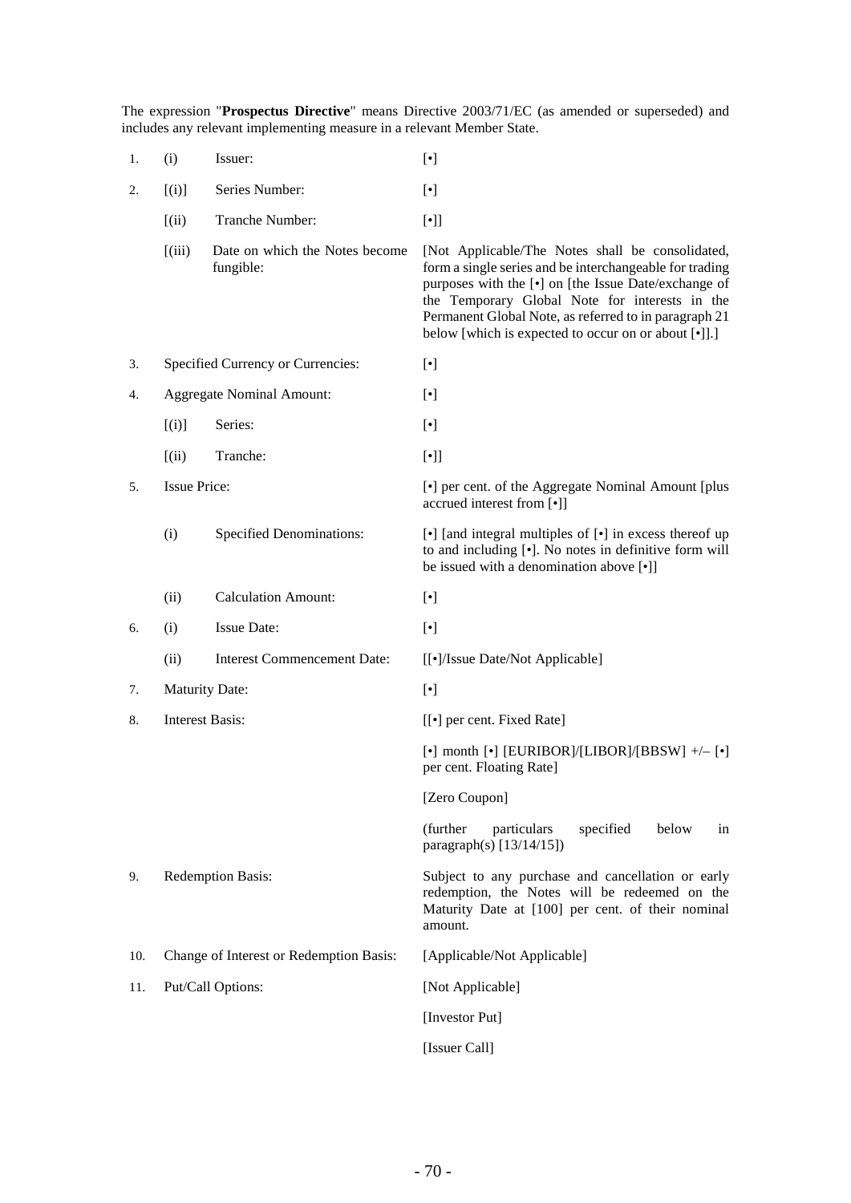The expression "**Prospectus Directive**" means Directive 2003/71/EC (as amended or superseded) and includes any relevant implementing measure in a relevant Member State.

| | | | |
|---|---|---|---|
| 1. | (i) | Issuer: | [•] |
| 2. | [(i)] | Series Number: | [•] |
| | [(ii) | Tranche Number: | [•]] |
| | [(iii) | Date on which the Notes become fungible: | [Not Applicable/The Notes shall be consolidated, form a single series and be interchangeable for trading purposes with the [•] on [the Issue Date/exchange of the Temporary Global Note for interests in the Permanent Global Note, as referred to in paragraph 21 below [which is expected to occur on or about [•]].] |
| 3. | Specified Currency or Currencies: | | [•] |
| 4. | Aggregate Nominal Amount: | | [•] |
| | [(i)] | Series: | [•] |
| | [(ii) | Tranche: | [•]] |
| 5. | Issue Price: | | [•] per cent. of the Aggregate Nominal Amount [plus accrued interest from [•]] |
| | (i) | Specified Denominations: | [•] [and integral multiples of [•] in excess thereof up to and including [•]. No notes in definitive form will be issued with a denomination above [•]] |
| | (ii) | Calculation Amount: | [•] |
| 6. | (i) | Issue Date: | [•] |
| | (ii) | Interest Commencement Date: | [[•]/Issue Date/Not Applicable] |
| 7. | Maturity Date: | | [•] |
| 8. | Interest Basis: | | [[•] per cent. Fixed Rate] |
| | | | [•] month [•] [EURIBOR]/[LIBOR]/[BBSW] +/– [•] per cent. Floating Rate] |
| | | | [Zero Coupon] |
| | | | (further particulars specified below in paragraph(s) [13/14/15]) |
| 9. | Redemption Basis: | | Subject to any purchase and cancellation or early redemption, the Notes will be redeemed on the Maturity Date at [100] per cent. of their nominal amount. |
| 10. | Change of Interest or Redemption Basis: | | [Applicable/Not Applicable] |
| 11. | Put/Call Options: | | [Not Applicable] |
| | | | [Investor Put] |
| | | | [Issuer Call] |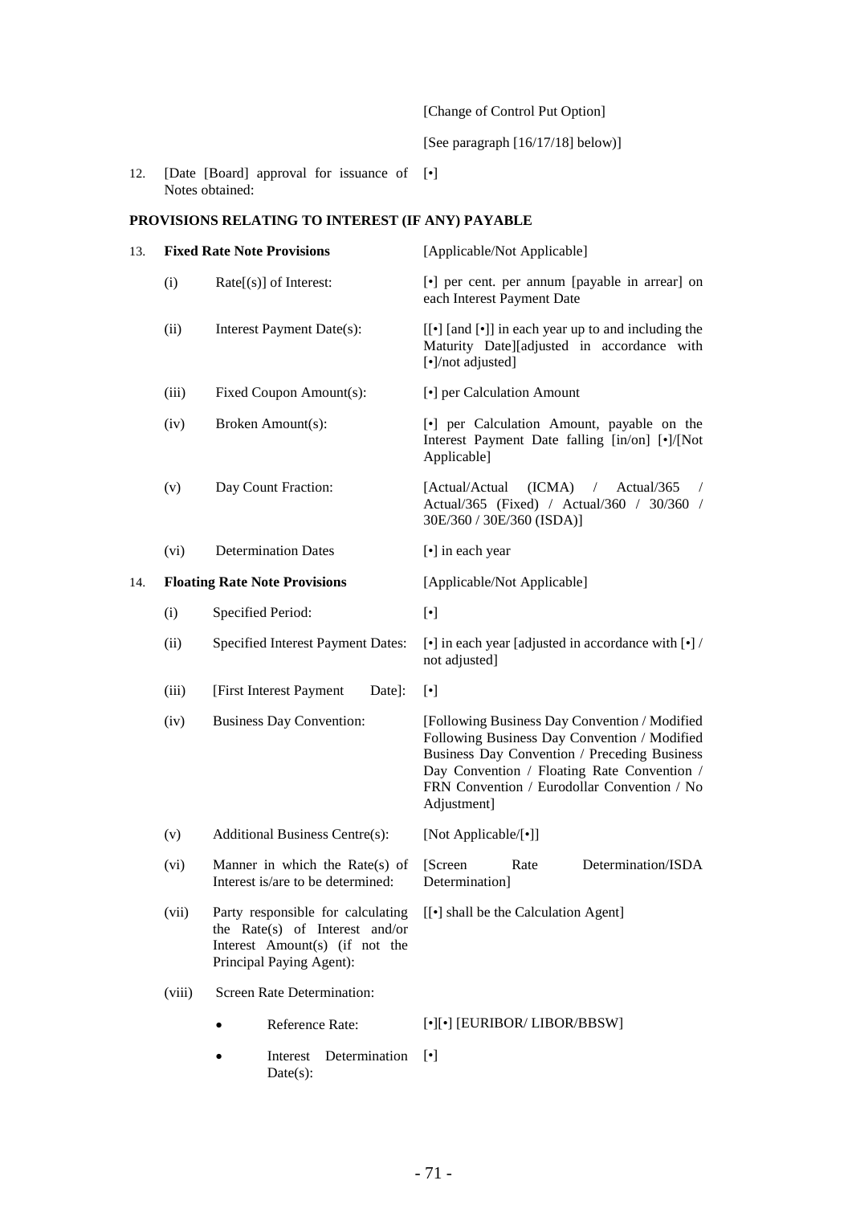| | | | |
|---|---|---|---|
| | | | [Change of Control Put Option] |
| | | | [See paragraph [16/17/18] below)] |
| 12. | [Date [Board] approval for issuance of Notes obtained: | | [•] |

**PROVISIONS RELATING TO INTEREST (IF ANY) PAYABLE**

| | | | |
|---|---|---|---|
| 13. | **Fixed Rate Note Provisions** | | [Applicable/Not Applicable] |
| | (i) | Rate[(s)] of Interest: | [•] per cent. per annum [payable in arrear] on each Interest Payment Date |
| | (ii) | Interest Payment Date(s): | [[•] [and [•]] in each year up to and including the Maturity Date][adjusted in accordance with [•]/not adjusted] |
| | (iii) | Fixed Coupon Amount(s): | [•] per Calculation Amount |
| | (iv) | Broken Amount(s): | [•] per Calculation Amount, payable on the Interest Payment Date falling [in/on] [•]/[Not Applicable] |
| | (v) | Day Count Fraction: | [Actual/Actual (ICMA) / Actual/365 / Actual/365 (Fixed) / Actual/360 / 30/360 / 30E/360 / 30E/360 (ISDA)] |
| | (vi) | Determination Dates | [•] in each year |
| 14. | **Floating Rate Note Provisions** | | [Applicable/Not Applicable] |
| | (i) | Specified Period: | [•] |
| | (ii) | Specified Interest Payment Dates: | [•] in each year [adjusted in accordance with [•] / not adjusted] |
| | (iii) | [First Interest Payment Date]: | [•] |
| | (iv) | Business Day Convention: | [Following Business Day Convention / Modified Following Business Day Convention / Modified Business Day Convention / Preceding Business Day Convention / Floating Rate Convention / FRN Convention / Eurodollar Convention / No Adjustment] |
| | (v) | Additional Business Centre(s): | [Not Applicable/[•]] |
| | (vi) | Manner in which the Rate(s) of Interest is/are to be determined: | [Screen Rate Determination/ISDA Determination] |
| | (vii) | Party responsible for calculating the Rate(s) of Interest and/or Interest Amount(s) (if not the Principal Paying Agent): | [[•] shall be the Calculation Agent] |
| | (viii) | Screen Rate Determination: | |
| | | • Reference Rate: | [•][•] [EURIBOR/ LIBOR/BBSW] |
| | | • Interest Determination Date(s): | [•] |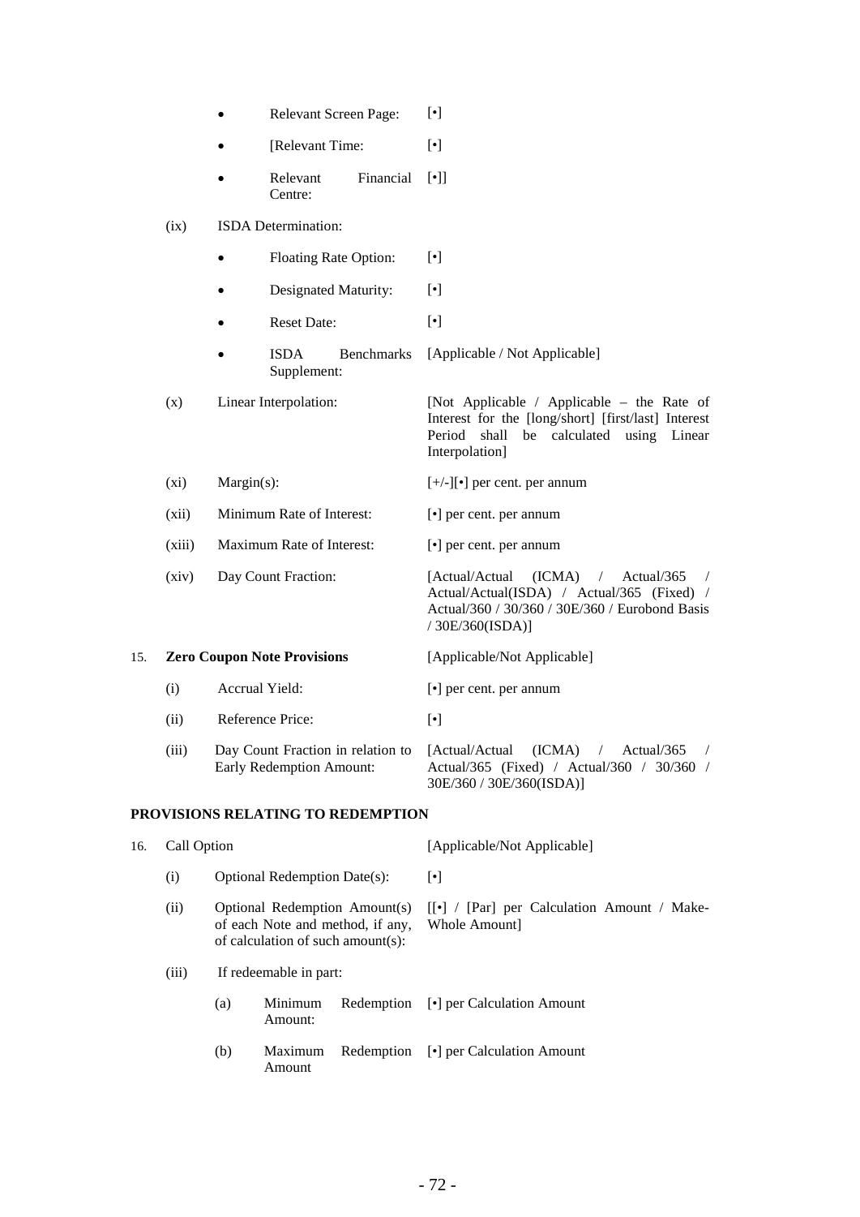- Relevant Screen Page: [•]
- [Relevant Time: [•]
- Relevant Financial Centre: [•]]

(ix) ISDA Determination:

- Floating Rate Option: [•]
- Designated Maturity: [•]
- Reset Date: [•]
- ISDA Benchmarks Supplement: [Applicable / Not Applicable]

(x) Linear Interpolation: [Not Applicable / Applicable – the Rate of Interest for the [long/short] [first/last] Interest Period shall be calculated using Linear Interpolation]

(xi) Margin(s): [+/-][•] per cent. per annum

(xii) Minimum Rate of Interest: [•] per cent. per annum

(xiii) Maximum Rate of Interest: [•] per cent. per annum

(xiv) Day Count Fraction: [Actual/Actual (ICMA) / Actual/365 / Actual/Actual(ISDA) / Actual/365 (Fixed) / Actual/360 / 30/360 / 30E/360 / Eurobond Basis / 30E/360(ISDA)]

15. **Zero Coupon Note Provisions** [Applicable/Not Applicable]

(i) Accrual Yield: [•] per cent. per annum

(ii) Reference Price: [•]

(iii) Day Count Fraction in relation to Early Redemption Amount: [Actual/Actual (ICMA) / Actual/365 / Actual/365 (Fixed) / Actual/360 / 30/360 / 30E/360 / 30E/360(ISDA)]

**PROVISIONS RELATING TO REDEMPTION**

16. Call Option [Applicable/Not Applicable]

(i) Optional Redemption Date(s): [•]

(ii) Optional Redemption Amount(s) of each Note and method, if any, of calculation of such amount(s): [[•] / [Par] per Calculation Amount / Make-Whole Amount]

(iii) If redeemable in part:

(a) Minimum Redemption Amount: [•] per Calculation Amount

(b) Maximum Redemption Amount [•] per Calculation Amount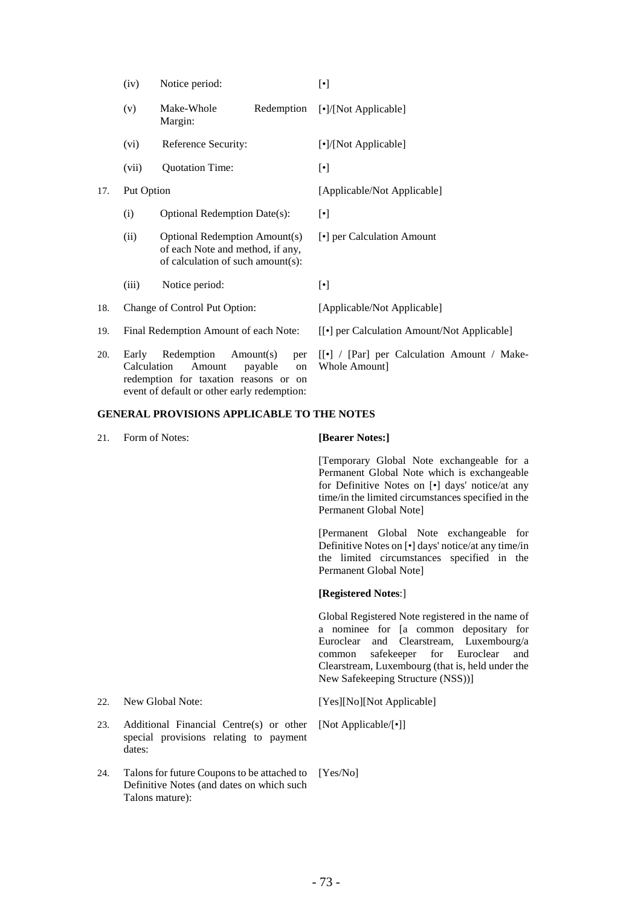| | | | |
|---|---|---|---|
| | (iv) | Notice period: | [•] |
| | (v) | Make-Whole Redemption Margin: | [•]/[Not Applicable] |
| | (vi) | Reference Security: | [•]/[Not Applicable] |
| | (vii) | Quotation Time: | [•] |
| 17. | Put Option | | [Applicable/Not Applicable] |
| | (i) | Optional Redemption Date(s): | [•] |
| | (ii) | Optional Redemption Amount(s) of each Note and method, if any, of calculation of such amount(s): | [•] per Calculation Amount |
| | (iii) | Notice period: | [•] |
| 18. | Change of Control Put Option: | | [Applicable/Not Applicable] |
| 19. | Final Redemption Amount of each Note: | | [[•] per Calculation Amount/Not Applicable] |
| 20. | Early Redemption Amount(s) per Calculation Amount payable on redemption for taxation reasons or on event of default or other early redemption: | | [[•] / [Par] per Calculation Amount / Make-Whole Amount] |

## GENERAL PROVISIONS APPLICABLE TO THE NOTES

| | | |
|---|---|---|
| 21. | Form of Notes: | **[Bearer Notes:]**<br><br>[Temporary Global Note exchangeable for a Permanent Global Note which is exchangeable for Definitive Notes on [•] days' notice/at any time/in the limited circumstances specified in the Permanent Global Note]<br><br>[Permanent Global Note exchangeable for Definitive Notes on [•] days' notice/at any time/in the limited circumstances specified in the Permanent Global Note]<br><br>**[Registered Notes**:]<br><br>Global Registered Note registered in the name of a nominee for [a common depositary for Euroclear and Clearstream, Luxembourg/a common safekeeper for Euroclear and Clearstream, Luxembourg (that is, held under the New Safekeeping Structure (NSS))] |
| 22. | New Global Note: | [Yes][No][Not Applicable] |
| 23. | Additional Financial Centre(s) or other special provisions relating to payment dates: | [Not Applicable/[•]] |
| 24. | Talons for future Coupons to be attached to Definitive Notes (and dates on which such Talons mature): | [Yes/No] |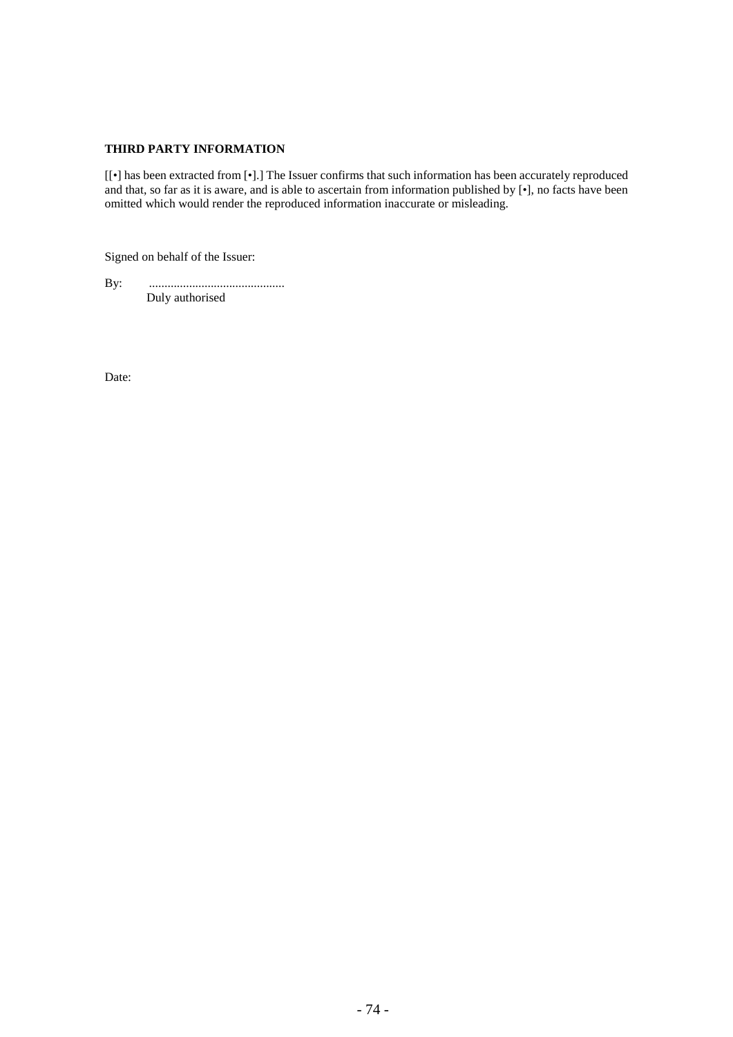**THIRD PARTY INFORMATION**

[[•] has been extracted from [•].] The Issuer confirms that such information has been accurately reproduced and that, so far as it is aware, and is able to ascertain from information published by [•], no facts have been omitted which would render the reproduced information inaccurate or misleading.

Signed on behalf of the Issuer:

By: ............................................
Duly authorised

Date: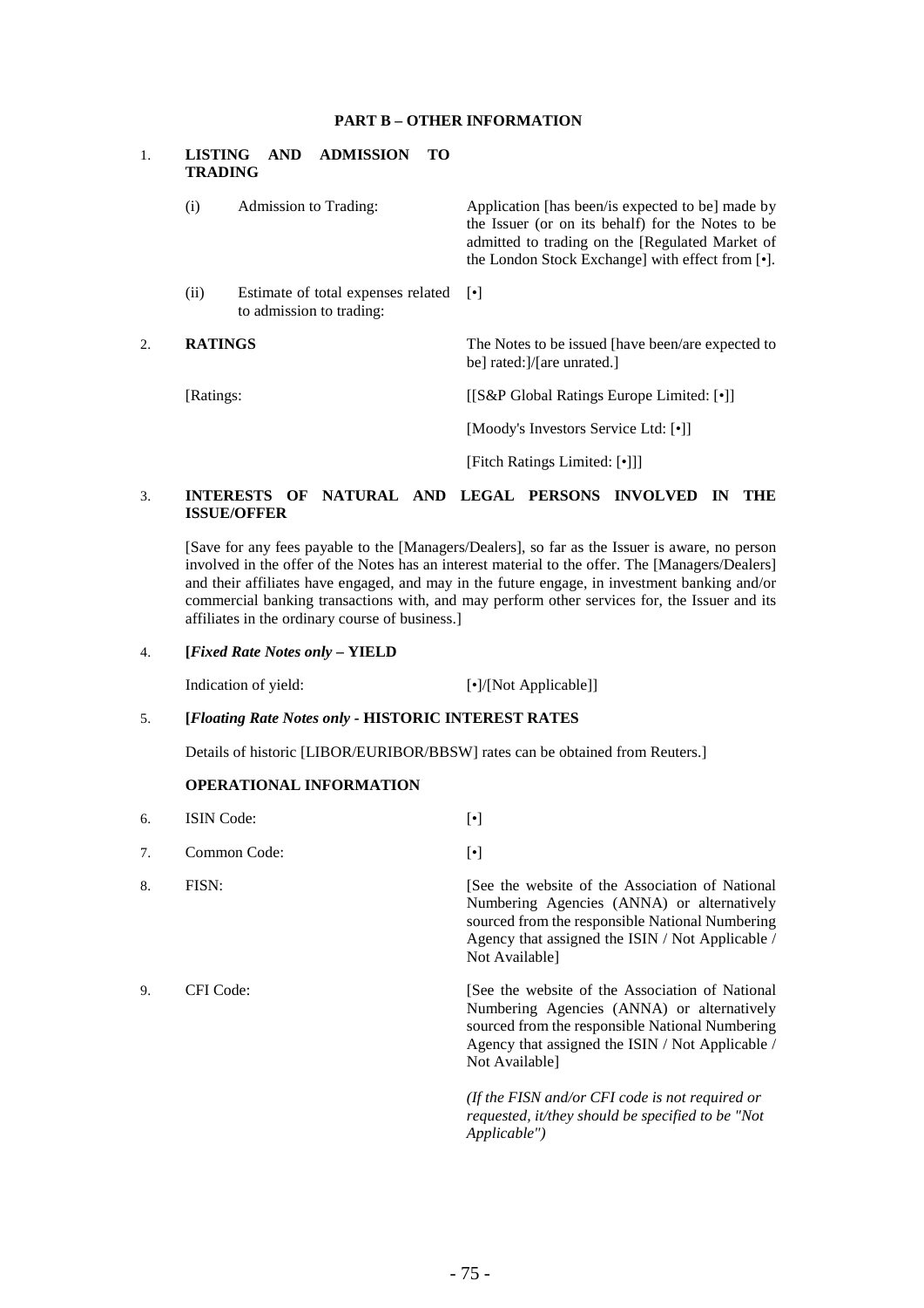## PART B – OTHER INFORMATION

1. **LISTING AND ADMISSION TO TRADING**

| | | |
|---|---|---|
| (i) | Admission to Trading: | Application [has been/is expected to be] made by the Issuer (or on its behalf) for the Notes to be admitted to trading on the [Regulated Market of the London Stock Exchange] with effect from [•]. |
| (ii) | Estimate of total expenses related to admission to trading: | [•] |

2. **RATINGS** — The Notes to be issued [have been/are expected to be] rated:]/[are unrated.]

| | |
|---|---|
| [Ratings: | [[S&P Global Ratings Europe Limited: [•]] |
| | [Moody's Investors Service Ltd: [•]] |
| | [Fitch Ratings Limited: [•]]] |

3. **INTERESTS OF NATURAL AND LEGAL PERSONS INVOLVED IN THE ISSUE/OFFER**

[Save for any fees payable to the [Managers/Dealers], so far as the Issuer is aware, no person involved in the offer of the Notes has an interest material to the offer. The [Managers/Dealers] and their affiliates have engaged, and may in the future engage, in investment banking and/or commercial banking transactions with, and may perform other services for, the Issuer and its affiliates in the ordinary course of business.]

4. **[*Fixed Rate Notes only* – YIELD**

| | |
|---|---|
| Indication of yield: | [•]/[Not Applicable]] |

5. **[*Floating Rate Notes only* - HISTORIC INTEREST RATES**

Details of historic [LIBOR/EURIBOR/BBSW] rates can be obtained from Reuters.]

**OPERATIONAL INFORMATION**

| | | |
|---|---|---|
| 6. | ISIN Code: | [•] |
| 7. | Common Code: | [•] |
| 8. | FISN: | [See the website of the Association of National Numbering Agencies (ANNA) or alternatively sourced from the responsible National Numbering Agency that assigned the ISIN / Not Applicable / Not Available] |
| 9. | CFI Code: | [See the website of the Association of National Numbering Agencies (ANNA) or alternatively sourced from the responsible National Numbering Agency that assigned the ISIN / Not Applicable / Not Available]<br><br>*(If the FISN and/or CFI code is not required or requested, it/they should be specified to be "Not Applicable")* |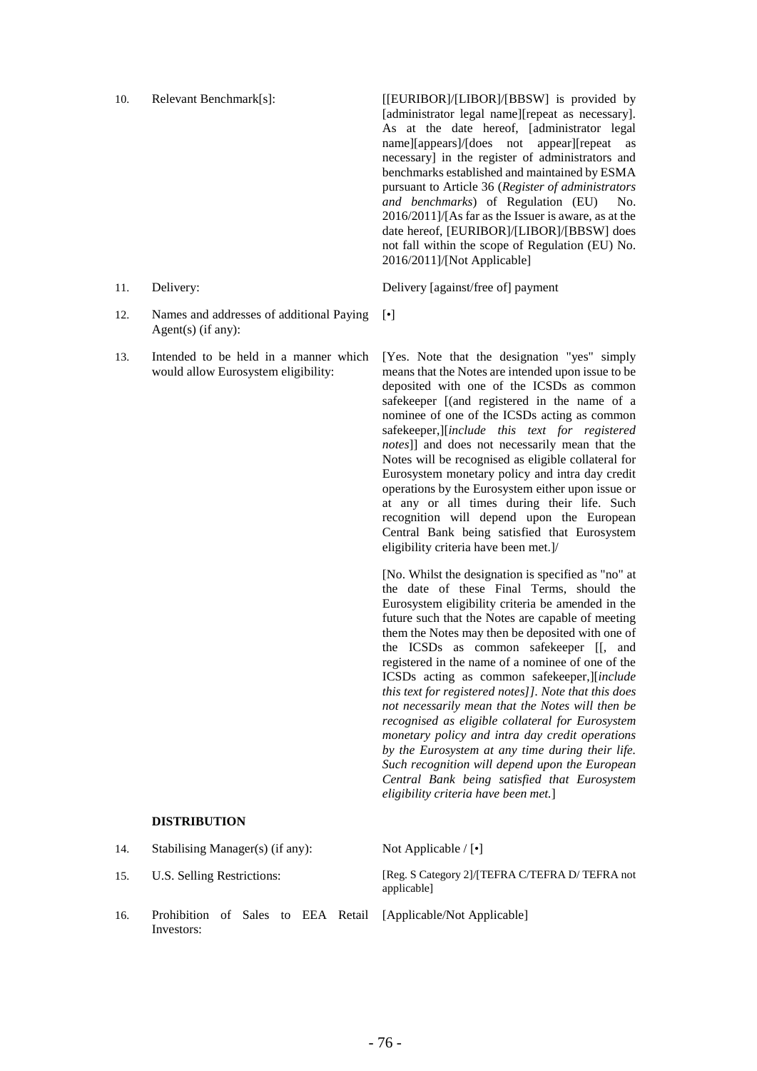| | | |
|---|---|---|
| 10. | Relevant Benchmark[s]: | [[EURIBOR]/[LIBOR]/[BBSW] is provided by [administrator legal name][repeat as necessary]. As at the date hereof, [administrator legal name][appears]/[does not appear][repeat as necessary] in the register of administrators and benchmarks established and maintained by ESMA pursuant to Article 36 (*Register of administrators and benchmarks*) of Regulation (EU) No. 2016/2011]/[As far as the Issuer is aware, as at the date hereof, [EURIBOR]/[LIBOR]/[BBSW] does not fall within the scope of Regulation (EU) No. 2016/2011]/[Not Applicable] |
| 11. | Delivery: | Delivery [against/free of] payment |
| 12. | Names and addresses of additional Paying Agent(s) (if any): | [•] |
| 13. | Intended to be held in a manner which would allow Eurosystem eligibility: | [Yes. Note that the designation "yes" simply means that the Notes are intended upon issue to be deposited with one of the ICSDs as common safekeeper [(and registered in the name of a nominee of one of the ICSDs acting as common safekeeper,][*include this text for registered notes*]] and does not necessarily mean that the Notes will be recognised as eligible collateral for Eurosystem monetary policy and intra day credit operations by the Eurosystem either upon issue or at any or all times during their life. Such recognition will depend upon the European Central Bank being satisfied that Eurosystem eligibility criteria have been met.]/<br><br>[No. Whilst the designation is specified as "no" at the date of these Final Terms, should the Eurosystem eligibility criteria be amended in the future such that the Notes are capable of meeting them the Notes may then be deposited with one of the ICSDs as common safekeeper [[, and registered in the name of a nominee of one of the ICSDs acting as common safekeeper,][*include this text for registered notes]]. Note that this does not necessarily mean that the Notes will then be recognised as eligible collateral for Eurosystem monetary policy and intra day credit operations by the Eurosystem at any time during their life. Such recognition will depend upon the European Central Bank being satisfied that Eurosystem eligibility criteria have been met.*] |

**DISTRIBUTION**

| | | |
|---|---|---|
| 14. | Stabilising Manager(s) (if any): | Not Applicable / [•] |
| 15. | U.S. Selling Restrictions: | [Reg. S Category 2]/[TEFRA C/TEFRA D/ TEFRA not applicable] |
| 16. | Prohibition of Sales to EEA Retail Investors: | [Applicable/Not Applicable] |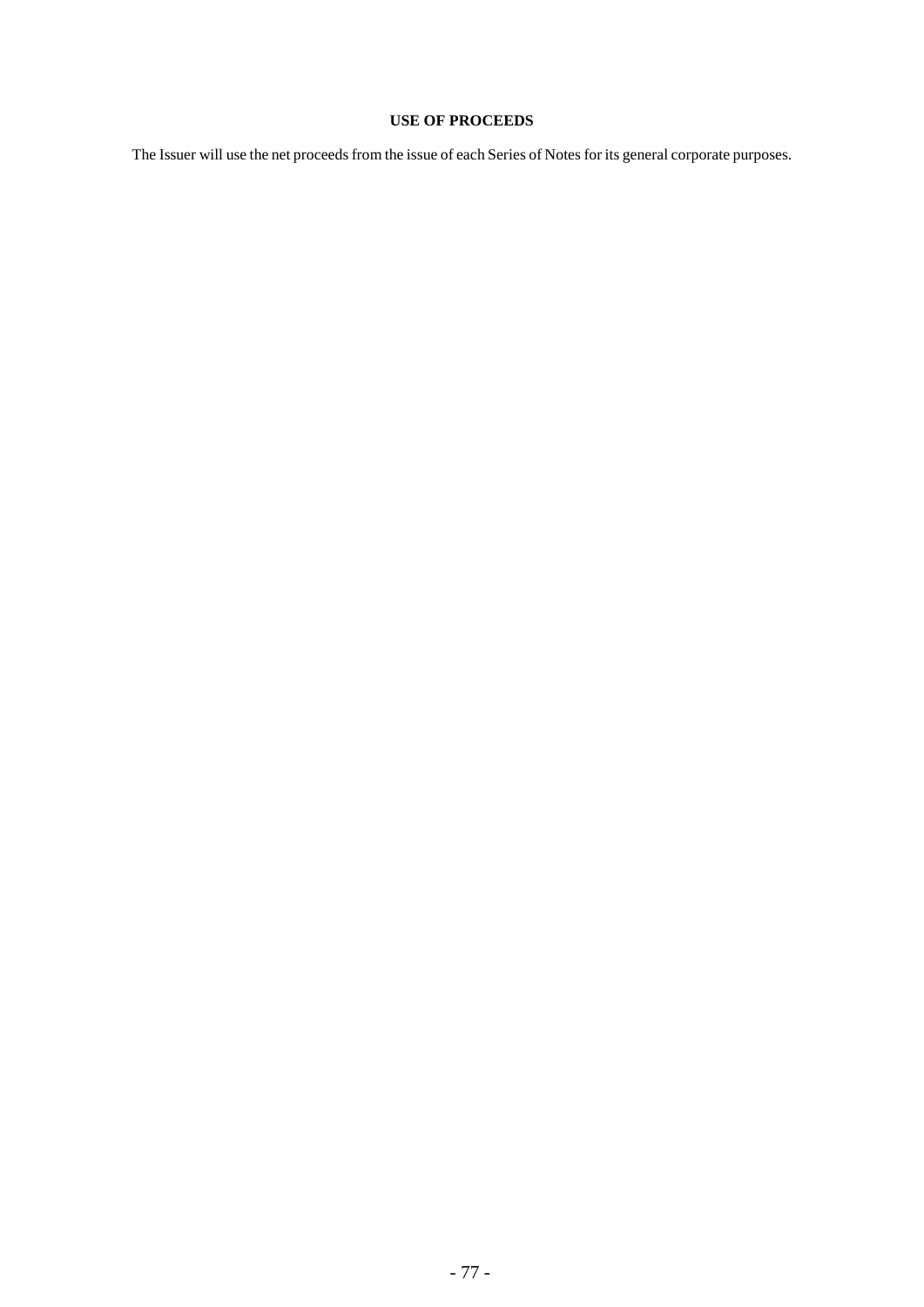## USE OF PROCEEDS

The Issuer will use the net proceeds from the issue of each Series of Notes for its general corporate purposes.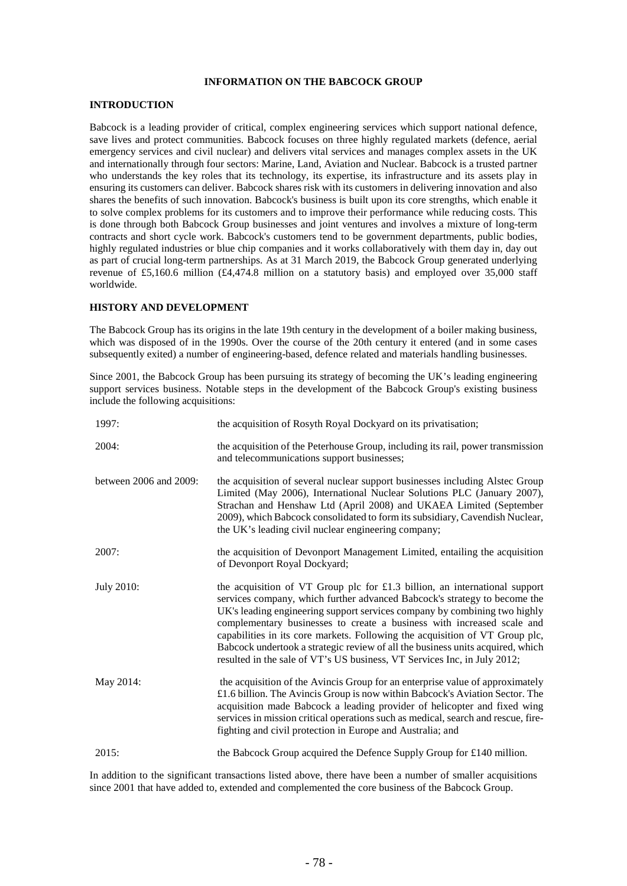# INFORMATION ON THE BABCOCK GROUP

## INTRODUCTION

Babcock is a leading provider of critical, complex engineering services which support national defence, save lives and protect communities. Babcock focuses on three highly regulated markets (defence, aerial emergency services and civil nuclear) and delivers vital services and manages complex assets in the UK and internationally through four sectors: Marine, Land, Aviation and Nuclear. Babcock is a trusted partner who understands the key roles that its technology, its expertise, its infrastructure and its assets play in ensuring its customers can deliver. Babcock shares risk with its customers in delivering innovation and also shares the benefits of such innovation. Babcock's business is built upon its core strengths, which enable it to solve complex problems for its customers and to improve their performance while reducing costs. This is done through both Babcock Group businesses and joint ventures and involves a mixture of long-term contracts and short cycle work. Babcock's customers tend to be government departments, public bodies, highly regulated industries or blue chip companies and it works collaboratively with them day in, day out as part of crucial long-term partnerships. As at 31 March 2019, the Babcock Group generated underlying revenue of £5,160.6 million (£4,474.8 million on a statutory basis) and employed over 35,000 staff worldwide.

## HISTORY AND DEVELOPMENT

The Babcock Group has its origins in the late 19th century in the development of a boiler making business, which was disposed of in the 1990s. Over the course of the 20th century it entered (and in some cases subsequently exited) a number of engineering-based, defence related and materials handling businesses.

Since 2001, the Babcock Group has been pursuing its strategy of becoming the UK's leading engineering support services business. Notable steps in the development of the Babcock Group's existing business include the following acquisitions:

| | |
|---|---|
| 1997: | the acquisition of Rosyth Royal Dockyard on its privatisation; |
| 2004: | the acquisition of the Peterhouse Group, including its rail, power transmission and telecommunications support businesses; |
| between 2006 and 2009: | the acquisition of several nuclear support businesses including Alstec Group Limited (May 2006), International Nuclear Solutions PLC (January 2007), Strachan and Henshaw Ltd (April 2008) and UKAEA Limited (September 2009), which Babcock consolidated to form its subsidiary, Cavendish Nuclear, the UK's leading civil nuclear engineering company; |
| 2007: | the acquisition of Devonport Management Limited, entailing the acquisition of Devonport Royal Dockyard; |
| July 2010: | the acquisition of VT Group plc for £1.3 billion, an international support services company, which further advanced Babcock's strategy to become the UK's leading engineering support services company by combining two highly complementary businesses to create a business with increased scale and capabilities in its core markets. Following the acquisition of VT Group plc, Babcock undertook a strategic review of all the business units acquired, which resulted in the sale of VT's US business, VT Services Inc, in July 2012; |
| May 2014: | the acquisition of the Avincis Group for an enterprise value of approximately £1.6 billion. The Avincis Group is now within Babcock's Aviation Sector. The acquisition made Babcock a leading provider of helicopter and fixed wing services in mission critical operations such as medical, search and rescue, fire-fighting and civil protection in Europe and Australia; and |
| 2015: | the Babcock Group acquired the Defence Supply Group for £140 million. |

In addition to the significant transactions listed above, there have been a number of smaller acquisitions since 2001 that have added to, extended and complemented the core business of the Babcock Group.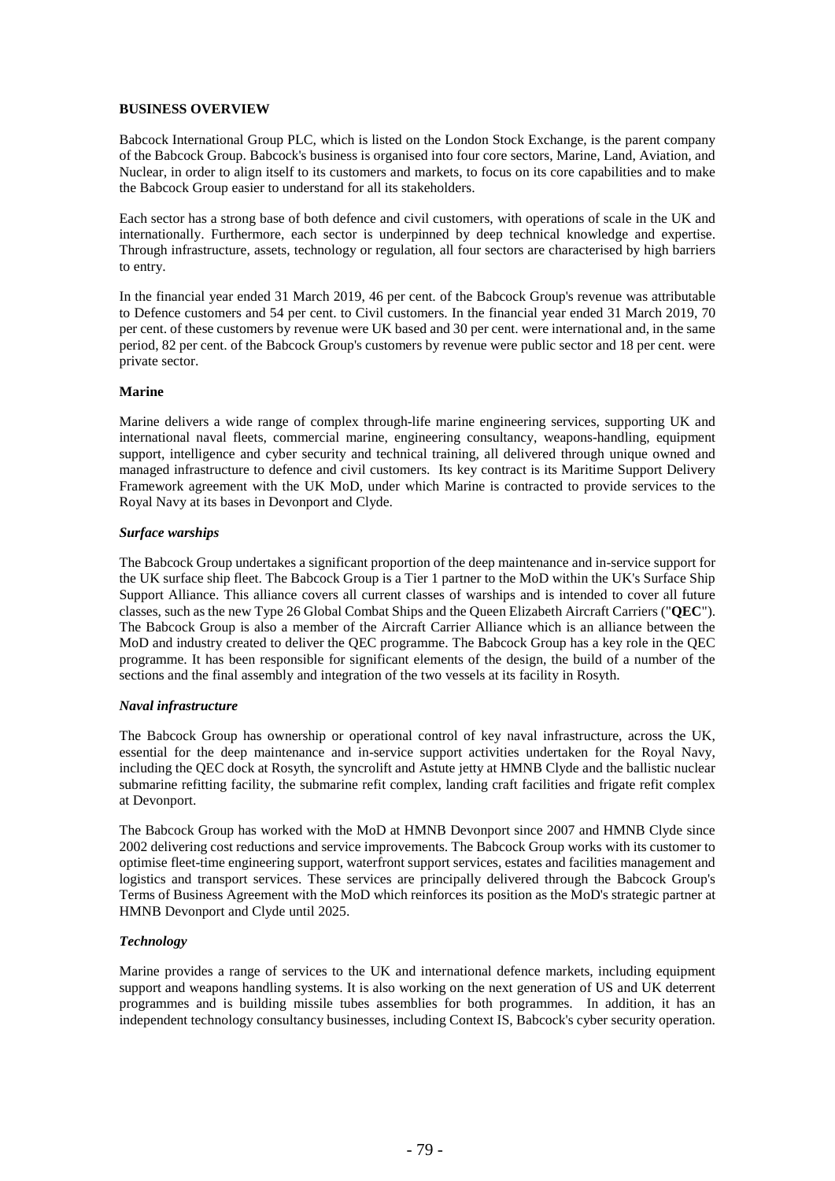## BUSINESS OVERVIEW

Babcock International Group PLC, which is listed on the London Stock Exchange, is the parent company of the Babcock Group. Babcock's business is organised into four core sectors, Marine, Land, Aviation, and Nuclear, in order to align itself to its customers and markets, to focus on its core capabilities and to make the Babcock Group easier to understand for all its stakeholders.

Each sector has a strong base of both defence and civil customers, with operations of scale in the UK and internationally. Furthermore, each sector is underpinned by deep technical knowledge and expertise. Through infrastructure, assets, technology or regulation, all four sectors are characterised by high barriers to entry.

In the financial year ended 31 March 2019, 46 per cent. of the Babcock Group's revenue was attributable to Defence customers and 54 per cent. to Civil customers. In the financial year ended 31 March 2019, 70 per cent. of these customers by revenue were UK based and 30 per cent. were international and, in the same period, 82 per cent. of the Babcock Group's customers by revenue were public sector and 18 per cent. were private sector.

### Marine

Marine delivers a wide range of complex through-life marine engineering services, supporting UK and international naval fleets, commercial marine, engineering consultancy, weapons-handling, equipment support, intelligence and cyber security and technical training, all delivered through unique owned and managed infrastructure to defence and civil customers. Its key contract is its Maritime Support Delivery Framework agreement with the UK MoD, under which Marine is contracted to provide services to the Royal Navy at its bases in Devonport and Clyde.

#### *Surface warships*

The Babcock Group undertakes a significant proportion of the deep maintenance and in-service support for the UK surface ship fleet. The Babcock Group is a Tier 1 partner to the MoD within the UK's Surface Ship Support Alliance. This alliance covers all current classes of warships and is intended to cover all future classes, such as the new Type 26 Global Combat Ships and the Queen Elizabeth Aircraft Carriers ("**QEC**"). The Babcock Group is also a member of the Aircraft Carrier Alliance which is an alliance between the MoD and industry created to deliver the QEC programme. The Babcock Group has a key role in the QEC programme. It has been responsible for significant elements of the design, the build of a number of the sections and the final assembly and integration of the two vessels at its facility in Rosyth.

#### *Naval infrastructure*

The Babcock Group has ownership or operational control of key naval infrastructure, across the UK, essential for the deep maintenance and in-service support activities undertaken for the Royal Navy, including the QEC dock at Rosyth, the syncrolift and Astute jetty at HMNB Clyde and the ballistic nuclear submarine refitting facility, the submarine refit complex, landing craft facilities and frigate refit complex at Devonport.

The Babcock Group has worked with the MoD at HMNB Devonport since 2007 and HMNB Clyde since 2002 delivering cost reductions and service improvements. The Babcock Group works with its customer to optimise fleet-time engineering support, waterfront support services, estates and facilities management and logistics and transport services. These services are principally delivered through the Babcock Group's Terms of Business Agreement with the MoD which reinforces its position as the MoD's strategic partner at HMNB Devonport and Clyde until 2025.

#### *Technology*

Marine provides a range of services to the UK and international defence markets, including equipment support and weapons handling systems. It is also working on the next generation of US and UK deterrent programmes and is building missile tubes assemblies for both programmes. In addition, it has an independent technology consultancy businesses, including Context IS, Babcock's cyber security operation.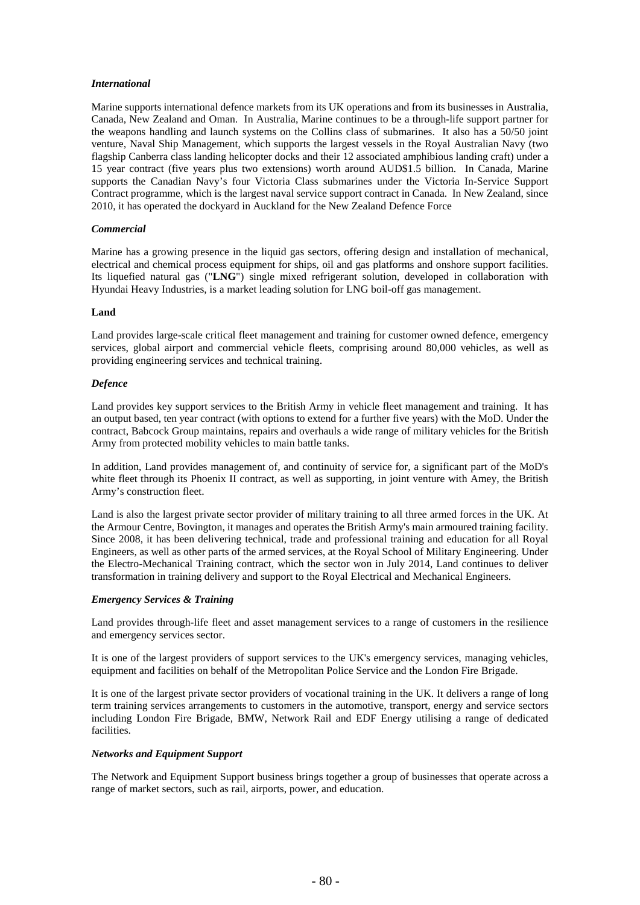*International*

Marine supports international defence markets from its UK operations and from its businesses in Australia, Canada, New Zealand and Oman. In Australia, Marine continues to be a through-life support partner for the weapons handling and launch systems on the Collins class of submarines. It also has a 50/50 joint venture, Naval Ship Management, which supports the largest vessels in the Royal Australian Navy (two flagship Canberra class landing helicopter docks and their 12 associated amphibious landing craft) under a 15 year contract (five years plus two extensions) worth around AUD$1.5 billion. In Canada, Marine supports the Canadian Navy's four Victoria Class submarines under the Victoria In-Service Support Contract programme, which is the largest naval service support contract in Canada. In New Zealand, since 2010, it has operated the dockyard in Auckland for the New Zealand Defence Force

*Commercial*

Marine has a growing presence in the liquid gas sectors, offering design and installation of mechanical, electrical and chemical process equipment for ships, oil and gas platforms and onshore support facilities. Its liquefied natural gas ("**LNG**") single mixed refrigerant solution, developed in collaboration with Hyundai Heavy Industries, is a market leading solution for LNG boil-off gas management.

**Land**

Land provides large-scale critical fleet management and training for customer owned defence, emergency services, global airport and commercial vehicle fleets, comprising around 80,000 vehicles, as well as providing engineering services and technical training.

*Defence*

Land provides key support services to the British Army in vehicle fleet management and training. It has an output based, ten year contract (with options to extend for a further five years) with the MoD. Under the contract, Babcock Group maintains, repairs and overhauls a wide range of military vehicles for the British Army from protected mobility vehicles to main battle tanks.

In addition, Land provides management of, and continuity of service for, a significant part of the MoD's white fleet through its Phoenix II contract, as well as supporting, in joint venture with Amey, the British Army's construction fleet.

Land is also the largest private sector provider of military training to all three armed forces in the UK. At the Armour Centre, Bovington, it manages and operates the British Army's main armoured training facility. Since 2008, it has been delivering technical, trade and professional training and education for all Royal Engineers, as well as other parts of the armed services, at the Royal School of Military Engineering. Under the Electro-Mechanical Training contract, which the sector won in July 2014, Land continues to deliver transformation in training delivery and support to the Royal Electrical and Mechanical Engineers.

*Emergency Services & Training*

Land provides through-life fleet and asset management services to a range of customers in the resilience and emergency services sector.

It is one of the largest providers of support services to the UK's emergency services, managing vehicles, equipment and facilities on behalf of the Metropolitan Police Service and the London Fire Brigade.

It is one of the largest private sector providers of vocational training in the UK. It delivers a range of long term training services arrangements to customers in the automotive, transport, energy and service sectors including London Fire Brigade, BMW, Network Rail and EDF Energy utilising a range of dedicated facilities.

*Networks and Equipment Support*

The Network and Equipment Support business brings together a group of businesses that operate across a range of market sectors, such as rail, airports, power, and education.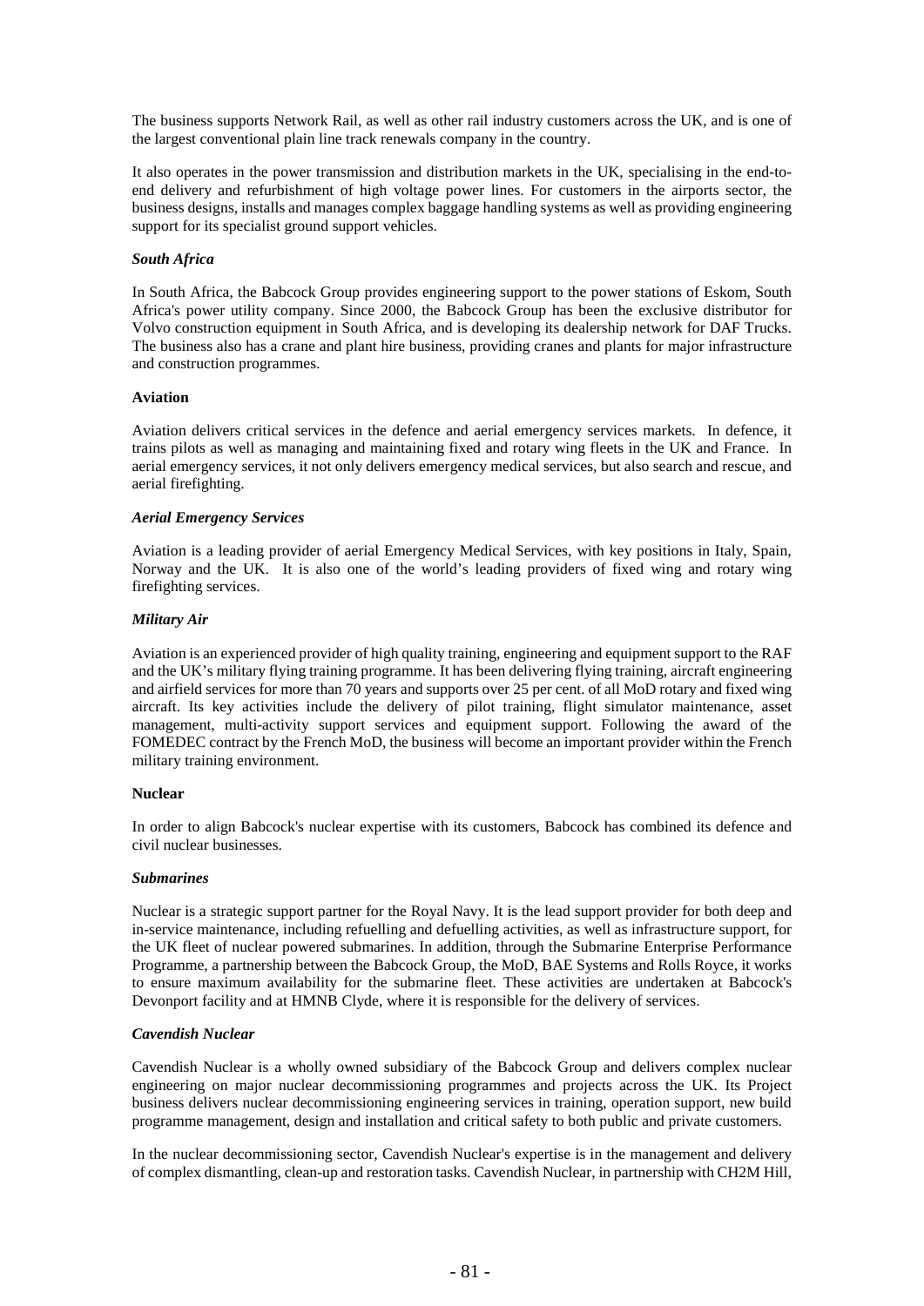The business supports Network Rail, as well as other rail industry customers across the UK, and is one of the largest conventional plain line track renewals company in the country.

It also operates in the power transmission and distribution markets in the UK, specialising in the end-to-end delivery and refurbishment of high voltage power lines. For customers in the airports sector, the business designs, installs and manages complex baggage handling systems as well as providing engineering support for its specialist ground support vehicles.

***South Africa***

In South Africa, the Babcock Group provides engineering support to the power stations of Eskom, South Africa's power utility company. Since 2000, the Babcock Group has been the exclusive distributor for Volvo construction equipment in South Africa, and is developing its dealership network for DAF Trucks. The business also has a crane and plant hire business, providing cranes and plants for major infrastructure and construction programmes.

**Aviation**

Aviation delivers critical services in the defence and aerial emergency services markets. In defence, it trains pilots as well as managing and maintaining fixed and rotary wing fleets in the UK and France. In aerial emergency services, it not only delivers emergency medical services, but also search and rescue, and aerial firefighting.

***Aerial Emergency Services***

Aviation is a leading provider of aerial Emergency Medical Services, with key positions in Italy, Spain, Norway and the UK. It is also one of the world's leading providers of fixed wing and rotary wing firefighting services.

***Military Air***

Aviation is an experienced provider of high quality training, engineering and equipment support to the RAF and the UK's military flying training programme. It has been delivering flying training, aircraft engineering and airfield services for more than 70 years and supports over 25 per cent. of all MoD rotary and fixed wing aircraft. Its key activities include the delivery of pilot training, flight simulator maintenance, asset management, multi-activity support services and equipment support. Following the award of the FOMEDEC contract by the French MoD, the business will become an important provider within the French military training environment.

**Nuclear**

In order to align Babcock's nuclear expertise with its customers, Babcock has combined its defence and civil nuclear businesses.

***Submarines***

Nuclear is a strategic support partner for the Royal Navy. It is the lead support provider for both deep and in-service maintenance, including refuelling and defuelling activities, as well as infrastructure support, for the UK fleet of nuclear powered submarines. In addition, through the Submarine Enterprise Performance Programme, a partnership between the Babcock Group, the MoD, BAE Systems and Rolls Royce, it works to ensure maximum availability for the submarine fleet. These activities are undertaken at Babcock's Devonport facility and at HMNB Clyde, where it is responsible for the delivery of services.

***Cavendish Nuclear***

Cavendish Nuclear is a wholly owned subsidiary of the Babcock Group and delivers complex nuclear engineering on major nuclear decommissioning programmes and projects across the UK. Its Project business delivers nuclear decommissioning engineering services in training, operation support, new build programme management, design and installation and critical safety to both public and private customers.

In the nuclear decommissioning sector, Cavendish Nuclear's expertise is in the management and delivery of complex dismantling, clean-up and restoration tasks. Cavendish Nuclear, in partnership with CH2M Hill,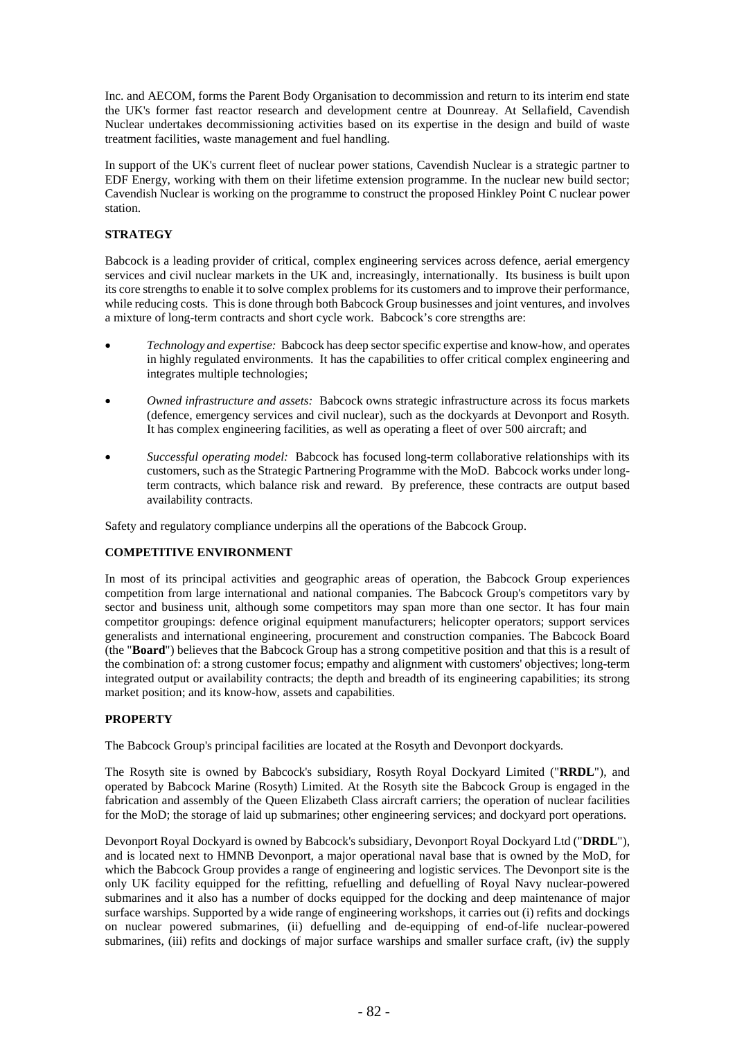Inc. and AECOM, forms the Parent Body Organisation to decommission and return to its interim end state the UK's former fast reactor research and development centre at Dounreay. At Sellafield, Cavendish Nuclear undertakes decommissioning activities based on its expertise in the design and build of waste treatment facilities, waste management and fuel handling.

In support of the UK's current fleet of nuclear power stations, Cavendish Nuclear is a strategic partner to EDF Energy, working with them on their lifetime extension programme. In the nuclear new build sector; Cavendish Nuclear is working on the programme to construct the proposed Hinkley Point C nuclear power station.

## STRATEGY

Babcock is a leading provider of critical, complex engineering services across defence, aerial emergency services and civil nuclear markets in the UK and, increasingly, internationally. Its business is built upon its core strengths to enable it to solve complex problems for its customers and to improve their performance, while reducing costs. This is done through both Babcock Group businesses and joint ventures, and involves a mixture of long-term contracts and short cycle work. Babcock's core strengths are:

- *Technology and expertise:* Babcock has deep sector specific expertise and know-how, and operates in highly regulated environments. It has the capabilities to offer critical complex engineering and integrates multiple technologies;
- *Owned infrastructure and assets:* Babcock owns strategic infrastructure across its focus markets (defence, emergency services and civil nuclear), such as the dockyards at Devonport and Rosyth. It has complex engineering facilities, as well as operating a fleet of over 500 aircraft; and
- *Successful operating model:* Babcock has focused long-term collaborative relationships with its customers, such as the Strategic Partnering Programme with the MoD. Babcock works under long-term contracts, which balance risk and reward. By preference, these contracts are output based availability contracts.

Safety and regulatory compliance underpins all the operations of the Babcock Group.

## COMPETITIVE ENVIRONMENT

In most of its principal activities and geographic areas of operation, the Babcock Group experiences competition from large international and national companies. The Babcock Group's competitors vary by sector and business unit, although some competitors may span more than one sector. It has four main competitor groupings: defence original equipment manufacturers; helicopter operators; support services generalists and international engineering, procurement and construction companies. The Babcock Board (the "**Board**") believes that the Babcock Group has a strong competitive position and that this is a result of the combination of: a strong customer focus; empathy and alignment with customers' objectives; long-term integrated output or availability contracts; the depth and breadth of its engineering capabilities; its strong market position; and its know-how, assets and capabilities.

## PROPERTY

The Babcock Group's principal facilities are located at the Rosyth and Devonport dockyards.

The Rosyth site is owned by Babcock's subsidiary, Rosyth Royal Dockyard Limited ("**RRDL**"), and operated by Babcock Marine (Rosyth) Limited. At the Rosyth site the Babcock Group is engaged in the fabrication and assembly of the Queen Elizabeth Class aircraft carriers; the operation of nuclear facilities for the MoD; the storage of laid up submarines; other engineering services; and dockyard port operations.

Devonport Royal Dockyard is owned by Babcock's subsidiary, Devonport Royal Dockyard Ltd ("**DRDL**"), and is located next to HMNB Devonport, a major operational naval base that is owned by the MoD, for which the Babcock Group provides a range of engineering and logistic services. The Devonport site is the only UK facility equipped for the refitting, refuelling and defuelling of Royal Navy nuclear-powered submarines and it also has a number of docks equipped for the docking and deep maintenance of major surface warships. Supported by a wide range of engineering workshops, it carries out (i) refits and dockings on nuclear powered submarines, (ii) defuelling and de-equipping of end-of-life nuclear-powered submarines, (iii) refits and dockings of major surface warships and smaller surface craft, (iv) the supply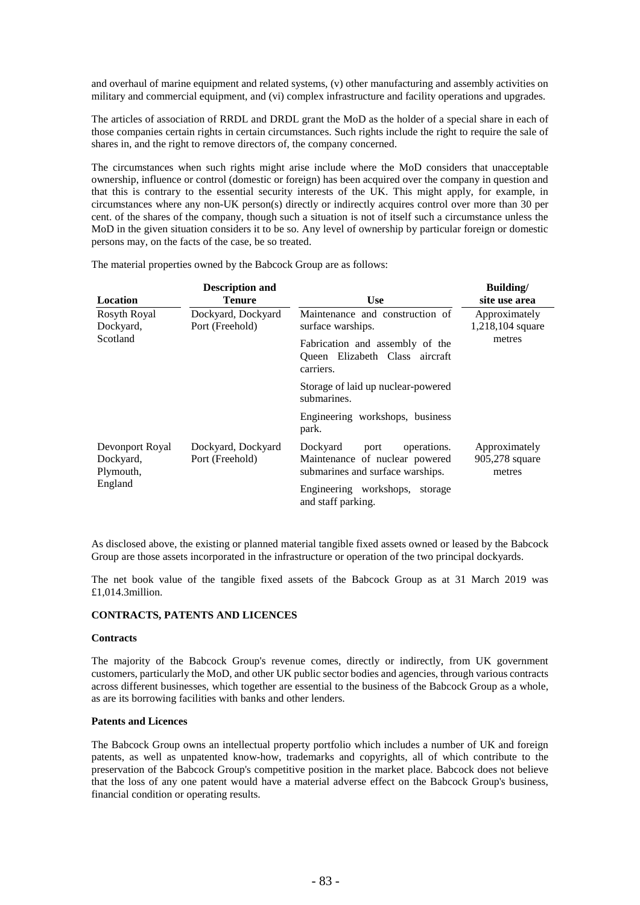and overhaul of marine equipment and related systems, (v) other manufacturing and assembly activities on military and commercial equipment, and (vi) complex infrastructure and facility operations and upgrades.

The articles of association of RRDL and DRDL grant the MoD as the holder of a special share in each of those companies certain rights in certain circumstances. Such rights include the right to require the sale of shares in, and the right to remove directors of, the company concerned.

The circumstances when such rights might arise include where the MoD considers that unacceptable ownership, influence or control (domestic or foreign) has been acquired over the company in question and that this is contrary to the essential security interests of the UK. This might apply, for example, in circumstances where any non-UK person(s) directly or indirectly acquires control over more than 30 per cent. of the shares of the company, though such a situation is not of itself such a circumstance unless the MoD in the given situation considers it to be so. Any level of ownership by particular foreign or domestic persons may, on the facts of the case, be so treated.

The material properties owned by the Babcock Group are as follows:

| Location | Description and Tenure | Use | Building/ site use area |
|---|---|---|---|
| Rosyth Royal Dockyard, Scotland | Dockyard, Dockyard Port (Freehold) | Maintenance and construction of surface warships.<br><br>Fabrication and assembly of the Queen Elizabeth Class aircraft carriers.<br><br>Storage of laid up nuclear-powered submarines.<br><br>Engineering workshops, business park. | Approximately 1,218,104 square metres |
| Devonport Royal Dockyard, Plymouth, England | Dockyard, Dockyard Port (Freehold) | Dockyard port operations. Maintenance of nuclear powered submarines and surface warships.<br><br>Engineering workshops, storage and staff parking. | Approximately 905,278 square metres |

As disclosed above, the existing or planned material tangible fixed assets owned or leased by the Babcock Group are those assets incorporated in the infrastructure or operation of the two principal dockyards.

The net book value of the tangible fixed assets of the Babcock Group as at 31 March 2019 was £1,014.3million.

## CONTRACTS, PATENTS AND LICENCES

### Contracts

The majority of the Babcock Group's revenue comes, directly or indirectly, from UK government customers, particularly the MoD, and other UK public sector bodies and agencies, through various contracts across different businesses, which together are essential to the business of the Babcock Group as a whole, as are its borrowing facilities with banks and other lenders.

### Patents and Licences

The Babcock Group owns an intellectual property portfolio which includes a number of UK and foreign patents, as well as unpatented know-how, trademarks and copyrights, all of which contribute to the preservation of the Babcock Group's competitive position in the market place. Babcock does not believe that the loss of any one patent would have a material adverse effect on the Babcock Group's business, financial condition or operating results.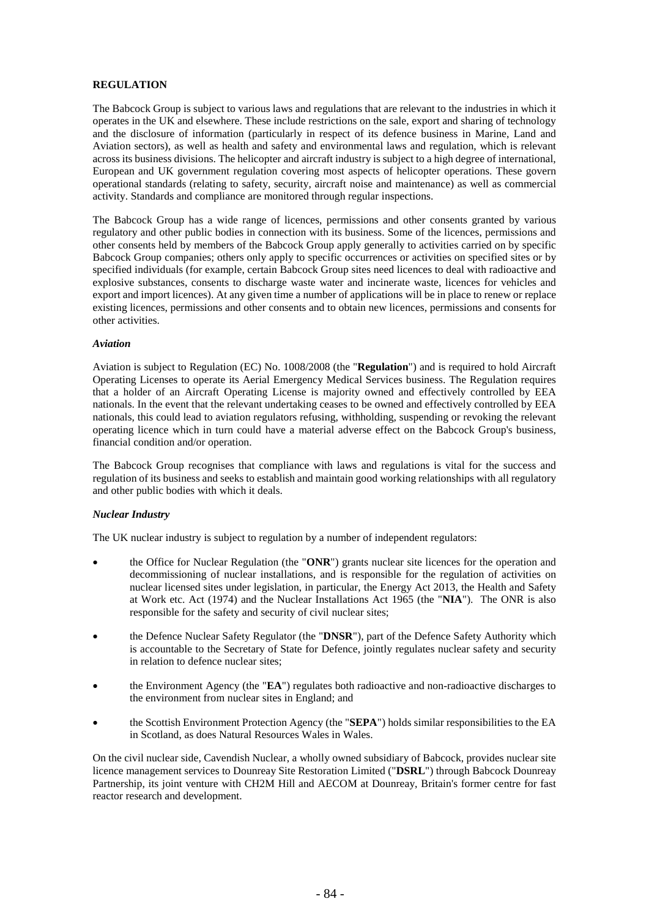**REGULATION**

The Babcock Group is subject to various laws and regulations that are relevant to the industries in which it operates in the UK and elsewhere. These include restrictions on the sale, export and sharing of technology and the disclosure of information (particularly in respect of its defence business in Marine, Land and Aviation sectors), as well as health and safety and environmental laws and regulation, which is relevant across its business divisions. The helicopter and aircraft industry is subject to a high degree of international, European and UK government regulation covering most aspects of helicopter operations. These govern operational standards (relating to safety, security, aircraft noise and maintenance) as well as commercial activity. Standards and compliance are monitored through regular inspections.

The Babcock Group has a wide range of licences, permissions and other consents granted by various regulatory and other public bodies in connection with its business. Some of the licences, permissions and other consents held by members of the Babcock Group apply generally to activities carried on by specific Babcock Group companies; others only apply to specific occurrences or activities on specified sites or by specified individuals (for example, certain Babcock Group sites need licences to deal with radioactive and explosive substances, consents to discharge waste water and incinerate waste, licences for vehicles and export and import licences). At any given time a number of applications will be in place to renew or replace existing licences, permissions and other consents and to obtain new licences, permissions and consents for other activities.

***Aviation***

Aviation is subject to Regulation (EC) No. 1008/2008 (the "**Regulation**") and is required to hold Aircraft Operating Licenses to operate its Aerial Emergency Medical Services business. The Regulation requires that a holder of an Aircraft Operating License is majority owned and effectively controlled by EEA nationals. In the event that the relevant undertaking ceases to be owned and effectively controlled by EEA nationals, this could lead to aviation regulators refusing, withholding, suspending or revoking the relevant operating licence which in turn could have a material adverse effect on the Babcock Group's business, financial condition and/or operation.

The Babcock Group recognises that compliance with laws and regulations is vital for the success and regulation of its business and seeks to establish and maintain good working relationships with all regulatory and other public bodies with which it deals.

***Nuclear Industry***

The UK nuclear industry is subject to regulation by a number of independent regulators:

- the Office for Nuclear Regulation (the "**ONR**") grants nuclear site licences for the operation and decommissioning of nuclear installations, and is responsible for the regulation of activities on nuclear licensed sites under legislation, in particular, the Energy Act 2013, the Health and Safety at Work etc. Act (1974) and the Nuclear Installations Act 1965 (the "**NIA**"). The ONR is also responsible for the safety and security of civil nuclear sites;
- the Defence Nuclear Safety Regulator (the "**DNSR**"), part of the Defence Safety Authority which is accountable to the Secretary of State for Defence, jointly regulates nuclear safety and security in relation to defence nuclear sites;
- the Environment Agency (the "**EA**") regulates both radioactive and non-radioactive discharges to the environment from nuclear sites in England; and
- the Scottish Environment Protection Agency (the "**SEPA**") holds similar responsibilities to the EA in Scotland, as does Natural Resources Wales in Wales.

On the civil nuclear side, Cavendish Nuclear, a wholly owned subsidiary of Babcock, provides nuclear site licence management services to Dounreay Site Restoration Limited ("**DSRL**") through Babcock Dounreay Partnership, its joint venture with CH2M Hill and AECOM at Dounreay, Britain's former centre for fast reactor research and development.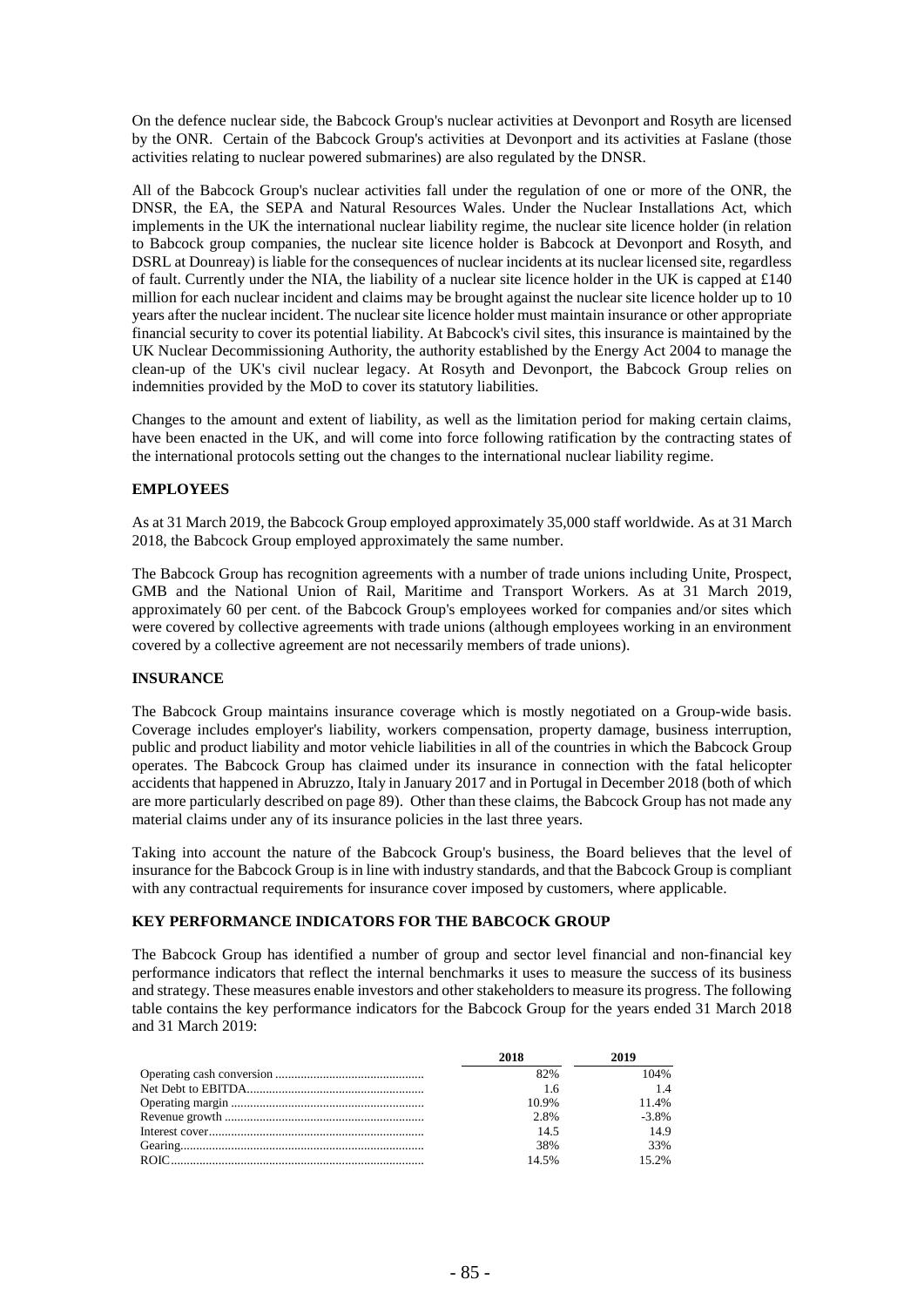On the defence nuclear side, the Babcock Group's nuclear activities at Devonport and Rosyth are licensed by the ONR. Certain of the Babcock Group's activities at Devonport and its activities at Faslane (those activities relating to nuclear powered submarines) are also regulated by the DNSR.

All of the Babcock Group's nuclear activities fall under the regulation of one or more of the ONR, the DNSR, the EA, the SEPA and Natural Resources Wales. Under the Nuclear Installations Act, which implements in the UK the international nuclear liability regime, the nuclear site licence holder (in relation to Babcock group companies, the nuclear site licence holder is Babcock at Devonport and Rosyth, and DSRL at Dounreay) is liable for the consequences of nuclear incidents at its nuclear licensed site, regardless of fault. Currently under the NIA, the liability of a nuclear site licence holder in the UK is capped at £140 million for each nuclear incident and claims may be brought against the nuclear site licence holder up to 10 years after the nuclear incident. The nuclear site licence holder must maintain insurance or other appropriate financial security to cover its potential liability. At Babcock's civil sites, this insurance is maintained by the UK Nuclear Decommissioning Authority, the authority established by the Energy Act 2004 to manage the clean-up of the UK's civil nuclear legacy. At Rosyth and Devonport, the Babcock Group relies on indemnities provided by the MoD to cover its statutory liabilities.

Changes to the amount and extent of liability, as well as the limitation period for making certain claims, have been enacted in the UK, and will come into force following ratification by the contracting states of the international protocols setting out the changes to the international nuclear liability regime.

## EMPLOYEES

As at 31 March 2019, the Babcock Group employed approximately 35,000 staff worldwide. As at 31 March 2018, the Babcock Group employed approximately the same number.

The Babcock Group has recognition agreements with a number of trade unions including Unite, Prospect, GMB and the National Union of Rail, Maritime and Transport Workers. As at 31 March 2019, approximately 60 per cent. of the Babcock Group's employees worked for companies and/or sites which were covered by collective agreements with trade unions (although employees working in an environment covered by a collective agreement are not necessarily members of trade unions).

## INSURANCE

The Babcock Group maintains insurance coverage which is mostly negotiated on a Group-wide basis. Coverage includes employer's liability, workers compensation, property damage, business interruption, public and product liability and motor vehicle liabilities in all of the countries in which the Babcock Group operates. The Babcock Group has claimed under its insurance in connection with the fatal helicopter accidents that happened in Abruzzo, Italy in January 2017 and in Portugal in December 2018 (both of which are more particularly described on page 89). Other than these claims, the Babcock Group has not made any material claims under any of its insurance policies in the last three years.

Taking into account the nature of the Babcock Group's business, the Board believes that the level of insurance for the Babcock Group is in line with industry standards, and that the Babcock Group is compliant with any contractual requirements for insurance cover imposed by customers, where applicable.

## KEY PERFORMANCE INDICATORS FOR THE BABCOCK GROUP

The Babcock Group has identified a number of group and sector level financial and non-financial key performance indicators that reflect the internal benchmarks it uses to measure the success of its business and strategy. These measures enable investors and other stakeholders to measure its progress. The following table contains the key performance indicators for the Babcock Group for the years ended 31 March 2018 and 31 March 2019:

| | 2018 | 2019 |
|---|---|---|
| Operating cash conversion | 82% | 104% |
| Net Debt to EBITDA | 1.6 | 1.4 |
| Operating margin | 10.9% | 11.4% |
| Revenue growth | 2.8% | -3.8% |
| Interest cover | 14.5 | 14.9 |
| Gearing | 38% | 33% |
| ROIC | 14.5% | 15.2% |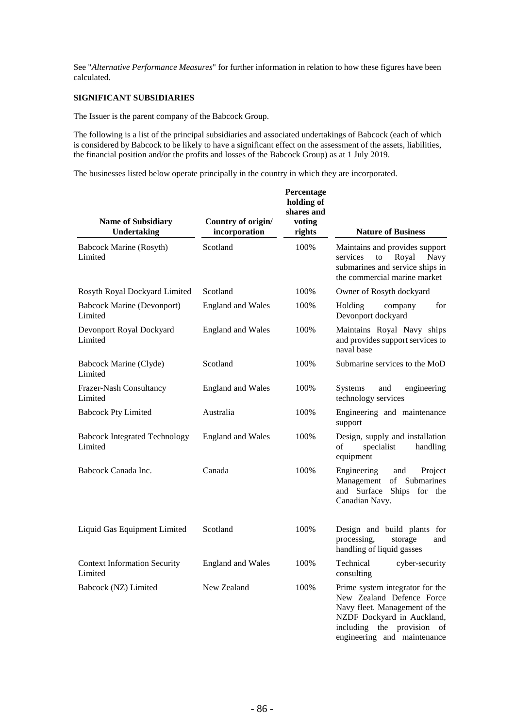See "*Alternative Performance Measures*" for further information in relation to how these figures have been calculated.

**SIGNIFICANT SUBSIDIARIES**

The Issuer is the parent company of the Babcock Group.

The following is a list of the principal subsidiaries and associated undertakings of Babcock (each of which is considered by Babcock to be likely to have a significant effect on the assessment of the assets, liabilities, the financial position and/or the profits and losses of the Babcock Group) as at 1 July 2019.

The businesses listed below operate principally in the country in which they are incorporated.

| Name of Subsidiary Undertaking | Country of origin/ incorporation | Percentage holding of shares and voting rights | Nature of Business |
|---|---|---|---|
| Babcock Marine (Rosyth) Limited | Scotland | 100% | Maintains and provides support services to Royal Navy submarines and service ships in the commercial marine market |
| Rosyth Royal Dockyard Limited | Scotland | 100% | Owner of Rosyth dockyard |
| Babcock Marine (Devonport) Limited | England and Wales | 100% | Holding company for Devonport dockyard |
| Devonport Royal Dockyard Limited | England and Wales | 100% | Maintains Royal Navy ships and provides support services to naval base |
| Babcock Marine (Clyde) Limited | Scotland | 100% | Submarine services to the MoD |
| Frazer-Nash Consultancy Limited | England and Wales | 100% | Systems and engineering technology services |
| Babcock Pty Limited | Australia | 100% | Engineering and maintenance support |
| Babcock Integrated Technology Limited | England and Wales | 100% | Design, supply and installation of specialist handling equipment |
| Babcock Canada Inc. | Canada | 100% | Engineering and Project Management of Submarines and Surface Ships for the Canadian Navy. |
| Liquid Gas Equipment Limited | Scotland | 100% | Design and build plants for processing, storage and handling of liquid gasses |
| Context Information Security Limited | England and Wales | 100% | Technical cyber-security consulting |
| Babcock (NZ) Limited | New Zealand | 100% | Prime system integrator for the New Zealand Defence Force Navy fleet. Management of the NZDF Dockyard in Auckland, including the provision of engineering and maintenance |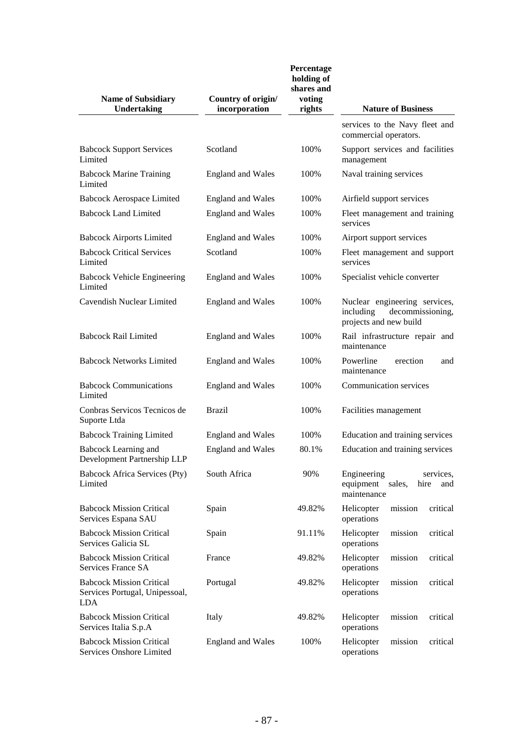| Name of Subsidiary Undertaking | Country of origin/ incorporation | Percentage holding of shares and voting rights | Nature of Business |
|---|---|---|---|
| | | | services to the Navy fleet and commercial operators. |
| Babcock Support Services Limited | Scotland | 100% | Support services and facilities management |
| Babcock Marine Training Limited | England and Wales | 100% | Naval training services |
| Babcock Aerospace Limited | England and Wales | 100% | Airfield support services |
| Babcock Land Limited | England and Wales | 100% | Fleet management and training services |
| Babcock Airports Limited | England and Wales | 100% | Airport support services |
| Babcock Critical Services Limited | Scotland | 100% | Fleet management and support services |
| Babcock Vehicle Engineering Limited | England and Wales | 100% | Specialist vehicle converter |
| Cavendish Nuclear Limited | England and Wales | 100% | Nuclear engineering services, including decommissioning, projects and new build |
| Babcock Rail Limited | England and Wales | 100% | Rail infrastructure repair and maintenance |
| Babcock Networks Limited | England and Wales | 100% | Powerline erection and maintenance |
| Babcock Communications Limited | England and Wales | 100% | Communication services |
| Conbras Servicos Tecnicos de Suporte Ltda | Brazil | 100% | Facilities management |
| Babcock Training Limited | England and Wales | 100% | Education and training services |
| Babcock Learning and Development Partnership LLP | England and Wales | 80.1% | Education and training services |
| Babcock Africa Services (Pty) Limited | South Africa | 90% | Engineering services, equipment sales, hire and maintenance |
| Babcock Mission Critical Services Espana SAU | Spain | 49.82% | Helicopter mission critical operations |
| Babcock Mission Critical Services Galicia SL | Spain | 91.11% | Helicopter mission critical operations |
| Babcock Mission Critical Services France SA | France | 49.82% | Helicopter mission critical operations |
| Babcock Mission Critical Services Portugal, Unipessoal, LDA | Portugal | 49.82% | Helicopter mission critical operations |
| Babcock Mission Critical Services Italia S.p.A | Italy | 49.82% | Helicopter mission critical operations |
| Babcock Mission Critical Services Onshore Limited | England and Wales | 100% | Helicopter mission critical operations |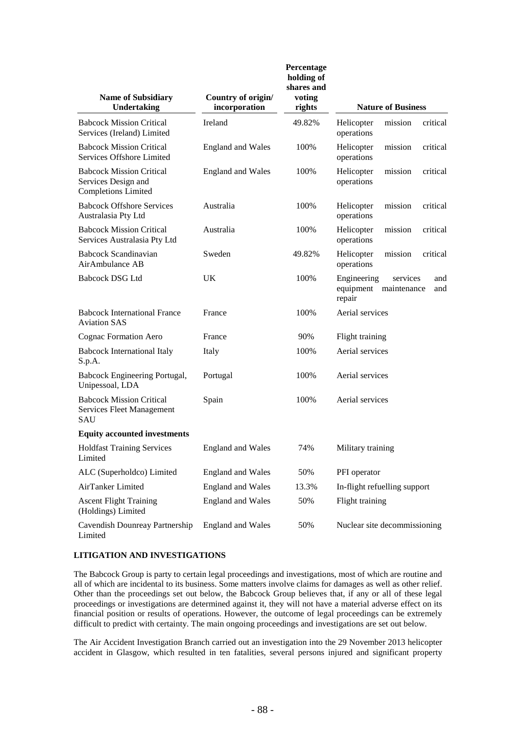| Name of Subsidiary Undertaking | Country of origin/ incorporation | Percentage holding of shares and voting rights | Nature of Business |
|---|---|---|---|
| Babcock Mission Critical Services (Ireland) Limited | Ireland | 49.82% | Helicopter mission critical operations |
| Babcock Mission Critical Services Offshore Limited | England and Wales | 100% | Helicopter mission critical operations |
| Babcock Mission Critical Services Design and Completions Limited | England and Wales | 100% | Helicopter mission critical operations |
| Babcock Offshore Services Australasia Pty Ltd | Australia | 100% | Helicopter mission critical operations |
| Babcock Mission Critical Services Australasia Pty Ltd | Australia | 100% | Helicopter mission critical operations |
| Babcock Scandinavian AirAmbulance AB | Sweden | 49.82% | Helicopter mission critical operations |
| Babcock DSG Ltd | UK | 100% | Engineering services and equipment maintenance and repair |
| Babcock International France Aviation SAS | France | 100% | Aerial services |
| Cognac Formation Aero | France | 90% | Flight training |
| Babcock International Italy S.p.A. | Italy | 100% | Aerial services |
| Babcock Engineering Portugal, Unipessoal, LDA | Portugal | 100% | Aerial services |
| Babcock Mission Critical Services Fleet Management SAU | Spain | 100% | Aerial services |
| **Equity accounted investments** | | | |
| Holdfast Training Services Limited | England and Wales | 74% | Military training |
| ALC (Superholdco) Limited | England and Wales | 50% | PFI operator |
| AirTanker Limited | England and Wales | 13.3% | In-flight refuelling support |
| Ascent Flight Training (Holdings) Limited | England and Wales | 50% | Flight training |
| Cavendish Dounreay Partnership Limited | England and Wales | 50% | Nuclear site decommissioning |

**LITIGATION AND INVESTIGATIONS**

The Babcock Group is party to certain legal proceedings and investigations, most of which are routine and all of which are incidental to its business. Some matters involve claims for damages as well as other relief. Other than the proceedings set out below, the Babcock Group believes that, if any or all of these legal proceedings or investigations are determined against it, they will not have a material adverse effect on its financial position or results of operations. However, the outcome of legal proceedings can be extremely difficult to predict with certainty. The main ongoing proceedings and investigations are set out below.

The Air Accident Investigation Branch carried out an investigation into the 29 November 2013 helicopter accident in Glasgow, which resulted in ten fatalities, several persons injured and significant property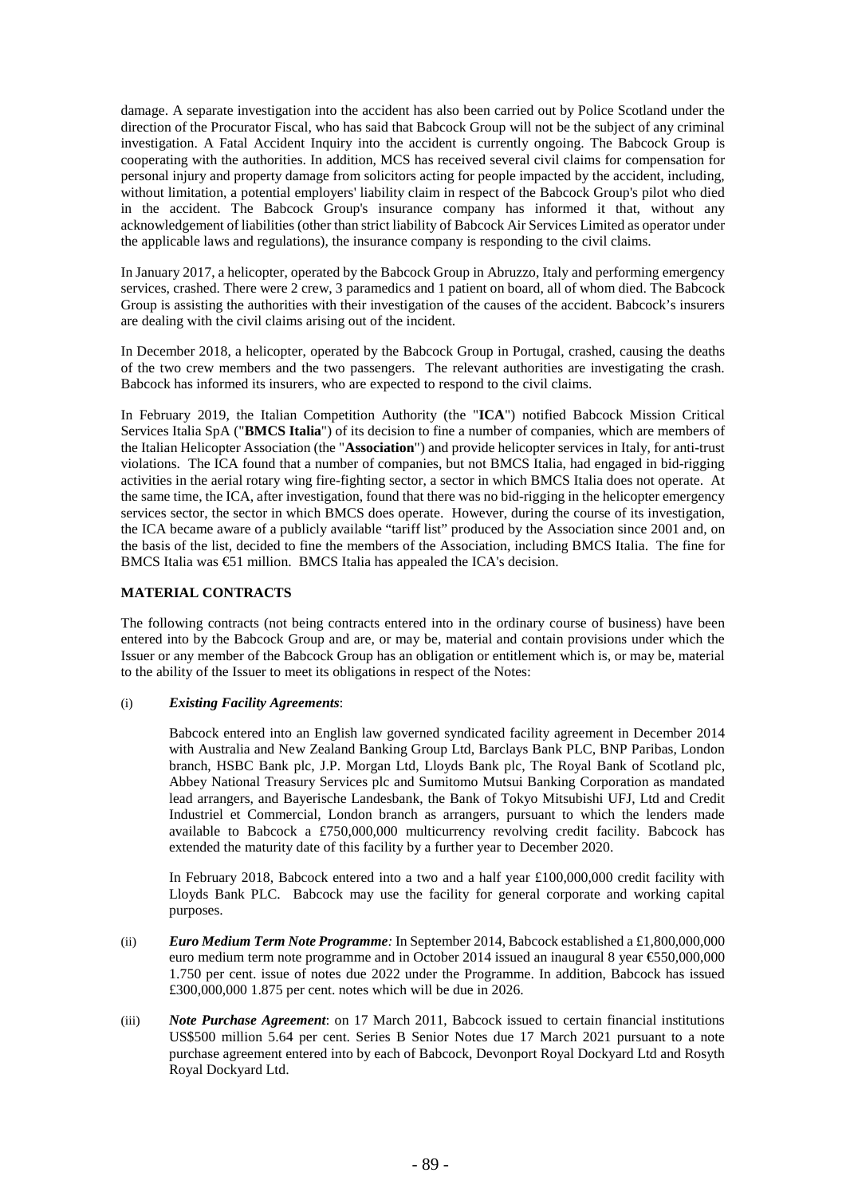damage. A separate investigation into the accident has also been carried out by Police Scotland under the direction of the Procurator Fiscal, who has said that Babcock Group will not be the subject of any criminal investigation. A Fatal Accident Inquiry into the accident is currently ongoing. The Babcock Group is cooperating with the authorities. In addition, MCS has received several civil claims for compensation for personal injury and property damage from solicitors acting for people impacted by the accident, including, without limitation, a potential employers' liability claim in respect of the Babcock Group's pilot who died in the accident. The Babcock Group's insurance company has informed it that, without any acknowledgement of liabilities (other than strict liability of Babcock Air Services Limited as operator under the applicable laws and regulations), the insurance company is responding to the civil claims.

In January 2017, a helicopter, operated by the Babcock Group in Abruzzo, Italy and performing emergency services, crashed. There were 2 crew, 3 paramedics and 1 patient on board, all of whom died. The Babcock Group is assisting the authorities with their investigation of the causes of the accident. Babcock's insurers are dealing with the civil claims arising out of the incident.

In December 2018, a helicopter, operated by the Babcock Group in Portugal, crashed, causing the deaths of the two crew members and the two passengers. The relevant authorities are investigating the crash. Babcock has informed its insurers, who are expected to respond to the civil claims.

In February 2019, the Italian Competition Authority (the "**ICA**") notified Babcock Mission Critical Services Italia SpA ("**BMCS Italia**") of its decision to fine a number of companies, which are members of the Italian Helicopter Association (the "**Association**") and provide helicopter services in Italy, for anti-trust violations. The ICA found that a number of companies, but not BMCS Italia, had engaged in bid-rigging activities in the aerial rotary wing fire-fighting sector, a sector in which BMCS Italia does not operate. At the same time, the ICA, after investigation, found that there was no bid-rigging in the helicopter emergency services sector, the sector in which BMCS does operate. However, during the course of its investigation, the ICA became aware of a publicly available "tariff list" produced by the Association since 2001 and, on the basis of the list, decided to fine the members of the Association, including BMCS Italia. The fine for BMCS Italia was €51 million. BMCS Italia has appealed the ICA's decision.

## MATERIAL CONTRACTS

The following contracts (not being contracts entered into in the ordinary course of business) have been entered into by the Babcock Group and are, or may be, material and contain provisions under which the Issuer or any member of the Babcock Group has an obligation or entitlement which is, or may be, material to the ability of the Issuer to meet its obligations in respect of the Notes:

(i) ***Existing Facility Agreements***:

Babcock entered into an English law governed syndicated facility agreement in December 2014 with Australia and New Zealand Banking Group Ltd, Barclays Bank PLC, BNP Paribas, London branch, HSBC Bank plc, J.P. Morgan Ltd, Lloyds Bank plc, The Royal Bank of Scotland plc, Abbey National Treasury Services plc and Sumitomo Mutsui Banking Corporation as mandated lead arrangers, and Bayerische Landesbank, the Bank of Tokyo Mitsubishi UFJ, Ltd and Credit Industriel et Commercial, London branch as arrangers, pursuant to which the lenders made available to Babcock a £750,000,000 multicurrency revolving credit facility. Babcock has extended the maturity date of this facility by a further year to December 2020.

In February 2018, Babcock entered into a two and a half year £100,000,000 credit facility with Lloyds Bank PLC. Babcock may use the facility for general corporate and working capital purposes.

(ii) ***Euro Medium Term Note Programme:*** In September 2014, Babcock established a £1,800,000,000 euro medium term note programme and in October 2014 issued an inaugural 8 year €550,000,000 1.750 per cent. issue of notes due 2022 under the Programme. In addition, Babcock has issued £300,000,000 1.875 per cent. notes which will be due in 2026.

(iii) ***Note Purchase Agreement***: on 17 March 2011, Babcock issued to certain financial institutions US$500 million 5.64 per cent. Series B Senior Notes due 17 March 2021 pursuant to a note purchase agreement entered into by each of Babcock, Devonport Royal Dockyard Ltd and Rosyth Royal Dockyard Ltd.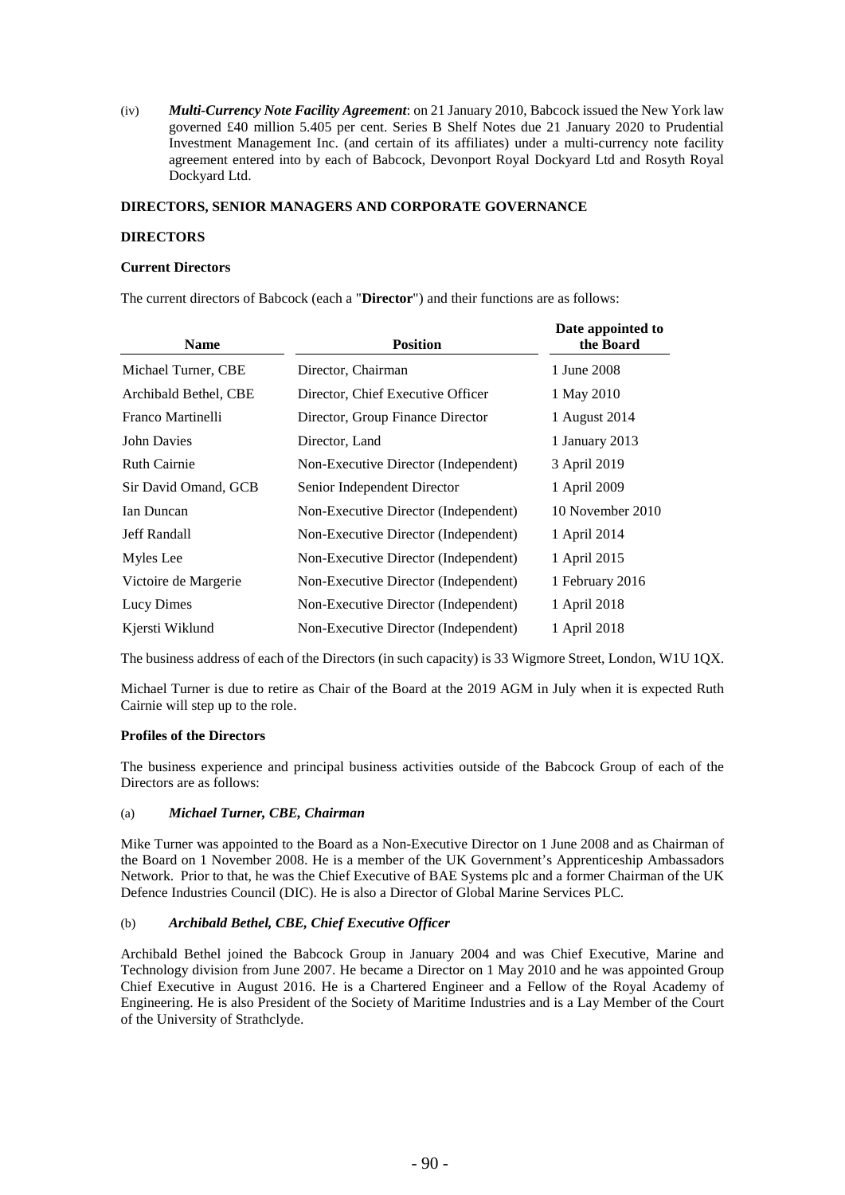(iv) ***Multi-Currency Note Facility Agreement***: on 21 January 2010, Babcock issued the New York law governed £40 million 5.405 per cent. Series B Shelf Notes due 21 January 2020 to Prudential Investment Management Inc. (and certain of its affiliates) under a multi-currency note facility agreement entered into by each of Babcock, Devonport Royal Dockyard Ltd and Rosyth Royal Dockyard Ltd.

## DIRECTORS, SENIOR MANAGERS AND CORPORATE GOVERNANCE

### DIRECTORS

#### Current Directors

The current directors of Babcock (each a "**Director**") and their functions are as follows:

| Name | Position | Date appointed to the Board |
|---|---|---|
| Michael Turner, CBE | Director, Chairman | 1 June 2008 |
| Archibald Bethel, CBE | Director, Chief Executive Officer | 1 May 2010 |
| Franco Martinelli | Director, Group Finance Director | 1 August 2014 |
| John Davies | Director, Land | 1 January 2013 |
| Ruth Cairnie | Non-Executive Director (Independent) | 3 April 2019 |
| Sir David Omand, GCB | Senior Independent Director | 1 April 2009 |
| Ian Duncan | Non-Executive Director (Independent) | 10 November 2010 |
| Jeff Randall | Non-Executive Director (Independent) | 1 April 2014 |
| Myles Lee | Non-Executive Director (Independent) | 1 April 2015 |
| Victoire de Margerie | Non-Executive Director (Independent) | 1 February 2016 |
| Lucy Dimes | Non-Executive Director (Independent) | 1 April 2018 |
| Kjersti Wiklund | Non-Executive Director (Independent) | 1 April 2018 |

The business address of each of the Directors (in such capacity) is 33 Wigmore Street, London, W1U 1QX.

Michael Turner is due to retire as Chair of the Board at the 2019 AGM in July when it is expected Ruth Cairnie will step up to the role.

#### Profiles of the Directors

The business experience and principal business activities outside of the Babcock Group of each of the Directors are as follows:

(a) ***Michael Turner, CBE, Chairman***

Mike Turner was appointed to the Board as a Non-Executive Director on 1 June 2008 and as Chairman of the Board on 1 November 2008. He is a member of the UK Government's Apprenticeship Ambassadors Network. Prior to that, he was the Chief Executive of BAE Systems plc and a former Chairman of the UK Defence Industries Council (DIC). He is also a Director of Global Marine Services PLC.

(b) ***Archibald Bethel, CBE, Chief Executive Officer***

Archibald Bethel joined the Babcock Group in January 2004 and was Chief Executive, Marine and Technology division from June 2007. He became a Director on 1 May 2010 and he was appointed Group Chief Executive in August 2016. He is a Chartered Engineer and a Fellow of the Royal Academy of Engineering. He is also President of the Society of Maritime Industries and is a Lay Member of the Court of the University of Strathclyde.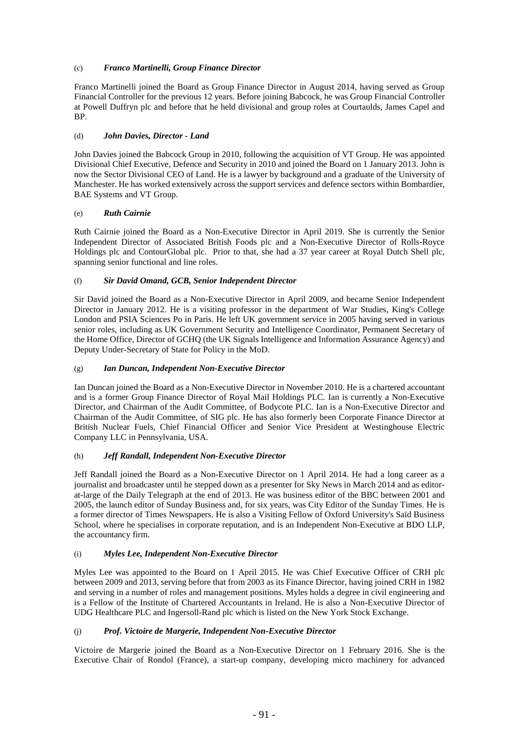(c) ***Franco Martinelli, Group Finance Director***

Franco Martinelli joined the Board as Group Finance Director in August 2014, having served as Group Financial Controller for the previous 12 years. Before joining Babcock, he was Group Financial Controller at Powell Duffryn plc and before that he held divisional and group roles at Courtaulds, James Capel and BP.

(d) ***John Davies, Director - Land***

John Davies joined the Babcock Group in 2010, following the acquisition of VT Group. He was appointed Divisional Chief Executive, Defence and Security in 2010 and joined the Board on 1 January 2013. John is now the Sector Divisional CEO of Land. He is a lawyer by background and a graduate of the University of Manchester. He has worked extensively across the support services and defence sectors within Bombardier, BAE Systems and VT Group.

(e) ***Ruth Cairnie***

Ruth Cairnie joined the Board as a Non-Executive Director in April 2019. She is currently the Senior Independent Director of Associated British Foods plc and a Non-Executive Director of Rolls-Royce Holdings plc and ContourGlobal plc. Prior to that, she had a 37 year career at Royal Dutch Shell plc, spanning senior functional and line roles.

(f) ***Sir David Omand, GCB, Senior Independent Director***

Sir David joined the Board as a Non-Executive Director in April 2009, and became Senior Independent Director in January 2012. He is a visiting professor in the department of War Studies, King's College London and PSIA Sciences Po in Paris. He left UK government service in 2005 having served in various senior roles, including as UK Government Security and Intelligence Coordinator, Permanent Secretary of the Home Office, Director of GCHQ (the UK Signals Intelligence and Information Assurance Agency) and Deputy Under-Secretary of State for Policy in the MoD.

(g) ***Ian Duncan, Independent Non-Executive Director***

Ian Duncan joined the Board as a Non-Executive Director in November 2010. He is a chartered accountant and is a former Group Finance Director of Royal Mail Holdings PLC. Ian is currently a Non-Executive Director, and Chairman of the Audit Committee, of Bodycote PLC. Ian is a Non-Executive Director and Chairman of the Audit Committee, of SIG plc. He has also formerly been Corporate Finance Director at British Nuclear Fuels, Chief Financial Officer and Senior Vice President at Westinghouse Electric Company LLC in Pennsylvania, USA.

(h) ***Jeff Randall, Independent Non-Executive Director***

Jeff Randall joined the Board as a Non-Executive Director on 1 April 2014. He had a long career as a journalist and broadcaster until he stepped down as a presenter for Sky News in March 2014 and as editor-at-large of the Daily Telegraph at the end of 2013. He was business editor of the BBC between 2001 and 2005, the launch editor of Sunday Business and, for six years, was City Editor of the Sunday Times. He is a former director of Times Newspapers. He is also a Visiting Fellow of Oxford University's Saïd Business School, where he specialises in corporate reputation, and is an Independent Non-Executive at BDO LLP, the accountancy firm.

(i) ***Myles Lee, Independent Non-Executive Director***

Myles Lee was appointed to the Board on 1 April 2015. He was Chief Executive Officer of CRH plc between 2009 and 2013, serving before that from 2003 as its Finance Director, having joined CRH in 1982 and serving in a number of roles and management positions. Myles holds a degree in civil engineering and is a Fellow of the Institute of Chartered Accountants in Ireland. He is also a Non-Executive Director of UDG Healthcare PLC and Ingersoll-Rand plc which is listed on the New York Stock Exchange.

(j) ***Prof. Victoire de Margerie, Independent Non-Executive Director***

Victoire de Margerie joined the Board as a Non-Executive Director on 1 February 2016. She is the Executive Chair of Rondol (France), a start-up company, developing micro machinery for advanced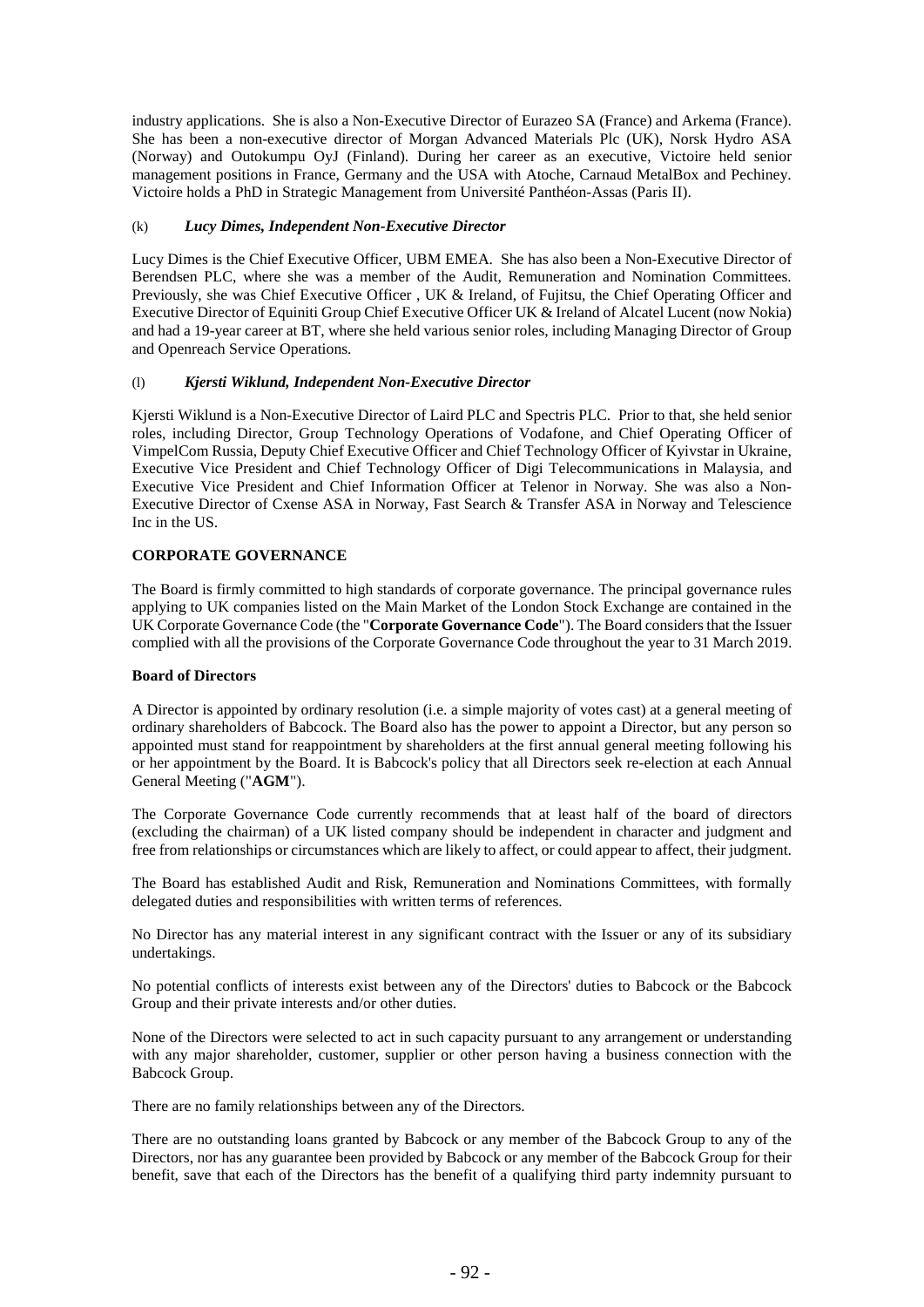industry applications. She is also a Non-Executive Director of Eurazeo SA (France) and Arkema (France). She has been a non-executive director of Morgan Advanced Materials Plc (UK), Norsk Hydro ASA (Norway) and Outokumpu OyJ (Finland). During her career as an executive, Victoire held senior management positions in France, Germany and the USA with Atoche, Carnaud MetalBox and Pechiney. Victoire holds a PhD in Strategic Management from Université Panthéon-Assas (Paris II).

(k) ***Lucy Dimes, Independent Non-Executive Director***

Lucy Dimes is the Chief Executive Officer, UBM EMEA. She has also been a Non-Executive Director of Berendsen PLC, where she was a member of the Audit, Remuneration and Nomination Committees. Previously, she was Chief Executive Officer , UK & Ireland, of Fujitsu, the Chief Operating Officer and Executive Director of Equiniti Group Chief Executive Officer UK & Ireland of Alcatel Lucent (now Nokia) and had a 19-year career at BT, where she held various senior roles, including Managing Director of Group and Openreach Service Operations.

(l) ***Kjersti Wiklund, Independent Non-Executive Director***

Kjersti Wiklund is a Non-Executive Director of Laird PLC and Spectris PLC. Prior to that, she held senior roles, including Director, Group Technology Operations of Vodafone, and Chief Operating Officer of VimpelCom Russia, Deputy Chief Executive Officer and Chief Technology Officer of Kyivstar in Ukraine, Executive Vice President and Chief Technology Officer of Digi Telecommunications in Malaysia, and Executive Vice President and Chief Information Officer at Telenor in Norway. She was also a Non-Executive Director of Cxense ASA in Norway, Fast Search & Transfer ASA in Norway and Telescience Inc in the US.

**CORPORATE GOVERNANCE**

The Board is firmly committed to high standards of corporate governance. The principal governance rules applying to UK companies listed on the Main Market of the London Stock Exchange are contained in the UK Corporate Governance Code (the "**Corporate Governance Code**"). The Board considers that the Issuer complied with all the provisions of the Corporate Governance Code throughout the year to 31 March 2019.

**Board of Directors**

A Director is appointed by ordinary resolution (i.e. a simple majority of votes cast) at a general meeting of ordinary shareholders of Babcock. The Board also has the power to appoint a Director, but any person so appointed must stand for reappointment by shareholders at the first annual general meeting following his or her appointment by the Board. It is Babcock's policy that all Directors seek re-election at each Annual General Meeting ("**AGM**").

The Corporate Governance Code currently recommends that at least half of the board of directors (excluding the chairman) of a UK listed company should be independent in character and judgment and free from relationships or circumstances which are likely to affect, or could appear to affect, their judgment.

The Board has established Audit and Risk, Remuneration and Nominations Committees, with formally delegated duties and responsibilities with written terms of references.

No Director has any material interest in any significant contract with the Issuer or any of its subsidiary undertakings.

No potential conflicts of interests exist between any of the Directors' duties to Babcock or the Babcock Group and their private interests and/or other duties.

None of the Directors were selected to act in such capacity pursuant to any arrangement or understanding with any major shareholder, customer, supplier or other person having a business connection with the Babcock Group.

There are no family relationships between any of the Directors.

There are no outstanding loans granted by Babcock or any member of the Babcock Group to any of the Directors, nor has any guarantee been provided by Babcock or any member of the Babcock Group for their benefit, save that each of the Directors has the benefit of a qualifying third party indemnity pursuant to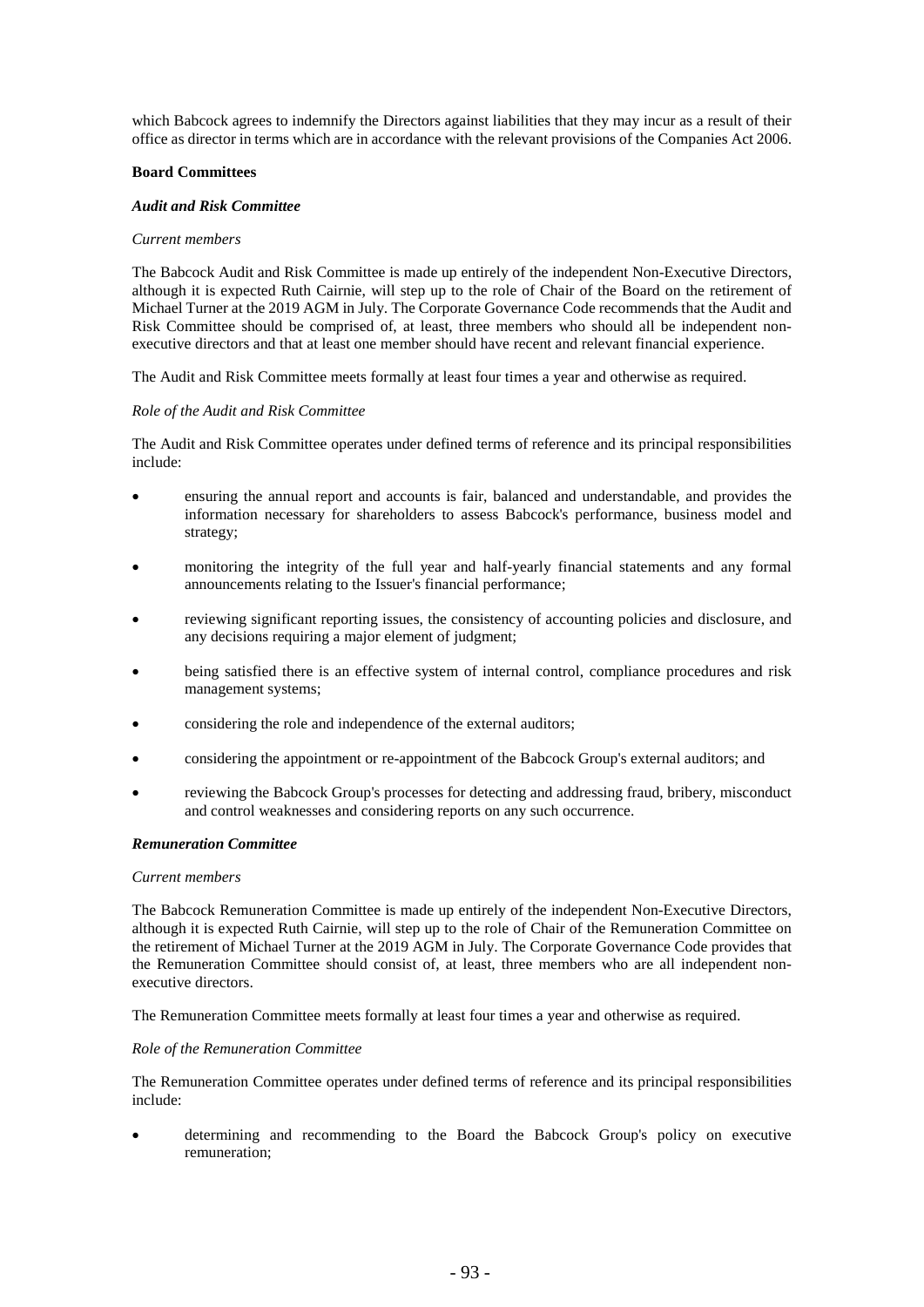which Babcock agrees to indemnify the Directors against liabilities that they may incur as a result of their office as director in terms which are in accordance with the relevant provisions of the Companies Act 2006.

**Board Committees**

***Audit and Risk Committee***

*Current members*

The Babcock Audit and Risk Committee is made up entirely of the independent Non-Executive Directors, although it is expected Ruth Cairnie, will step up to the role of Chair of the Board on the retirement of Michael Turner at the 2019 AGM in July. The Corporate Governance Code recommends that the Audit and Risk Committee should be comprised of, at least, three members who should all be independent non-executive directors and that at least one member should have recent and relevant financial experience.

The Audit and Risk Committee meets formally at least four times a year and otherwise as required.

*Role of the Audit and Risk Committee*

The Audit and Risk Committee operates under defined terms of reference and its principal responsibilities include:

- ensuring the annual report and accounts is fair, balanced and understandable, and provides the information necessary for shareholders to assess Babcock's performance, business model and strategy;
- monitoring the integrity of the full year and half-yearly financial statements and any formal announcements relating to the Issuer's financial performance;
- reviewing significant reporting issues, the consistency of accounting policies and disclosure, and any decisions requiring a major element of judgment;
- being satisfied there is an effective system of internal control, compliance procedures and risk management systems;
- considering the role and independence of the external auditors;
- considering the appointment or re-appointment of the Babcock Group's external auditors; and
- reviewing the Babcock Group's processes for detecting and addressing fraud, bribery, misconduct and control weaknesses and considering reports on any such occurrence.

***Remuneration Committee***

*Current members*

The Babcock Remuneration Committee is made up entirely of the independent Non-Executive Directors, although it is expected Ruth Cairnie, will step up to the role of Chair of the Remuneration Committee on the retirement of Michael Turner at the 2019 AGM in July. The Corporate Governance Code provides that the Remuneration Committee should consist of, at least, three members who are all independent non-executive directors.

The Remuneration Committee meets formally at least four times a year and otherwise as required.

*Role of the Remuneration Committee*

The Remuneration Committee operates under defined terms of reference and its principal responsibilities include:

- determining and recommending to the Board the Babcock Group's policy on executive remuneration;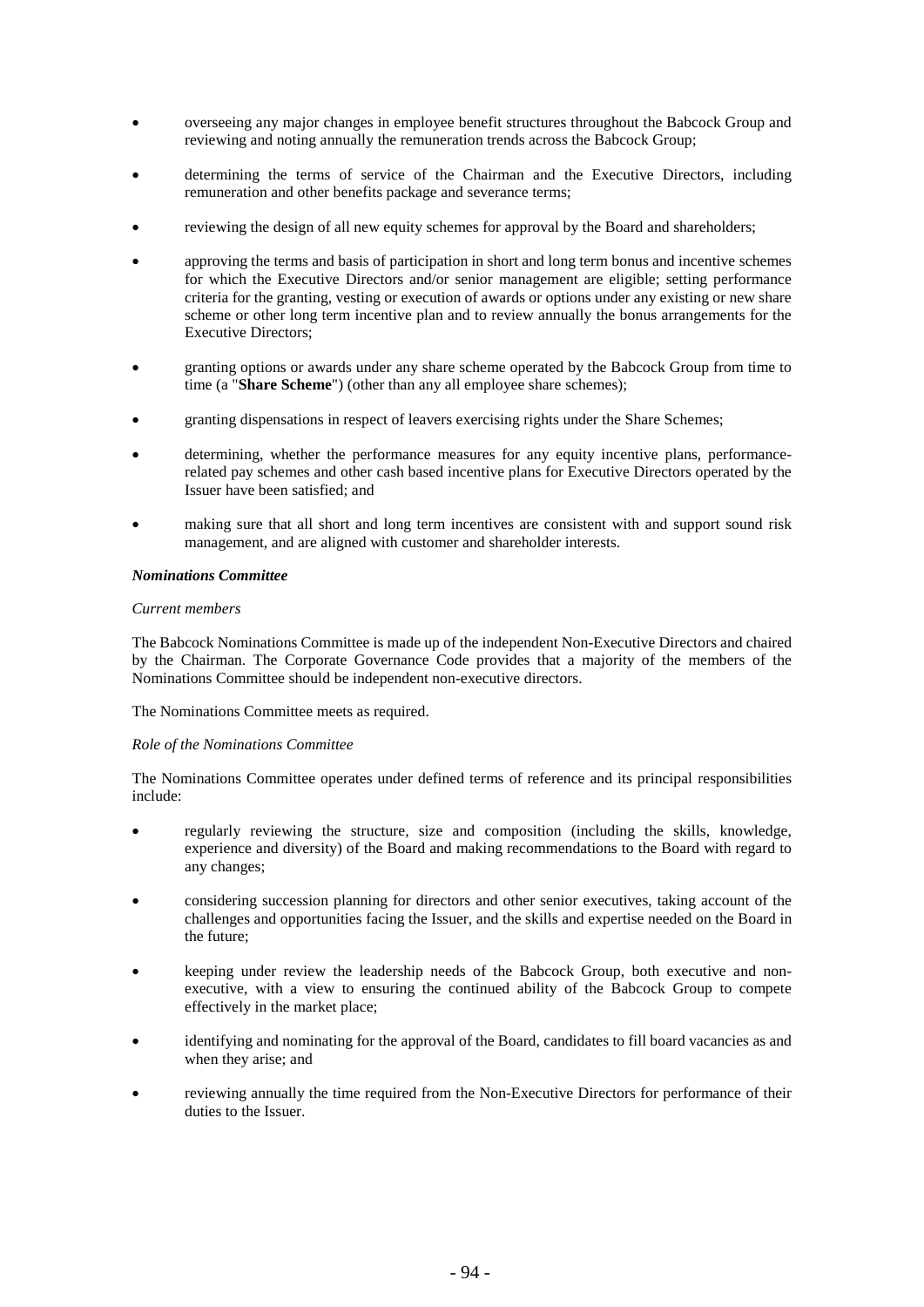- overseeing any major changes in employee benefit structures throughout the Babcock Group and reviewing and noting annually the remuneration trends across the Babcock Group;
- determining the terms of service of the Chairman and the Executive Directors, including remuneration and other benefits package and severance terms;
- reviewing the design of all new equity schemes for approval by the Board and shareholders;
- approving the terms and basis of participation in short and long term bonus and incentive schemes for which the Executive Directors and/or senior management are eligible; setting performance criteria for the granting, vesting or execution of awards or options under any existing or new share scheme or other long term incentive plan and to review annually the bonus arrangements for the Executive Directors;
- granting options or awards under any share scheme operated by the Babcock Group from time to time (a "**Share Scheme**") (other than any all employee share schemes);
- granting dispensations in respect of leavers exercising rights under the Share Schemes;
- determining, whether the performance measures for any equity incentive plans, performance-related pay schemes and other cash based incentive plans for Executive Directors operated by the Issuer have been satisfied; and
- making sure that all short and long term incentives are consistent with and support sound risk management, and are aligned with customer and shareholder interests.

***Nominations Committee***

*Current members*

The Babcock Nominations Committee is made up of the independent Non-Executive Directors and chaired by the Chairman. The Corporate Governance Code provides that a majority of the members of the Nominations Committee should be independent non-executive directors.

The Nominations Committee meets as required.

*Role of the Nominations Committee*

The Nominations Committee operates under defined terms of reference and its principal responsibilities include:

- regularly reviewing the structure, size and composition (including the skills, knowledge, experience and diversity) of the Board and making recommendations to the Board with regard to any changes;
- considering succession planning for directors and other senior executives, taking account of the challenges and opportunities facing the Issuer, and the skills and expertise needed on the Board in the future;
- keeping under review the leadership needs of the Babcock Group, both executive and non-executive, with a view to ensuring the continued ability of the Babcock Group to compete effectively in the market place;
- identifying and nominating for the approval of the Board, candidates to fill board vacancies as and when they arise; and
- reviewing annually the time required from the Non-Executive Directors for performance of their duties to the Issuer.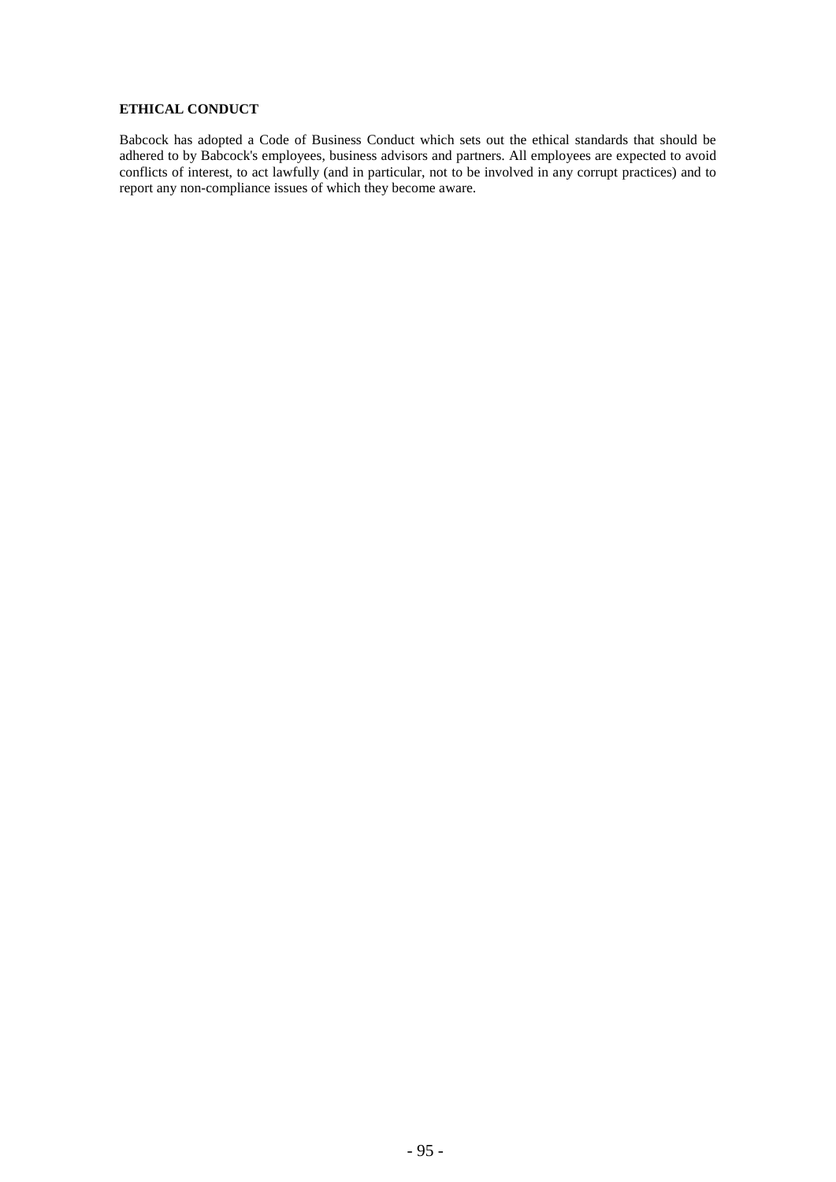## ETHICAL CONDUCT

Babcock has adopted a Code of Business Conduct which sets out the ethical standards that should be adhered to by Babcock's employees, business advisors and partners. All employees are expected to avoid conflicts of interest, to act lawfully (and in particular, not to be involved in any corrupt practices) and to report any non-compliance issues of which they become aware.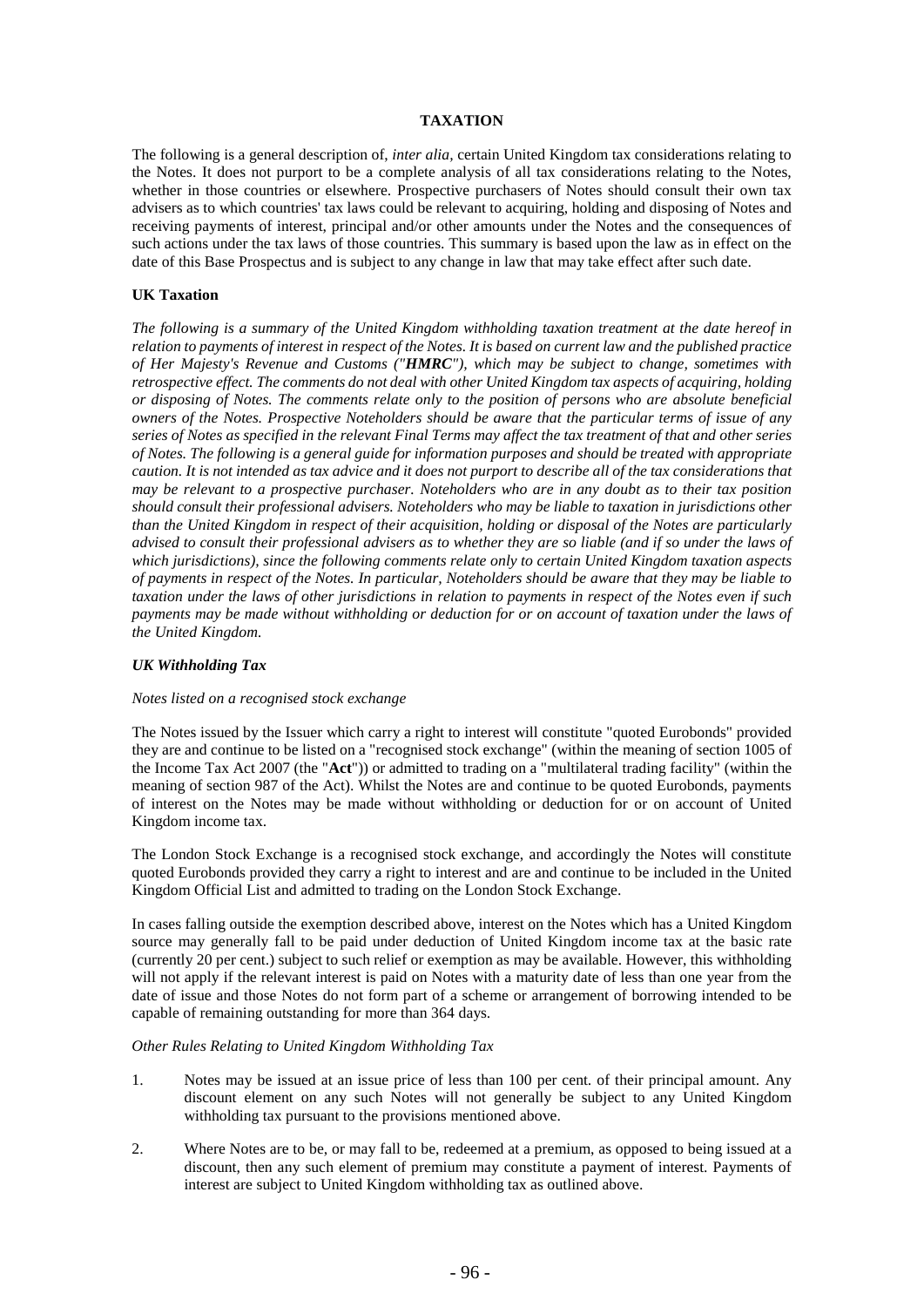# TAXATION

The following is a general description of, *inter alia*, certain United Kingdom tax considerations relating to the Notes. It does not purport to be a complete analysis of all tax considerations relating to the Notes, whether in those countries or elsewhere. Prospective purchasers of Notes should consult their own tax advisers as to which countries' tax laws could be relevant to acquiring, holding and disposing of Notes and receiving payments of interest, principal and/or other amounts under the Notes and the consequences of such actions under the tax laws of those countries. This summary is based upon the law as in effect on the date of this Base Prospectus and is subject to any change in law that may take effect after such date.

## UK Taxation

*The following is a summary of the United Kingdom withholding taxation treatment at the date hereof in relation to payments of interest in respect of the Notes. It is based on current law and the published practice of Her Majesty's Revenue and Customs ("**HMRC**"), which may be subject to change, sometimes with retrospective effect. The comments do not deal with other United Kingdom tax aspects of acquiring, holding or disposing of Notes. The comments relate only to the position of persons who are absolute beneficial owners of the Notes. Prospective Noteholders should be aware that the particular terms of issue of any series of Notes as specified in the relevant Final Terms may affect the tax treatment of that and other series of Notes. The following is a general guide for information purposes and should be treated with appropriate caution. It is not intended as tax advice and it does not purport to describe all of the tax considerations that may be relevant to a prospective purchaser. Noteholders who are in any doubt as to their tax position should consult their professional advisers. Noteholders who may be liable to taxation in jurisdictions other than the United Kingdom in respect of their acquisition, holding or disposal of the Notes are particularly advised to consult their professional advisers as to whether they are so liable (and if so under the laws of which jurisdictions), since the following comments relate only to certain United Kingdom taxation aspects of payments in respect of the Notes. In particular, Noteholders should be aware that they may be liable to taxation under the laws of other jurisdictions in relation to payments in respect of the Notes even if such payments may be made without withholding or deduction for or on account of taxation under the laws of the United Kingdom.*

### *UK Withholding Tax*

*Notes listed on a recognised stock exchange*

The Notes issued by the Issuer which carry a right to interest will constitute "quoted Eurobonds" provided they are and continue to be listed on a "recognised stock exchange" (within the meaning of section 1005 of the Income Tax Act 2007 (the "**Act**")) or admitted to trading on a "multilateral trading facility" (within the meaning of section 987 of the Act). Whilst the Notes are and continue to be quoted Eurobonds, payments of interest on the Notes may be made without withholding or deduction for or on account of United Kingdom income tax.

The London Stock Exchange is a recognised stock exchange, and accordingly the Notes will constitute quoted Eurobonds provided they carry a right to interest and are and continue to be included in the United Kingdom Official List and admitted to trading on the London Stock Exchange.

In cases falling outside the exemption described above, interest on the Notes which has a United Kingdom source may generally fall to be paid under deduction of United Kingdom income tax at the basic rate (currently 20 per cent.) subject to such relief or exemption as may be available. However, this withholding will not apply if the relevant interest is paid on Notes with a maturity date of less than one year from the date of issue and those Notes do not form part of a scheme or arrangement of borrowing intended to be capable of remaining outstanding for more than 364 days.

*Other Rules Relating to United Kingdom Withholding Tax*

1. Notes may be issued at an issue price of less than 100 per cent. of their principal amount. Any discount element on any such Notes will not generally be subject to any United Kingdom withholding tax pursuant to the provisions mentioned above.

2. Where Notes are to be, or may fall to be, redeemed at a premium, as opposed to being issued at a discount, then any such element of premium may constitute a payment of interest. Payments of interest are subject to United Kingdom withholding tax as outlined above.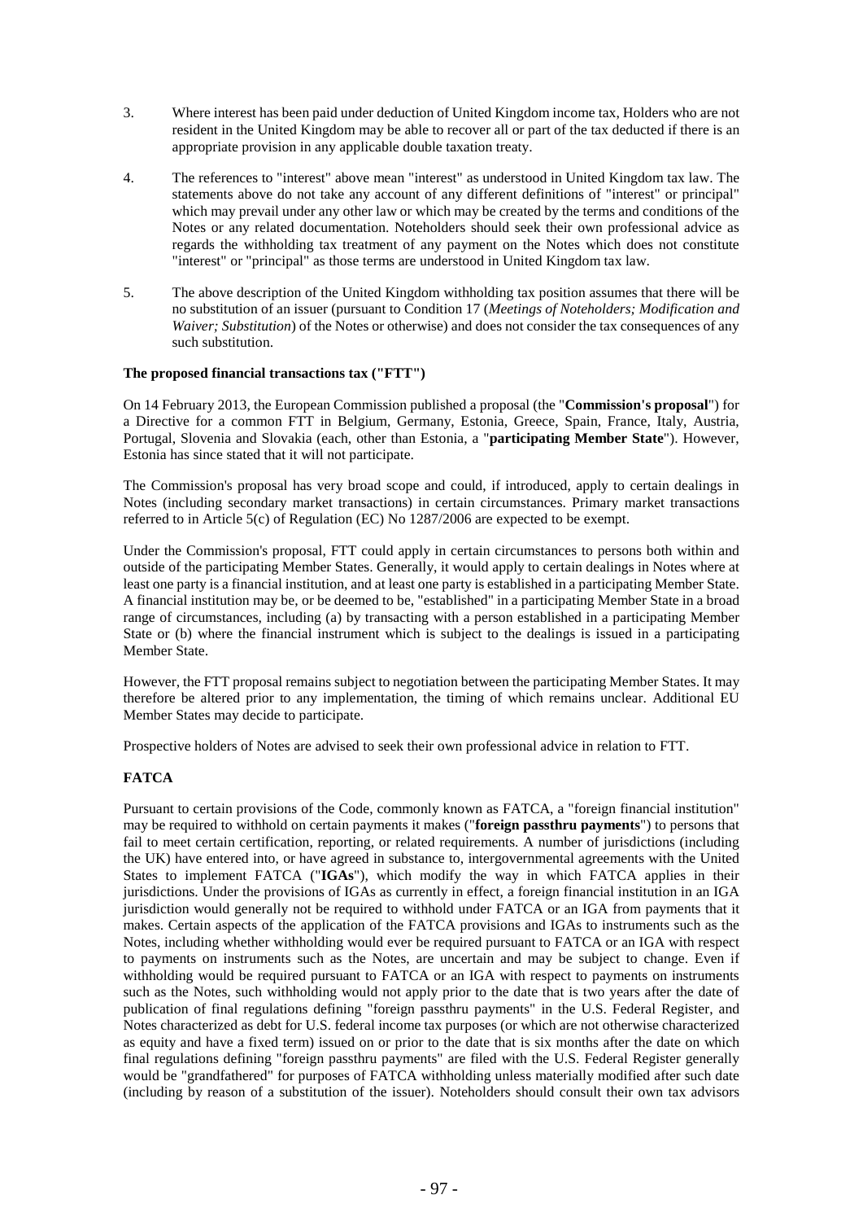3. Where interest has been paid under deduction of United Kingdom income tax, Holders who are not resident in the United Kingdom may be able to recover all or part of the tax deducted if there is an appropriate provision in any applicable double taxation treaty.

4. The references to "interest" above mean "interest" as understood in United Kingdom tax law. The statements above do not take any account of any different definitions of "interest" or principal" which may prevail under any other law or which may be created by the terms and conditions of the Notes or any related documentation. Noteholders should seek their own professional advice as regards the withholding tax treatment of any payment on the Notes which does not constitute "interest" or "principal" as those terms are understood in United Kingdom tax law.

5. The above description of the United Kingdom withholding tax position assumes that there will be no substitution of an issuer (pursuant to Condition 17 (*Meetings of Noteholders; Modification and Waiver; Substitution*) of the Notes or otherwise) and does not consider the tax consequences of any such substitution.

**The proposed financial transactions tax ("FTT")**

On 14 February 2013, the European Commission published a proposal (the "**Commission's proposal**") for a Directive for a common FTT in Belgium, Germany, Estonia, Greece, Spain, France, Italy, Austria, Portugal, Slovenia and Slovakia (each, other than Estonia, a "**participating Member State**"). However, Estonia has since stated that it will not participate.

The Commission's proposal has very broad scope and could, if introduced, apply to certain dealings in Notes (including secondary market transactions) in certain circumstances. Primary market transactions referred to in Article 5(c) of Regulation (EC) No 1287/2006 are expected to be exempt.

Under the Commission's proposal, FTT could apply in certain circumstances to persons both within and outside of the participating Member States. Generally, it would apply to certain dealings in Notes where at least one party is a financial institution, and at least one party is established in a participating Member State. A financial institution may be, or be deemed to be, "established" in a participating Member State in a broad range of circumstances, including (a) by transacting with a person established in a participating Member State or (b) where the financial instrument which is subject to the dealings is issued in a participating Member State.

However, the FTT proposal remains subject to negotiation between the participating Member States. It may therefore be altered prior to any implementation, the timing of which remains unclear. Additional EU Member States may decide to participate.

Prospective holders of Notes are advised to seek their own professional advice in relation to FTT.

**FATCA**

Pursuant to certain provisions of the Code, commonly known as FATCA, a "foreign financial institution" may be required to withhold on certain payments it makes ("**foreign passthru payments**") to persons that fail to meet certain certification, reporting, or related requirements. A number of jurisdictions (including the UK) have entered into, or have agreed in substance to, intergovernmental agreements with the United States to implement FATCA ("**IGAs**"), which modify the way in which FATCA applies in their jurisdictions. Under the provisions of IGAs as currently in effect, a foreign financial institution in an IGA jurisdiction would generally not be required to withhold under FATCA or an IGA from payments that it makes. Certain aspects of the application of the FATCA provisions and IGAs to instruments such as the Notes, including whether withholding would ever be required pursuant to FATCA or an IGA with respect to payments on instruments such as the Notes, are uncertain and may be subject to change. Even if withholding would be required pursuant to FATCA or an IGA with respect to payments on instruments such as the Notes, such withholding would not apply prior to the date that is two years after the date of publication of final regulations defining "foreign passthru payments" in the U.S. Federal Register, and Notes characterized as debt for U.S. federal income tax purposes (or which are not otherwise characterized as equity and have a fixed term) issued on or prior to the date that is six months after the date on which final regulations defining "foreign passthru payments" are filed with the U.S. Federal Register generally would be "grandfathered" for purposes of FATCA withholding unless materially modified after such date (including by reason of a substitution of the issuer). Noteholders should consult their own tax advisors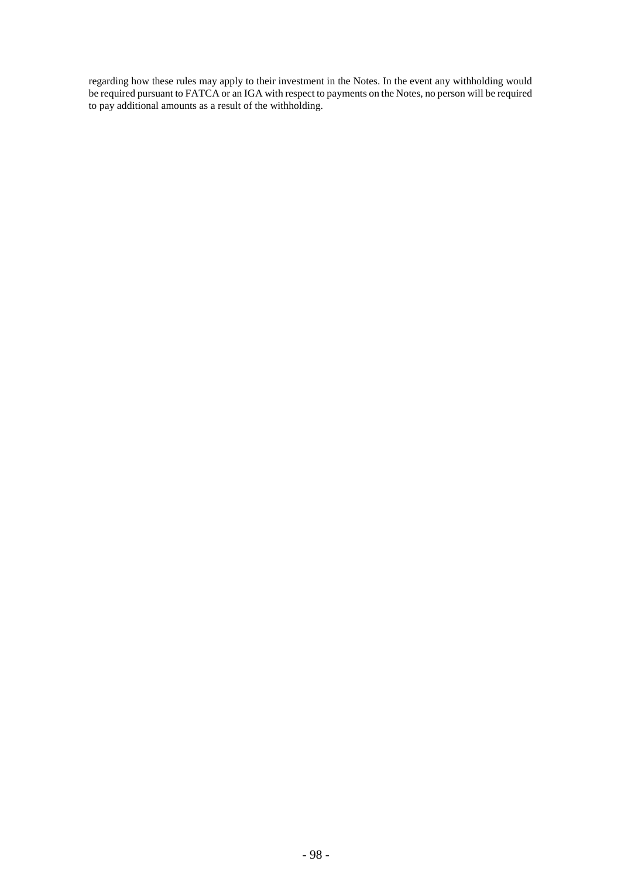regarding how these rules may apply to their investment in the Notes. In the event any withholding would be required pursuant to FATCA or an IGA with respect to payments on the Notes, no person will be required to pay additional amounts as a result of the withholding.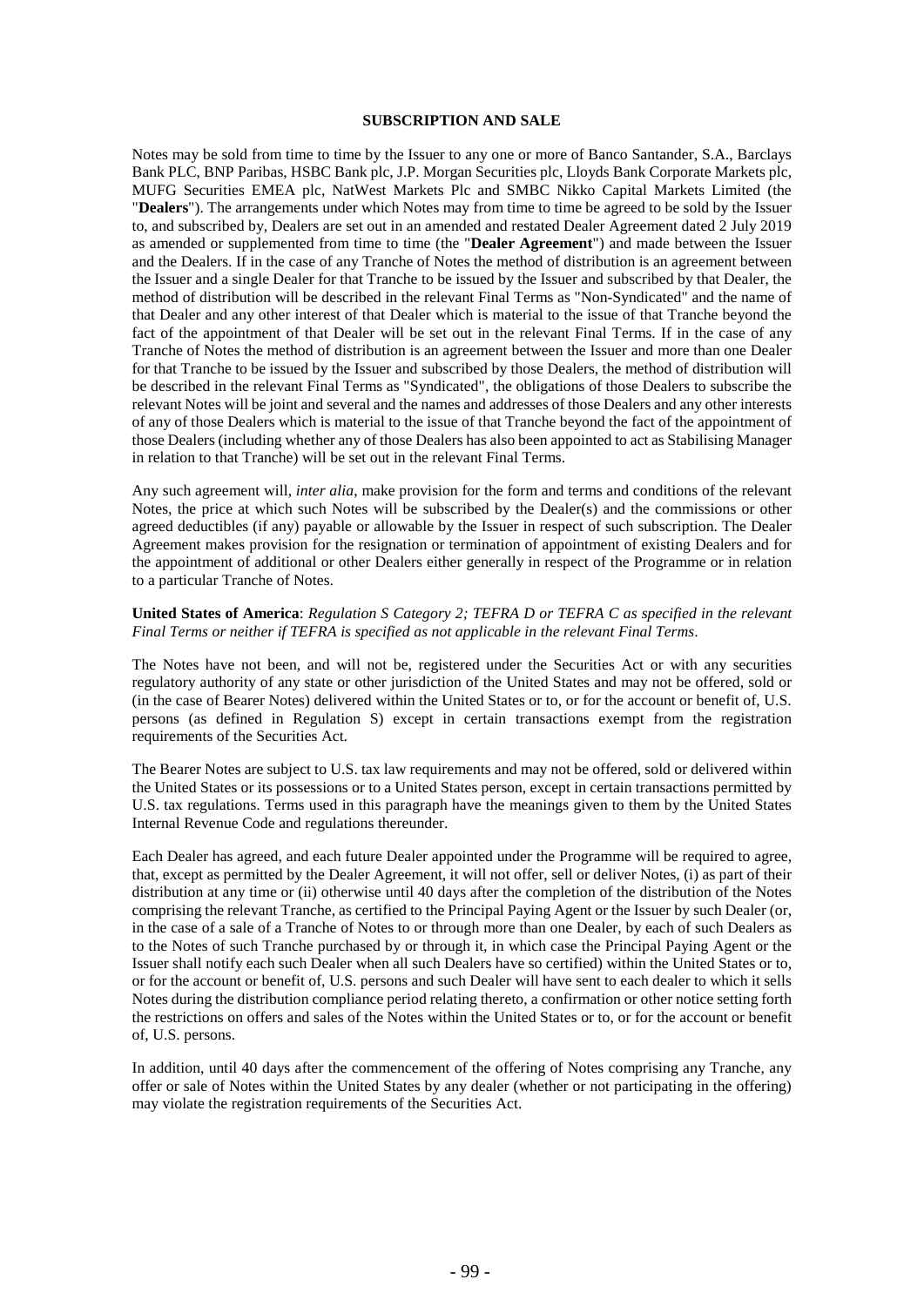# SUBSCRIPTION AND SALE

Notes may be sold from time to time by the Issuer to any one or more of Banco Santander, S.A., Barclays Bank PLC, BNP Paribas, HSBC Bank plc, J.P. Morgan Securities plc, Lloyds Bank Corporate Markets plc, MUFG Securities EMEA plc, NatWest Markets Plc and SMBC Nikko Capital Markets Limited (the "**Dealers**"). The arrangements under which Notes may from time to time be agreed to be sold by the Issuer to, and subscribed by, Dealers are set out in an amended and restated Dealer Agreement dated 2 July 2019 as amended or supplemented from time to time (the "**Dealer Agreement**") and made between the Issuer and the Dealers. If in the case of any Tranche of Notes the method of distribution is an agreement between the Issuer and a single Dealer for that Tranche to be issued by the Issuer and subscribed by that Dealer, the method of distribution will be described in the relevant Final Terms as "Non-Syndicated" and the name of that Dealer and any other interest of that Dealer which is material to the issue of that Tranche beyond the fact of the appointment of that Dealer will be set out in the relevant Final Terms. If in the case of any Tranche of Notes the method of distribution is an agreement between the Issuer and more than one Dealer for that Tranche to be issued by the Issuer and subscribed by those Dealers, the method of distribution will be described in the relevant Final Terms as "Syndicated", the obligations of those Dealers to subscribe the relevant Notes will be joint and several and the names and addresses of those Dealers and any other interests of any of those Dealers which is material to the issue of that Tranche beyond the fact of the appointment of those Dealers (including whether any of those Dealers has also been appointed to act as Stabilising Manager in relation to that Tranche) will be set out in the relevant Final Terms.

Any such agreement will, *inter alia*, make provision for the form and terms and conditions of the relevant Notes, the price at which such Notes will be subscribed by the Dealer(s) and the commissions or other agreed deductibles (if any) payable or allowable by the Issuer in respect of such subscription. The Dealer Agreement makes provision for the resignation or termination of appointment of existing Dealers and for the appointment of additional or other Dealers either generally in respect of the Programme or in relation to a particular Tranche of Notes.

**United States of America**: *Regulation S Category 2; TEFRA D or TEFRA C as specified in the relevant Final Terms or neither if TEFRA is specified as not applicable in the relevant Final Terms*.

The Notes have not been, and will not be, registered under the Securities Act or with any securities regulatory authority of any state or other jurisdiction of the United States and may not be offered, sold or (in the case of Bearer Notes) delivered within the United States or to, or for the account or benefit of, U.S. persons (as defined in Regulation S) except in certain transactions exempt from the registration requirements of the Securities Act.

The Bearer Notes are subject to U.S. tax law requirements and may not be offered, sold or delivered within the United States or its possessions or to a United States person, except in certain transactions permitted by U.S. tax regulations. Terms used in this paragraph have the meanings given to them by the United States Internal Revenue Code and regulations thereunder.

Each Dealer has agreed, and each future Dealer appointed under the Programme will be required to agree, that, except as permitted by the Dealer Agreement, it will not offer, sell or deliver Notes, (i) as part of their distribution at any time or (ii) otherwise until 40 days after the completion of the distribution of the Notes comprising the relevant Tranche, as certified to the Principal Paying Agent or the Issuer by such Dealer (or, in the case of a sale of a Tranche of Notes to or through more than one Dealer, by each of such Dealers as to the Notes of such Tranche purchased by or through it, in which case the Principal Paying Agent or the Issuer shall notify each such Dealer when all such Dealers have so certified) within the United States or to, or for the account or benefit of, U.S. persons and such Dealer will have sent to each dealer to which it sells Notes during the distribution compliance period relating thereto, a confirmation or other notice setting forth the restrictions on offers and sales of the Notes within the United States or to, or for the account or benefit of, U.S. persons.

In addition, until 40 days after the commencement of the offering of Notes comprising any Tranche, any offer or sale of Notes within the United States by any dealer (whether or not participating in the offering) may violate the registration requirements of the Securities Act.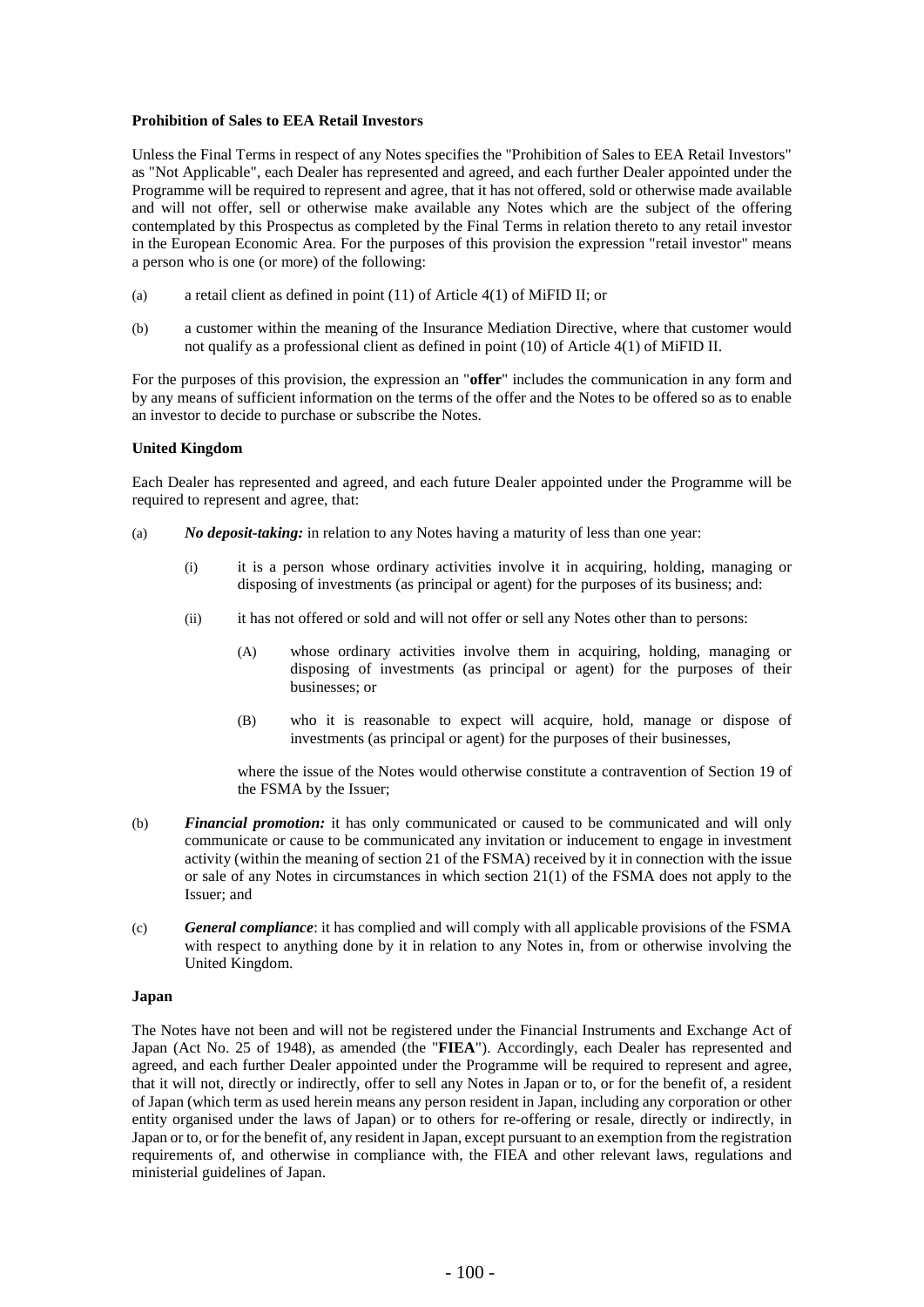**Prohibition of Sales to EEA Retail Investors**

Unless the Final Terms in respect of any Notes specifies the "Prohibition of Sales to EEA Retail Investors" as "Not Applicable", each Dealer has represented and agreed, and each further Dealer appointed under the Programme will be required to represent and agree, that it has not offered, sold or otherwise made available and will not offer, sell or otherwise make available any Notes which are the subject of the offering contemplated by this Prospectus as completed by the Final Terms in relation thereto to any retail investor in the European Economic Area. For the purposes of this provision the expression "retail investor" means a person who is one (or more) of the following:

(a) a retail client as defined in point (11) of Article 4(1) of MiFID II; or

(b) a customer within the meaning of the Insurance Mediation Directive, where that customer would not qualify as a professional client as defined in point (10) of Article 4(1) of MiFID II.

For the purposes of this provision, the expression an "**offer**" includes the communication in any form and by any means of sufficient information on the terms of the offer and the Notes to be offered so as to enable an investor to decide to purchase or subscribe the Notes.

**United Kingdom**

Each Dealer has represented and agreed, and each future Dealer appointed under the Programme will be required to represent and agree, that:

(a) ***No deposit-taking:*** in relation to any Notes having a maturity of less than one year:

 (i) it is a person whose ordinary activities involve it in acquiring, holding, managing or disposing of investments (as principal or agent) for the purposes of its business; and:

 (ii) it has not offered or sold and will not offer or sell any Notes other than to persons:

  (A) whose ordinary activities involve them in acquiring, holding, managing or disposing of investments (as principal or agent) for the purposes of their businesses; or

  (B) who it is reasonable to expect will acquire, hold, manage or dispose of investments (as principal or agent) for the purposes of their businesses,

 where the issue of the Notes would otherwise constitute a contravention of Section 19 of the FSMA by the Issuer;

(b) ***Financial promotion:*** it has only communicated or caused to be communicated and will only communicate or cause to be communicated any invitation or inducement to engage in investment activity (within the meaning of section 21 of the FSMA) received by it in connection with the issue or sale of any Notes in circumstances in which section 21(1) of the FSMA does not apply to the Issuer; and

(c) ***General compliance***: it has complied and will comply with all applicable provisions of the FSMA with respect to anything done by it in relation to any Notes in, from or otherwise involving the United Kingdom.

**Japan**

The Notes have not been and will not be registered under the Financial Instruments and Exchange Act of Japan (Act No. 25 of 1948), as amended (the "**FIEA**"). Accordingly, each Dealer has represented and agreed, and each further Dealer appointed under the Programme will be required to represent and agree, that it will not, directly or indirectly, offer to sell any Notes in Japan or to, or for the benefit of, a resident of Japan (which term as used herein means any person resident in Japan, including any corporation or other entity organised under the laws of Japan) or to others for re-offering or resale, directly or indirectly, in Japan or to, or for the benefit of, any resident in Japan, except pursuant to an exemption from the registration requirements of, and otherwise in compliance with, the FIEA and other relevant laws, regulations and ministerial guidelines of Japan.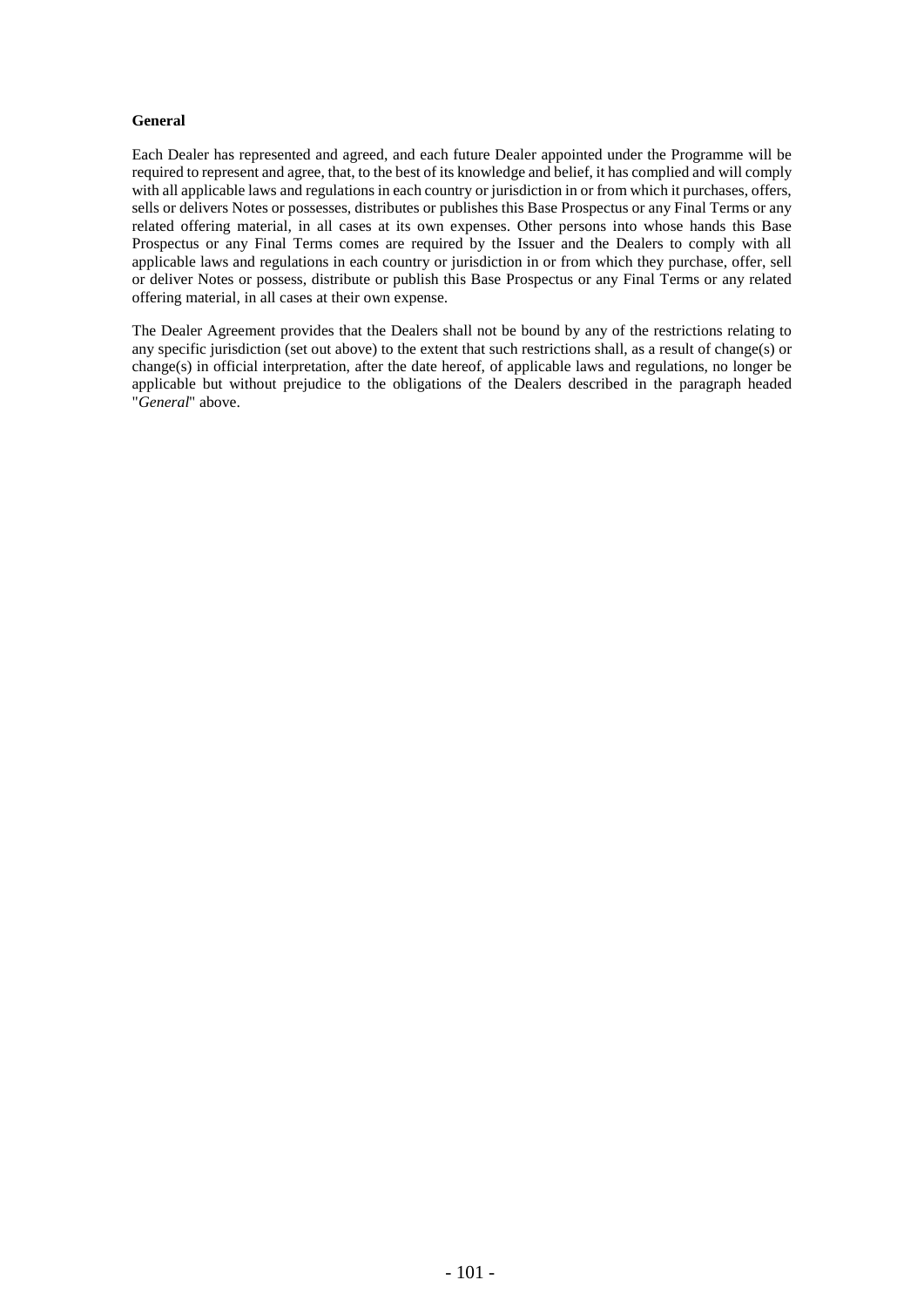**General**

Each Dealer has represented and agreed, and each future Dealer appointed under the Programme will be required to represent and agree, that, to the best of its knowledge and belief, it has complied and will comply with all applicable laws and regulations in each country or jurisdiction in or from which it purchases, offers, sells or delivers Notes or possesses, distributes or publishes this Base Prospectus or any Final Terms or any related offering material, in all cases at its own expenses. Other persons into whose hands this Base Prospectus or any Final Terms comes are required by the Issuer and the Dealers to comply with all applicable laws and regulations in each country or jurisdiction in or from which they purchase, offer, sell or deliver Notes or possess, distribute or publish this Base Prospectus or any Final Terms or any related offering material, in all cases at their own expense.

The Dealer Agreement provides that the Dealers shall not be bound by any of the restrictions relating to any specific jurisdiction (set out above) to the extent that such restrictions shall, as a result of change(s) or change(s) in official interpretation, after the date hereof, of applicable laws and regulations, no longer be applicable but without prejudice to the obligations of the Dealers described in the paragraph headed "*General*" above.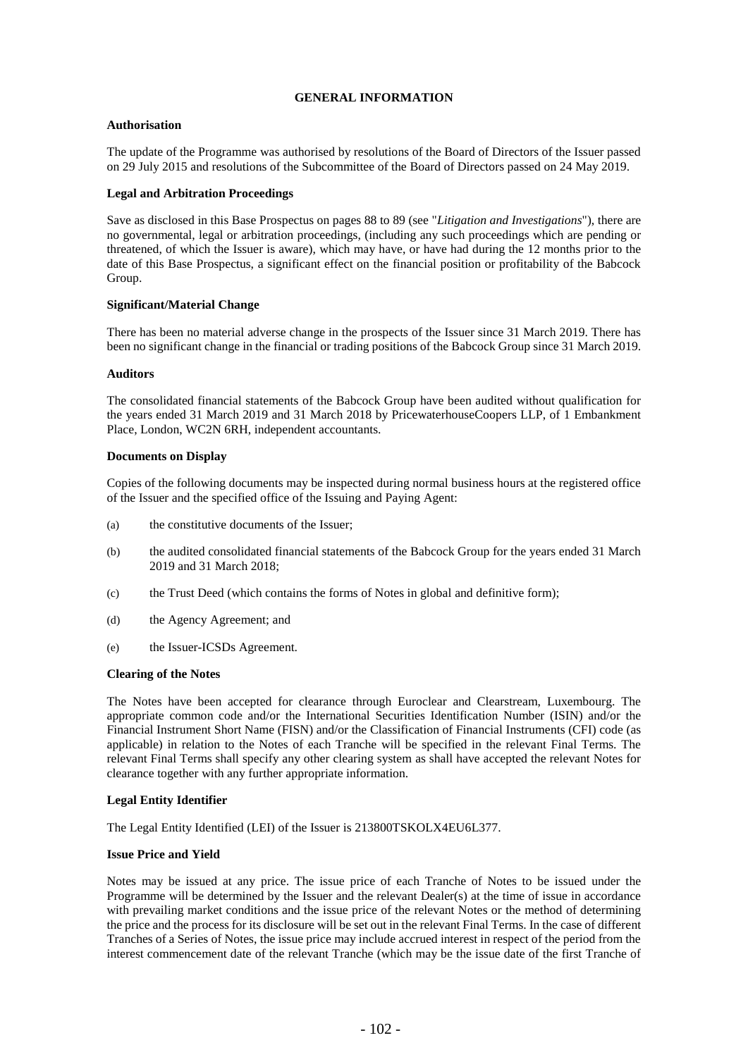# GENERAL INFORMATION

### Authorisation

The update of the Programme was authorised by resolutions of the Board of Directors of the Issuer passed on 29 July 2015 and resolutions of the Subcommittee of the Board of Directors passed on 24 May 2019.

### Legal and Arbitration Proceedings

Save as disclosed in this Base Prospectus on pages 88 to 89 (see "*Litigation and Investigations*"), there are no governmental, legal or arbitration proceedings, (including any such proceedings which are pending or threatened, of which the Issuer is aware), which may have, or have had during the 12 months prior to the date of this Base Prospectus, a significant effect on the financial position or profitability of the Babcock Group.

### Significant/Material Change

There has been no material adverse change in the prospects of the Issuer since 31 March 2019. There has been no significant change in the financial or trading positions of the Babcock Group since 31 March 2019.

### Auditors

The consolidated financial statements of the Babcock Group have been audited without qualification for the years ended 31 March 2019 and 31 March 2018 by PricewaterhouseCoopers LLP, of 1 Embankment Place, London, WC2N 6RH, independent accountants.

### Documents on Display

Copies of the following documents may be inspected during normal business hours at the registered office of the Issuer and the specified office of the Issuing and Paying Agent:

(a) the constitutive documents of the Issuer;

(b) the audited consolidated financial statements of the Babcock Group for the years ended 31 March 2019 and 31 March 2018;

(c) the Trust Deed (which contains the forms of Notes in global and definitive form);

(d) the Agency Agreement; and

(e) the Issuer-ICSDs Agreement.

### Clearing of the Notes

The Notes have been accepted for clearance through Euroclear and Clearstream, Luxembourg. The appropriate common code and/or the International Securities Identification Number (ISIN) and/or the Financial Instrument Short Name (FISN) and/or the Classification of Financial Instruments (CFI) code (as applicable) in relation to the Notes of each Tranche will be specified in the relevant Final Terms. The relevant Final Terms shall specify any other clearing system as shall have accepted the relevant Notes for clearance together with any further appropriate information.

### Legal Entity Identifier

The Legal Entity Identified (LEI) of the Issuer is 213800TSKOLX4EU6L377.

### Issue Price and Yield

Notes may be issued at any price. The issue price of each Tranche of Notes to be issued under the Programme will be determined by the Issuer and the relevant Dealer(s) at the time of issue in accordance with prevailing market conditions and the issue price of the relevant Notes or the method of determining the price and the process for its disclosure will be set out in the relevant Final Terms. In the case of different Tranches of a Series of Notes, the issue price may include accrued interest in respect of the period from the interest commencement date of the relevant Tranche (which may be the issue date of the first Tranche of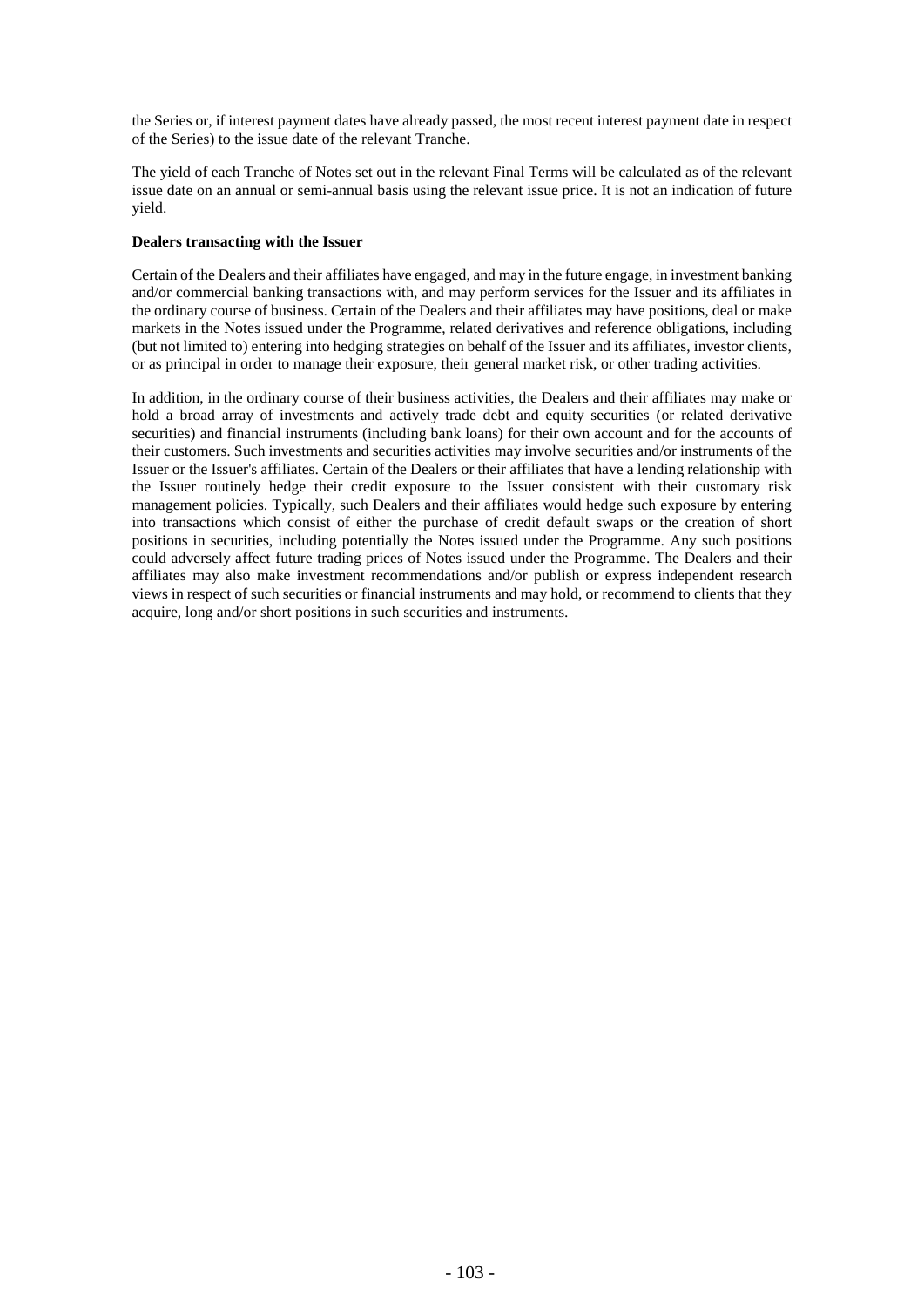the Series or, if interest payment dates have already passed, the most recent interest payment date in respect of the Series) to the issue date of the relevant Tranche.

The yield of each Tranche of Notes set out in the relevant Final Terms will be calculated as of the relevant issue date on an annual or semi-annual basis using the relevant issue price. It is not an indication of future yield.

**Dealers transacting with the Issuer**

Certain of the Dealers and their affiliates have engaged, and may in the future engage, in investment banking and/or commercial banking transactions with, and may perform services for the Issuer and its affiliates in the ordinary course of business. Certain of the Dealers and their affiliates may have positions, deal or make markets in the Notes issued under the Programme, related derivatives and reference obligations, including (but not limited to) entering into hedging strategies on behalf of the Issuer and its affiliates, investor clients, or as principal in order to manage their exposure, their general market risk, or other trading activities.

In addition, in the ordinary course of their business activities, the Dealers and their affiliates may make or hold a broad array of investments and actively trade debt and equity securities (or related derivative securities) and financial instruments (including bank loans) for their own account and for the accounts of their customers. Such investments and securities activities may involve securities and/or instruments of the Issuer or the Issuer's affiliates. Certain of the Dealers or their affiliates that have a lending relationship with the Issuer routinely hedge their credit exposure to the Issuer consistent with their customary risk management policies. Typically, such Dealers and their affiliates would hedge such exposure by entering into transactions which consist of either the purchase of credit default swaps or the creation of short positions in securities, including potentially the Notes issued under the Programme. Any such positions could adversely affect future trading prices of Notes issued under the Programme. The Dealers and their affiliates may also make investment recommendations and/or publish or express independent research views in respect of such securities or financial instruments and may hold, or recommend to clients that they acquire, long and/or short positions in such securities and instruments.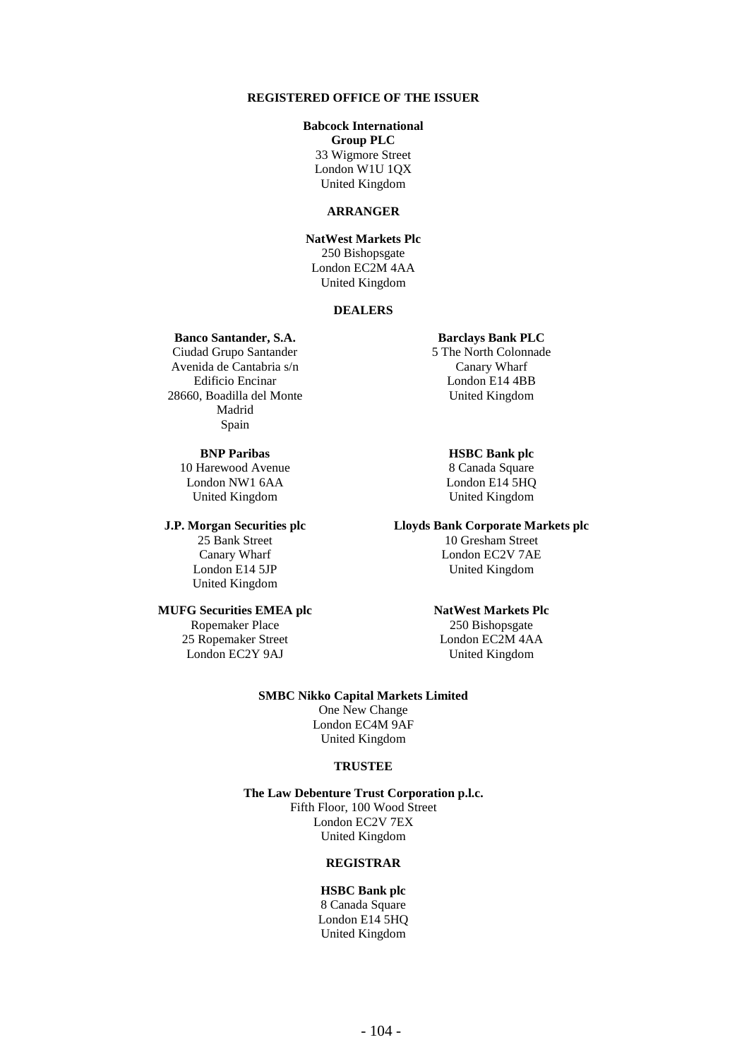**REGISTERED OFFICE OF THE ISSUER**

**Babcock International Group PLC**
33 Wigmore Street
London W1U 1QX
United Kingdom

**ARRANGER**

**NatWest Markets Plc**
250 Bishopsgate
London EC2M 4AA
United Kingdom

**DEALERS**

**Banco Santander, S.A.**
Ciudad Grupo Santander
Avenida de Cantabria s/n
Edificio Encinar
28660, Boadilla del Monte
Madrid
Spain

**Barclays Bank PLC**
5 The North Colonnade
Canary Wharf
London E14 4BB
United Kingdom

**BNP Paribas**
10 Harewood Avenue
London NW1 6AA
United Kingdom

**HSBC Bank plc**
8 Canada Square
London E14 5HQ
United Kingdom

**J.P. Morgan Securities plc**
25 Bank Street
Canary Wharf
London E14 5JP
United Kingdom

**Lloyds Bank Corporate Markets plc**
10 Gresham Street
London EC2V 7AE
United Kingdom

**MUFG Securities EMEA plc**
Ropemaker Place
25 Ropemaker Street
London EC2Y 9AJ

**NatWest Markets Plc**
250 Bishopsgate
London EC2M 4AA
United Kingdom

**SMBC Nikko Capital Markets Limited**
One New Change
London EC4M 9AF
United Kingdom

**TRUSTEE**

**The Law Debenture Trust Corporation p.l.c.**
Fifth Floor, 100 Wood Street
London EC2V 7EX
United Kingdom

**REGISTRAR**

**HSBC Bank plc**
8 Canada Square
London E14 5HQ
United Kingdom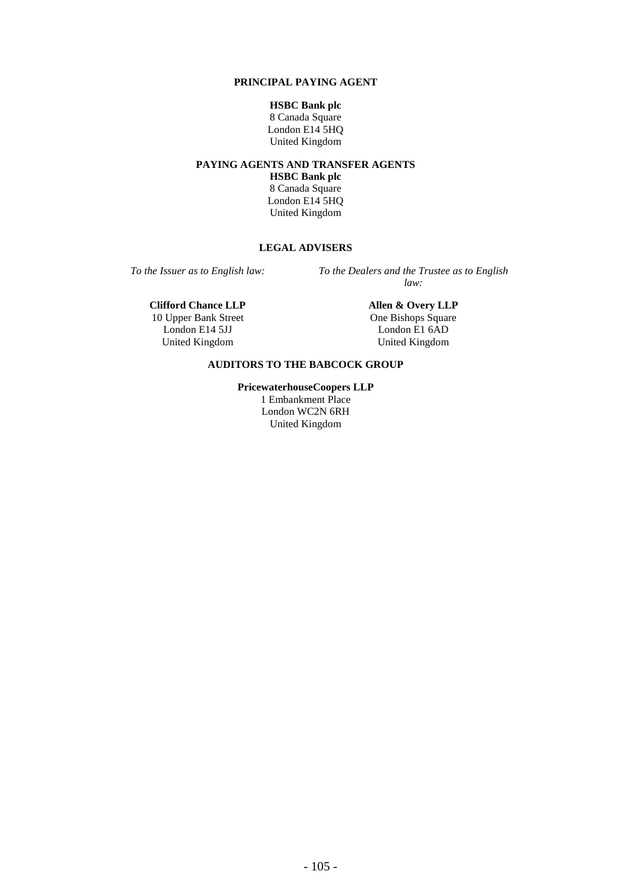## PRINCIPAL PAYING AGENT

**HSBC Bank plc**
8 Canada Square
London E14 5HQ
United Kingdom

## PAYING AGENTS AND TRANSFER AGENTS

**HSBC Bank plc**
8 Canada Square
London E14 5HQ
United Kingdom

## LEGAL ADVISERS

*To the Issuer as to English law:*

**Clifford Chance LLP**
10 Upper Bank Street
London E14 5JJ
United Kingdom

*To the Dealers and the Trustee as to English law:*

**Allen & Overy LLP**
One Bishops Square
London E1 6AD
United Kingdom

## AUDITORS TO THE BABCOCK GROUP

**PricewaterhouseCoopers LLP**
1 Embankment Place
London WC2N 6RH
United Kingdom